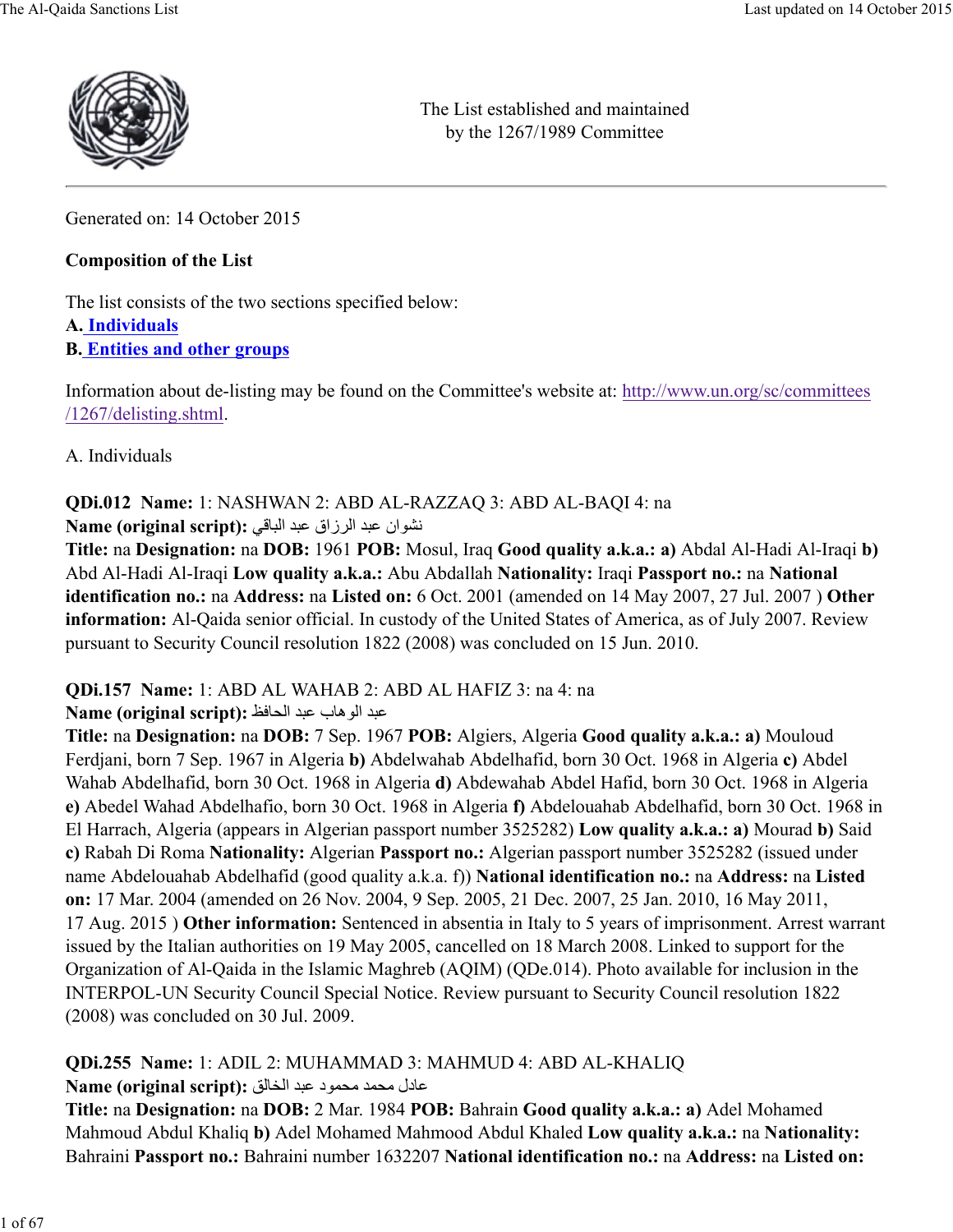The List established and maintained by the 1267/1989 Committee

Generated on: 14 October 2015

**Composition of the List**

The list consists of the two sections specified below:
**A.** [Individuals](#)
**B.** [Entities and other groups](#)

Information about de-listing may be found on the Committee's website at: [http://www.un.org/sc/committees/1267/delisting.shtml](http://www.un.org/sc/committees/1267/delisting.shtml).

A. Individuals

**QDi.012 Name:** 1: NASHWAN 2: ABD AL-RAZZAQ 3: ABD AL-BAQI 4: na
**Name (original script):** نشوان عبد الرزاق عبد الباقي
**Title:** na **Designation:** na **DOB:** 1961 **POB:** Mosul, Iraq **Good quality a.k.a.: a)** Abdal Al-Hadi Al-Iraqi **b)** Abd Al-Hadi Al-Iraqi **Low quality a.k.a.:** Abu Abdallah **Nationality:** Iraqi **Passport no.:** na **National identification no.:** na **Address:** na **Listed on:** 6 Oct. 2001 (amended on 14 May 2007, 27 Jul. 2007 ) **Other information:** Al-Qaida senior official. In custody of the United States of America, as of July 2007. Review pursuant to Security Council resolution 1822 (2008) was concluded on 15 Jun. 2010.

**QDi.157 Name:** 1: ABD AL WAHAB 2: ABD AL HAFIZ 3: na 4: na
**Name (original script):** عبد الوهاب عبد الحافظ
**Title:** na **Designation:** na **DOB:** 7 Sep. 1967 **POB:** Algiers, Algeria **Good quality a.k.a.: a)** Mouloud Ferdjani, born 7 Sep. 1967 in Algeria **b)** Abdelwahab Abdelhafid, born 30 Oct. 1968 in Algeria **c)** Abdel Wahab Abdelhafid, born 30 Oct. 1968 in Algeria **d)** Abdewahab Abdel Hafid, born 30 Oct. 1968 in Algeria **e)** Abedel Wahad Abdelhafio, born 30 Oct. 1968 in Algeria **f)** Abdelouahab Abdelhafid, born 30 Oct. 1968 in El Harrach, Algeria (appears in Algerian passport number 3525282) **Low quality a.k.a.: a)** Mourad **b)** Said **c)** Rabah Di Roma **Nationality:** Algerian **Passport no.:** Algerian passport number 3525282 (issued under name Abdelouahab Abdelhafid (good quality a.k.a. f)) **National identification no.:** na **Address:** na **Listed on:** 17 Mar. 2004 (amended on 26 Nov. 2004, 9 Sep. 2005, 21 Dec. 2007, 25 Jan. 2010, 16 May 2011, 17 Aug. 2015 ) **Other information:** Sentenced in absentia in Italy to 5 years of imprisonment. Arrest warrant issued by the Italian authorities on 19 May 2005, cancelled on 18 March 2008. Linked to support for the Organization of Al-Qaida in the Islamic Maghreb (AQIM) (QDe.014). Photo available for inclusion in the INTERPOL-UN Security Council Special Notice. Review pursuant to Security Council resolution 1822 (2008) was concluded on 30 Jul. 2009.

**QDi.255 Name:** 1: ADIL 2: MUHAMMAD 3: MAHMUD 4: ABD AL-KHALIQ
**Name (original script):** عادل محمد محمود عبد الخالق
**Title:** na **Designation:** na **DOB:** 2 Mar. 1984 **POB:** Bahrain **Good quality a.k.a.: a)** Adel Mohamed Mahmoud Abdul Khaliq **b)** Adel Mohamed Mahmood Abdul Khaled **Low quality a.k.a.:** na **Nationality:** Bahraini **Passport no.:** Bahraini number 1632207 **National identification no.:** na **Address:** na **Listed on:**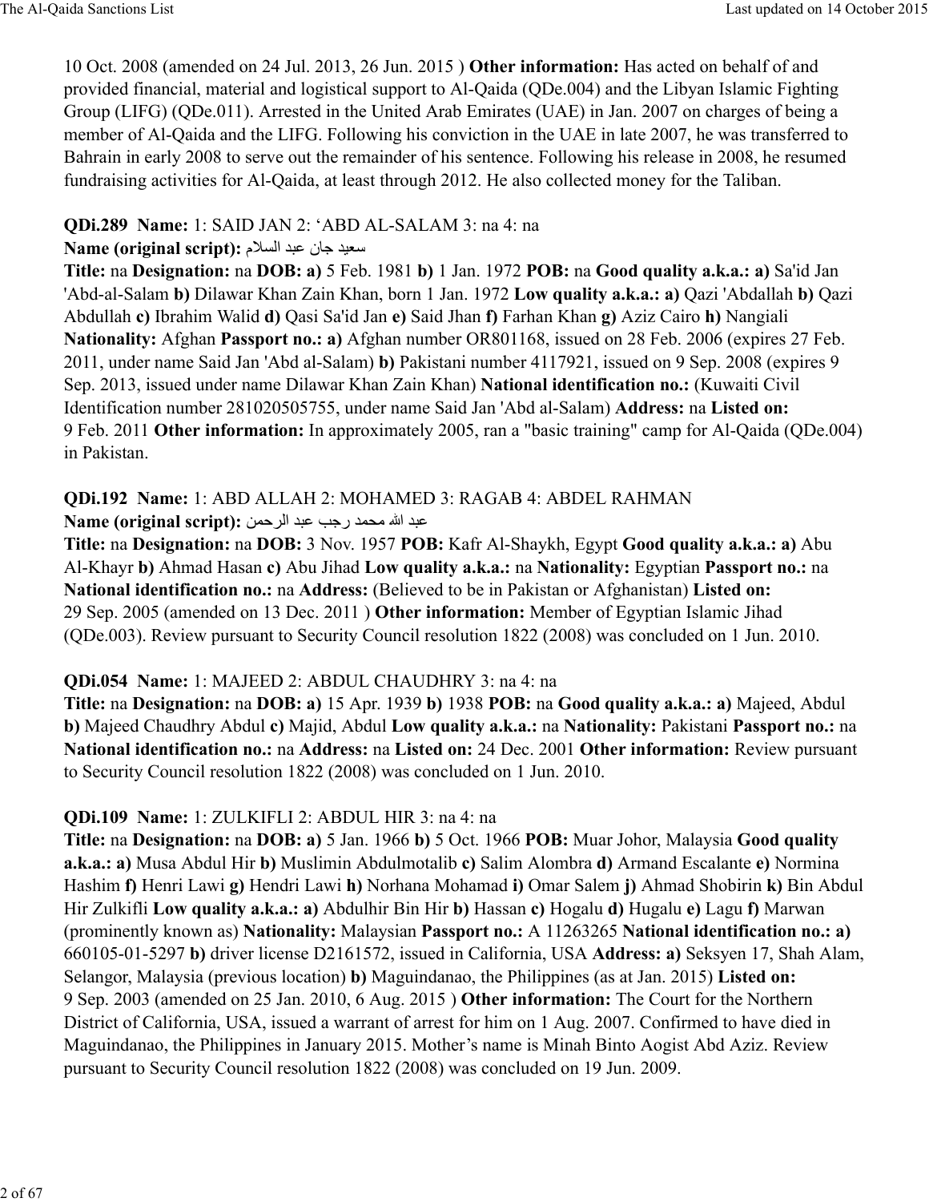10 Oct. 2008 (amended on 24 Jul. 2013, 26 Jun. 2015 ) **Other information:** Has acted on behalf of and provided financial, material and logistical support to Al-Qaida (QDe.004) and the Libyan Islamic Fighting Group (LIFG) (QDe.011). Arrested in the United Arab Emirates (UAE) in Jan. 2007 on charges of being a member of Al-Qaida and the LIFG. Following his conviction in the UAE in late 2007, he was transferred to Bahrain in early 2008 to serve out the remainder of his sentence. Following his release in 2008, he resumed fundraising activities for Al-Qaida, at least through 2012. He also collected money for the Taliban.

**QDi.289 Name:** 1: SAID JAN 2: ‘ABD AL-SALAM 3: na 4: na
**Name (original script):** سعيد جان عبد السلام
**Title:** na **Designation:** na **DOB:** **a)** 5 Feb. 1981 **b)** 1 Jan. 1972 **POB:** na **Good quality a.k.a.:** **a)** Sa'id Jan 'Abd-al-Salam **b)** Dilawar Khan Zain Khan, born 1 Jan. 1972 **Low quality a.k.a.:** **a)** Qazi 'Abdallah **b)** Qazi Abdullah **c)** Ibrahim Walid **d)** Qasi Sa'id Jan **e)** Said Jhan **f)** Farhan Khan **g)** Aziz Cairo **h)** Nangiali **Nationality:** Afghan **Passport no.:** **a)** Afghan number OR801168, issued on 28 Feb. 2006 (expires 27 Feb. 2011, under name Said Jan 'Abd al-Salam) **b)** Pakistani number 4117921, issued on 9 Sep. 2008 (expires 9 Sep. 2013, issued under name Dilawar Khan Zain Khan) **National identification no.:** (Kuwaiti Civil Identification number 281020505755, under name Said Jan 'Abd al-Salam) **Address:** na **Listed on:** 9 Feb. 2011 **Other information:** In approximately 2005, ran a "basic training" camp for Al-Qaida (QDe.004) in Pakistan.

**QDi.192 Name:** 1: ABD ALLAH 2: MOHAMED 3: RAGAB 4: ABDEL RAHMAN
**Name (original script):** عبد الله محمد رجب عبد الرحمن
**Title:** na **Designation:** na **DOB:** 3 Nov. 1957 **POB:** Kafr Al-Shaykh, Egypt **Good quality a.k.a.:** **a)** Abu Al-Khayr **b)** Ahmad Hasan **c)** Abu Jihad **Low quality a.k.a.:** na **Nationality:** Egyptian **Passport no.:** na **National identification no.:** na **Address:** (Believed to be in Pakistan or Afghanistan) **Listed on:** 29 Sep. 2005 (amended on 13 Dec. 2011 ) **Other information:** Member of Egyptian Islamic Jihad (QDe.003). Review pursuant to Security Council resolution 1822 (2008) was concluded on 1 Jun. 2010.

**QDi.054 Name:** 1: MAJEED 2: ABDUL CHAUDHRY 3: na 4: na
**Title:** na **Designation:** na **DOB:** **a)** 15 Apr. 1939 **b)** 1938 **POB:** na **Good quality a.k.a.:** **a)** Majeed, Abdul **b)** Majeed Chaudhry Abdul **c)** Majid, Abdul **Low quality a.k.a.:** na **Nationality:** Pakistani **Passport no.:** na **National identification no.:** na **Address:** na **Listed on:** 24 Dec. 2001 **Other information:** Review pursuant to Security Council resolution 1822 (2008) was concluded on 1 Jun. 2010.

**QDi.109 Name:** 1: ZULKIFLI 2: ABDUL HIR 3: na 4: na
**Title:** na **Designation:** na **DOB:** **a)** 5 Jan. 1966 **b)** 5 Oct. 1966 **POB:** Muar Johor, Malaysia **Good quality a.k.a.:** **a)** Musa Abdul Hir **b)** Muslimin Abdulmotalib **c)** Salim Alombra **d)** Armand Escalante **e)** Normina Hashim **f)** Henri Lawi **g)** Hendri Lawi **h)** Norhana Mohamad **i)** Omar Salem **j)** Ahmad Shobirin **k)** Bin Abdul Hir Zulkifli **Low quality a.k.a.:** **a)** Abdulhir Bin Hir **b)** Hassan **c)** Hogalu **d)** Hugalu **e)** Lagu **f)** Marwan (prominently known as) **Nationality:** Malaysian **Passport no.:** A 11263265 **National identification no.:** **a)** 660105-01-5297 **b)** driver license D2161572, issued in California, USA **Address:** **a)** Seksyen 17, Shah Alam, Selangor, Malaysia (previous location) **b)** Maguindanao, the Philippines (as at Jan. 2015) **Listed on:** 9 Sep. 2003 (amended on 25 Jan. 2010, 6 Aug. 2015 ) **Other information:** The Court for the Northern District of California, USA, issued a warrant of arrest for him on 1 Aug. 2007. Confirmed to have died in Maguindanao, the Philippines in January 2015. Mother’s name is Minah Binto Aogist Abd Aziz. Review pursuant to Security Council resolution 1822 (2008) was concluded on 19 Jun. 2009.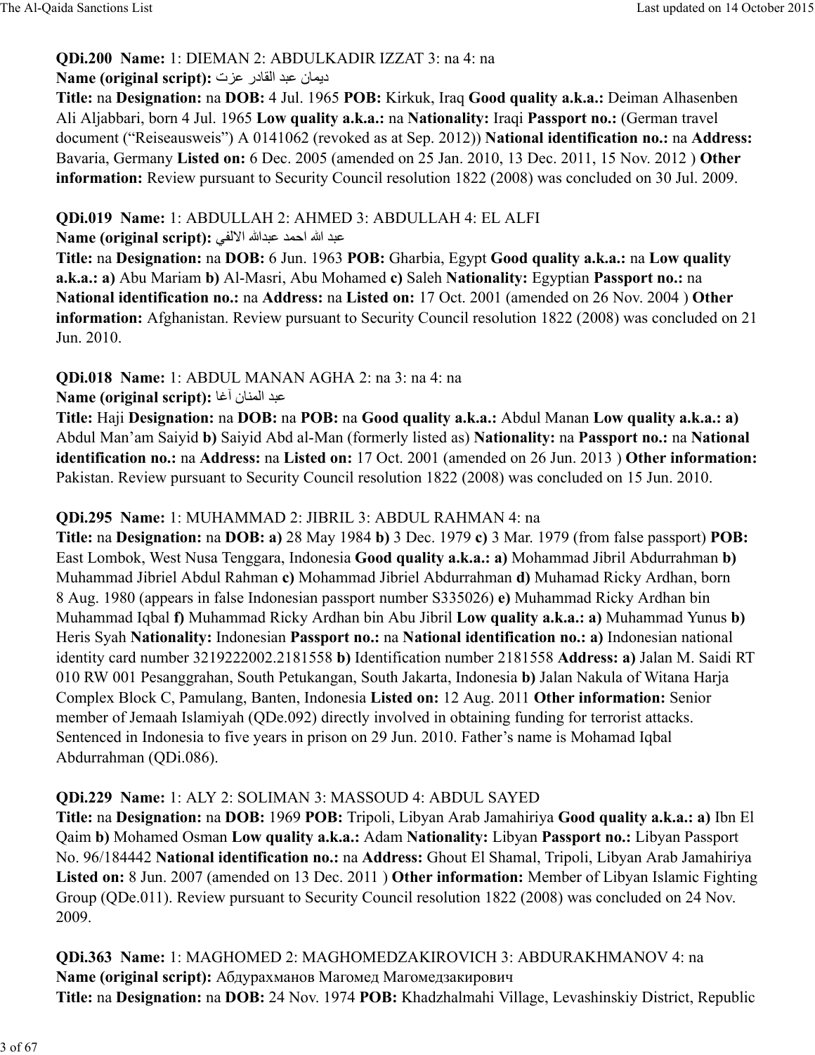**QDi.200 Name:** 1: DIEMAN 2: ABDULKADIR IZZAT 3: na 4: na
**Name (original script):** ديمان عبد القادر عزت
**Title:** na **Designation:** na **DOB:** 4 Jul. 1965 **POB:** Kirkuk, Iraq **Good quality a.k.a.:** Deiman Alhasenben Ali Aljabbari, born 4 Jul. 1965 **Low quality a.k.a.:** na **Nationality:** Iraqi **Passport no.:** (German travel document ("Reiseausweis") A 0141062 (revoked as at Sep. 2012)) **National identification no.:** na **Address:** Bavaria, Germany **Listed on:** 6 Dec. 2005 (amended on 25 Jan. 2010, 13 Dec. 2011, 15 Nov. 2012 ) **Other information:** Review pursuant to Security Council resolution 1822 (2008) was concluded on 30 Jul. 2009.

**QDi.019 Name:** 1: ABDULLAH 2: AHMED 3: ABDULLAH 4: EL ALFI
**Name (original script):** عبد الله احمد عبدالله الالفي
**Title:** na **Designation:** na **DOB:** 6 Jun. 1963 **POB:** Gharbia, Egypt **Good quality a.k.a.:** na **Low quality a.k.a.: a)** Abu Mariam **b)** Al-Masri, Abu Mohamed **c)** Saleh **Nationality:** Egyptian **Passport no.:** na **National identification no.:** na **Address:** na **Listed on:** 17 Oct. 2001 (amended on 26 Nov. 2004 ) **Other information:** Afghanistan. Review pursuant to Security Council resolution 1822 (2008) was concluded on 21 Jun. 2010.

**QDi.018 Name:** 1: ABDUL MANAN AGHA 2: na 3: na 4: na
**Name (original script):** عبد المنان آغا
**Title:** Haji **Designation:** na **DOB:** na **POB:** na **Good quality a.k.a.:** Abdul Manan **Low quality a.k.a.: a)** Abdul Man'am Saiyid **b)** Saiyid Abd al-Man (formerly listed as) **Nationality:** na **Passport no.:** na **National identification no.:** na **Address:** na **Listed on:** 17 Oct. 2001 (amended on 26 Jun. 2013 ) **Other information:** Pakistan. Review pursuant to Security Council resolution 1822 (2008) was concluded on 15 Jun. 2010.

**QDi.295 Name:** 1: MUHAMMAD 2: JIBRIL 3: ABDUL RAHMAN 4: na
**Title:** na **Designation:** na **DOB: a)** 28 May 1984 **b)** 3 Dec. 1979 **c)** 3 Mar. 1979 (from false passport) **POB:** East Lombok, West Nusa Tenggara, Indonesia **Good quality a.k.a.: a)** Mohammad Jibril Abdurrahman **b)** Muhammad Jibriel Abdul Rahman **c)** Mohammad Jibriel Abdurrahman **d)** Muhamad Ricky Ardhan, born 8 Aug. 1980 (appears in false Indonesian passport number S335026) **e)** Muhammad Ricky Ardhan bin Muhammad Iqbal **f)** Muhammad Ricky Ardhan bin Abu Jibril **Low quality a.k.a.: a)** Muhammad Yunus **b)** Heris Syah **Nationality:** Indonesian **Passport no.:** na **National identification no.: a)** Indonesian national identity card number 3219222002.2181558 **b)** Identification number 2181558 **Address: a)** Jalan M. Saidi RT 010 RW 001 Pesanggrahan, South Petukangan, South Jakarta, Indonesia **b)** Jalan Nakula of Witana Harja Complex Block C, Pamulang, Banten, Indonesia **Listed on:** 12 Aug. 2011 **Other information:** Senior member of Jemaah Islamiyah (QDe.092) directly involved in obtaining funding for terrorist attacks. Sentenced in Indonesia to five years in prison on 29 Jun. 2010. Father's name is Mohamad Iqbal Abdurrahman (QDi.086).

**QDi.229 Name:** 1: ALY 2: SOLIMAN 3: MASSOUD 4: ABDUL SAYED
**Title:** na **Designation:** na **DOB:** 1969 **POB:** Tripoli, Libyan Arab Jamahiriya **Good quality a.k.a.: a)** Ibn El Qaim **b)** Mohamed Osman **Low quality a.k.a.:** Adam **Nationality:** Libyan **Passport no.:** Libyan Passport No. 96/184442 **National identification no.:** na **Address:** Ghout El Shamal, Tripoli, Libyan Arab Jamahiriya **Listed on:** 8 Jun. 2007 (amended on 13 Dec. 2011 ) **Other information:** Member of Libyan Islamic Fighting Group (QDe.011). Review pursuant to Security Council resolution 1822 (2008) was concluded on 24 Nov. 2009.

**QDi.363 Name:** 1: MAGHOMED 2: MAGHOMEDZAKIROVICH 3: ABDURAKHMANOV 4: na
**Name (original script):** Абдурахманов Магомед Магомедзакирович
**Title:** na **Designation:** na **DOB:** 24 Nov. 1974 **POB:** Khadzhalmahi Village, Levashinskiy District, Republic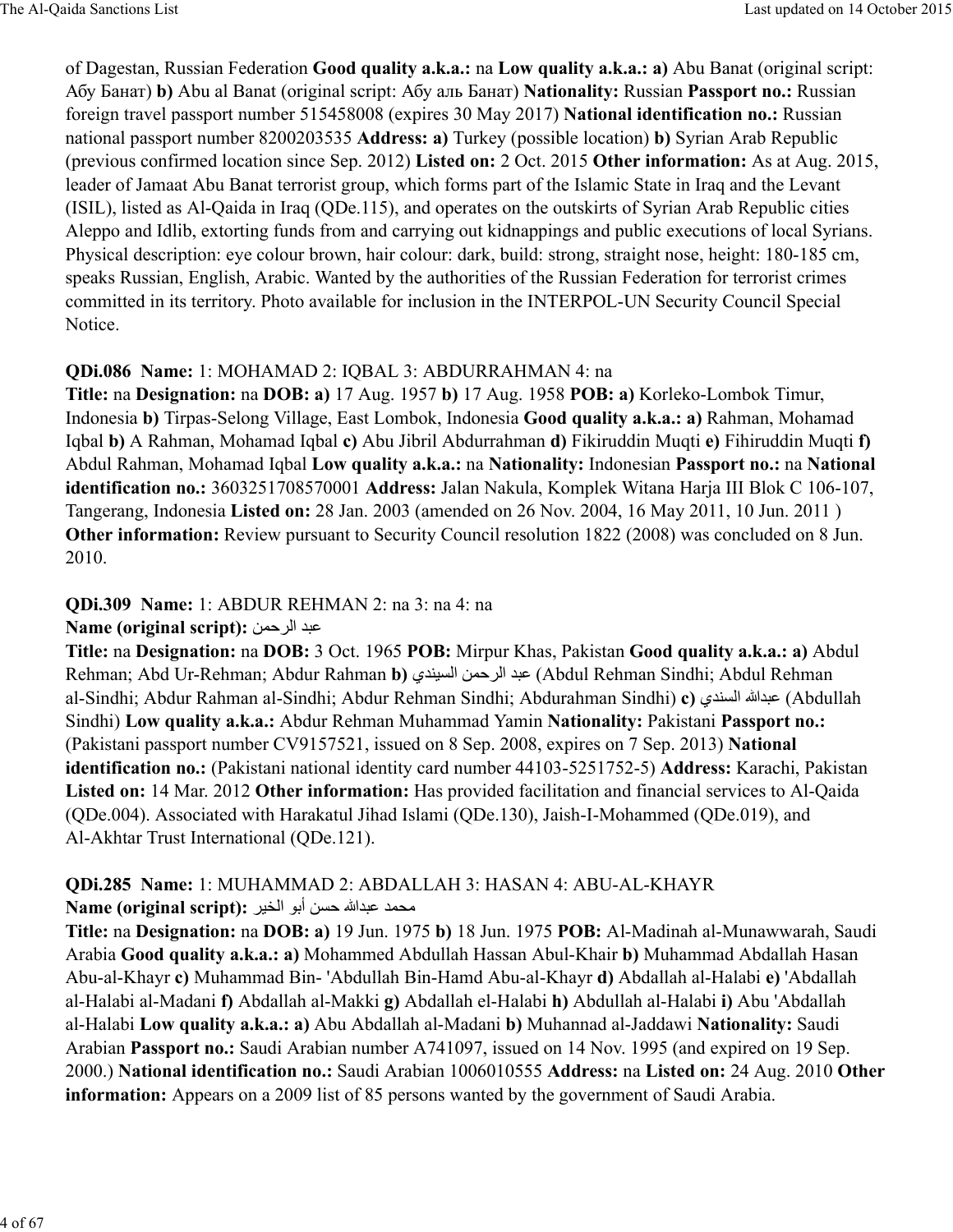of Dagestan, Russian Federation **Good quality a.k.a.:** na **Low quality a.k.a.:** **a)** Abu Banat (original script: Абу Банат) **b)** Abu al Banat (original script: Абу аль Банат) **Nationality:** Russian **Passport no.:** Russian foreign travel passport number 515458008 (expires 30 May 2017) **National identification no.:** Russian national passport number 8200203535 **Address:** **a)** Turkey (possible location) **b)** Syrian Arab Republic (previous confirmed location since Sep. 2012) **Listed on:** 2 Oct. 2015 **Other information:** As at Aug. 2015, leader of Jamaat Abu Banat terrorist group, which forms part of the Islamic State in Iraq and the Levant (ISIL), listed as Al-Qaida in Iraq (QDe.115), and operates on the outskirts of Syrian Arab Republic cities Aleppo and Idlib, extorting funds from and carrying out kidnappings and public executions of local Syrians. Physical description: eye colour brown, hair colour: dark, build: strong, straight nose, height: 180-185 cm, speaks Russian, English, Arabic. Wanted by the authorities of the Russian Federation for terrorist crimes committed in its territory. Photo available for inclusion in the INTERPOL-UN Security Council Special Notice.

**QDi.086 Name:** 1: MOHAMAD 2: IQBAL 3: ABDURRAHMAN 4: na
**Title:** na **Designation:** na **DOB:** **a)** 17 Aug. 1957 **b)** 17 Aug. 1958 **POB:** **a)** Korleko-Lombok Timur, Indonesia **b)** Tirpas-Selong Village, East Lombok, Indonesia **Good quality a.k.a.:** **a)** Rahman, Mohamad Iqbal **b)** A Rahman, Mohamad Iqbal **c)** Abu Jibril Abdurrahman **d)** Fikiruddin Muqti **e)** Fihiruddin Muqti **f)** Abdul Rahman, Mohamad Iqbal **Low quality a.k.a.:** na **Nationality:** Indonesian **Passport no.:** na **National identification no.:** 3603251708570001 **Address:** Jalan Nakula, Komplek Witana Harja III Blok C 106-107, Tangerang, Indonesia **Listed on:** 28 Jan. 2003 (amended on 26 Nov. 2004, 16 May 2011, 10 Jun. 2011 ) **Other information:** Review pursuant to Security Council resolution 1822 (2008) was concluded on 8 Jun. 2010.

**QDi.309 Name:** 1: ABDUR REHMAN 2: na 3: na 4: na
**Name (original script):** عبد الرحمن
**Title:** na **Designation:** na **DOB:** 3 Oct. 1965 **POB:** Mirpur Khas, Pakistan **Good quality a.k.a.:** **a)** Abdul Rehman; Abd Ur-Rehman; Abdur Rahman **b)** عبد الرحمن السيندي (Abdul Rehman Sindhi; Abdul Rehman al-Sindhi; Abdur Rahman al-Sindhi; Abdur Rehman Sindhi; Abdurahman Sindhi) **c)** عبدالله السندي (Abdullah Sindhi) **Low quality a.k.a.:** Abdur Rehman Muhammad Yamin **Nationality:** Pakistani **Passport no.:** (Pakistani passport number CV9157521, issued on 8 Sep. 2008, expires on 7 Sep. 2013) **National identification no.:** (Pakistani national identity card number 44103-5251752-5) **Address:** Karachi, Pakistan **Listed on:** 14 Mar. 2012 **Other information:** Has provided facilitation and financial services to Al-Qaida (QDe.004). Associated with Harakatul Jihad Islami (QDe.130), Jaish-I-Mohammed (QDe.019), and Al-Akhtar Trust International (QDe.121).

**QDi.285 Name:** 1: MUHAMMAD 2: ABDALLAH 3: HASAN 4: ABU-AL-KHAYR
**Name (original script):** محمد عبدالله حسن أبو الخير
**Title:** na **Designation:** na **DOB:** **a)** 19 Jun. 1975 **b)** 18 Jun. 1975 **POB:** Al-Madinah al-Munawwarah, Saudi Arabia **Good quality a.k.a.:** **a)** Mohammed Abdullah Hassan Abul-Khair **b)** Muhammad Abdallah Hasan Abu-al-Khayr **c)** Muhammad Bin- 'Abdullah Bin-Hamd Abu-al-Khayr **d)** Abdallah al-Halabi **e)** 'Abdallah al-Halabi al-Madani **f)** Abdallah al-Makki **g)** Abdallah el-Halabi **h)** Abdullah al-Halabi **i)** Abu 'Abdallah al-Halabi **Low quality a.k.a.:** **a)** Abu Abdallah al-Madani **b)** Muhannad al-Jaddawi **Nationality:** Saudi Arabian **Passport no.:** Saudi Arabian number A741097, issued on 14 Nov. 1995 (and expired on 19 Sep. 2000.) **National identification no.:** Saudi Arabian 1006010555 **Address:** na **Listed on:** 24 Aug. 2010 **Other information:** Appears on a 2009 list of 85 persons wanted by the government of Saudi Arabia.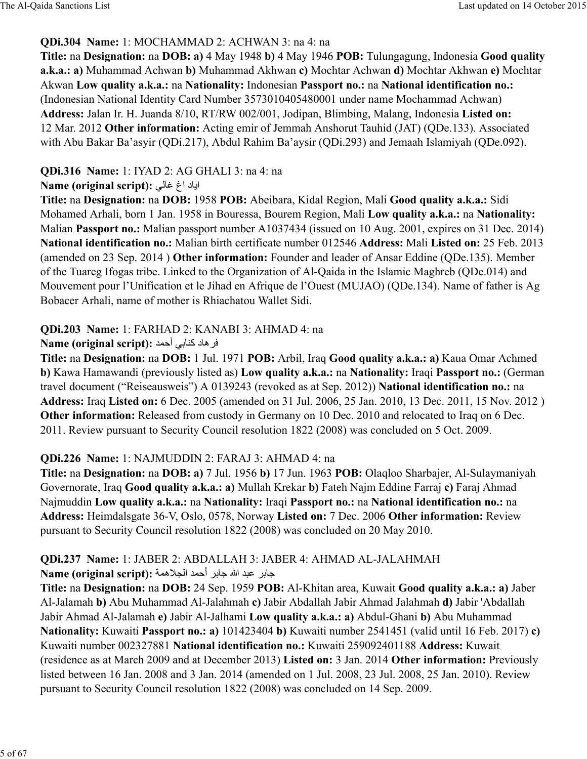**QDi.304 Name:** 1: MOCHAMMAD 2: ACHWAN 3: na 4: na

**Title:** na **Designation:** na **DOB: a)** 4 May 1948 **b)** 4 May 1946 **POB:** Tulungagung, Indonesia **Good quality a.k.a.: a)** Muhammad Achwan **b)** Muhammad Akhwan **c)** Mochtar Achwan **d)** Mochtar Akhwan **e)** Mochtar Akwan **Low quality a.k.a.:** na **Nationality:** Indonesian **Passport no.:** na **National identification no.:** (Indonesian National Identity Card Number 3573010405480001 under name Mochammad Achwan) **Address:** Jalan Ir. H. Juanda 8/10, RT/RW 002/001, Jodipan, Blimbing, Malang, Indonesia **Listed on:** 12 Mar. 2012 **Other information:** Acting emir of Jemmah Anshorut Tauhid (JAT) (QDe.133). Associated with Abu Bakar Ba'asyir (QDi.217), Abdul Rahim Ba'aysir (QDi.293) and Jemaah Islamiyah (QDe.092).

**QDi.316 Name:** 1: IYAD 2: AG GHALI 3: na 4: na

**Name (original script):** اياد اغ غالي

**Title:** na **Designation:** na **DOB:** 1958 **POB:** Abeibara, Kidal Region, Mali **Good quality a.k.a.:** Sidi Mohamed Arhali, born 1 Jan. 1958 in Bouressa, Bourem Region, Mali **Low quality a.k.a.:** na **Nationality:** Malian **Passport no.:** Malian passport number A1037434 (issued on 10 Aug. 2001, expires on 31 Dec. 2014) **National identification no.:** Malian birth certificate number 012546 **Address:** Mali **Listed on:** 25 Feb. 2013 (amended on 23 Sep. 2014 ) **Other information:** Founder and leader of Ansar Eddine (QDe.135). Member of the Tuareg Ifogas tribe. Linked to the Organization of Al-Qaida in the Islamic Maghreb (QDe.014) and Mouvement pour l'Unification et le Jihad en Afrique de l'Ouest (MUJAO) (QDe.134). Name of father is Ag Bobacer Arhali, name of mother is Rhiachatou Wallet Sidi.

**QDi.203 Name:** 1: FARHAD 2: KANABI 3: AHMAD 4: na

**Name (original script):** فرهاد كنابي أحمد

**Title:** na **Designation:** na **DOB:** 1 Jul. 1971 **POB:** Arbil, Iraq **Good quality a.k.a.: a)** Kaua Omar Achmed **b)** Kawa Hamawandi (previously listed as) **Low quality a.k.a.:** na **Nationality:** Iraqi **Passport no.:** (German travel document ("Reiseausweis") A 0139243 (revoked as at Sep. 2012)) **National identification no.:** na **Address:** Iraq **Listed on:** 6 Dec. 2005 (amended on 31 Jul. 2006, 25 Jan. 2010, 13 Dec. 2011, 15 Nov. 2012 ) **Other information:** Released from custody in Germany on 10 Dec. 2010 and relocated to Iraq on 6 Dec. 2011. Review pursuant to Security Council resolution 1822 (2008) was concluded on 5 Oct. 2009.

**QDi.226 Name:** 1: NAJMUDDIN 2: FARAJ 3: AHMAD 4: na

**Title:** na **Designation:** na **DOB: a)** 7 Jul. 1956 **b)** 17 Jun. 1963 **POB:** Olaqloo Sharbajer, Al-Sulaymaniyah Governorate, Iraq **Good quality a.k.a.: a)** Mullah Krekar **b)** Fateh Najm Eddine Farraj **c)** Faraj Ahmad Najmuddin **Low quality a.k.a.:** na **Nationality:** Iraqi **Passport no.:** na **National identification no.:** na **Address:** Heimdalsgate 36-V, Oslo, 0578, Norway **Listed on:** 7 Dec. 2006 **Other information:** Review pursuant to Security Council resolution 1822 (2008) was concluded on 20 May 2010.

**QDi.237 Name:** 1: JABER 2: ABDALLAH 3: JABER 4: AHMAD AL-JALAHMAH

**Name (original script):** جابر عبد الله جابر أحمد الجلاهمة

**Title:** na **Designation:** na **DOB:** 24 Sep. 1959 **POB:** Al-Khitan area, Kuwait **Good quality a.k.a.: a)** Jaber Al-Jalamah **b)** Abu Muhammad Al-Jalahmah **c)** Jabir Abdallah Jabir Ahmad Jalahmah **d)** Jabir 'Abdallah Jabir Ahmad Al-Jalamah **e)** Jabir Al-Jalhami **Low quality a.k.a.: a)** Abdul-Ghani **b)** Abu Muhammad **Nationality:** Kuwaiti **Passport no.: a)** 101423404 **b)** Kuwaiti number 2541451 (valid until 16 Feb. 2017) **c)** Kuwaiti number 002327881 **National identification no.:** Kuwaiti 259092401188 **Address:** Kuwait (residence as at March 2009 and at December 2013) **Listed on:** 3 Jan. 2014 **Other information:** Previously listed between 16 Jan. 2008 and 3 Jan. 2014 (amended on 1 Jul. 2008, 23 Jul. 2008, 25 Jan. 2010). Review pursuant to Security Council resolution 1822 (2008) was concluded on 14 Sep. 2009.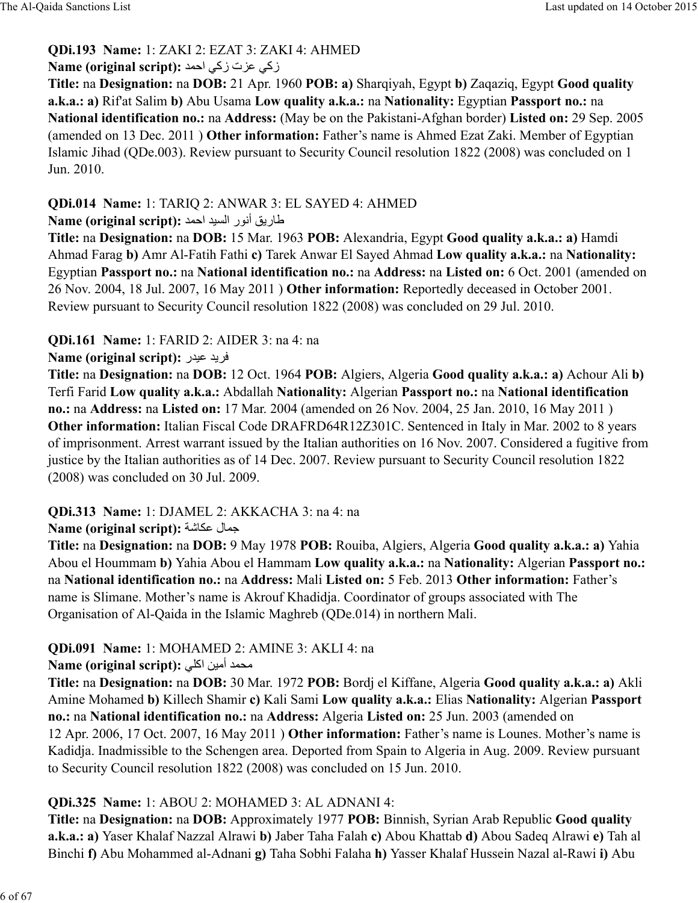**QDi.193 Name:** 1: ZAKI 2: EZAT 3: ZAKI 4: AHMED

**Name (original script):** زكي عزت زكي احمد

**Title:** na **Designation:** na **DOB:** 21 Apr. 1960 **POB: a)** Sharqiyah, Egypt **b)** Zaqaziq, Egypt **Good quality a.k.a.: a)** Rif'at Salim **b)** Abu Usama **Low quality a.k.a.:** na **Nationality:** Egyptian **Passport no.:** na **National identification no.:** na **Address:** (May be on the Pakistani-Afghan border) **Listed on:** 29 Sep. 2005 (amended on 13 Dec. 2011 ) **Other information:** Father's name is Ahmed Ezat Zaki. Member of Egyptian Islamic Jihad (QDe.003). Review pursuant to Security Council resolution 1822 (2008) was concluded on 1 Jun. 2010.

**QDi.014 Name:** 1: TARIQ 2: ANWAR 3: EL SAYED 4: AHMED

**Name (original script):** طاريق أنور السيد احمد

**Title:** na **Designation:** na **DOB:** 15 Mar. 1963 **POB:** Alexandria, Egypt **Good quality a.k.a.: a)** Hamdi Ahmad Farag **b)** Amr Al-Fatih Fathi **c)** Tarek Anwar El Sayed Ahmad **Low quality a.k.a.:** na **Nationality:** Egyptian **Passport no.:** na **National identification no.:** na **Address:** na **Listed on:** 6 Oct. 2001 (amended on 26 Nov. 2004, 18 Jul. 2007, 16 May 2011 ) **Other information:** Reportedly deceased in October 2001. Review pursuant to Security Council resolution 1822 (2008) was concluded on 29 Jul. 2010.

**QDi.161 Name:** 1: FARID 2: AIDER 3: na 4: na

**Name (original script):** فريد عيدر

**Title:** na **Designation:** na **DOB:** 12 Oct. 1964 **POB:** Algiers, Algeria **Good quality a.k.a.: a)** Achour Ali **b)** Terfi Farid **Low quality a.k.a.:** Abdallah **Nationality:** Algerian **Passport no.:** na **National identification no.:** na **Address:** na **Listed on:** 17 Mar. 2004 (amended on 26 Nov. 2004, 25 Jan. 2010, 16 May 2011 ) **Other information:** Italian Fiscal Code DRAFRD64R12Z301C. Sentenced in Italy in Mar. 2002 to 8 years of imprisonment. Arrest warrant issued by the Italian authorities on 16 Nov. 2007. Considered a fugitive from justice by the Italian authorities as of 14 Dec. 2007. Review pursuant to Security Council resolution 1822 (2008) was concluded on 30 Jul. 2009.

**QDi.313 Name:** 1: DJAMEL 2: AKKACHA 3: na 4: na

**Name (original script):** جمال عكاشة

**Title:** na **Designation:** na **DOB:** 9 May 1978 **POB:** Rouiba, Algiers, Algeria **Good quality a.k.a.: a)** Yahia Abou el Hoummam **b)** Yahia Abou el Hammam **Low quality a.k.a.:** na **Nationality:** Algerian **Passport no.:** na **National identification no.:** na **Address:** Mali **Listed on:** 5 Feb. 2013 **Other information:** Father's name is Slimane. Mother's name is Akrouf Khadidja. Coordinator of groups associated with The Organisation of Al-Qaida in the Islamic Maghreb (QDe.014) in northern Mali.

**QDi.091 Name:** 1: MOHAMED 2: AMINE 3: AKLI 4: na

**Name (original script):** محمد أمين اكلي

**Title:** na **Designation:** na **DOB:** 30 Mar. 1972 **POB:** Bordj el Kiffane, Algeria **Good quality a.k.a.: a)** Akli Amine Mohamed **b)** Killech Shamir **c)** Kali Sami **Low quality a.k.a.:** Elias **Nationality:** Algerian **Passport no.:** na **National identification no.:** na **Address:** Algeria **Listed on:** 25 Jun. 2003 (amended on 12 Apr. 2006, 17 Oct. 2007, 16 May 2011 ) **Other information:** Father's name is Lounes. Mother's name is Kadidja. Inadmissible to the Schengen area. Deported from Spain to Algeria in Aug. 2009. Review pursuant to Security Council resolution 1822 (2008) was concluded on 15 Jun. 2010.

**QDi.325 Name:** 1: ABOU 2: MOHAMED 3: AL ADNANI 4:

**Title:** na **Designation:** na **DOB:** Approximately 1977 **POB:** Binnish, Syrian Arab Republic **Good quality a.k.a.: a)** Yaser Khalaf Nazzal Alrawi **b)** Jaber Taha Falah **c)** Abou Khattab **d)** Abou Sadeq Alrawi **e)** Tah al Binchi **f)** Abu Mohammed al-Adnani **g)** Taha Sobhi Falaha **h)** Yasser Khalaf Hussein Nazal al-Rawi **i)** Abu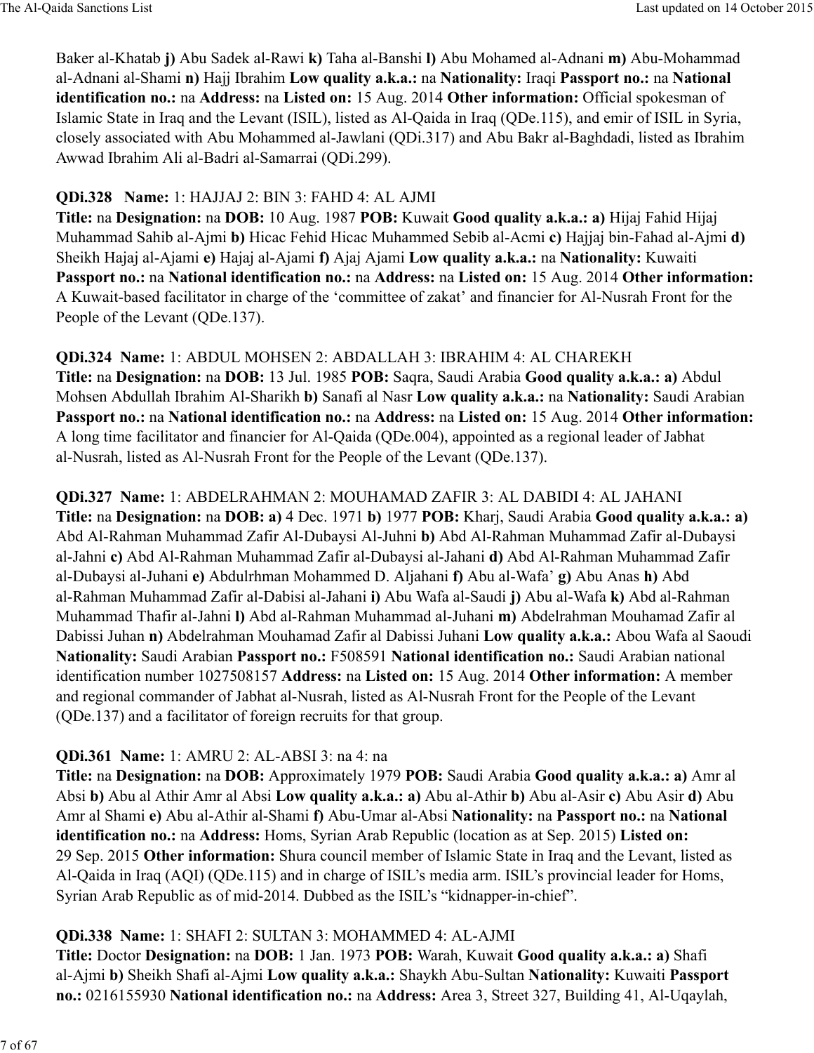Baker al-Khatab **j)** Abu Sadek al-Rawi **k)** Taha al-Banshi **l)** Abu Mohamed al-Adnani **m)** Abu-Mohammad al-Adnani al-Shami **n)** Hajj Ibrahim **Low quality a.k.a.:** na **Nationality:** Iraqi **Passport no.:** na **National identification no.:** na **Address:** na **Listed on:** 15 Aug. 2014 **Other information:** Official spokesman of Islamic State in Iraq and the Levant (ISIL), listed as Al-Qaida in Iraq (QDe.115), and emir of ISIL in Syria, closely associated with Abu Mohammed al-Jawlani (QDi.317) and Abu Bakr al-Baghdadi, listed as Ibrahim Awwad Ibrahim Ali al-Badri al-Samarrai (QDi.299).

**QDi.328 Name:** 1: HAJJAJ 2: BIN 3: FAHD 4: AL AJMI
**Title:** na **Designation:** na **DOB:** 10 Aug. 1987 **POB:** Kuwait **Good quality a.k.a.: a)** Hijaj Fahid Hijaj Muhammad Sahib al-Ajmi **b)** Hicac Fehid Hicac Muhammed Sebib al-Acmi **c)** Hajjaj bin-Fahad al-Ajmi **d)** Sheikh Hajaj al-Ajami **e)** Hajaj al-Ajami **f)** Ajaj Ajami **Low quality a.k.a.:** na **Nationality:** Kuwaiti **Passport no.:** na **National identification no.:** na **Address:** na **Listed on:** 15 Aug. 2014 **Other information:** A Kuwait-based facilitator in charge of the 'committee of zakat' and financier for Al-Nusrah Front for the People of the Levant (QDe.137).

**QDi.324 Name:** 1: ABDUL MOHSEN 2: ABDALLAH 3: IBRAHIM 4: AL CHAREKH
**Title:** na **Designation:** na **DOB:** 13 Jul. 1985 **POB:** Saqra, Saudi Arabia **Good quality a.k.a.: a)** Abdul Mohsen Abdullah Ibrahim Al-Sharikh **b)** Sanafi al Nasr **Low quality a.k.a.:** na **Nationality:** Saudi Arabian **Passport no.:** na **National identification no.:** na **Address:** na **Listed on:** 15 Aug. 2014 **Other information:** A long time facilitator and financier for Al-Qaida (QDe.004), appointed as a regional leader of Jabhat al-Nusrah, listed as Al-Nusrah Front for the People of the Levant (QDe.137).

**QDi.327 Name:** 1: ABDELRAHMAN 2: MOUHAMAD ZAFIR 3: AL DABIDI 4: AL JAHANI
**Title:** na **Designation:** na **DOB: a)** 4 Dec. 1971 **b)** 1977 **POB:** Kharj, Saudi Arabia **Good quality a.k.a.: a)** Abd Al-Rahman Muhammad Zafir Al-Dubaysi Al-Juhni **b)** Abd Al-Rahman Muhammad Zafir al-Dubaysi al-Jahni **c)** Abd Al-Rahman Muhammad Zafir al-Dubaysi al-Jahani **d)** Abd Al-Rahman Muhammad Zafir al-Dubaysi al-Juhani **e)** Abdulrhman Mohammed D. Aljahani **f)** Abu al-Wafa' **g)** Abu Anas **h)** Abd al-Rahman Muhammad Zafir al-Dabisi al-Jahani **i)** Abu Wafa al-Saudi **j)** Abu al-Wafa **k)** Abd al-Rahman Muhammad Thafir al-Jahni **l)** Abd al-Rahman Muhammad al-Juhani **m)** Abdelrahman Mouhamad Zafir al Dabissi Juhan **n)** Abdelrahman Mouhamad Zafir al Dabissi Juhani **Low quality a.k.a.:** Abou Wafa al Saoudi **Nationality:** Saudi Arabian **Passport no.:** F508591 **National identification no.:** Saudi Arabian national identification number 1027508157 **Address:** na **Listed on:** 15 Aug. 2014 **Other information:** A member and regional commander of Jabhat al-Nusrah, listed as Al-Nusrah Front for the People of the Levant (QDe.137) and a facilitator of foreign recruits for that group.

**QDi.361 Name:** 1: AMRU 2: AL-ABSI 3: na 4: na
**Title:** na **Designation:** na **DOB:** Approximately 1979 **POB:** Saudi Arabia **Good quality a.k.a.: a)** Amr al Absi **b)** Abu al Athir Amr al Absi **Low quality a.k.a.: a)** Abu al-Athir **b)** Abu al-Asir **c)** Abu Asir **d)** Abu Amr al Shami **e)** Abu al-Athir al-Shami **f)** Abu-Umar al-Absi **Nationality:** na **Passport no.:** na **National identification no.:** na **Address:** Homs, Syrian Arab Republic (location as at Sep. 2015) **Listed on:** 29 Sep. 2015 **Other information:** Shura council member of Islamic State in Iraq and the Levant, listed as Al-Qaida in Iraq (AQI) (QDe.115) and in charge of ISIL's media arm. ISIL's provincial leader for Homs, Syrian Arab Republic as of mid-2014. Dubbed as the ISIL's "kidnapper-in-chief".

**QDi.338 Name:** 1: SHAFI 2: SULTAN 3: MOHAMMED 4: AL-AJMI
**Title:** Doctor **Designation:** na **DOB:** 1 Jan. 1973 **POB:** Warah, Kuwait **Good quality a.k.a.: a)** Shafi al-Ajmi **b)** Sheikh Shafi al-Ajmi **Low quality a.k.a.:** Shaykh Abu-Sultan **Nationality:** Kuwaiti **Passport no.:** 0216155930 **National identification no.:** na **Address:** Area 3, Street 327, Building 41, Al-Uqaylah,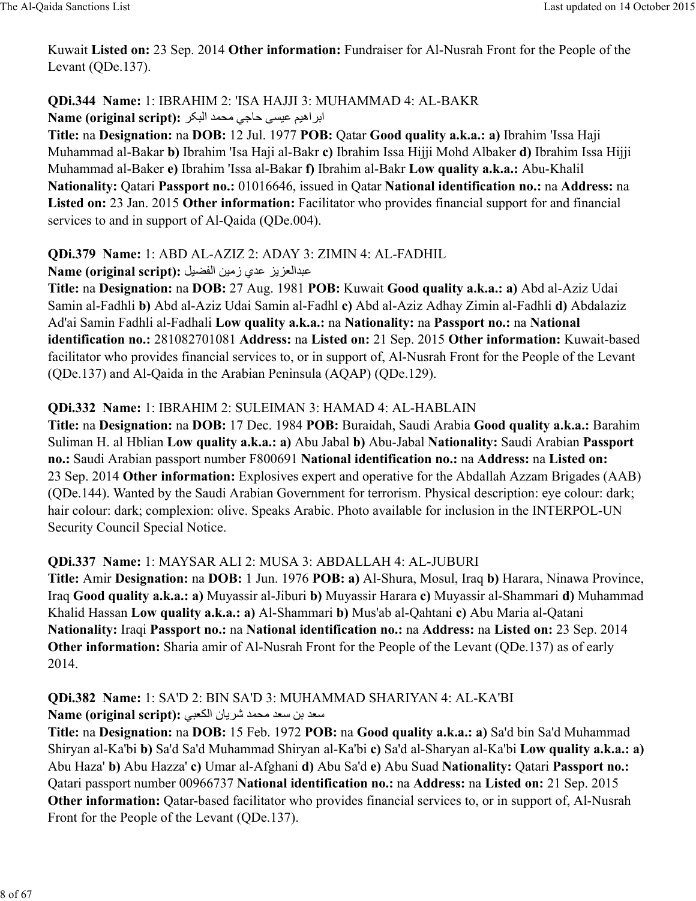Kuwait **Listed on:** 23 Sep. 2014 **Other information:** Fundraiser for Al-Nusrah Front for the People of the Levant (QDe.137).

**QDi.344 Name:** 1: IBRAHIM 2: 'ISA HAJJI 3: MUHAMMAD 4: AL-BAKR
**Name (original script):** ابراهيم عيسى حاجي محمد البكر
**Title:** na **Designation:** na **DOB:** 12 Jul. 1977 **POB:** Qatar **Good quality a.k.a.: a)** Ibrahim 'Issa Haji Muhammad al-Bakar **b)** Ibrahim 'Isa Haji al-Bakr **c)** Ibrahim Issa Hijji Mohd Albaker **d)** Ibrahim Issa Hijji Muhammad al-Baker **e)** Ibrahim 'Issa al-Bakar **f)** Ibrahim al-Bakr **Low quality a.k.a.:** Abu-Khalil **Nationality:** Qatari **Passport no.:** 01016646, issued in Qatar **National identification no.:** na **Address:** na **Listed on:** 23 Jan. 2015 **Other information:** Facilitator who provides financial support for and financial services to and in support of Al-Qaida (QDe.004).

**QDi.379 Name:** 1: ABD AL-AZIZ 2: ADAY 3: ZIMIN 4: AL-FADHIL
**Name (original script):** عبدالعزيز عدي زمين الفضيل
**Title:** na **Designation:** na **DOB:** 27 Aug. 1981 **POB:** Kuwait **Good quality a.k.a.: a)** Abd al-Aziz Udai Samin al-Fadhli **b)** Abd al-Aziz Udai Samin al-Fadhl **c)** Abd al-Aziz Adhay Zimin al-Fadhli **d)** Abdalaziz Ad'ai Samin Fadhli al-Fadhali **Low quality a.k.a.:** na **Nationality:** na **Passport no.:** na **National identification no.:** 281082701081 **Address:** na **Listed on:** 21 Sep. 2015 **Other information:** Kuwait-based facilitator who provides financial services to, or in support of, Al-Nusrah Front for the People of the Levant (QDe.137) and Al-Qaida in the Arabian Peninsula (AQAP) (QDe.129).

**QDi.332 Name:** 1: IBRAHIM 2: SULEIMAN 3: HAMAD 4: AL-HABLAIN
**Title:** na **Designation:** na **DOB:** 17 Dec. 1984 **POB:** Buraidah, Saudi Arabia **Good quality a.k.a.:** Barahim Suliman H. al Hblian **Low quality a.k.a.: a)** Abu Jabal **b)** Abu-Jabal **Nationality:** Saudi Arabian **Passport no.:** Saudi Arabian passport number F800691 **National identification no.:** na **Address:** na **Listed on:** 23 Sep. 2014 **Other information:** Explosives expert and operative for the Abdallah Azzam Brigades (AAB) (QDe.144). Wanted by the Saudi Arabian Government for terrorism. Physical description: eye colour: dark; hair colour: dark; complexion: olive. Speaks Arabic. Photo available for inclusion in the INTERPOL-UN Security Council Special Notice.

**QDi.337 Name:** 1: MAYSAR ALI 2: MUSA 3: ABDALLAH 4: AL-JUBURI
**Title:** Amir **Designation:** na **DOB:** 1 Jun. 1976 **POB: a)** Al-Shura, Mosul, Iraq **b)** Harara, Ninawa Province, Iraq **Good quality a.k.a.: a)** Muyassir al-Jiburi **b)** Muyassir Harara **c)** Muyassir al-Shammari **d)** Muhammad Khalid Hassan **Low quality a.k.a.: a)** Al-Shammari **b)** Mus'ab al-Qahtani **c)** Abu Maria al-Qatani **Nationality:** Iraqi **Passport no.:** na **National identification no.:** na **Address:** na **Listed on:** 23 Sep. 2014 **Other information:** Sharia amir of Al-Nusrah Front for the People of the Levant (QDe.137) as of early 2014.

**QDi.382 Name:** 1: SA'D 2: BIN SA'D 3: MUHAMMAD SHARIYAN 4: AL-KA'BI
**Name (original script):** سعد بن سعد محمد شريان الكعبي
**Title:** na **Designation:** na **DOB:** 15 Feb. 1972 **POB:** na **Good quality a.k.a.: a)** Sa'd bin Sa'd Muhammad Shiryan al-Ka'bi **b)** Sa'd Sa'd Muhammad Shiryan al-Ka'bi **c)** Sa'd al-Sharyan al-Ka'bi **Low quality a.k.a.: a)** Abu Haza' **b)** Abu Hazza' **c)** Umar al-Afghani **d)** Abu Sa'd **e)** Abu Suad **Nationality:** Qatari **Passport no.:** Qatari passport number 00966737 **National identification no.:** na **Address:** na **Listed on:** 21 Sep. 2015 **Other information:** Qatar-based facilitator who provides financial services to, or in support of, Al-Nusrah Front for the People of the Levant (QDe.137).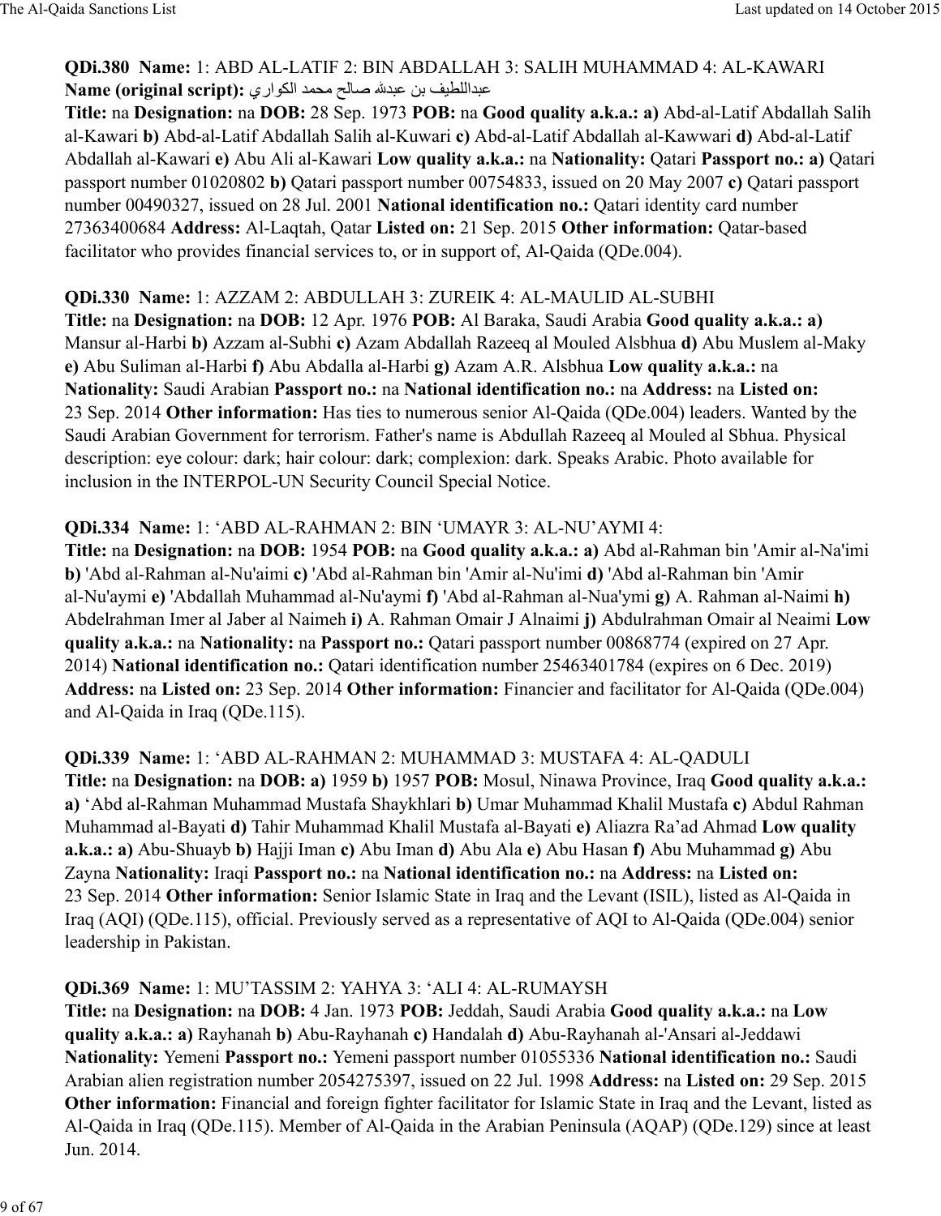**QDi.380** **Name:** 1: ABD AL-LATIF 2: BIN ABDALLAH 3: SALIH MUHAMMAD 4: AL-KAWARI
**Name (original script):** عبداللطيف بن عبدالله صالح محمد الكواري
**Title:** na **Designation:** na **DOB:** 28 Sep. 1973 **POB:** na **Good quality a.k.a.: a)** Abd-al-Latif Abdallah Salih al-Kawari **b)** Abd-al-Latif Abdallah Salih al-Kuwari **c)** Abd-al-Latif Abdallah al-Kawwari **d)** Abd-al-Latif Abdallah al-Kawari **e)** Abu Ali al-Kawari **Low quality a.k.a.:** na **Nationality:** Qatari **Passport no.: a)** Qatari passport number 01020802 **b)** Qatari passport number 00754833, issued on 20 May 2007 **c)** Qatari passport number 00490327, issued on 28 Jul. 2001 **National identification no.:** Qatari identity card number 27363400684 **Address:** Al-Laqtah, Qatar **Listed on:** 21 Sep. 2015 **Other information:** Qatar-based facilitator who provides financial services to, or in support of, Al-Qaida (QDe.004).

**QDi.330** **Name:** 1: AZZAM 2: ABDULLAH 3: ZUREIK 4: AL-MAULID AL-SUBHI
**Title:** na **Designation:** na **DOB:** 12 Apr. 1976 **POB:** Al Baraka, Saudi Arabia **Good quality a.k.a.: a)** Mansur al-Harbi **b)** Azzam al-Subhi **c)** Azam Abdallah Razeeq al Mouled Alsbhua **d)** Abu Muslem al-Maky **e)** Abu Suliman al-Harbi **f)** Abu Abdalla al-Harbi **g)** Azam A.R. Alsbhua **Low quality a.k.a.:** na **Nationality:** Saudi Arabian **Passport no.:** na **National identification no.:** na **Address:** na **Listed on:** 23 Sep. 2014 **Other information:** Has ties to numerous senior Al-Qaida (QDe.004) leaders. Wanted by the Saudi Arabian Government for terrorism. Father's name is Abdullah Razeeq al Mouled al Sbhua. Physical description: eye colour: dark; hair colour: dark; complexion: dark. Speaks Arabic. Photo available for inclusion in the INTERPOL-UN Security Council Special Notice.

**QDi.334** **Name:** 1: ‘ABD AL-RAHMAN 2: BIN ‘UMAYR 3: AL-NU’AYMI 4:
**Title:** na **Designation:** na **DOB:** 1954 **POB:** na **Good quality a.k.a.: a)** Abd al-Rahman bin 'Amir al-Na'imi **b)** 'Abd al-Rahman al-Nu'aimi **c)** 'Abd al-Rahman bin 'Amir al-Nu'imi **d)** 'Abd al-Rahman bin 'Amir al-Nu'aymi **e)** 'Abdallah Muhammad al-Nu'aymi **f)** 'Abd al-Rahman al-Nua'ymi **g)** A. Rahman al-Naimi **h)** Abdelrahman Imer al Jaber al Naimeh **i)** A. Rahman Omair J Alnaimi **j)** Abdulrahman Omair al Neaimi **Low quality a.k.a.:** na **Nationality:** na **Passport no.:** Qatari passport number 00868774 (expired on 27 Apr. 2014) **National identification no.:** Qatari identification number 25463401784 (expires on 6 Dec. 2019) **Address:** na **Listed on:** 23 Sep. 2014 **Other information:** Financier and facilitator for Al-Qaida (QDe.004) and Al-Qaida in Iraq (QDe.115).

**QDi.339** **Name:** 1: ‘ABD AL-RAHMAN 2: MUHAMMAD 3: MUSTAFA 4: AL-QADULI
**Title:** na **Designation:** na **DOB: a)** 1959 **b)** 1957 **POB:** Mosul, Ninawa Province, Iraq **Good quality a.k.a.: a)** ‘Abd al-Rahman Muhammad Mustafa Shaykhlari **b)** Umar Muhammad Khalil Mustafa **c)** Abdul Rahman Muhammad al-Bayati **d)** Tahir Muhammad Khalil Mustafa al-Bayati **e)** Aliazra Ra’ad Ahmad **Low quality a.k.a.: a)** Abu-Shuayb **b)** Hajji Iman **c)** Abu Iman **d)** Abu Ala **e)** Abu Hasan **f)** Abu Muhammad **g)** Abu Zayna **Nationality:** Iraqi **Passport no.:** na **National identification no.:** na **Address:** na **Listed on:** 23 Sep. 2014 **Other information:** Senior Islamic State in Iraq and the Levant (ISIL), listed as Al-Qaida in Iraq (AQI) (QDe.115), official. Previously served as a representative of AQI to Al-Qaida (QDe.004) senior leadership in Pakistan.

**QDi.369** **Name:** 1: MU’TASSIM 2: YAHYA 3: ‘ALI 4: AL-RUMAYSH
**Title:** na **Designation:** na **DOB:** 4 Jan. 1973 **POB:** Jeddah, Saudi Arabia **Good quality a.k.a.:** na **Low quality a.k.a.: a)** Rayhanah **b)** Abu-Rayhanah **c)** Handalah **d)** Abu-Rayhanah al-'Ansari al-Jeddawi **Nationality:** Yemeni **Passport no.:** Yemeni passport number 01055336 **National identification no.:** Saudi Arabian alien registration number 2054275397, issued on 22 Jul. 1998 **Address:** na **Listed on:** 29 Sep. 2015 **Other information:** Financial and foreign fighter facilitator for Islamic State in Iraq and the Levant, listed as Al-Qaida in Iraq (QDe.115). Member of Al-Qaida in the Arabian Peninsula (AQAP) (QDe.129) since at least Jun. 2014.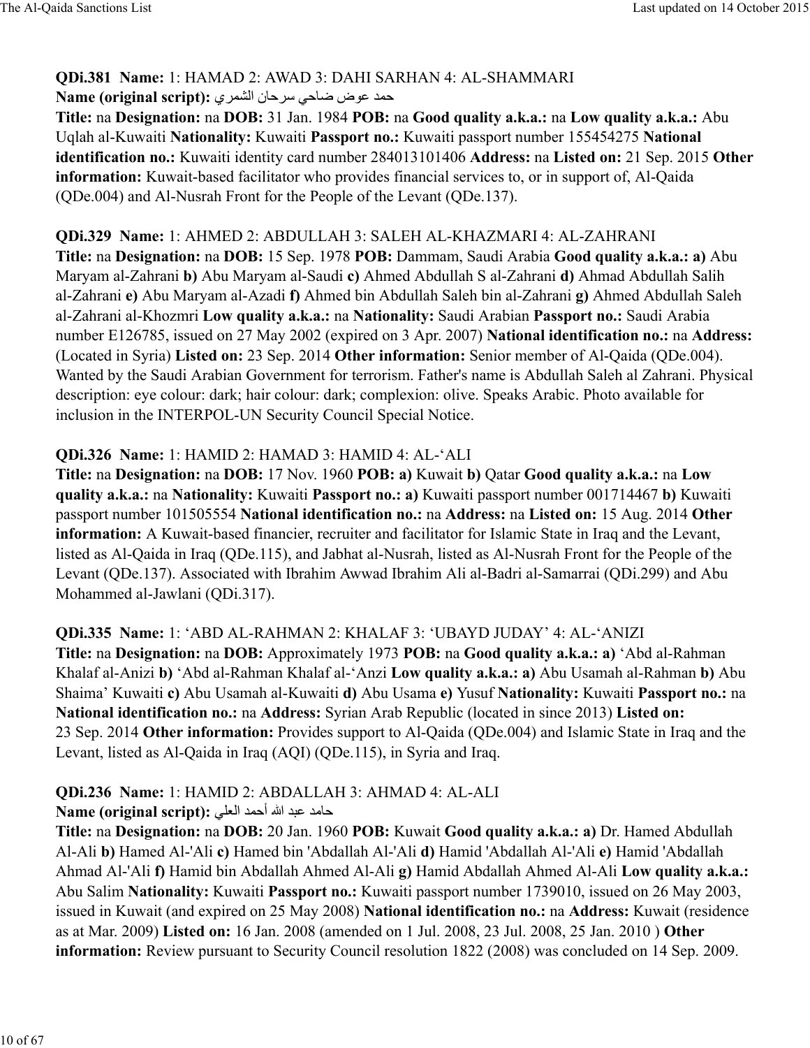**QDi.381 Name:** 1: HAMAD 2: AWAD 3: DAHI SARHAN 4: AL-SHAMMARI
**Name (original script):** حمد عوض ضاحي سرحان الشمري
**Title:** na **Designation:** na **DOB:** 31 Jan. 1984 **POB:** na **Good quality a.k.a.:** na **Low quality a.k.a.:** Abu Uqlah al-Kuwaiti **Nationality:** Kuwaiti **Passport no.:** Kuwaiti passport number 155454275 **National identification no.:** Kuwaiti identity card number 284013101406 **Address:** na **Listed on:** 21 Sep. 2015 **Other information:** Kuwait-based facilitator who provides financial services to, or in support of, Al-Qaida (QDe.004) and Al-Nusrah Front for the People of the Levant (QDe.137).

**QDi.329 Name:** 1: AHMED 2: ABDULLAH 3: SALEH AL-KHAZMARI 4: AL-ZAHRANI
**Title:** na **Designation:** na **DOB:** 15 Sep. 1978 **POB:** Dammam, Saudi Arabia **Good quality a.k.a.:** **a)** Abu Maryam al-Zahrani **b)** Abu Maryam al-Saudi **c)** Ahmed Abdullah S al-Zahrani **d)** Ahmad Abdullah Salih al-Zahrani **e)** Abu Maryam al-Azadi **f)** Ahmed bin Abdullah Saleh bin al-Zahrani **g)** Ahmed Abdullah Saleh al-Zahrani al-Khozmri **Low quality a.k.a.:** na **Nationality:** Saudi Arabian **Passport no.:** Saudi Arabia number E126785, issued on 27 May 2002 (expired on 3 Apr. 2007) **National identification no.:** na **Address:** (Located in Syria) **Listed on:** 23 Sep. 2014 **Other information:** Senior member of Al-Qaida (QDe.004). Wanted by the Saudi Arabian Government for terrorism. Father's name is Abdullah Saleh al Zahrani. Physical description: eye colour: dark; hair colour: dark; complexion: olive. Speaks Arabic. Photo available for inclusion in the INTERPOL-UN Security Council Special Notice.

**QDi.326 Name:** 1: HAMID 2: HAMAD 3: HAMID 4: AL-‘ALI
**Title:** na **Designation:** na **DOB:** 17 Nov. 1960 **POB:** **a)** Kuwait **b)** Qatar **Good quality a.k.a.:** na **Low quality a.k.a.:** na **Nationality:** Kuwaiti **Passport no.:** **a)** Kuwaiti passport number 001714467 **b)** Kuwaiti passport number 101505554 **National identification no.:** na **Address:** na **Listed on:** 15 Aug. 2014 **Other information:** A Kuwait-based financier, recruiter and facilitator for Islamic State in Iraq and the Levant, listed as Al-Qaida in Iraq (QDe.115), and Jabhat al-Nusrah, listed as Al-Nusrah Front for the People of the Levant (QDe.137). Associated with Ibrahim Awwad Ibrahim Ali al-Badri al-Samarrai (QDi.299) and Abu Mohammed al-Jawlani (QDi.317).

**QDi.335 Name:** 1: ‘ABD AL-RAHMAN 2: KHALAF 3: ‘UBAYD JUDAY’ 4: AL-‘ANIZI
**Title:** na **Designation:** na **DOB:** Approximately 1973 **POB:** na **Good quality a.k.a.:** **a)** ‘Abd al-Rahman Khalaf al-Anizi **b)** ‘Abd al-Rahman Khalaf al-‘Anzi **Low quality a.k.a.:** **a)** Abu Usamah al-Rahman **b)** Abu Shaima’ Kuwaiti **c)** Abu Usamah al-Kuwaiti **d)** Abu Usama **e)** Yusuf **Nationality:** Kuwaiti **Passport no.:** na **National identification no.:** na **Address:** Syrian Arab Republic (located in since 2013) **Listed on:** 23 Sep. 2014 **Other information:** Provides support to Al-Qaida (QDe.004) and Islamic State in Iraq and the Levant, listed as Al-Qaida in Iraq (AQI) (QDe.115), in Syria and Iraq.

**QDi.236 Name:** 1: HAMID 2: ABDALLAH 3: AHMAD 4: AL-ALI
**Name (original script):** حامد عبد الله أحمد العلي
**Title:** na **Designation:** na **DOB:** 20 Jan. 1960 **POB:** Kuwait **Good quality a.k.a.:** **a)** Dr. Hamed Abdullah Al-Ali **b)** Hamed Al-'Ali **c)** Hamed bin 'Abdallah Al-'Ali **d)** Hamid 'Abdallah Al-'Ali **e)** Hamid 'Abdallah Ahmad Al-'Ali **f)** Hamid bin Abdallah Ahmed Al-Ali **g)** Hamid Abdallah Ahmed Al-Ali **Low quality a.k.a.:** Abu Salim **Nationality:** Kuwaiti **Passport no.:** Kuwaiti passport number 1739010, issued on 26 May 2003, issued in Kuwait (and expired on 25 May 2008) **National identification no.:** na **Address:** Kuwait (residence as at Mar. 2009) **Listed on:** 16 Jan. 2008 (amended on 1 Jul. 2008, 23 Jul. 2008, 25 Jan. 2010 ) **Other information:** Review pursuant to Security Council resolution 1822 (2008) was concluded on 14 Sep. 2009.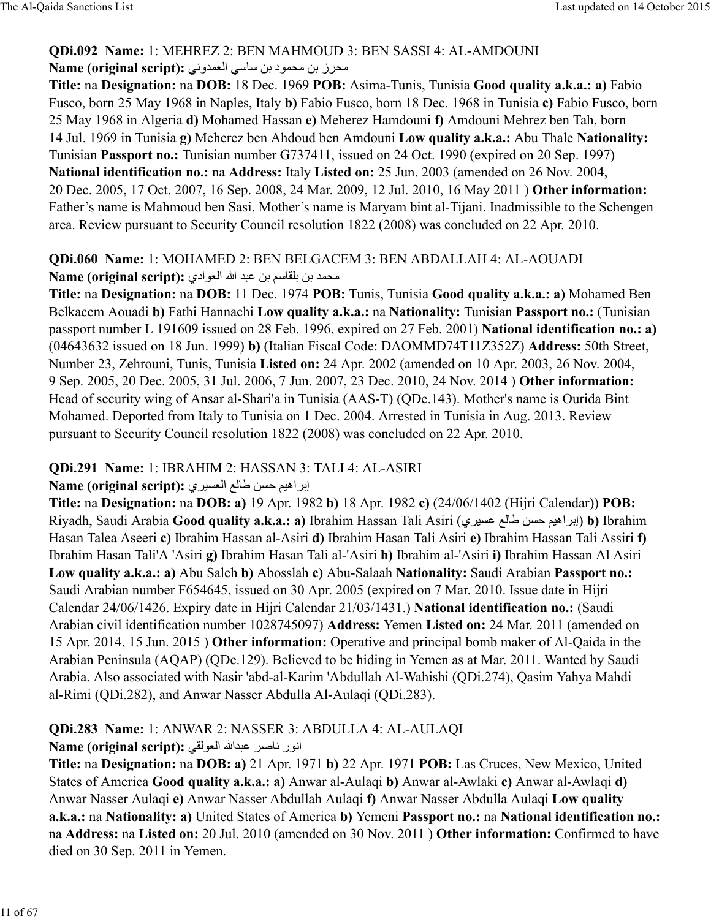**QDi.092 Name:** 1: MEHREZ 2: BEN MAHMOUD 3: BEN SASSI 4: AL-AMDOUNI
**Name (original script):** محرز بن محمود بن ساسي العمدوني
**Title:** na **Designation:** na **DOB:** 18 Dec. 1969 **POB:** Asima-Tunis, Tunisia **Good quality a.k.a.: a)** Fabio Fusco, born 25 May 1968 in Naples, Italy **b)** Fabio Fusco, born 18 Dec. 1968 in Tunisia **c)** Fabio Fusco, born 25 May 1968 in Algeria **d)** Mohamed Hassan **e)** Meherez Hamdouni **f)** Amdouni Mehrez ben Tah, born 14 Jul. 1969 in Tunisia **g)** Meherez ben Ahdoud ben Amdouni **Low quality a.k.a.:** Abu Thale **Nationality:** Tunisian **Passport no.:** Tunisian number G737411, issued on 24 Oct. 1990 (expired on 20 Sep. 1997) **National identification no.:** na **Address:** Italy **Listed on:** 25 Jun. 2003 (amended on 26 Nov. 2004, 20 Dec. 2005, 17 Oct. 2007, 16 Sep. 2008, 24 Mar. 2009, 12 Jul. 2010, 16 May 2011 ) **Other information:** Father's name is Mahmoud ben Sasi. Mother's name is Maryam bint al-Tijani. Inadmissible to the Schengen area. Review pursuant to Security Council resolution 1822 (2008) was concluded on 22 Apr. 2010.

**QDi.060 Name:** 1: MOHAMED 2: BEN BELGACEM 3: BEN ABDALLAH 4: AL-AOUADI
**Name (original script):** محمد بن بلقاسم بن عبد الله العوادي
**Title:** na **Designation:** na **DOB:** 11 Dec. 1974 **POB:** Tunis, Tunisia **Good quality a.k.a.: a)** Mohamed Ben Belkacem Aouadi **b)** Fathi Hannachi **Low quality a.k.a.:** na **Nationality:** Tunisian **Passport no.:** (Tunisian passport number L 191609 issued on 28 Feb. 1996, expired on 27 Feb. 2001) **National identification no.: a)** (04643632 issued on 18 Jun. 1999) **b)** (Italian Fiscal Code: DAOMMD74T11Z352Z) **Address:** 50th Street, Number 23, Zehrouni, Tunis, Tunisia **Listed on:** 24 Apr. 2002 (amended on 10 Apr. 2003, 26 Nov. 2004, 9 Sep. 2005, 20 Dec. 2005, 31 Jul. 2006, 7 Jun. 2007, 23 Dec. 2010, 24 Nov. 2014 ) **Other information:** Head of security wing of Ansar al-Shari'a in Tunisia (AAS-T) (QDe.143). Mother's name is Ourida Bint Mohamed. Deported from Italy to Tunisia on 1 Dec. 2004. Arrested in Tunisia in Aug. 2013. Review pursuant to Security Council resolution 1822 (2008) was concluded on 22 Apr. 2010.

**QDi.291 Name:** 1: IBRAHIM 2: HASSAN 3: TALI 4: AL-ASIRI
**Name (original script):** إبراهيم حسن طالع العسيري
**Title:** na **Designation:** na **DOB: a)** 19 Apr. 1982 **b)** 18 Apr. 1982 **c)** (24/06/1402 (Hijri Calendar)) **POB:** Riyadh, Saudi Arabia **Good quality a.k.a.: a)** Ibrahim Hassan Tali Asiri (إبراهيم حسن طالع عسيري) **b)** Ibrahim Hasan Talea Aseeri **c)** Ibrahim Hassan al-Asiri **d)** Ibrahim Hasan Tali Asiri **e)** Ibrahim Hassan Tali Assiri **f)** Ibrahim Hasan Tali'A 'Asiri **g)** Ibrahim Hasan Tali al-'Asiri **h)** Ibrahim al-'Asiri **i)** Ibrahim Hassan Al Asiri **Low quality a.k.a.: a)** Abu Saleh **b)** Abosslah **c)** Abu-Salaah **Nationality:** Saudi Arabian **Passport no.:** Saudi Arabian number F654645, issued on 30 Apr. 2005 (expired on 7 Mar. 2010. Issue date in Hijri Calendar 24/06/1426. Expiry date in Hijri Calendar 21/03/1431.) **National identification no.:** (Saudi Arabian civil identification number 1028745097) **Address:** Yemen **Listed on:** 24 Mar. 2011 (amended on 15 Apr. 2014, 15 Jun. 2015 ) **Other information:** Operative and principal bomb maker of Al-Qaida in the Arabian Peninsula (AQAP) (QDe.129). Believed to be hiding in Yemen as at Mar. 2011. Wanted by Saudi Arabia. Also associated with Nasir 'abd-al-Karim 'Abdullah Al-Wahishi (QDi.274), Qasim Yahya Mahdi al-Rimi (QDi.282), and Anwar Nasser Abdulla Al-Aulaqi (QDi.283).

**QDi.283 Name:** 1: ANWAR 2: NASSER 3: ABDULLA 4: AL-AULAQI
**Name (original script):** انور ناصر عبدالله العولقي
**Title:** na **Designation:** na **DOB: a)** 21 Apr. 1971 **b)** 22 Apr. 1971 **POB:** Las Cruces, New Mexico, United States of America **Good quality a.k.a.: a)** Anwar al-Aulaqi **b)** Anwar al-Awlaki **c)** Anwar al-Awlaqi **d)** Anwar Nasser Aulaqi **e)** Anwar Nasser Abdullah Aulaqi **f)** Anwar Nasser Abdulla Aulaqi **Low quality a.k.a.:** na **Nationality: a)** United States of America **b)** Yemeni **Passport no.:** na **National identification no.:** na **Address:** na **Listed on:** 20 Jul. 2010 (amended on 30 Nov. 2011 ) **Other information:** Confirmed to have died on 30 Sep. 2011 in Yemen.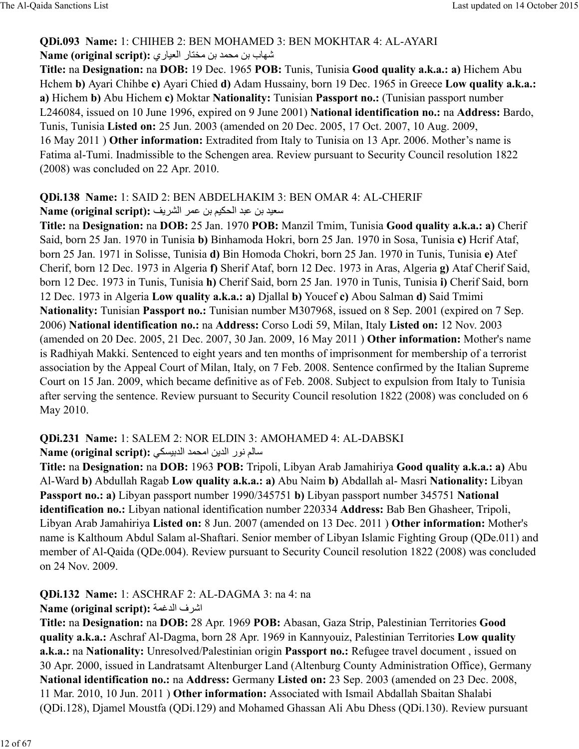**QDi.093 Name:** 1: CHIHEB 2: BEN MOHAMED 3: BEN MOKHTAR 4: AL-AYARI
**Name (original script):** شهاب بن محمد بن مختار العياري
**Title:** na **Designation:** na **DOB:** 19 Dec. 1965 **POB:** Tunis, Tunisia **Good quality a.k.a.: a)** Hichem Abu Hchem **b)** Ayari Chihbe **c)** Ayari Chied **d)** Adam Hussainy, born 19 Dec. 1965 in Greece **Low quality a.k.a.: a)** Hichem **b)** Abu Hichem **c)** Moktar **Nationality:** Tunisian **Passport no.:** (Tunisian passport number L246084, issued on 10 June 1996, expired on 9 June 2001) **National identification no.:** na **Address:** Bardo, Tunis, Tunisia **Listed on:** 25 Jun. 2003 (amended on 20 Dec. 2005, 17 Oct. 2007, 10 Aug. 2009, 16 May 2011 ) **Other information:** Extradited from Italy to Tunisia on 13 Apr. 2006. Mother's name is Fatima al-Tumi. Inadmissible to the Schengen area. Review pursuant to Security Council resolution 1822 (2008) was concluded on 22 Apr. 2010.

**QDi.138 Name:** 1: SAID 2: BEN ABDELHAKIM 3: BEN OMAR 4: AL-CHERIF
**Name (original script):** سعيد بن عبد الحكيم بن عمر الشريف
**Title:** na **Designation:** na **DOB:** 25 Jan. 1970 **POB:** Manzil Tmim, Tunisia **Good quality a.k.a.: a)** Cherif Said, born 25 Jan. 1970 in Tunisia **b)** Binhamoda Hokri, born 25 Jan. 1970 in Sosa, Tunisia **c)** Hcrif Ataf, born 25 Jan. 1971 in Solisse, Tunisia **d)** Bin Homoda Chokri, born 25 Jan. 1970 in Tunis, Tunisia **e)** Atef Cherif, born 12 Dec. 1973 in Algeria **f)** Sherif Ataf, born 12 Dec. 1973 in Aras, Algeria **g)** Ataf Cherif Said, born 12 Dec. 1973 in Tunis, Tunisia **h)** Cherif Said, born 25 Jan. 1970 in Tunis, Tunisia **i)** Cherif Said, born 12 Dec. 1973 in Algeria **Low quality a.k.a.: a)** Djallal **b)** Youcef **c)** Abou Salman **d)** Said Tmimi **Nationality:** Tunisian **Passport no.:** Tunisian number M307968, issued on 8 Sep. 2001 (expired on 7 Sep. 2006) **National identification no.:** na **Address:** Corso Lodi 59, Milan, Italy **Listed on:** 12 Nov. 2003 (amended on 20 Dec. 2005, 21 Dec. 2007, 30 Jan. 2009, 16 May 2011 ) **Other information:** Mother's name is Radhiyah Makki. Sentenced to eight years and ten months of imprisonment for membership of a terrorist association by the Appeal Court of Milan, Italy, on 7 Feb. 2008. Sentence confirmed by the Italian Supreme Court on 15 Jan. 2009, which became definitive as of Feb. 2008. Subject to expulsion from Italy to Tunisia after serving the sentence. Review pursuant to Security Council resolution 1822 (2008) was concluded on 6 May 2010.

**QDi.231 Name:** 1: SALEM 2: NOR ELDIN 3: AMOHAMED 4: AL-DABSKI
**Name (original script):** سالم نور الدين امحمد الدبيسكي
**Title:** na **Designation:** na **DOB:** 1963 **POB:** Tripoli, Libyan Arab Jamahiriya **Good quality a.k.a.: a)** Abu Al-Ward **b)** Abdullah Ragab **Low quality a.k.a.: a)** Abu Naim **b)** Abdallah al- Masri **Nationality:** Libyan **Passport no.: a)** Libyan passport number 1990/345751 **b)** Libyan passport number 345751 **National identification no.:** Libyan national identification number 220334 **Address:** Bab Ben Ghasheer, Tripoli, Libyan Arab Jamahiriya **Listed on:** 8 Jun. 2007 (amended on 13 Dec. 2011 ) **Other information:** Mother's name is Kalthoum Abdul Salam al-Shaftari. Senior member of Libyan Islamic Fighting Group (QDe.011) and member of Al-Qaida (QDe.004). Review pursuant to Security Council resolution 1822 (2008) was concluded on 24 Nov. 2009.

**QDi.132 Name:** 1: ASCHRAF 2: AL-DAGMA 3: na 4: na
**Name (original script):** اشرف الدغمة
**Title:** na **Designation:** na **DOB:** 28 Apr. 1969 **POB:** Abasan, Gaza Strip, Palestinian Territories **Good quality a.k.a.:** Aschraf Al-Dagma, born 28 Apr. 1969 in Kannyouiz, Palestinian Territories **Low quality a.k.a.:** na **Nationality:** Unresolved/Palestinian origin **Passport no.:** Refugee travel document , issued on 30 Apr. 2000, issued in Landratsamt Altenburger Land (Altenburg County Administration Office), Germany **National identification no.:** na **Address:** Germany **Listed on:** 23 Sep. 2003 (amended on 23 Dec. 2008, 11 Mar. 2010, 10 Jun. 2011 ) **Other information:** Associated with Ismail Abdallah Sbaitan Shalabi (QDi.128), Djamel Moustfa (QDi.129) and Mohamed Ghassan Ali Abu Dhess (QDi.130). Review pursuant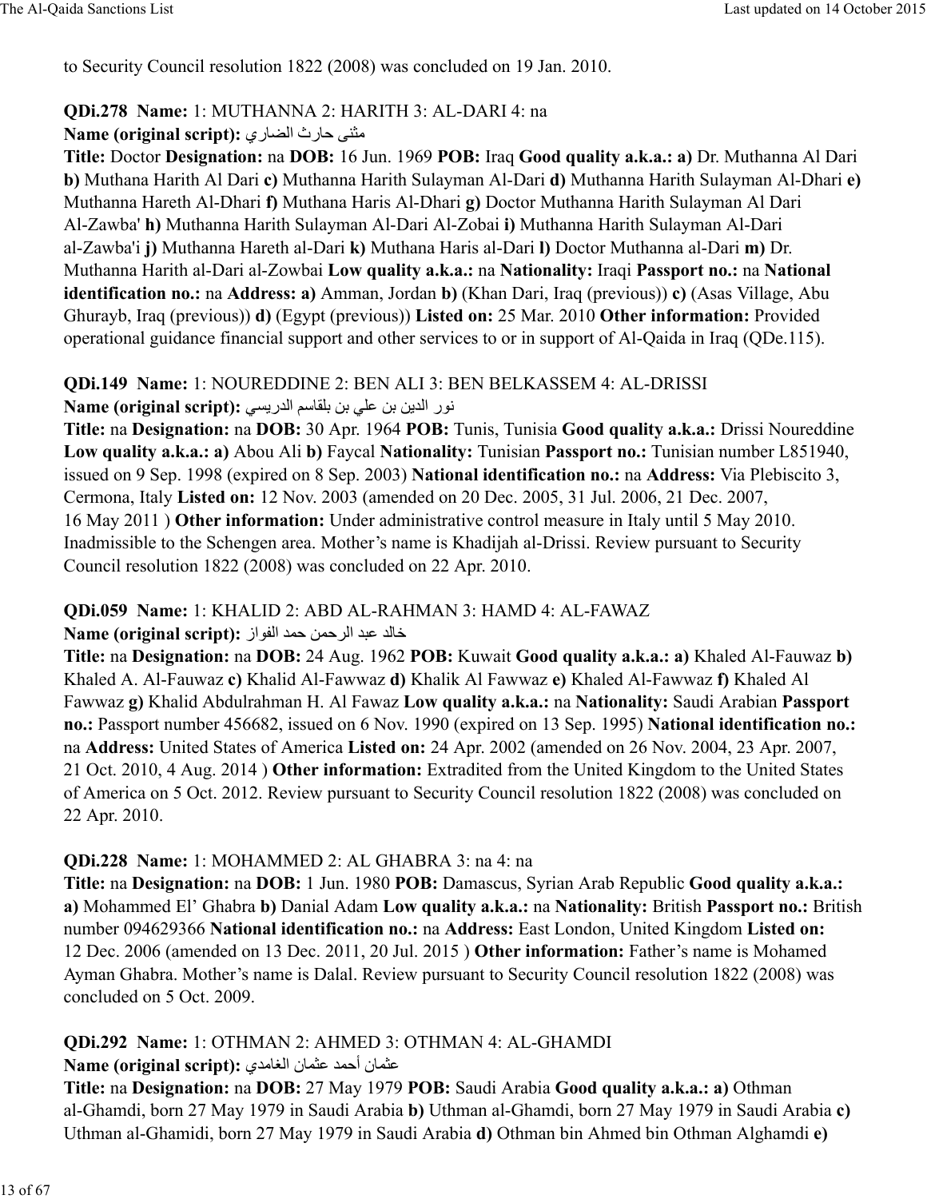to Security Council resolution 1822 (2008) was concluded on 19 Jan. 2010.

**QDi.278 Name:** 1: MUTHANNA 2: HARITH 3: AL-DARI 4: na
**Name (original script):** مثنى حارث الضاري
**Title:** Doctor **Designation:** na **DOB:** 16 Jun. 1969 **POB:** Iraq **Good quality a.k.a.:** **a)** Dr. Muthanna Al Dari **b)** Muthana Harith Al Dari **c)** Muthanna Harith Sulayman Al-Dari **d)** Muthanna Harith Sulayman Al-Dhari **e)** Muthanna Hareth Al-Dhari **f)** Muthana Haris Al-Dhari **g)** Doctor Muthanna Harith Sulayman Al Dari Al-Zawba' **h)** Muthanna Harith Sulayman Al-Dari Al-Zobai **i)** Muthanna Harith Sulayman Al-Dari al-Zawba'i **j)** Muthanna Hareth al-Dari **k)** Muthana Haris al-Dari **l)** Doctor Muthanna al-Dari **m)** Dr. Muthanna Harith al-Dari al-Zowbai **Low quality a.k.a.:** na **Nationality:** Iraqi **Passport no.:** na **National identification no.:** na **Address:** **a)** Amman, Jordan **b)** (Khan Dari, Iraq (previous)) **c)** (Asas Village, Abu Ghurayb, Iraq (previous)) **d)** (Egypt (previous)) **Listed on:** 25 Mar. 2010 **Other information:** Provided operational guidance financial support and other services to or in support of Al-Qaida in Iraq (QDe.115).

**QDi.149 Name:** 1: NOUREDDINE 2: BEN ALI 3: BEN BELKASSEM 4: AL-DRISSI
**Name (original script):** نور الدين بن علي بن بلقاسم الدريسي
**Title:** na **Designation:** na **DOB:** 30 Apr. 1964 **POB:** Tunis, Tunisia **Good quality a.k.a.:** Drissi Noureddine **Low quality a.k.a.:** **a)** Abou Ali **b)** Faycal **Nationality:** Tunisian **Passport no.:** Tunisian number L851940, issued on 9 Sep. 1998 (expired on 8 Sep. 2003) **National identification no.:** na **Address:** Via Plebiscito 3, Cermona, Italy **Listed on:** 12 Nov. 2003 (amended on 20 Dec. 2005, 31 Jul. 2006, 21 Dec. 2007, 16 May 2011 ) **Other information:** Under administrative control measure in Italy until 5 May 2010. Inadmissible to the Schengen area. Mother's name is Khadijah al-Drissi. Review pursuant to Security Council resolution 1822 (2008) was concluded on 22 Apr. 2010.

**QDi.059 Name:** 1: KHALID 2: ABD AL-RAHMAN 3: HAMD 4: AL-FAWAZ
**Name (original script):** خالد عبد الرحمن حمد الفواز
**Title:** na **Designation:** na **DOB:** 24 Aug. 1962 **POB:** Kuwait **Good quality a.k.a.:** **a)** Khaled Al-Fauwaz **b)** Khaled A. Al-Fauwaz **c)** Khalid Al-Fawwaz **d)** Khalik Al Fawwaz **e)** Khaled Al-Fawwaz **f)** Khaled Al Fawwaz **g)** Khalid Abdulrahman H. Al Fawaz **Low quality a.k.a.:** na **Nationality:** Saudi Arabian **Passport no.:** Passport number 456682, issued on 6 Nov. 1990 (expired on 13 Sep. 1995) **National identification no.:** na **Address:** United States of America **Listed on:** 24 Apr. 2002 (amended on 26 Nov. 2004, 23 Apr. 2007, 21 Oct. 2010, 4 Aug. 2014 ) **Other information:** Extradited from the United Kingdom to the United States of America on 5 Oct. 2012. Review pursuant to Security Council resolution 1822 (2008) was concluded on 22 Apr. 2010.

**QDi.228 Name:** 1: MOHAMMED 2: AL GHABRA 3: na 4: na
**Title:** na **Designation:** na **DOB:** 1 Jun. 1980 **POB:** Damascus, Syrian Arab Republic **Good quality a.k.a.:** **a)** Mohammed El' Ghabra **b)** Danial Adam **Low quality a.k.a.:** na **Nationality:** British **Passport no.:** British number 094629366 **National identification no.:** na **Address:** East London, United Kingdom **Listed on:** 12 Dec. 2006 (amended on 13 Dec. 2011, 20 Jul. 2015 ) **Other information:** Father's name is Mohamed Ayman Ghabra. Mother's name is Dalal. Review pursuant to Security Council resolution 1822 (2008) was concluded on 5 Oct. 2009.

**QDi.292 Name:** 1: OTHMAN 2: AHMED 3: OTHMAN 4: AL-GHAMDI
**Name (original script):** عثمان أحمد عثمان الغامدي
**Title:** na **Designation:** na **DOB:** 27 May 1979 **POB:** Saudi Arabia **Good quality a.k.a.:** **a)** Othman al-Ghamdi, born 27 May 1979 in Saudi Arabia **b)** Uthman al-Ghamdi, born 27 May 1979 in Saudi Arabia **c)** Uthman al-Ghamidi, born 27 May 1979 in Saudi Arabia **d)** Othman bin Ahmed bin Othman Alghamdi **e)**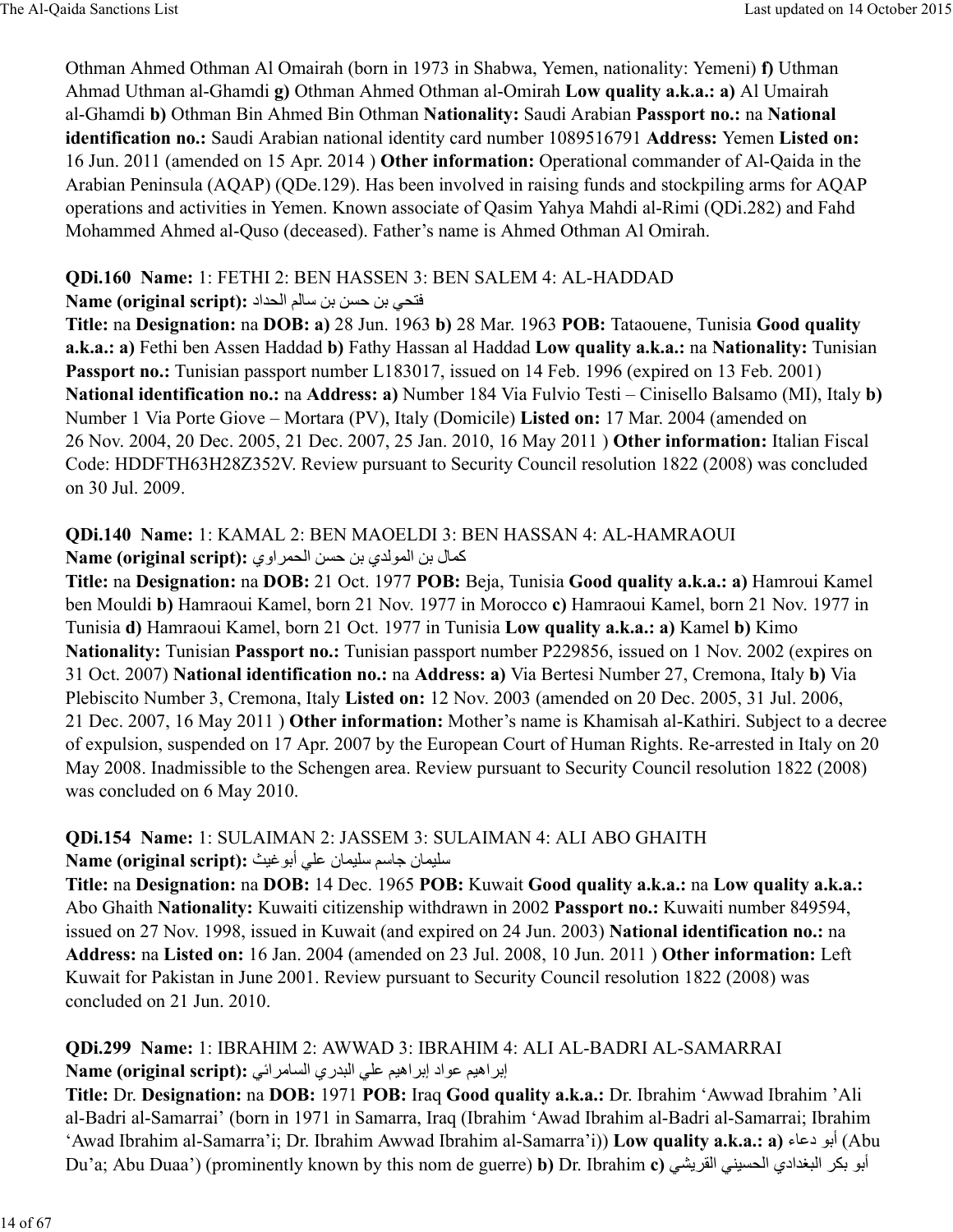Othman Ahmed Othman Al Omairah (born in 1973 in Shabwa, Yemen, nationality: Yemeni) **f)** Uthman Ahmad Uthman al-Ghamdi **g)** Othman Ahmed Othman al-Omirah **Low quality a.k.a.: a)** Al Umairah al-Ghamdi **b)** Othman Bin Ahmed Bin Othman **Nationality:** Saudi Arabian **Passport no.:** na **National identification no.:** Saudi Arabian national identity card number 1089516791 **Address:** Yemen **Listed on:** 16 Jun. 2011 (amended on 15 Apr. 2014 ) **Other information:** Operational commander of Al-Qaida in the Arabian Peninsula (AQAP) (QDe.129). Has been involved in raising funds and stockpiling arms for AQAP operations and activities in Yemen. Known associate of Qasim Yahya Mahdi al-Rimi (QDi.282) and Fahd Mohammed Ahmed al-Quso (deceased). Father's name is Ahmed Othman Al Omirah.

**QDi.160 Name:** 1: FETHI 2: BEN HASSEN 3: BEN SALEM 4: AL-HADDAD
**Name (original script):** فتحي بن حسن بن سالم الحداد
**Title:** na **Designation:** na **DOB: a)** 28 Jun. 1963 **b)** 28 Mar. 1963 **POB:** Tataouene, Tunisia **Good quality a.k.a.: a)** Fethi ben Assen Haddad **b)** Fathy Hassan al Haddad **Low quality a.k.a.:** na **Nationality:** Tunisian **Passport no.:** Tunisian passport number L183017, issued on 14 Feb. 1996 (expired on 13 Feb. 2001) **National identification no.:** na **Address: a)** Number 184 Via Fulvio Testi – Cinisello Balsamo (MI), Italy **b)** Number 1 Via Porte Giove – Mortara (PV), Italy (Domicile) **Listed on:** 17 Mar. 2004 (amended on 26 Nov. 2004, 20 Dec. 2005, 21 Dec. 2007, 25 Jan. 2010, 16 May 2011 ) **Other information:** Italian Fiscal Code: HDDFTH63H28Z352V. Review pursuant to Security Council resolution 1822 (2008) was concluded on 30 Jul. 2009.

**QDi.140 Name:** 1: KAMAL 2: BEN MAOELDI 3: BEN HASSAN 4: AL-HAMRAOUI
**Name (original script):** كمال بن المولدي بن حسن الحمراوي
**Title:** na **Designation:** na **DOB:** 21 Oct. 1977 **POB:** Beja, Tunisia **Good quality a.k.a.: a)** Hamroui Kamel ben Mouldi **b)** Hamraoui Kamel, born 21 Nov. 1977 in Morocco **c)** Hamraoui Kamel, born 21 Nov. 1977 in Tunisia **d)** Hamraoui Kamel, born 21 Oct. 1977 in Tunisia **Low quality a.k.a.: a)** Kamel **b)** Kimo **Nationality:** Tunisian **Passport no.:** Tunisian passport number P229856, issued on 1 Nov. 2002 (expires on 31 Oct. 2007) **National identification no.:** na **Address: a)** Via Bertesi Number 27, Cremona, Italy **b)** Via Plebiscito Number 3, Cremona, Italy **Listed on:** 12 Nov. 2003 (amended on 20 Dec. 2005, 31 Jul. 2006, 21 Dec. 2007, 16 May 2011 ) **Other information:** Mother's name is Khamisah al-Kathiri. Subject to a decree of expulsion, suspended on 17 Apr. 2007 by the European Court of Human Rights. Re-arrested in Italy on 20 May 2008. Inadmissible to the Schengen area. Review pursuant to Security Council resolution 1822 (2008) was concluded on 6 May 2010.

**QDi.154 Name:** 1: SULAIMAN 2: JASSEM 3: SULAIMAN 4: ALI ABO GHAITH
**Name (original script):** سليمان جاسم سليمان علي أبوغيث
**Title:** na **Designation:** na **DOB:** 14 Dec. 1965 **POB:** Kuwait **Good quality a.k.a.:** na **Low quality a.k.a.:** Abo Ghaith **Nationality:** Kuwaiti citizenship withdrawn in 2002 **Passport no.:** Kuwaiti number 849594, issued on 27 Nov. 1998, issued in Kuwait (and expired on 24 Jun. 2003) **National identification no.:** na **Address:** na **Listed on:** 16 Jan. 2004 (amended on 23 Jul. 2008, 10 Jun. 2011 ) **Other information:** Left Kuwait for Pakistan in June 2001. Review pursuant to Security Council resolution 1822 (2008) was concluded on 21 Jun. 2010.

**QDi.299 Name:** 1: IBRAHIM 2: AWWAD 3: IBRAHIM 4: ALI AL-BADRI AL-SAMARRAI
**Name (original script):** إبراهيم عواد إبراهيم علي البدري السامرائي
**Title:** Dr. **Designation:** na **DOB:** 1971 **POB:** Iraq **Good quality a.k.a.:** Dr. Ibrahim 'Awwad Ibrahim 'Ali al-Badri al-Samarrai' (born in 1971 in Samarra, Iraq (Ibrahim 'Awad Ibrahim al-Badri al-Samarrai; Ibrahim 'Awad Ibrahim al-Samarra'i; Dr. Ibrahim Awwad Ibrahim al-Samarra'i)) **Low quality a.k.a.: a)** أبو دعاء (Abu Du'a; Abu Duaa') (prominently known by this nom de guerre) **b)** Dr. Ibrahim **c)** أبو بكر البغدادي الحسيني القريشي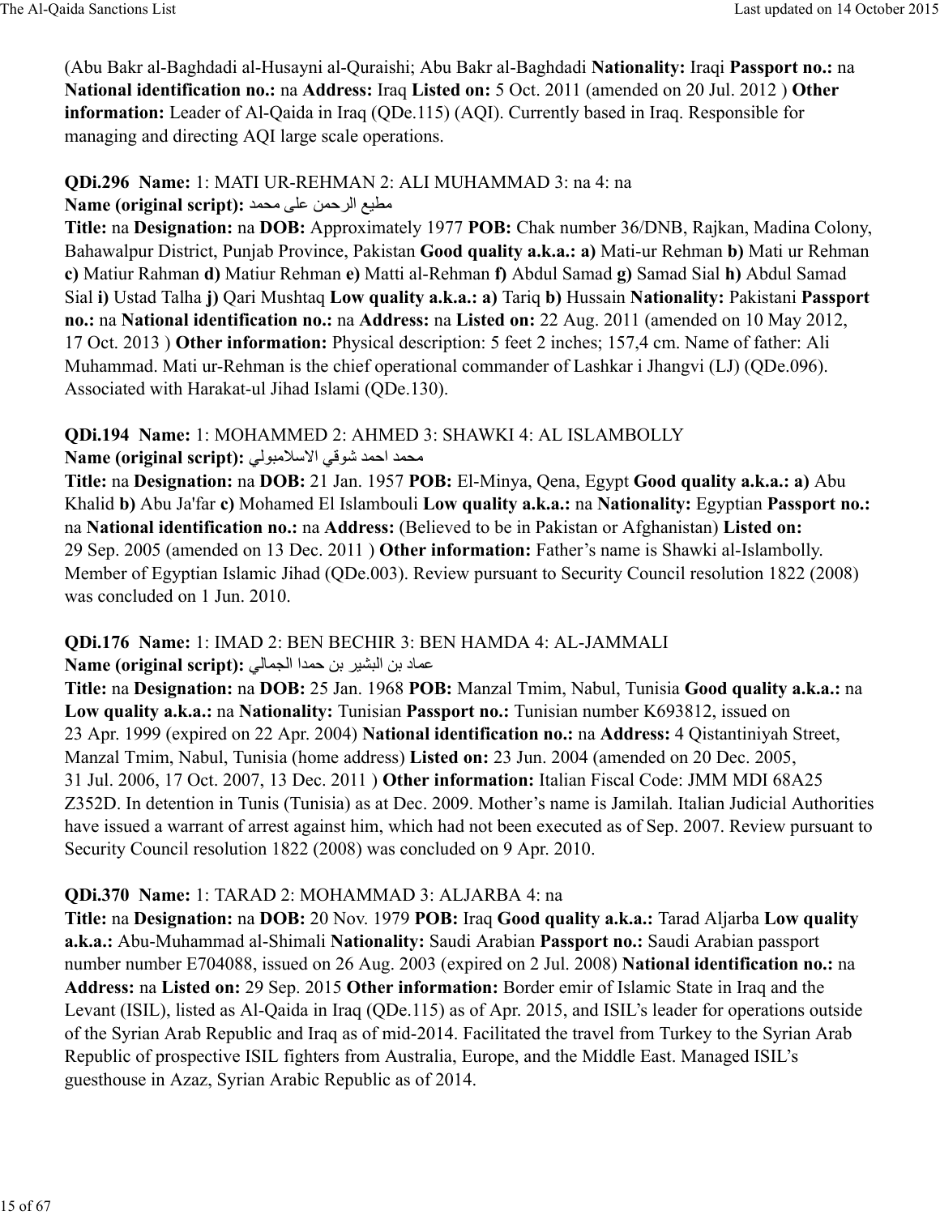(Abu Bakr al-Baghdadi al-Husayni al-Quraishi; Abu Bakr al-Baghdadi **Nationality:** Iraqi **Passport no.:** na **National identification no.:** na **Address:** Iraq **Listed on:** 5 Oct. 2011 (amended on 20 Jul. 2012 ) **Other information:** Leader of Al-Qaida in Iraq (QDe.115) (AQI). Currently based in Iraq. Responsible for managing and directing AQI large scale operations.

**QDi.296 Name:** 1: MATI UR-REHMAN 2: ALI MUHAMMAD 3: na 4: na
**Name (original script):** مطيع الرحمن على محمد
**Title:** na **Designation:** na **DOB:** Approximately 1977 **POB:** Chak number 36/DNB, Rajkan, Madina Colony, Bahawalpur District, Punjab Province, Pakistan **Good quality a.k.a.: a)** Mati-ur Rehman **b)** Mati ur Rehman **c)** Matiur Rahman **d)** Matiur Rehman **e)** Matti al-Rehman **f)** Abdul Samad **g)** Samad Sial **h)** Abdul Samad Sial **i)** Ustad Talha **j)** Qari Mushtaq **Low quality a.k.a.: a)** Tariq **b)** Hussain **Nationality:** Pakistani **Passport no.:** na **National identification no.:** na **Address:** na **Listed on:** 22 Aug. 2011 (amended on 10 May 2012, 17 Oct. 2013 ) **Other information:** Physical description: 5 feet 2 inches; 157,4 cm. Name of father: Ali Muhammad. Mati ur-Rehman is the chief operational commander of Lashkar i Jhangvi (LJ) (QDe.096). Associated with Harakat-ul Jihad Islami (QDe.130).

**QDi.194 Name:** 1: MOHAMMED 2: AHMED 3: SHAWKI 4: AL ISLAMBOLLY
**Name (original script):** محمد احمد شوقي الاسلامبولي
**Title:** na **Designation:** na **DOB:** 21 Jan. 1957 **POB:** El-Minya, Qena, Egypt **Good quality a.k.a.: a)** Abu Khalid **b)** Abu Ja'far **c)** Mohamed El Islambouli **Low quality a.k.a.:** na **Nationality:** Egyptian **Passport no.:** na **National identification no.:** na **Address:** (Believed to be in Pakistan or Afghanistan) **Listed on:** 29 Sep. 2005 (amended on 13 Dec. 2011 ) **Other information:** Father's name is Shawki al-Islambolly. Member of Egyptian Islamic Jihad (QDe.003). Review pursuant to Security Council resolution 1822 (2008) was concluded on 1 Jun. 2010.

**QDi.176 Name:** 1: IMAD 2: BEN BECHIR 3: BEN HAMDA 4: AL-JAMMALI
**Name (original script):** عماد بن البشير بن حمدا الجمالي
**Title:** na **Designation:** na **DOB:** 25 Jan. 1968 **POB:** Manzal Tmim, Nabul, Tunisia **Good quality a.k.a.:** na **Low quality a.k.a.:** na **Nationality:** Tunisian **Passport no.:** Tunisian number K693812, issued on 23 Apr. 1999 (expired on 22 Apr. 2004) **National identification no.:** na **Address:** 4 Qistantiniyah Street, Manzal Tmim, Nabul, Tunisia (home address) **Listed on:** 23 Jun. 2004 (amended on 20 Dec. 2005, 31 Jul. 2006, 17 Oct. 2007, 13 Dec. 2011 ) **Other information:** Italian Fiscal Code: JMM MDI 68A25 Z352D. In detention in Tunis (Tunisia) as at Dec. 2009. Mother's name is Jamilah. Italian Judicial Authorities have issued a warrant of arrest against him, which had not been executed as of Sep. 2007. Review pursuant to Security Council resolution 1822 (2008) was concluded on 9 Apr. 2010.

**QDi.370 Name:** 1: TARAD 2: MOHAMMAD 3: ALJARBA 4: na
**Title:** na **Designation:** na **DOB:** 20 Nov. 1979 **POB:** Iraq **Good quality a.k.a.:** Tarad Aljarba **Low quality a.k.a.:** Abu-Muhammad al-Shimali **Nationality:** Saudi Arabian **Passport no.:** Saudi Arabian passport number number E704088, issued on 26 Aug. 2003 (expired on 2 Jul. 2008) **National identification no.:** na **Address:** na **Listed on:** 29 Sep. 2015 **Other information:** Border emir of Islamic State in Iraq and the Levant (ISIL), listed as Al-Qaida in Iraq (QDe.115) as of Apr. 2015, and ISIL's leader for operations outside of the Syrian Arab Republic and Iraq as of mid-2014. Facilitated the travel from Turkey to the Syrian Arab Republic of prospective ISIL fighters from Australia, Europe, and the Middle East. Managed ISIL's guesthouse in Azaz, Syrian Arabic Republic as of 2014.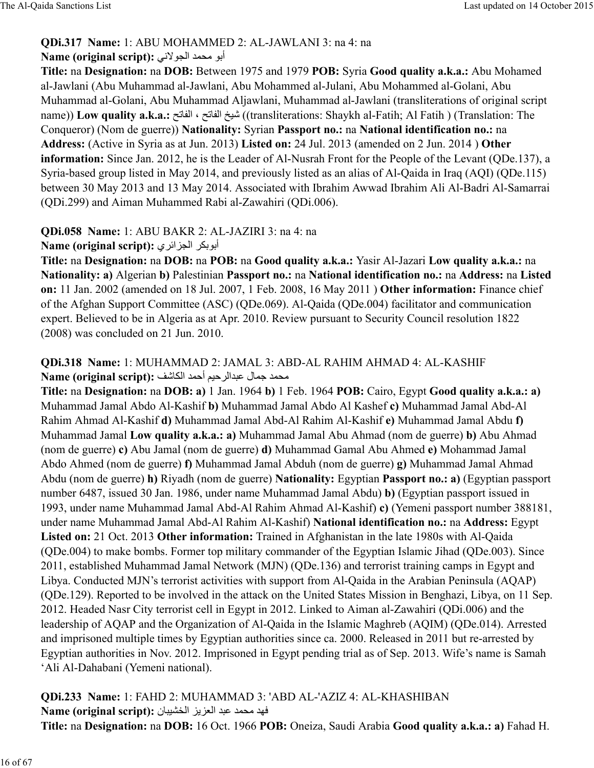**QDi.317 Name:** 1: ABU MOHAMMED 2: AL-JAWLANI 3: na 4: na
**Name (original script):** أبو محمد الجولاني
**Title:** na **Designation:** na **DOB:** Between 1975 and 1979 **POB:** Syria **Good quality a.k.a.:** Abu Mohamed al-Jawlani (Abu Muhammad al-Jawlani, Abu Mohammed al-Julani, Abu Mohammed al-Golani, Abu Muhammad al-Golani, Abu Muhammad Aljawlani, Muhammad al-Jawlani (transliterations of original script name)) **Low quality a.k.a.:** شيخ الفاتح ، الفاتح ((transliterations: Shaykh al-Fatih; Al Fatih ) (Translation: The Conqueror) (Nom de guerre)) **Nationality:** Syrian **Passport no.:** na **National identification no.:** na **Address:** (Active in Syria as at Jun. 2013) **Listed on:** 24 Jul. 2013 (amended on 2 Jun. 2014 ) **Other information:** Since Jan. 2012, he is the Leader of Al-Nusrah Front for the People of the Levant (QDe.137), a Syria-based group listed in May 2014, and previously listed as an alias of Al-Qaida in Iraq (AQI) (QDe.115) between 30 May 2013 and 13 May 2014. Associated with Ibrahim Awwad Ibrahim Ali Al-Badri Al-Samarrai (QDi.299) and Aiman Muhammed Rabi al-Zawahiri (QDi.006).

**QDi.058 Name:** 1: ABU BAKR 2: AL-JAZIRI 3: na 4: na
**Name (original script):** أبوبكر الجزائري
**Title:** na **Designation:** na **DOB:** na **POB:** na **Good quality a.k.a.:** Yasir Al-Jazari **Low quality a.k.a.:** na **Nationality: a)** Algerian **b)** Palestinian **Passport no.:** na **National identification no.:** na **Address:** na **Listed on:** 11 Jan. 2002 (amended on 18 Jul. 2007, 1 Feb. 2008, 16 May 2011 ) **Other information:** Finance chief of the Afghan Support Committee (ASC) (QDe.069). Al-Qaida (QDe.004) facilitator and communication expert. Believed to be in Algeria as at Apr. 2010. Review pursuant to Security Council resolution 1822 (2008) was concluded on 21 Jun. 2010.

**QDi.318 Name:** 1: MUHAMMAD 2: JAMAL 3: ABD-AL RAHIM AHMAD 4: AL-KASHIF
**Name (original script):** محمد جمال عبدالرحيم أحمد الكاشف
**Title:** na **Designation:** na **DOB: a)** 1 Jan. 1964 **b)** 1 Feb. 1964 **POB:** Cairo, Egypt **Good quality a.k.a.: a)** Muhammad Jamal Abdo Al-Kashif **b)** Muhammad Jamal Abdo Al Kashef **c)** Muhammad Jamal Abd-Al Rahim Ahmad Al-Kashif **d)** Muhammad Jamal Abd-Al Rahim Al-Kashif **e)** Muhammad Jamal Abdu **f)** Muhammad Jamal **Low quality a.k.a.: a)** Muhammad Jamal Abu Ahmad (nom de guerre) **b)** Abu Ahmad (nom de guerre) **c)** Abu Jamal (nom de guerre) **d)** Muhammad Gamal Abu Ahmed **e)** Mohammad Jamal Abdo Ahmed (nom de guerre) **f)** Muhammad Jamal Abduh (nom de guerre) **g)** Muhammad Jamal Ahmad Abdu (nom de guerre) **h)** Riyadh (nom de guerre) **Nationality:** Egyptian **Passport no.: a)** (Egyptian passport number 6487, issued 30 Jan. 1986, under name Muhammad Jamal Abdu) **b)** (Egyptian passport issued in 1993, under name Muhammad Jamal Abd-Al Rahim Ahmad Al-Kashif) **c)** (Yemeni passport number 388181, under name Muhammad Jamal Abd-Al Rahim Al-Kashif) **National identification no.:** na **Address:** Egypt **Listed on:** 21 Oct. 2013 **Other information:** Trained in Afghanistan in the late 1980s with Al-Qaida (QDe.004) to make bombs. Former top military commander of the Egyptian Islamic Jihad (QDe.003). Since 2011, established Muhammad Jamal Network (MJN) (QDe.136) and terrorist training camps in Egypt and Libya. Conducted MJN's terrorist activities with support from Al-Qaida in the Arabian Peninsula (AQAP) (QDe.129). Reported to be involved in the attack on the United States Mission in Benghazi, Libya, on 11 Sep. 2012. Headed Nasr City terrorist cell in Egypt in 2012. Linked to Aiman al-Zawahiri (QDi.006) and the leadership of AQAP and the Organization of Al-Qaida in the Islamic Maghreb (AQIM) (QDe.014). Arrested and imprisoned multiple times by Egyptian authorities since ca. 2000. Released in 2011 but re-arrested by Egyptian authorities in Nov. 2012. Imprisoned in Egypt pending trial as of Sep. 2013. Wife's name is Samah 'Ali Al-Dahabani (Yemeni national).

**QDi.233 Name:** 1: FAHD 2: MUHAMMAD 3: 'ABD AL-'AZIZ 4: AL-KHASHIBAN
**Name (original script):** فهد محمد عبد العزيز الخشيبان
**Title:** na **Designation:** na **DOB:** 16 Oct. 1966 **POB:** Oneiza, Saudi Arabia **Good quality a.k.a.: a)** Fahad H.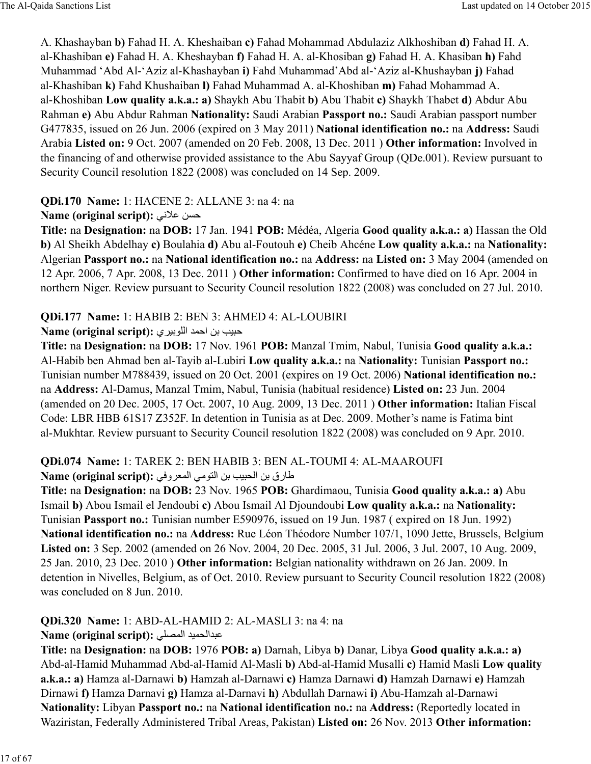A. Khashayban **b)** Fahad H. A. Kheshaiban **c)** Fahad Mohammad Abdulaziz Alkhoshiban **d)** Fahad H. A. al-Khashiban **e)** Fahad H. A. Kheshayban **f)** Fahad H. A. al-Khosiban **g)** Fahad H. A. Khasiban **h)** Fahd Muhammad 'Abd Al-'Aziz al-Khashayban **i)** Fahd Muhammad'Abd al-'Aziz al-Khushayban **j)** Fahad al-Khashiban **k)** Fahd Khushaiban **l)** Fahad Muhammad A. al-Khoshiban **m)** Fahad Mohammad A. al-Khoshiban **Low quality a.k.a.: a)** Shaykh Abu Thabit **b)** Abu Thabit **c)** Shaykh Thabet **d)** Abdur Abu Rahman **e)** Abu Abdur Rahman **Nationality:** Saudi Arabian **Passport no.:** Saudi Arabian passport number G477835, issued on 26 Jun. 2006 (expired on 3 May 2011) **National identification no.:** na **Address:** Saudi Arabia **Listed on:** 9 Oct. 2007 (amended on 20 Feb. 2008, 13 Dec. 2011 ) **Other information:** Involved in the financing of and otherwise provided assistance to the Abu Sayyaf Group (QDe.001). Review pursuant to Security Council resolution 1822 (2008) was concluded on 14 Sep. 2009.

**QDi.170 Name:** 1: HACENE 2: ALLANE 3: na 4: na
**Name (original script):** حسن علاني
**Title:** na **Designation:** na **DOB:** 17 Jan. 1941 **POB:** Médéa, Algeria **Good quality a.k.a.: a)** Hassan the Old **b)** Al Sheikh Abdelhay **c)** Boulahia **d)** Abu al-Foutouh **e)** Cheib Ahcéne **Low quality a.k.a.:** na **Nationality:** Algerian **Passport no.:** na **National identification no.:** na **Address:** na **Listed on:** 3 May 2004 (amended on 12 Apr. 2006, 7 Apr. 2008, 13 Dec. 2011 ) **Other information:** Confirmed to have died on 16 Apr. 2004 in northern Niger. Review pursuant to Security Council resolution 1822 (2008) was concluded on 27 Jul. 2010.

**QDi.177 Name:** 1: HABIB 2: BEN 3: AHMED 4: AL-LOUBIRI
**Name (original script):** حبيب بن احمد اللوبيري
**Title:** na **Designation:** na **DOB:** 17 Nov. 1961 **POB:** Manzal Tmim, Nabul, Tunisia **Good quality a.k.a.:** Al-Habib ben Ahmad ben al-Tayib al-Lubiri **Low quality a.k.a.:** na **Nationality:** Tunisian **Passport no.:** Tunisian number M788439, issued on 20 Oct. 2001 (expires on 19 Oct. 2006) **National identification no.:** na **Address:** Al-Damus, Manzal Tmim, Nabul, Tunisia (habitual residence) **Listed on:** 23 Jun. 2004 (amended on 20 Dec. 2005, 17 Oct. 2007, 10 Aug. 2009, 13 Dec. 2011 ) **Other information:** Italian Fiscal Code: LBR HBB 61S17 Z352F. In detention in Tunisia as at Dec. 2009. Mother's name is Fatima bint al-Mukhtar. Review pursuant to Security Council resolution 1822 (2008) was concluded on 9 Apr. 2010.

**QDi.074 Name:** 1: TAREK 2: BEN HABIB 3: BEN AL-TOUMI 4: AL-MAAROUFI
**Name (original script):** طارق بن الحبيب بن التومي المعروفي
**Title:** na **Designation:** na **DOB:** 23 Nov. 1965 **POB:** Ghardimaou, Tunisia **Good quality a.k.a.: a)** Abu Ismail **b)** Abou Ismail el Jendoubi **c)** Abou Ismail Al Djoundoubi **Low quality a.k.a.:** na **Nationality:** Tunisian **Passport no.:** Tunisian number E590976, issued on 19 Jun. 1987 ( expired on 18 Jun. 1992) **National identification no.:** na **Address:** Rue Léon Théodore Number 107/1, 1090 Jette, Brussels, Belgium **Listed on:** 3 Sep. 2002 (amended on 26 Nov. 2004, 20 Dec. 2005, 31 Jul. 2006, 3 Jul. 2007, 10 Aug. 2009, 25 Jan. 2010, 23 Dec. 2010 ) **Other information:** Belgian nationality withdrawn on 26 Jan. 2009. In detention in Nivelles, Belgium, as of Oct. 2010. Review pursuant to Security Council resolution 1822 (2008) was concluded on 8 Jun. 2010.

**QDi.320 Name:** 1: ABD-AL-HAMID 2: AL-MASLI 3: na 4: na
**Name (original script):** عبدالحميد المصلي
**Title:** na **Designation:** na **DOB:** 1976 **POB: a)** Darnah, Libya **b)** Danar, Libya **Good quality a.k.a.: a)** Abd-al-Hamid Muhammad Abd-al-Hamid Al-Masli **b)** Abd-al-Hamid Musalli **c)** Hamid Masli **Low quality a.k.a.: a)** Hamza al-Darnawi **b)** Hamzah al-Darnawi **c)** Hamza Darnawi **d)** Hamzah Darnawi **e)** Hamzah Dirnawi **f)** Hamza Darnavi **g)** Hamza al-Darnavi **h)** Abdullah Darnawi **i)** Abu-Hamzah al-Darnawi **Nationality:** Libyan **Passport no.:** na **National identification no.:** na **Address:** (Reportedly located in Waziristan, Federally Administered Tribal Areas, Pakistan) **Listed on:** 26 Nov. 2013 **Other information:**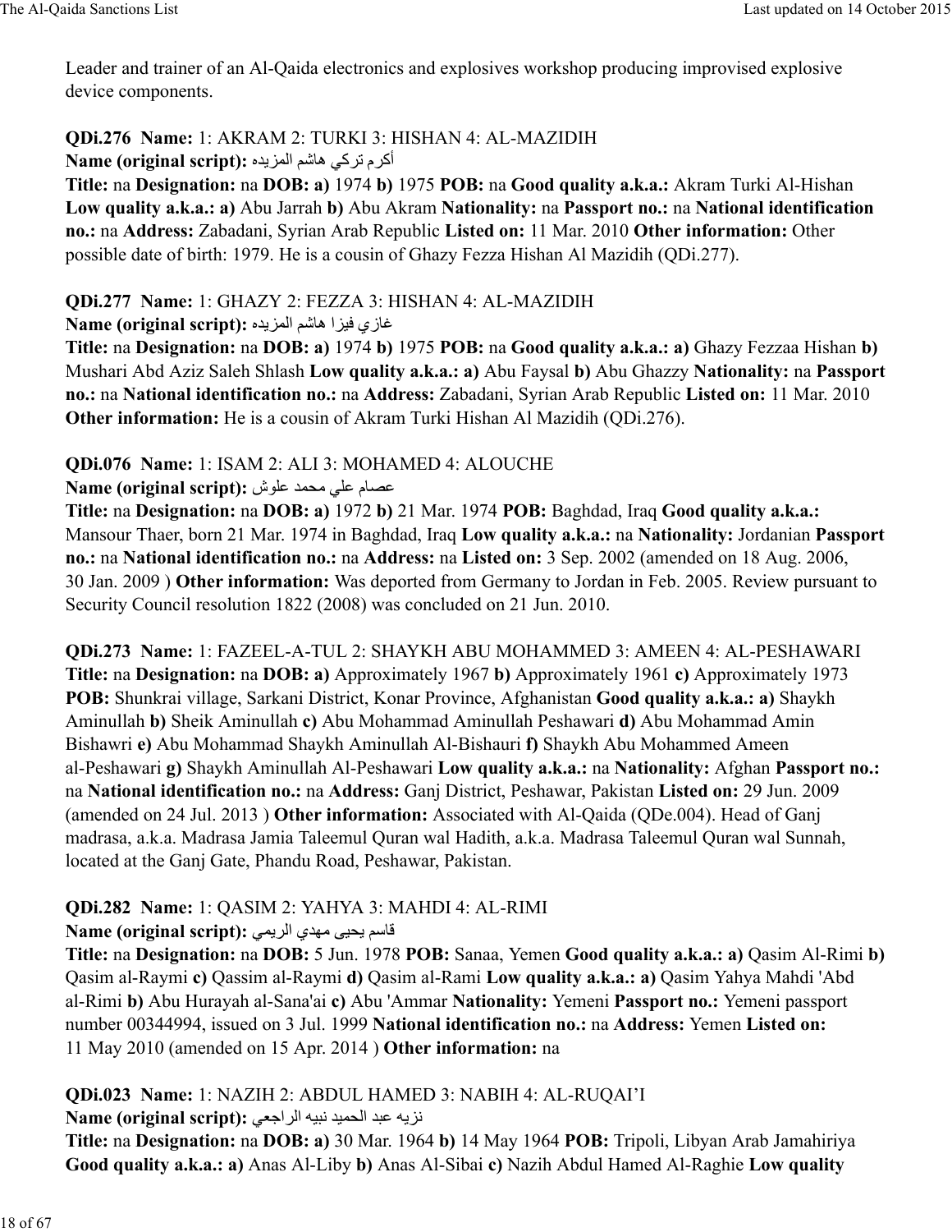Leader and trainer of an Al-Qaida electronics and explosives workshop producing improvised explosive device components.

**QDi.276 Name:** 1: AKRAM 2: TURKI 3: HISHAN 4: AL-MAZIDIH
**Name (original script):** أكرم تركي هاشم المزيده
**Title:** na **Designation:** na **DOB: a)** 1974 **b)** 1975 **POB:** na **Good quality a.k.a.:** Akram Turki Al-Hishan **Low quality a.k.a.: a)** Abu Jarrah **b)** Abu Akram **Nationality:** na **Passport no.:** na **National identification no.:** na **Address:** Zabadani, Syrian Arab Republic **Listed on:** 11 Mar. 2010 **Other information:** Other possible date of birth: 1979. He is a cousin of Ghazy Fezza Hishan Al Mazidih (QDi.277).

**QDi.277 Name:** 1: GHAZY 2: FEZZA 3: HISHAN 4: AL-MAZIDIH
**Name (original script):** غازي فيزا هاشم المزيده
**Title:** na **Designation:** na **DOB: a)** 1974 **b)** 1975 **POB:** na **Good quality a.k.a.: a)** Ghazy Fezzaa Hishan **b)** Mushari Abd Aziz Saleh Shlash **Low quality a.k.a.: a)** Abu Faysal **b)** Abu Ghazzy **Nationality:** na **Passport no.:** na **National identification no.:** na **Address:** Zabadani, Syrian Arab Republic **Listed on:** 11 Mar. 2010 **Other information:** He is a cousin of Akram Turki Hishan Al Mazidih (QDi.276).

**QDi.076 Name:** 1: ISAM 2: ALI 3: MOHAMED 4: ALOUCHE
**Name (original script):** عصام علي محمد علوش
**Title:** na **Designation:** na **DOB: a)** 1972 **b)** 21 Mar. 1974 **POB:** Baghdad, Iraq **Good quality a.k.a.:** Mansour Thaer, born 21 Mar. 1974 in Baghdad, Iraq **Low quality a.k.a.:** na **Nationality:** Jordanian **Passport no.:** na **National identification no.:** na **Address:** na **Listed on:** 3 Sep. 2002 (amended on 18 Aug. 2006, 30 Jan. 2009 ) **Other information:** Was deported from Germany to Jordan in Feb. 2005. Review pursuant to Security Council resolution 1822 (2008) was concluded on 21 Jun. 2010.

**QDi.273 Name:** 1: FAZEEL-A-TUL 2: SHAYKH ABU MOHAMMED 3: AMEEN 4: AL-PESHAWARI
**Title:** na **Designation:** na **DOB: a)** Approximately 1967 **b)** Approximately 1961 **c)** Approximately 1973 **POB:** Shunkrai village, Sarkani District, Konar Province, Afghanistan **Good quality a.k.a.: a)** Shaykh Aminullah **b)** Sheik Aminullah **c)** Abu Mohammad Aminullah Peshawari **d)** Abu Mohammad Amin Bishawri **e)** Abu Mohammad Shaykh Aminullah Al-Bishauri **f)** Shaykh Abu Mohammed Ameen al-Peshawari **g)** Shaykh Aminullah Al-Peshawari **Low quality a.k.a.:** na **Nationality:** Afghan **Passport no.:** na **National identification no.:** na **Address:** Ganj District, Peshawar, Pakistan **Listed on:** 29 Jun. 2009 (amended on 24 Jul. 2013 ) **Other information:** Associated with Al-Qaida (QDe.004). Head of Ganj madrasa, a.k.a. Madrasa Jamia Taleemul Quran wal Hadith, a.k.a. Madrasa Taleemul Quran wal Sunnah, located at the Ganj Gate, Phandu Road, Peshawar, Pakistan.

**QDi.282 Name:** 1: QASIM 2: YAHYA 3: MAHDI 4: AL-RIMI
**Name (original script):** قاسم يحيى مهدي الريمي
**Title:** na **Designation:** na **DOB:** 5 Jun. 1978 **POB:** Sanaa, Yemen **Good quality a.k.a.: a)** Qasim Al-Rimi **b)** Qasim al-Raymi **c)** Qassim al-Raymi **d)** Qasim al-Rami **Low quality a.k.a.: a)** Qasim Yahya Mahdi 'Abd al-Rimi **b)** Abu Hurayah al-Sana'ai **c)** Abu 'Ammar **Nationality:** Yemeni **Passport no.:** Yemeni passport number 00344994, issued on 3 Jul. 1999 **National identification no.:** na **Address:** Yemen **Listed on:** 11 May 2010 (amended on 15 Apr. 2014 ) **Other information:** na

**QDi.023 Name:** 1: NAZIH 2: ABDUL HAMED 3: NABIH 4: AL-RUQAI'I
**Name (original script):** نزيه عبد الحميد نبيه الراجعي
**Title:** na **Designation:** na **DOB: a)** 30 Mar. 1964 **b)** 14 May 1964 **POB:** Tripoli, Libyan Arab Jamahiriya **Good quality a.k.a.: a)** Anas Al-Liby **b)** Anas Al-Sibai **c)** Nazih Abdul Hamed Al-Raghie **Low quality**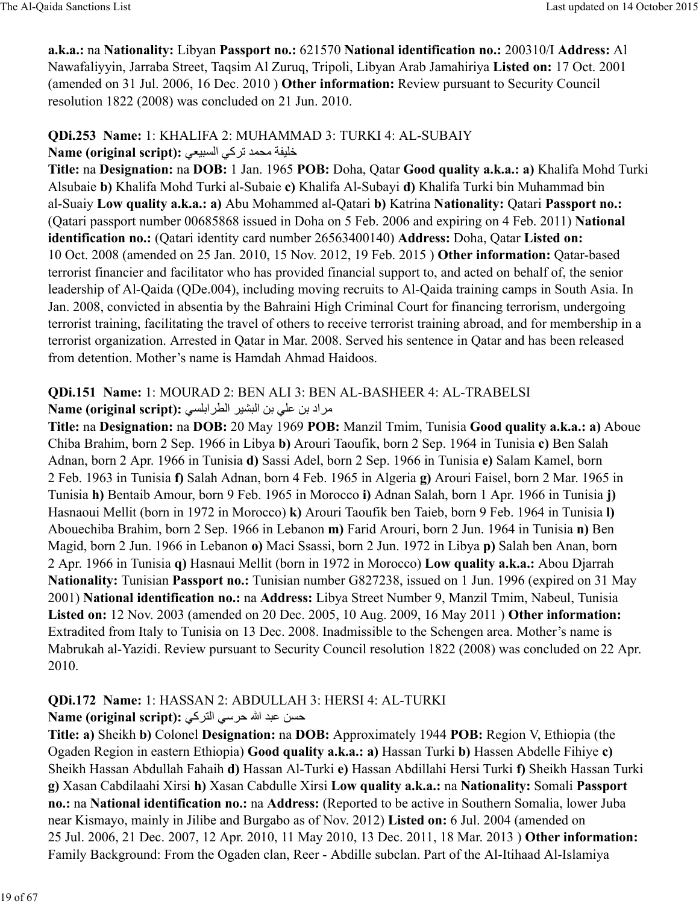**a.k.a.:** na **Nationality:** Libyan **Passport no.:** 621570 **National identification no.:** 200310/I **Address:** Al Nawafaliyyin, Jarraba Street, Taqsim Al Zuruq, Tripoli, Libyan Arab Jamahiriya **Listed on:** 17 Oct. 2001 (amended on 31 Jul. 2006, 16 Dec. 2010 ) **Other information:** Review pursuant to Security Council resolution 1822 (2008) was concluded on 21 Jun. 2010.

**QDi.253 Name:** 1: KHALIFA 2: MUHAMMAD 3: TURKI 4: AL-SUBAIY
**Name (original script):** خليفة محمد تركي السبيعي
**Title:** na **Designation:** na **DOB:** 1 Jan. 1965 **POB:** Doha, Qatar **Good quality a.k.a.:** **a)** Khalifa Mohd Turki Alsubaie **b)** Khalifa Mohd Turki al-Subaie **c)** Khalifa Al-Subayi **d)** Khalifa Turki bin Muhammad bin al-Suaiy **Low quality a.k.a.:** **a)** Abu Mohammed al-Qatari **b)** Katrina **Nationality:** Qatari **Passport no.:** (Qatari passport number 00685868 issued in Doha on 5 Feb. 2006 and expiring on 4 Feb. 2011) **National identification no.:** (Qatari identity card number 26563400140) **Address:** Doha, Qatar **Listed on:** 10 Oct. 2008 (amended on 25 Jan. 2010, 15 Nov. 2012, 19 Feb. 2015 ) **Other information:** Qatar-based terrorist financier and facilitator who has provided financial support to, and acted on behalf of, the senior leadership of Al-Qaida (QDe.004), including moving recruits to Al-Qaida training camps in South Asia. In Jan. 2008, convicted in absentia by the Bahraini High Criminal Court for financing terrorism, undergoing terrorist training, facilitating the travel of others to receive terrorist training abroad, and for membership in a terrorist organization. Arrested in Qatar in Mar. 2008. Served his sentence in Qatar and has been released from detention. Mother's name is Hamdah Ahmad Haidoos.

**QDi.151 Name:** 1: MOURAD 2: BEN ALI 3: BEN AL-BASHEER 4: AL-TRABELSI
**Name (original script):** مراد بن علي بن البشير الطرابلسي
**Title:** na **Designation:** na **DOB:** 20 May 1969 **POB:** Manzil Tmim, Tunisia **Good quality a.k.a.:** **a)** Aboue Chiba Brahim, born 2 Sep. 1966 in Libya **b)** Arouri Taoufik, born 2 Sep. 1964 in Tunisia **c)** Ben Salah Adnan, born 2 Apr. 1966 in Tunisia **d)** Sassi Adel, born 2 Sep. 1966 in Tunisia **e)** Salam Kamel, born 2 Feb. 1963 in Tunisia **f)** Salah Adnan, born 4 Feb. 1965 in Algeria **g)** Arouri Faisel, born 2 Mar. 1965 in Tunisia **h)** Bentaib Amour, born 9 Feb. 1965 in Morocco **i)** Adnan Salah, born 1 Apr. 1966 in Tunisia **j)** Hasnaoui Mellit (born in 1972 in Morocco) **k)** Arouri Taoufik ben Taieb, born 9 Feb. 1964 in Tunisia **l)** Abouechiba Brahim, born 2 Sep. 1966 in Lebanon **m)** Farid Arouri, born 2 Jun. 1964 in Tunisia **n)** Ben Magid, born 2 Jun. 1966 in Lebanon **o)** Maci Ssassi, born 2 Jun. 1972 in Libya **p)** Salah ben Anan, born 2 Apr. 1966 in Tunisia **q)** Hasnaui Mellit (born in 1972 in Morocco) **Low quality a.k.a.:** Abou Djarrah **Nationality:** Tunisian **Passport no.:** Tunisian number G827238, issued on 1 Jun. 1996 (expired on 31 May 2001) **National identification no.:** na **Address:** Libya Street Number 9, Manzil Tmim, Nabeul, Tunisia **Listed on:** 12 Nov. 2003 (amended on 20 Dec. 2005, 10 Aug. 2009, 16 May 2011 ) **Other information:** Extradited from Italy to Tunisia on 13 Dec. 2008. Inadmissible to the Schengen area. Mother's name is Mabrukah al-Yazidi. Review pursuant to Security Council resolution 1822 (2008) was concluded on 22 Apr. 2010.

**QDi.172 Name:** 1: HASSAN 2: ABDULLAH 3: HERSI 4: AL-TURKI
**Name (original script):** حسن عبد الله حرسي التركي
**Title:** **a)** Sheikh **b)** Colonel **Designation:** na **DOB:** Approximately 1944 **POB:** Region V, Ethiopia (the Ogaden Region in eastern Ethiopia) **Good quality a.k.a.:** **a)** Hassan Turki **b)** Hassen Abdelle Fihiye **c)** Sheikh Hassan Abdullah Fahaih **d)** Hassan Al-Turki **e)** Hassan Abdillahi Hersi Turki **f)** Sheikh Hassan Turki **g)** Xasan Cabdilaahi Xirsi **h)** Xasan Cabdulle Xirsi **Low quality a.k.a.:** na **Nationality:** Somali **Passport no.:** na **National identification no.:** na **Address:** (Reported to be active in Southern Somalia, lower Juba near Kismayo, mainly in Jilibe and Burgabo as of Nov. 2012) **Listed on:** 6 Jul. 2004 (amended on 25 Jul. 2006, 21 Dec. 2007, 12 Apr. 2010, 11 May 2010, 13 Dec. 2011, 18 Mar. 2013 ) **Other information:** Family Background: From the Ogaden clan, Reer - Abdille subclan. Part of the Al-Itihaad Al-Islamiya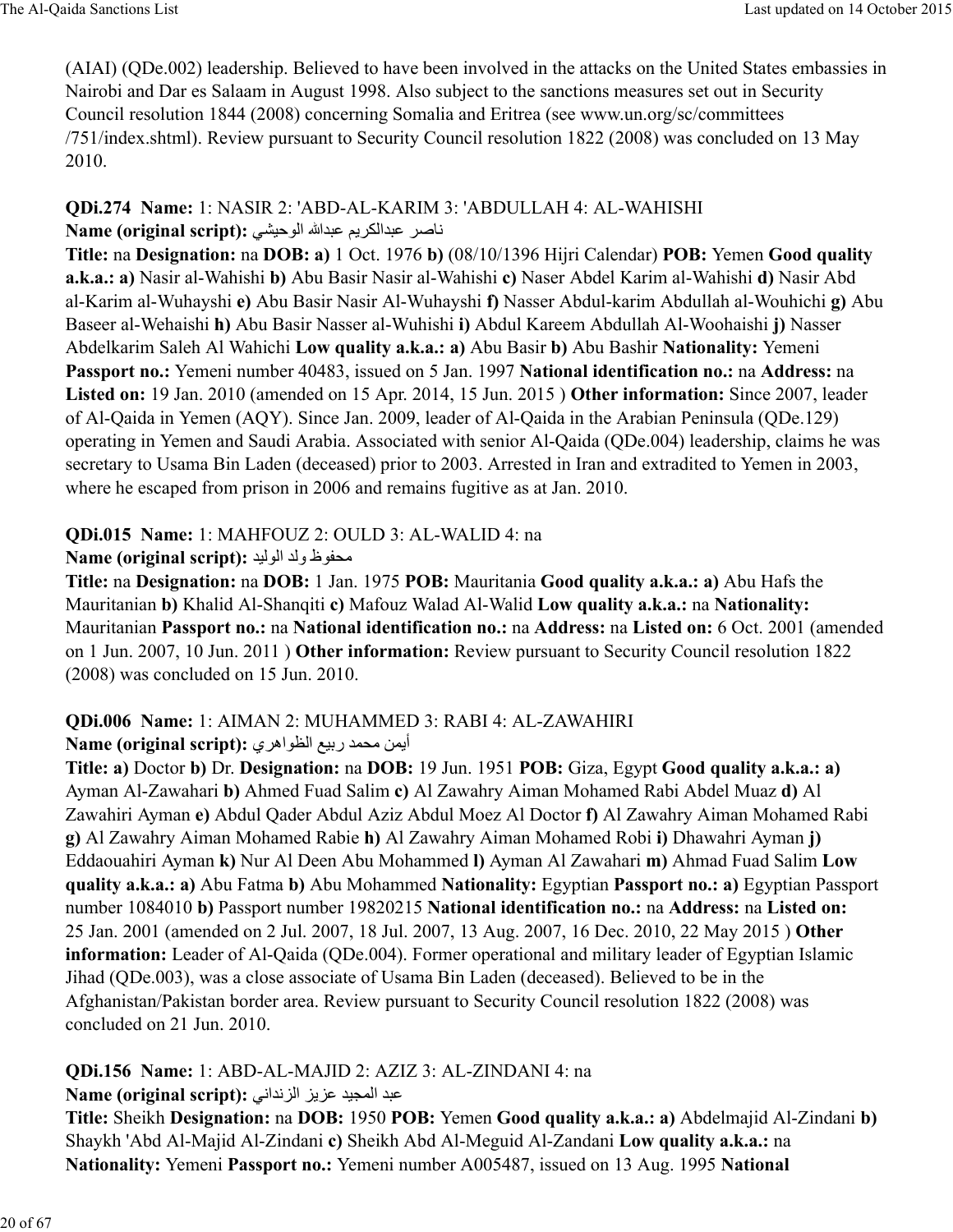(AIAI) (QDe.002) leadership. Believed to have been involved in the attacks on the United States embassies in Nairobi and Dar es Salaam in August 1998. Also subject to the sanctions measures set out in Security Council resolution 1844 (2008) concerning Somalia and Eritrea (see www.un.org/sc/committees /751/index.shtml). Review pursuant to Security Council resolution 1822 (2008) was concluded on 13 May 2010.

**QDi.274 Name:** 1: NASIR 2: 'ABD-AL-KARIM 3: 'ABDULLAH 4: AL-WAHISHI
**Name (original script):** ناصر عبدالكريم عبدالله الوحيشي
**Title:** na **Designation:** na **DOB: a)** 1 Oct. 1976 **b)** (08/10/1396 Hijri Calendar) **POB:** Yemen **Good quality a.k.a.: a)** Nasir al-Wahishi **b)** Abu Basir Nasir al-Wahishi **c)** Naser Abdel Karim al-Wahishi **d)** Nasir Abd al-Karim al-Wuhayshi **e)** Abu Basir Nasir Al-Wuhayshi **f)** Nasser Abdul-karim Abdullah al-Wouhichi **g)** Abu Baseer al-Wehaishi **h)** Abu Basir Nasser al-Wuhishi **i)** Abdul Kareem Abdullah Al-Woohaishi **j)** Nasser Abdelkarim Saleh Al Wahichi **Low quality a.k.a.: a)** Abu Basir **b)** Abu Bashir **Nationality:** Yemeni **Passport no.:** Yemeni number 40483, issued on 5 Jan. 1997 **National identification no.:** na **Address:** na **Listed on:** 19 Jan. 2010 (amended on 15 Apr. 2014, 15 Jun. 2015 ) **Other information:** Since 2007, leader of Al-Qaida in Yemen (AQY). Since Jan. 2009, leader of Al-Qaida in the Arabian Peninsula (QDe.129) operating in Yemen and Saudi Arabia. Associated with senior Al-Qaida (QDe.004) leadership, claims he was secretary to Usama Bin Laden (deceased) prior to 2003. Arrested in Iran and extradited to Yemen in 2003, where he escaped from prison in 2006 and remains fugitive as at Jan. 2010.

**QDi.015 Name:** 1: MAHFOUZ 2: OULD 3: AL-WALID 4: na
**Name (original script):** محفوظ ولد الوليد
**Title:** na **Designation:** na **DOB:** 1 Jan. 1975 **POB:** Mauritania **Good quality a.k.a.: a)** Abu Hafs the Mauritanian **b)** Khalid Al-Shanqiti **c)** Mafouz Walad Al-Walid **Low quality a.k.a.:** na **Nationality:** Mauritanian **Passport no.:** na **National identification no.:** na **Address:** na **Listed on:** 6 Oct. 2001 (amended on 1 Jun. 2007, 10 Jun. 2011 ) **Other information:** Review pursuant to Security Council resolution 1822 (2008) was concluded on 15 Jun. 2010.

**QDi.006 Name:** 1: AIMAN 2: MUHAMMED 3: RABI 4: AL-ZAWAHIRI
**Name (original script):** أيمن محمد ربيع الظواهري
**Title: a)** Doctor **b)** Dr. **Designation:** na **DOB:** 19 Jun. 1951 **POB:** Giza, Egypt **Good quality a.k.a.: a)** Ayman Al-Zawahari **b)** Ahmed Fuad Salim **c)** Al Zawahry Aiman Mohamed Rabi Abdel Muaz **d)** Al Zawahiri Ayman **e)** Abdul Qader Abdul Aziz Abdul Moez Al Doctor **f)** Al Zawahry Aiman Mohamed Rabi **g)** Al Zawahry Aiman Mohamed Rabie **h)** Al Zawahry Aiman Mohamed Robi **i)** Dhawahri Ayman **j)** Eddaouahiri Ayman **k)** Nur Al Deen Abu Mohammed **l)** Ayman Al Zawahari **m)** Ahmad Fuad Salim **Low quality a.k.a.: a)** Abu Fatma **b)** Abu Mohammed **Nationality:** Egyptian **Passport no.: a)** Egyptian Passport number 1084010 **b)** Passport number 19820215 **National identification no.:** na **Address:** na **Listed on:** 25 Jan. 2001 (amended on 2 Jul. 2007, 18 Jul. 2007, 13 Aug. 2007, 16 Dec. 2010, 22 May 2015 ) **Other information:** Leader of Al-Qaida (QDe.004). Former operational and military leader of Egyptian Islamic Jihad (QDe.003), was a close associate of Usama Bin Laden (deceased). Believed to be in the Afghanistan/Pakistan border area. Review pursuant to Security Council resolution 1822 (2008) was concluded on 21 Jun. 2010.

**QDi.156 Name:** 1: ABD-AL-MAJID 2: AZIZ 3: AL-ZINDANI 4: na
**Name (original script):** عبد المجيد عزيز الزنداني
**Title:** Sheikh **Designation:** na **DOB:** 1950 **POB:** Yemen **Good quality a.k.a.: a)** Abdelmajid Al-Zindani **b)** Shaykh 'Abd Al-Majid Al-Zindani **c)** Sheikh Abd Al-Meguid Al-Zandani **Low quality a.k.a.:** na **Nationality:** Yemeni **Passport no.:** Yemeni number A005487, issued on 13 Aug. 1995 **National**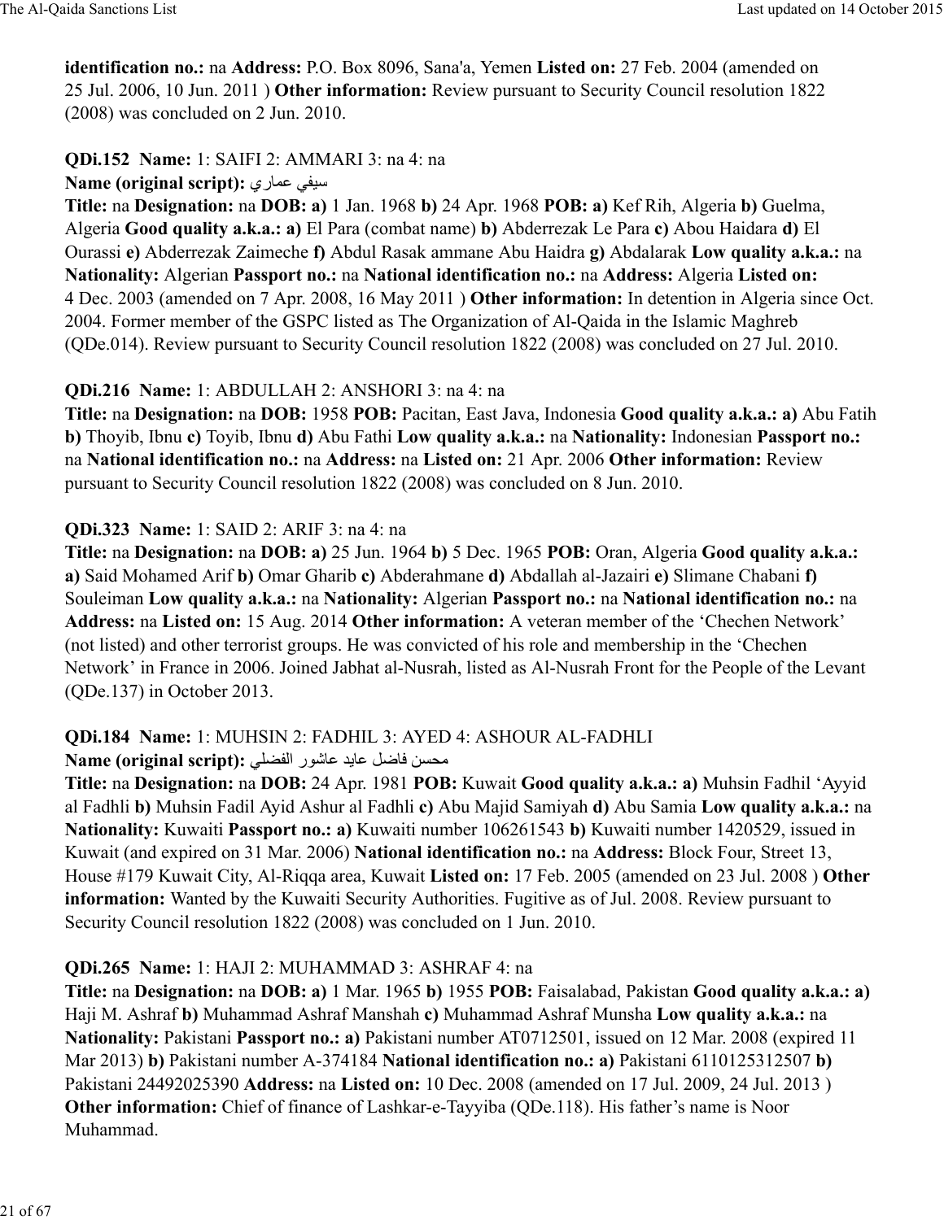**identification no.:** na **Address:** P.O. Box 8096, Sana'a, Yemen **Listed on:** 27 Feb. 2004 (amended on 25 Jul. 2006, 10 Jun. 2011 ) **Other information:** Review pursuant to Security Council resolution 1822 (2008) was concluded on 2 Jun. 2010.

**QDi.152 Name:** 1: SAIFI 2: AMMARI 3: na 4: na
**Name (original script):** سيفي عماري
**Title:** na **Designation:** na **DOB: a)** 1 Jan. 1968 **b)** 24 Apr. 1968 **POB: a)** Kef Rih, Algeria **b)** Guelma, Algeria **Good quality a.k.a.: a)** El Para (combat name) **b)** Abderrezak Le Para **c)** Abou Haidara **d)** El Ourassi **e)** Abderrezak Zaimeche **f)** Abdul Rasak ammane Abu Haidra **g)** Abdalarak **Low quality a.k.a.:** na **Nationality:** Algerian **Passport no.:** na **National identification no.:** na **Address:** Algeria **Listed on:** 4 Dec. 2003 (amended on 7 Apr. 2008, 16 May 2011 ) **Other information:** In detention in Algeria since Oct. 2004. Former member of the GSPC listed as The Organization of Al-Qaida in the Islamic Maghreb (QDe.014). Review pursuant to Security Council resolution 1822 (2008) was concluded on 27 Jul. 2010.

**QDi.216 Name:** 1: ABDULLAH 2: ANSHORI 3: na 4: na
**Title:** na **Designation:** na **DOB:** 1958 **POB:** Pacitan, East Java, Indonesia **Good quality a.k.a.: a)** Abu Fatih **b)** Thoyib, Ibnu **c)** Toyib, Ibnu **d)** Abu Fathi **Low quality a.k.a.:** na **Nationality:** Indonesian **Passport no.:** na **National identification no.:** na **Address:** na **Listed on:** 21 Apr. 2006 **Other information:** Review pursuant to Security Council resolution 1822 (2008) was concluded on 8 Jun. 2010.

**QDi.323 Name:** 1: SAID 2: ARIF 3: na 4: na
**Title:** na **Designation:** na **DOB: a)** 25 Jun. 1964 **b)** 5 Dec. 1965 **POB:** Oran, Algeria **Good quality a.k.a.: a)** Said Mohamed Arif **b)** Omar Gharib **c)** Abderahmane **d)** Abdallah al-Jazairi **e)** Slimane Chabani **f)** Souleiman **Low quality a.k.a.:** na **Nationality:** Algerian **Passport no.:** na **National identification no.:** na **Address:** na **Listed on:** 15 Aug. 2014 **Other information:** A veteran member of the 'Chechen Network' (not listed) and other terrorist groups. He was convicted of his role and membership in the 'Chechen Network' in France in 2006. Joined Jabhat al-Nusrah, listed as Al-Nusrah Front for the People of the Levant (QDe.137) in October 2013.

**QDi.184 Name:** 1: MUHSIN 2: FADHIL 3: AYED 4: ASHOUR AL-FADHLI
**Name (original script):** محسن فاضل عايد عاشور الفضلي
**Title:** na **Designation:** na **DOB:** 24 Apr. 1981 **POB:** Kuwait **Good quality a.k.a.: a)** Muhsin Fadhil 'Ayyid al Fadhli **b)** Muhsin Fadil Ayid Ashur al Fadhli **c)** Abu Majid Samiyah **d)** Abu Samia **Low quality a.k.a.:** na **Nationality:** Kuwaiti **Passport no.: a)** Kuwaiti number 106261543 **b)** Kuwaiti number 1420529, issued in Kuwait (and expired on 31 Mar. 2006) **National identification no.:** na **Address:** Block Four, Street 13, House #179 Kuwait City, Al-Riqqa area, Kuwait **Listed on:** 17 Feb. 2005 (amended on 23 Jul. 2008 ) **Other information:** Wanted by the Kuwaiti Security Authorities. Fugitive as of Jul. 2008. Review pursuant to Security Council resolution 1822 (2008) was concluded on 1 Jun. 2010.

**QDi.265 Name:** 1: HAJI 2: MUHAMMAD 3: ASHRAF 4: na
**Title:** na **Designation:** na **DOB: a)** 1 Mar. 1965 **b)** 1955 **POB:** Faisalabad, Pakistan **Good quality a.k.a.: a)** Haji M. Ashraf **b)** Muhammad Ashraf Manshah **c)** Muhammad Ashraf Munsha **Low quality a.k.a.:** na **Nationality:** Pakistani **Passport no.: a)** Pakistani number AT0712501, issued on 12 Mar. 2008 (expired 11 Mar 2013) **b)** Pakistani number A-374184 **National identification no.: a)** Pakistani 6110125312507 **b)** Pakistani 24492025390 **Address:** na **Listed on:** 10 Dec. 2008 (amended on 17 Jul. 2009, 24 Jul. 2013 ) **Other information:** Chief of finance of Lashkar-e-Tayyiba (QDe.118). His father's name is Noor Muhammad.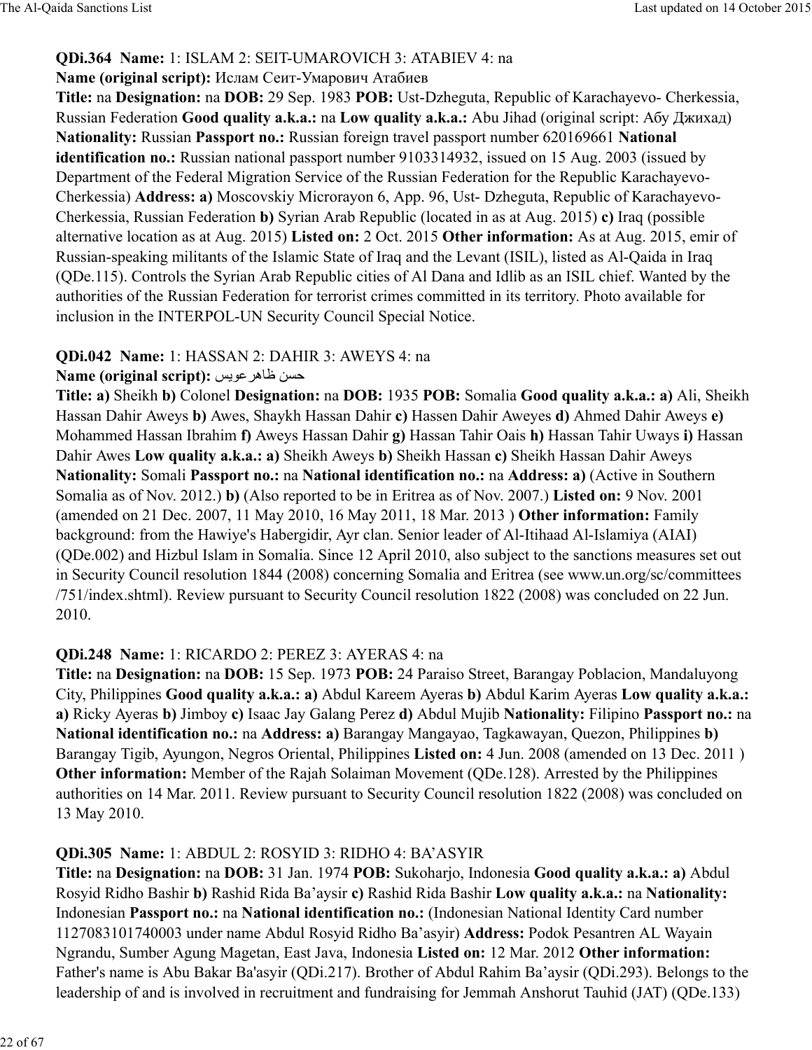**QDi.364 Name:** 1: ISLAM 2: SEIT-UMAROVICH 3: ATABIEV 4: na

**Name (original script):** Ислам Сеит-Умарович Атабиев

**Title:** na **Designation:** na **DOB:** 29 Sep. 1983 **POB:** Ust-Dzheguta, Republic of Karachayevo- Cherkessia, Russian Federation **Good quality a.k.a.:** na **Low quality a.k.a.:** Abu Jihad (original script: Абу Джихад) **Nationality:** Russian **Passport no.:** Russian foreign travel passport number 620169661 **National identification no.:** Russian national passport number 9103314932, issued on 15 Aug. 2003 (issued by Department of the Federal Migration Service of the Russian Federation for the Republic Karachayevo-Cherkessia) **Address: a)** Moscovskiy Microrayon 6, App. 96, Ust- Dzheguta, Republic of Karachayevo-Cherkessia, Russian Federation **b)** Syrian Arab Republic (located in as at Aug. 2015) **c)** Iraq (possible alternative location as at Aug. 2015) **Listed on:** 2 Oct. 2015 **Other information:** As at Aug. 2015, emir of Russian-speaking militants of the Islamic State of Iraq and the Levant (ISIL), listed as Al-Qaida in Iraq (QDe.115). Controls the Syrian Arab Republic cities of Al Dana and Idlib as an ISIL chief. Wanted by the authorities of the Russian Federation for terrorist crimes committed in its territory. Photo available for inclusion in the INTERPOL-UN Security Council Special Notice.

**QDi.042 Name:** 1: HASSAN 2: DAHIR 3: AWEYS 4: na

**Name (original script):** حسن ظاهر عويس

**Title: a)** Sheikh **b)** Colonel **Designation:** na **DOB:** 1935 **POB:** Somalia **Good quality a.k.a.: a)** Ali, Sheikh Hassan Dahir Aweys **b)** Awes, Shaykh Hassan Dahir **c)** Hassen Dahir Aweyes **d)** Ahmed Dahir Aweys **e)** Mohammed Hassan Ibrahim **f)** Aweys Hassan Dahir **g)** Hassan Tahir Oais **h)** Hassan Tahir Uways **i)** Hassan Dahir Awes **Low quality a.k.a.: a)** Sheikh Aweys **b)** Sheikh Hassan **c)** Sheikh Hassan Dahir Aweys **Nationality:** Somali **Passport no.:** na **National identification no.:** na **Address: a)** (Active in Southern Somalia as of Nov. 2012.) **b)** (Also reported to be in Eritrea as of Nov. 2007.) **Listed on:** 9 Nov. 2001 (amended on 21 Dec. 2007, 11 May 2010, 16 May 2011, 18 Mar. 2013 ) **Other information:** Family background: from the Hawiye's Habergidir, Ayr clan. Senior leader of Al-Itihaad Al-Islamiya (AIAI) (QDe.002) and Hizbul Islam in Somalia. Since 12 April 2010, also subject to the sanctions measures set out in Security Council resolution 1844 (2008) concerning Somalia and Eritrea (see www.un.org/sc/committees/751/index.shtml). Review pursuant to Security Council resolution 1822 (2008) was concluded on 22 Jun. 2010.

**QDi.248 Name:** 1: RICARDO 2: PEREZ 3: AYERAS 4: na

**Title:** na **Designation:** na **DOB:** 15 Sep. 1973 **POB:** 24 Paraiso Street, Barangay Poblacion, Mandaluyong City, Philippines **Good quality a.k.a.: a)** Abdul Kareem Ayeras **b)** Abdul Karim Ayeras **Low quality a.k.a.: a)** Ricky Ayeras **b)** Jimboy **c)** Isaac Jay Galang Perez **d)** Abdul Mujib **Nationality:** Filipino **Passport no.:** na **National identification no.:** na **Address: a)** Barangay Mangayao, Tagkawayan, Quezon, Philippines **b)** Barangay Tigib, Ayungon, Negros Oriental, Philippines **Listed on:** 4 Jun. 2008 (amended on 13 Dec. 2011 ) **Other information:** Member of the Rajah Solaiman Movement (QDe.128). Arrested by the Philippines authorities on 14 Mar. 2011. Review pursuant to Security Council resolution 1822 (2008) was concluded on 13 May 2010.

**QDi.305 Name:** 1: ABDUL 2: ROSYID 3: RIDHO 4: BA'ASYIR

**Title:** na **Designation:** na **DOB:** 31 Jan. 1974 **POB:** Sukoharjo, Indonesia **Good quality a.k.a.: a)** Abdul Rosyid Ridho Bashir **b)** Rashid Rida Ba'aysir **c)** Rashid Rida Bashir **Low quality a.k.a.:** na **Nationality:** Indonesian **Passport no.:** na **National identification no.:** (Indonesian National Identity Card number 1127083101740003 under name Abdul Rosyid Ridho Ba'asyir) **Address:** Podok Pesantren AL Wayain Ngrandu, Sumber Agung Magetan, East Java, Indonesia **Listed on:** 12 Mar. 2012 **Other information:** Father's name is Abu Bakar Ba'asyir (QDi.217). Brother of Abdul Rahim Ba'aysir (QDi.293). Belongs to the leadership of and is involved in recruitment and fundraising for Jemmah Anshorut Tauhid (JAT) (QDe.133)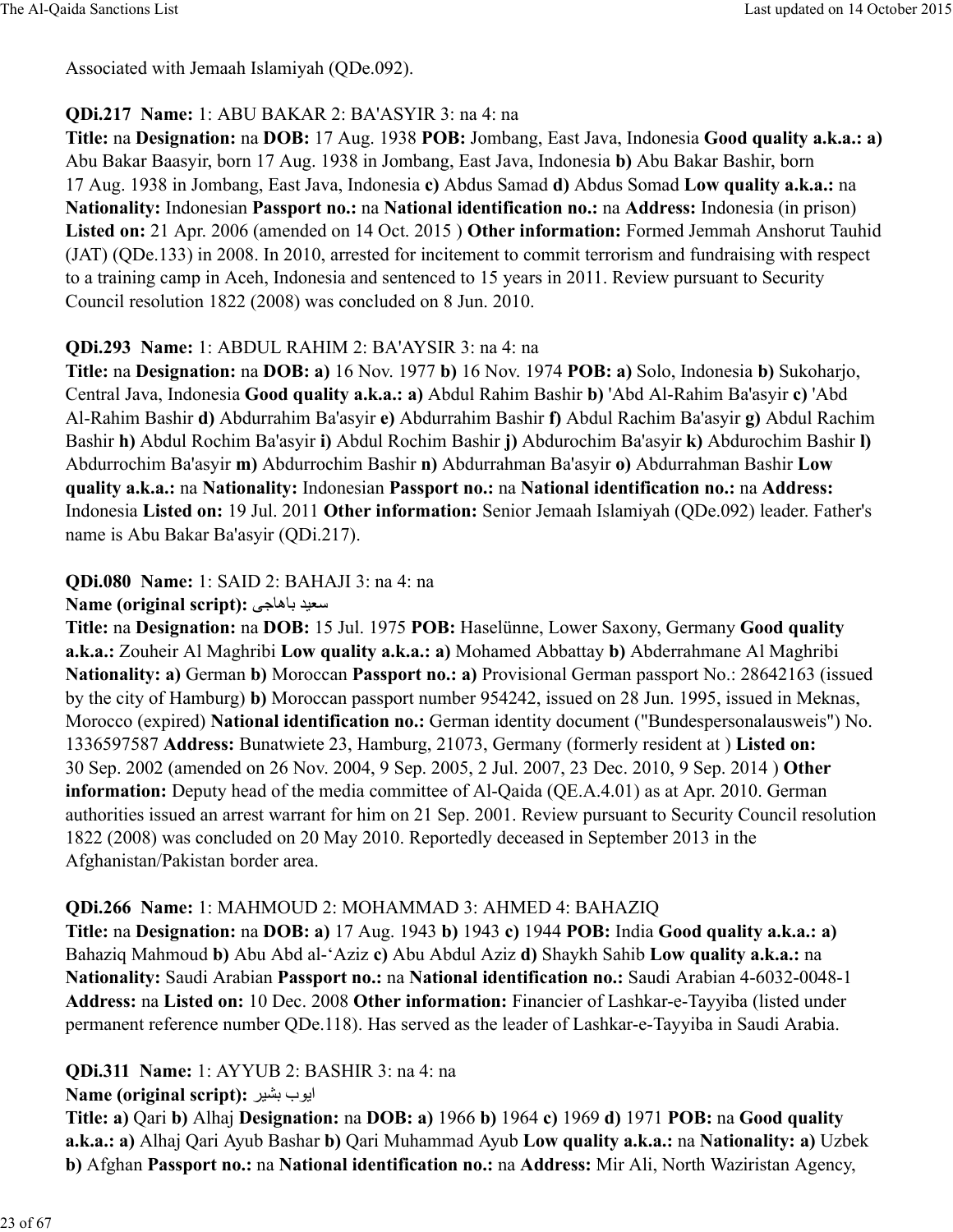Associated with Jemaah Islamiyah (QDe.092).

**QDi.217 Name:** 1: ABU BAKAR 2: BA'ASYIR 3: na 4: na
**Title:** na **Designation:** na **DOB:** 17 Aug. 1938 **POB:** Jombang, East Java, Indonesia **Good quality a.k.a.: a)** Abu Bakar Baasyir, born 17 Aug. 1938 in Jombang, East Java, Indonesia **b)** Abu Bakar Bashir, born 17 Aug. 1938 in Jombang, East Java, Indonesia **c)** Abdus Samad **d)** Abdus Somad **Low quality a.k.a.:** na **Nationality:** Indonesian **Passport no.:** na **National identification no.:** na **Address:** Indonesia (in prison) **Listed on:** 21 Apr. 2006 (amended on 14 Oct. 2015 ) **Other information:** Formed Jemmah Anshorut Tauhid (JAT) (QDe.133) in 2008. In 2010, arrested for incitement to commit terrorism and fundraising with respect to a training camp in Aceh, Indonesia and sentenced to 15 years in 2011. Review pursuant to Security Council resolution 1822 (2008) was concluded on 8 Jun. 2010.

**QDi.293 Name:** 1: ABDUL RAHIM 2: BA'AYSIR 3: na 4: na
**Title:** na **Designation:** na **DOB: a)** 16 Nov. 1977 **b)** 16 Nov. 1974 **POB: a)** Solo, Indonesia **b)** Sukoharjo, Central Java, Indonesia **Good quality a.k.a.: a)** Abdul Rahim Bashir **b)** 'Abd Al-Rahim Ba'asyir **c)** 'Abd Al-Rahim Bashir **d)** Abdurrahim Ba'asyir **e)** Abdurrahim Bashir **f)** Abdul Rachim Ba'asyir **g)** Abdul Rachim Bashir **h)** Abdul Rochim Ba'asyir **i)** Abdul Rochim Bashir **j)** Abdurochim Ba'asyir **k)** Abdurochim Bashir **l)** Abdurrochim Ba'asyir **m)** Abdurrochim Bashir **n)** Abdurrahman Ba'asyir **o)** Abdurrahman Bashir **Low quality a.k.a.:** na **Nationality:** Indonesian **Passport no.:** na **National identification no.:** na **Address:** Indonesia **Listed on:** 19 Jul. 2011 **Other information:** Senior Jemaah Islamiyah (QDe.092) leader. Father's name is Abu Bakar Ba'asyir (QDi.217).

**QDi.080 Name:** 1: SAID 2: BAHAJI 3: na 4: na
**Name (original script):** سعيد باهاجى
**Title:** na **Designation:** na **DOB:** 15 Jul. 1975 **POB:** Haselünne, Lower Saxony, Germany **Good quality a.k.a.:** Zouheir Al Maghribi **Low quality a.k.a.: a)** Mohamed Abbattay **b)** Abderrahmane Al Maghribi **Nationality: a)** German **b)** Moroccan **Passport no.: a)** Provisional German passport No.: 28642163 (issued by the city of Hamburg) **b)** Moroccan passport number 954242, issued on 28 Jun. 1995, issued in Meknas, Morocco (expired) **National identification no.:** German identity document ("Bundespersonalausweis") No. 1336597587 **Address:** Bunatwiete 23, Hamburg, 21073, Germany (formerly resident at ) **Listed on:** 30 Sep. 2002 (amended on 26 Nov. 2004, 9 Sep. 2005, 2 Jul. 2007, 23 Dec. 2010, 9 Sep. 2014 ) **Other information:** Deputy head of the media committee of Al-Qaida (QE.A.4.01) as at Apr. 2010. German authorities issued an arrest warrant for him on 21 Sep. 2001. Review pursuant to Security Council resolution 1822 (2008) was concluded on 20 May 2010. Reportedly deceased in September 2013 in the Afghanistan/Pakistan border area.

**QDi.266 Name:** 1: MAHMOUD 2: MOHAMMAD 3: AHMED 4: BAHAZIQ
**Title:** na **Designation:** na **DOB: a)** 17 Aug. 1943 **b)** 1943 **c)** 1944 **POB:** India **Good quality a.k.a.: a)** Bahaziq Mahmoud **b)** Abu Abd al-'Aziz **c)** Abu Abdul Aziz **d)** Shaykh Sahib **Low quality a.k.a.:** na **Nationality:** Saudi Arabian **Passport no.:** na **National identification no.:** Saudi Arabian 4-6032-0048-1 **Address:** na **Listed on:** 10 Dec. 2008 **Other information:** Financier of Lashkar-e-Tayyiba (listed under permanent reference number QDe.118). Has served as the leader of Lashkar-e-Tayyiba in Saudi Arabia.

**QDi.311 Name:** 1: AYYUB 2: BASHIR 3: na 4: na
**Name (original script):** ايوب بشير
**Title: a)** Qari **b)** Alhaj **Designation:** na **DOB: a)** 1966 **b)** 1964 **c)** 1969 **d)** 1971 **POB:** na **Good quality a.k.a.: a)** Alhaj Qari Ayub Bashar **b)** Qari Muhammad Ayub **Low quality a.k.a.:** na **Nationality: a)** Uzbek **b)** Afghan **Passport no.:** na **National identification no.:** na **Address:** Mir Ali, North Waziristan Agency,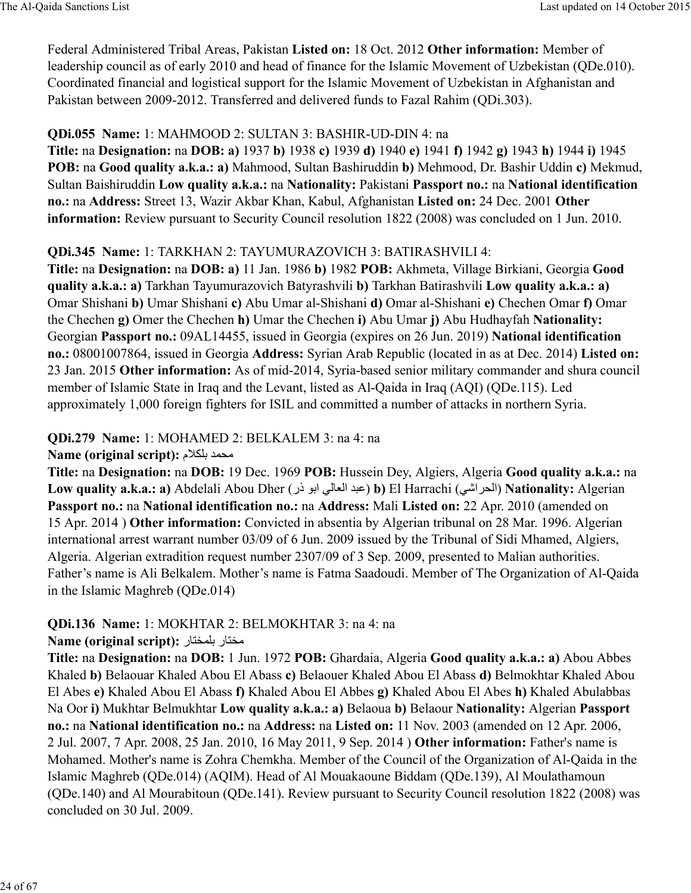Federal Administered Tribal Areas, Pakistan **Listed on:** 18 Oct. 2012 **Other information:** Member of leadership council as of early 2010 and head of finance for the Islamic Movement of Uzbekistan (QDe.010). Coordinated financial and logistical support for the Islamic Movement of Uzbekistan in Afghanistan and Pakistan between 2009-2012. Transferred and delivered funds to Fazal Rahim (QDi.303).

**QDi.055 Name:** 1: MAHMOOD 2: SULTAN 3: BASHIR-UD-DIN 4: na
**Title:** na **Designation:** na **DOB: a)** 1937 **b)** 1938 **c)** 1939 **d)** 1940 **e)** 1941 **f)** 1942 **g)** 1943 **h)** 1944 **i)** 1945 **POB:** na **Good quality a.k.a.: a)** Mahmood, Sultan Bashiruddin **b)** Mehmood, Dr. Bashir Uddin **c)** Mekmud, Sultan Baishiruddin **Low quality a.k.a.:** na **Nationality:** Pakistani **Passport no.:** na **National identification no.:** na **Address:** Street 13, Wazir Akbar Khan, Kabul, Afghanistan **Listed on:** 24 Dec. 2001 **Other information:** Review pursuant to Security Council resolution 1822 (2008) was concluded on 1 Jun. 2010.

**QDi.345 Name:** 1: TARKHAN 2: TAYUMURAZOVICH 3: BATIRASHVILI 4:
**Title:** na **Designation:** na **DOB: a)** 11 Jan. 1986 **b)** 1982 **POB:** Akhmeta, Village Birkiani, Georgia **Good quality a.k.a.: a)** Tarkhan Tayumurazovich Batyrashvili **b)** Tarkhan Batirashvili **Low quality a.k.a.: a)** Omar Shishani **b)** Umar Shishani **c)** Abu Umar al-Shishani **d)** Omar al-Shishani **e)** Chechen Omar **f)** Omar the Chechen **g)** Omer the Chechen **h)** Umar the Chechen **i)** Abu Umar **j)** Abu Hudhayfah **Nationality:** Georgian **Passport no.:** 09AL14455, issued in Georgia (expires on 26 Jun. 2019) **National identification no.:** 08001007864, issued in Georgia **Address:** Syrian Arab Republic (located in as at Dec. 2014) **Listed on:** 23 Jan. 2015 **Other information:** As of mid-2014, Syria-based senior military commander and shura council member of Islamic State in Iraq and the Levant, listed as Al-Qaida in Iraq (AQI) (QDe.115). Led approximately 1,000 foreign fighters for ISIL and committed a number of attacks in northern Syria.

**QDi.279 Name:** 1: MOHAMED 2: BELKALEM 3: na 4: na
**Name (original script):** محمد بلكلام
**Title:** na **Designation:** na **DOB:** 19 Dec. 1969 **POB:** Hussein Dey, Algiers, Algeria **Good quality a.k.a.:** na **Low quality a.k.a.: a)** Abdelali Abou Dher (عبد العالي ابو ذر) **b)** El Harrachi (الحراشي) **Nationality:** Algerian **Passport no.:** na **National identification no.:** na **Address:** Mali **Listed on:** 22 Apr. 2010 (amended on 15 Apr. 2014 ) **Other information:** Convicted in absentia by Algerian tribunal on 28 Mar. 1996. Algerian international arrest warrant number 03/09 of 6 Jun. 2009 issued by the Tribunal of Sidi Mhamed, Algiers, Algeria. Algerian extradition request number 2307/09 of 3 Sep. 2009, presented to Malian authorities. Father's name is Ali Belkalem. Mother's name is Fatma Saadoudi. Member of The Organization of Al-Qaida in the Islamic Maghreb (QDe.014)

**QDi.136 Name:** 1: MOKHTAR 2: BELMOKHTAR 3: na 4: na
**Name (original script):** مختار بلمختار
**Title:** na **Designation:** na **DOB:** 1 Jun. 1972 **POB:** Ghardaia, Algeria **Good quality a.k.a.: a)** Abou Abbes Khaled **b)** Belaouar Khaled Abou El Abass **c)** Belaouer Khaled Abou El Abass **d)** Belmokhtar Khaled Abou El Abes **e)** Khaled Abou El Abass **f)** Khaled Abou El Abbes **g)** Khaled Abou El Abes **h)** Khaled Abulabbas Na Oor **i)** Mukhtar Belmukhtar **Low quality a.k.a.: a)** Belaoua **b)** Belaour **Nationality:** Algerian **Passport no.:** na **National identification no.:** na **Address:** na **Listed on:** 11 Nov. 2003 (amended on 12 Apr. 2006, 2 Jul. 2007, 7 Apr. 2008, 25 Jan. 2010, 16 May 2011, 9 Sep. 2014 ) **Other information:** Father's name is Mohamed. Mother's name is Zohra Chemkha. Member of the Council of the Organization of Al-Qaida in the Islamic Maghreb (QDe.014) (AQIM). Head of Al Mouakaoune Biddam (QDe.139), Al Moulathamoun (QDe.140) and Al Mourabitoun (QDe.141). Review pursuant to Security Council resolution 1822 (2008) was concluded on 30 Jul. 2009.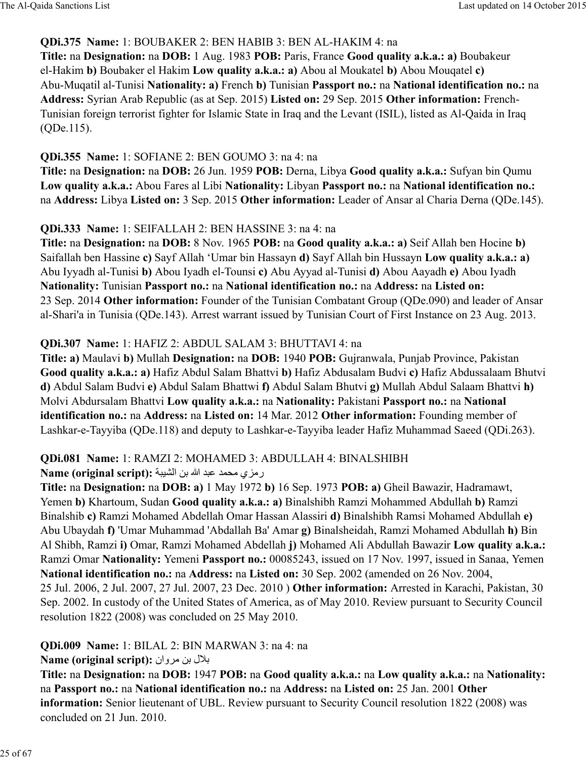**QDi.375 Name:** 1: BOUBAKER 2: BEN HABIB 3: BEN AL-HAKIM 4: na
**Title:** na **Designation:** na **DOB:** 1 Aug. 1983 **POB:** Paris, France **Good quality a.k.a.: a)** Boubakeur el-Hakim **b)** Boubaker el Hakim **Low quality a.k.a.: a)** Abou al Moukatel **b)** Abou Mouqatel **c)** Abu-Muqatil al-Tunisi **Nationality: a)** French **b)** Tunisian **Passport no.:** na **National identification no.:** na **Address:** Syrian Arab Republic (as at Sep. 2015) **Listed on:** 29 Sep. 2015 **Other information:** French-Tunisian foreign terrorist fighter for Islamic State in Iraq and the Levant (ISIL), listed as Al-Qaida in Iraq (QDe.115).

**QDi.355 Name:** 1: SOFIANE 2: BEN GOUMO 3: na 4: na
**Title:** na **Designation:** na **DOB:** 26 Jun. 1959 **POB:** Derna, Libya **Good quality a.k.a.:** Sufyan bin Qumu **Low quality a.k.a.:** Abou Fares al Libi **Nationality:** Libyan **Passport no.:** na **National identification no.:** na **Address:** Libya **Listed on:** 3 Sep. 2015 **Other information:** Leader of Ansar al Charia Derna (QDe.145).

**QDi.333 Name:** 1: SEIFALLAH 2: BEN HASSINE 3: na 4: na
**Title:** na **Designation:** na **DOB:** 8 Nov. 1965 **POB:** na **Good quality a.k.a.: a)** Seif Allah ben Hocine **b)** Saifallah ben Hassine **c)** Sayf Allah 'Umar bin Hassayn **d)** Sayf Allah bin Hussayn **Low quality a.k.a.: a)** Abu Iyyadh al-Tunisi **b)** Abou Iyadh el-Tounsi **c)** Abu Ayyad al-Tunisi **d)** Abou Aayadh **e)** Abou Iyadh **Nationality:** Tunisian **Passport no.:** na **National identification no.:** na **Address:** na **Listed on:** 23 Sep. 2014 **Other information:** Founder of the Tunisian Combatant Group (QDe.090) and leader of Ansar al-Shari'a in Tunisia (QDe.143). Arrest warrant issued by Tunisian Court of First Instance on 23 Aug. 2013.

**QDi.307 Name:** 1: HAFIZ 2: ABDUL SALAM 3: BHUTTAVI 4: na
**Title: a)** Maulavi **b)** Mullah **Designation:** na **DOB:** 1940 **POB:** Gujranwala, Punjab Province, Pakistan **Good quality a.k.a.: a)** Hafiz Abdul Salam Bhattvi **b)** Hafiz Abdusalam Budvi **c)** Hafiz Abdussalaam Bhutvi **d)** Abdul Salam Budvi **e)** Abdul Salam Bhattwi **f)** Abdul Salam Bhutvi **g)** Mullah Abdul Salaam Bhattvi **h)** Molvi Abdursalam Bhattvi **Low quality a.k.a.:** na **Nationality:** Pakistani **Passport no.:** na **National identification no.:** na **Address:** na **Listed on:** 14 Mar. 2012 **Other information:** Founding member of Lashkar-e-Tayyiba (QDe.118) and deputy to Lashkar-e-Tayyiba leader Hafiz Muhammad Saeed (QDi.263).

**QDi.081 Name:** 1: RAMZI 2: MOHAMED 3: ABDULLAH 4: BINALSHIBH
**Name (original script):** رمزي محمد عبد الله بن الشيبة
**Title:** na **Designation:** na **DOB: a)** 1 May 1972 **b)** 16 Sep. 1973 **POB: a)** Gheil Bawazir, Hadramawt, Yemen **b)** Khartoum, Sudan **Good quality a.k.a.: a)** Binalshibh Ramzi Mohammed Abdullah **b)** Ramzi Binalshib **c)** Ramzi Mohamed Abdellah Omar Hassan Alassiri **d)** Binalshibh Ramsi Mohamed Abdullah **e)** Abu Ubaydah **f)** 'Umar Muhammad 'Abdallah Ba' Amar **g)** Binalsheidah, Ramzi Mohamed Abdullah **h)** Bin Al Shibh, Ramzi **i)** Omar, Ramzi Mohamed Abdellah **j)** Mohamed Ali Abdullah Bawazir **Low quality a.k.a.:** Ramzi Omar **Nationality:** Yemeni **Passport no.:** 00085243, issued on 17 Nov. 1997, issued in Sanaa, Yemen **National identification no.:** na **Address:** na **Listed on:** 30 Sep. 2002 (amended on 26 Nov. 2004, 25 Jul. 2006, 2 Jul. 2007, 27 Jul. 2007, 23 Dec. 2010 ) **Other information:** Arrested in Karachi, Pakistan, 30 Sep. 2002. In custody of the United States of America, as of May 2010. Review pursuant to Security Council resolution 1822 (2008) was concluded on 25 May 2010.

**QDi.009 Name:** 1: BILAL 2: BIN MARWAN 3: na 4: na
**Name (original script):** بلال بن مروان
**Title:** na **Designation:** na **DOB:** 1947 **POB:** na **Good quality a.k.a.:** na **Low quality a.k.a.:** na **Nationality:** na **Passport no.:** na **National identification no.:** na **Address:** na **Listed on:** 25 Jan. 2001 **Other information:** Senior lieutenant of UBL. Review pursuant to Security Council resolution 1822 (2008) was concluded on 21 Jun. 2010.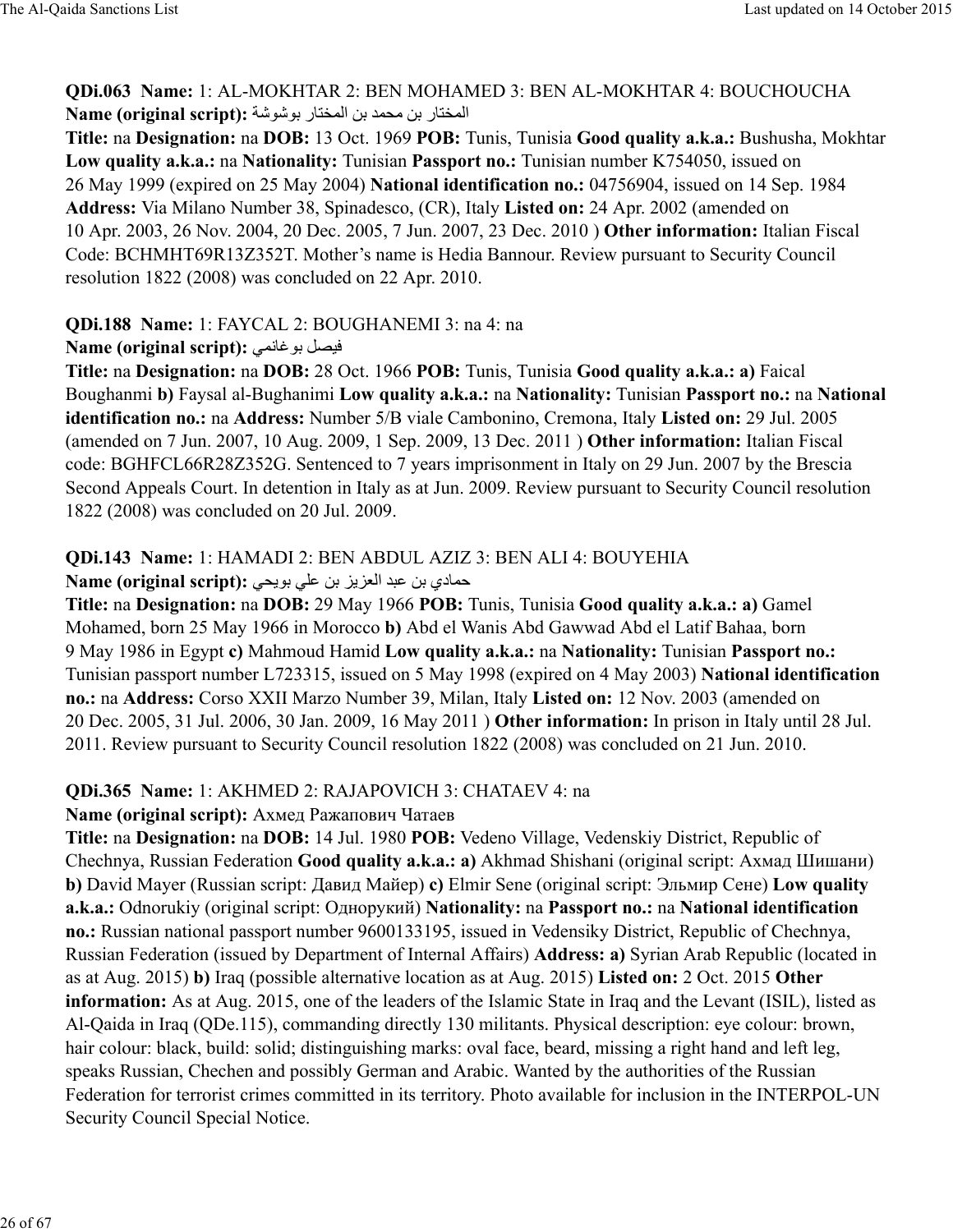**QDi.063 Name:** 1: AL-MOKHTAR 2: BEN MOHAMED 3: BEN AL-MOKHTAR 4: BOUCHOUCHA
**Name (original script):** المختار بن محمد بن المختار بوشوشة
**Title:** na **Designation:** na **DOB:** 13 Oct. 1969 **POB:** Tunis, Tunisia **Good quality a.k.a.:** Bushusha, Mokhtar **Low quality a.k.a.:** na **Nationality:** Tunisian **Passport no.:** Tunisian number K754050, issued on 26 May 1999 (expired on 25 May 2004) **National identification no.:** 04756904, issued on 14 Sep. 1984 **Address:** Via Milano Number 38, Spinadesco, (CR), Italy **Listed on:** 24 Apr. 2002 (amended on 10 Apr. 2003, 26 Nov. 2004, 20 Dec. 2005, 7 Jun. 2007, 23 Dec. 2010 ) **Other information:** Italian Fiscal Code: BCHMHT69R13Z352T. Mother's name is Hedia Bannour. Review pursuant to Security Council resolution 1822 (2008) was concluded on 22 Apr. 2010.

**QDi.188 Name:** 1: FAYCAL 2: BOUGHANEMI 3: na 4: na
**Name (original script):** فيصل بوغانمي
**Title:** na **Designation:** na **DOB:** 28 Oct. 1966 **POB:** Tunis, Tunisia **Good quality a.k.a.:** **a)** Faical Boughanmi **b)** Faysal al-Bughanimi **Low quality a.k.a.:** na **Nationality:** Tunisian **Passport no.:** na **National identification no.:** na **Address:** Number 5/B viale Cambonino, Cremona, Italy **Listed on:** 29 Jul. 2005 (amended on 7 Jun. 2007, 10 Aug. 2009, 1 Sep. 2009, 13 Dec. 2011 ) **Other information:** Italian Fiscal code: BGHFCL66R28Z352G. Sentenced to 7 years imprisonment in Italy on 29 Jun. 2007 by the Brescia Second Appeals Court. In detention in Italy as at Jun. 2009. Review pursuant to Security Council resolution 1822 (2008) was concluded on 20 Jul. 2009.

**QDi.143 Name:** 1: HAMADI 2: BEN ABDUL AZIZ 3: BEN ALI 4: BOUYEHIA
**Name (original script):** حمادي بن عبد العزيز بن علي بويحي
**Title:** na **Designation:** na **DOB:** 29 May 1966 **POB:** Tunis, Tunisia **Good quality a.k.a.:** **a)** Gamel Mohamed, born 25 May 1966 in Morocco **b)** Abd el Wanis Abd Gawwad Abd el Latif Bahaa, born 9 May 1986 in Egypt **c)** Mahmoud Hamid **Low quality a.k.a.:** na **Nationality:** Tunisian **Passport no.:** Tunisian passport number L723315, issued on 5 May 1998 (expired on 4 May 2003) **National identification no.:** na **Address:** Corso XXII Marzo Number 39, Milan, Italy **Listed on:** 12 Nov. 2003 (amended on 20 Dec. 2005, 31 Jul. 2006, 30 Jan. 2009, 16 May 2011 ) **Other information:** In prison in Italy until 28 Jul. 2011. Review pursuant to Security Council resolution 1822 (2008) was concluded on 21 Jun. 2010.

**QDi.365 Name:** 1: AKHMED 2: RAJAPOVICH 3: CHATAEV 4: na
**Name (original script):** Ахмед Ражапович Чатаев
**Title:** na **Designation:** na **DOB:** 14 Jul. 1980 **POB:** Vedeno Village, Vedenskiy District, Republic of Chechnya, Russian Federation **Good quality a.k.a.:** **a)** Akhmad Shishani (original script: Ахмад Шишани) **b)** David Mayer (Russian script: Давид Майер) **c)** Elmir Sene (original script: Эльмир Сене) **Low quality a.k.a.:** Odnorukiy (original script: Однорукий) **Nationality:** na **Passport no.:** na **National identification no.:** Russian national passport number 9600133195, issued in Vedensiky District, Republic of Chechnya, Russian Federation (issued by Department of Internal Affairs) **Address:** **a)** Syrian Arab Republic (located in as at Aug. 2015) **b)** Iraq (possible alternative location as at Aug. 2015) **Listed on:** 2 Oct. 2015 **Other information:** As at Aug. 2015, one of the leaders of the Islamic State in Iraq and the Levant (ISIL), listed as Al-Qaida in Iraq (QDe.115), commanding directly 130 militants. Physical description: eye colour: brown, hair colour: black, build: solid; distinguishing marks: oval face, beard, missing a right hand and left leg, speaks Russian, Chechen and possibly German and Arabic. Wanted by the authorities of the Russian Federation for terrorist crimes committed in its territory. Photo available for inclusion in the INTERPOL-UN Security Council Special Notice.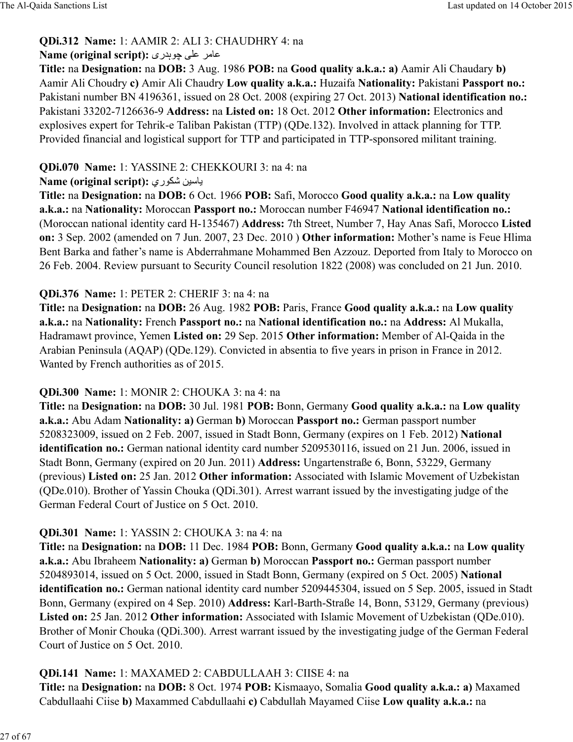**QDi.312 Name:** 1: AAMIR 2: ALI 3: CHAUDHRY 4: na
**Name (original script):** عامر علی چوہدری
**Title:** na **Designation:** na **DOB:** 3 Aug. 1986 **POB:** na **Good quality a.k.a.: a)** Aamir Ali Chaudary **b)** Aamir Ali Choudry **c)** Amir Ali Chaudry **Low quality a.k.a.:** Huzaifa **Nationality:** Pakistani **Passport no.:** Pakistani number BN 4196361, issued on 28 Oct. 2008 (expiring 27 Oct. 2013) **National identification no.:** Pakistani 33202-7126636-9 **Address:** na **Listed on:** 18 Oct. 2012 **Other information:** Electronics and explosives expert for Tehrik-e Taliban Pakistan (TTP) (QDe.132). Involved in attack planning for TTP. Provided financial and logistical support for TTP and participated in TTP-sponsored militant training.

**QDi.070 Name:** 1: YASSINE 2: CHEKKOURI 3: na 4: na
**Name (original script):** ياسين شكوري
**Title:** na **Designation:** na **DOB:** 6 Oct. 1966 **POB:** Safi, Morocco **Good quality a.k.a.:** na **Low quality a.k.a.:** na **Nationality:** Moroccan **Passport no.:** Moroccan number F46947 **National identification no.:** (Moroccan national identity card H-135467) **Address:** 7th Street, Number 7, Hay Anas Safi, Morocco **Listed on:** 3 Sep. 2002 (amended on 7 Jun. 2007, 23 Dec. 2010 ) **Other information:** Mother's name is Feue Hlima Bent Barka and father's name is Abderrahmane Mohammed Ben Azzouz. Deported from Italy to Morocco on 26 Feb. 2004. Review pursuant to Security Council resolution 1822 (2008) was concluded on 21 Jun. 2010.

**QDi.376 Name:** 1: PETER 2: CHERIF 3: na 4: na
**Title:** na **Designation:** na **DOB:** 26 Aug. 1982 **POB:** Paris, France **Good quality a.k.a.:** na **Low quality a.k.a.:** na **Nationality:** French **Passport no.:** na **National identification no.:** na **Address:** Al Mukalla, Hadramawt province, Yemen **Listed on:** 29 Sep. 2015 **Other information:** Member of Al-Qaida in the Arabian Peninsula (AQAP) (QDe.129). Convicted in absentia to five years in prison in France in 2012. Wanted by French authorities as of 2015.

**QDi.300 Name:** 1: MONIR 2: CHOUKA 3: na 4: na
**Title:** na **Designation:** na **DOB:** 30 Jul. 1981 **POB:** Bonn, Germany **Good quality a.k.a.:** na **Low quality a.k.a.:** Abu Adam **Nationality: a)** German **b)** Moroccan **Passport no.:** German passport number 5208323009, issued on 2 Feb. 2007, issued in Stadt Bonn, Germany (expires on 1 Feb. 2012) **National identification no.:** German national identity card number 5209530116, issued on 21 Jun. 2006, issued in Stadt Bonn, Germany (expired on 20 Jun. 2011) **Address:** Ungartenstraße 6, Bonn, 53229, Germany (previous) **Listed on:** 25 Jan. 2012 **Other information:** Associated with Islamic Movement of Uzbekistan (QDe.010). Brother of Yassin Chouka (QDi.301). Arrest warrant issued by the investigating judge of the German Federal Court of Justice on 5 Oct. 2010.

**QDi.301 Name:** 1: YASSIN 2: CHOUKA 3: na 4: na
**Title:** na **Designation:** na **DOB:** 11 Dec. 1984 **POB:** Bonn, Germany **Good quality a.k.a.:** na **Low quality a.k.a.:** Abu Ibraheem **Nationality: a)** German **b)** Moroccan **Passport no.:** German passport number 5204893014, issued on 5 Oct. 2000, issued in Stadt Bonn, Germany (expired on 5 Oct. 2005) **National identification no.:** German national identity card number 5209445304, issued on 5 Sep. 2005, issued in Stadt Bonn, Germany (expired on 4 Sep. 2010) **Address:** Karl-Barth-Straße 14, Bonn, 53129, Germany (previous) **Listed on:** 25 Jan. 2012 **Other information:** Associated with Islamic Movement of Uzbekistan (QDe.010). Brother of Monir Chouka (QDi.300). Arrest warrant issued by the investigating judge of the German Federal Court of Justice on 5 Oct. 2010.

**QDi.141 Name:** 1: MAXAMED 2: CABDULLAAH 3: CIISE 4: na
**Title:** na **Designation:** na **DOB:** 8 Oct. 1974 **POB:** Kismaayo, Somalia **Good quality a.k.a.: a)** Maxamed Cabdullaahi Ciise **b)** Maxammed Cabdullaahi **c)** Cabdullah Mayamed Ciise **Low quality a.k.a.:** na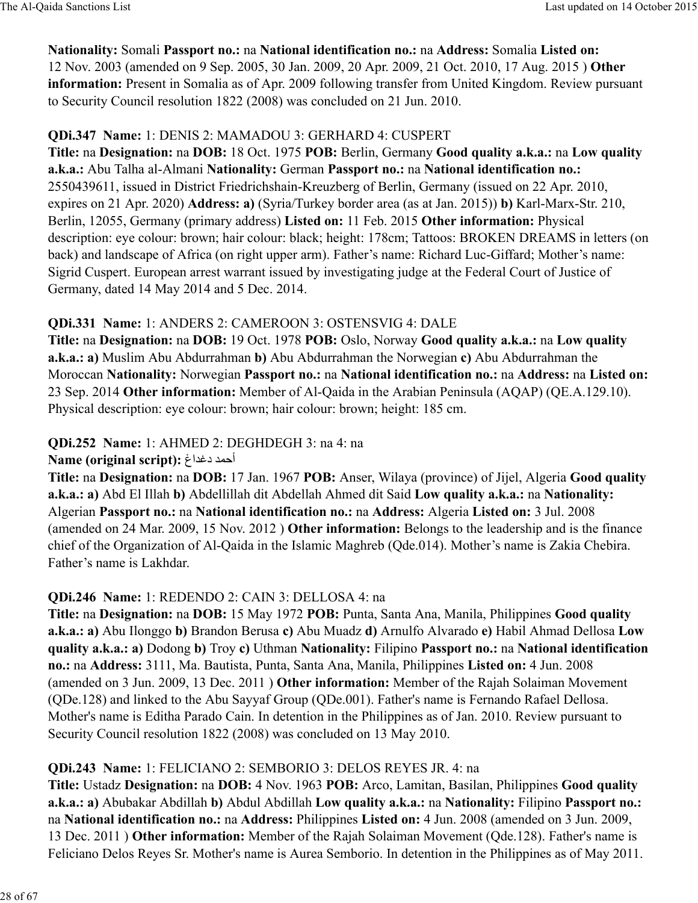**Nationality:** Somali **Passport no.:** na **National identification no.:** na **Address:** Somalia **Listed on:** 12 Nov. 2003 (amended on 9 Sep. 2005, 30 Jan. 2009, 20 Apr. 2009, 21 Oct. 2010, 17 Aug. 2015 ) **Other information:** Present in Somalia as of Apr. 2009 following transfer from United Kingdom. Review pursuant to Security Council resolution 1822 (2008) was concluded on 21 Jun. 2010.

**QDi.347 Name:** 1: DENIS 2: MAMADOU 3: GERHARD 4: CUSPERT
**Title:** na **Designation:** na **DOB:** 18 Oct. 1975 **POB:** Berlin, Germany **Good quality a.k.a.:** na **Low quality a.k.a.:** Abu Talha al-Almani **Nationality:** German **Passport no.:** na **National identification no.:** 2550439611, issued in District Friedrichshain-Kreuzberg of Berlin, Germany (issued on 22 Apr. 2010, expires on 21 Apr. 2020) **Address:** **a)** (Syria/Turkey border area (as at Jan. 2015)) **b)** Karl-Marx-Str. 210, Berlin, 12055, Germany (primary address) **Listed on:** 11 Feb. 2015 **Other information:** Physical description: eye colour: brown; hair colour: black; height: 178cm; Tattoos: BROKEN DREAMS in letters (on back) and landscape of Africa (on right upper arm). Father's name: Richard Luc-Giffard; Mother's name: Sigrid Cuspert. European arrest warrant issued by investigating judge at the Federal Court of Justice of Germany, dated 14 May 2014 and 5 Dec. 2014.

**QDi.331 Name:** 1: ANDERS 2: CAMEROON 3: OSTENSVIG 4: DALE
**Title:** na **Designation:** na **DOB:** 19 Oct. 1978 **POB:** Oslo, Norway **Good quality a.k.a.:** na **Low quality a.k.a.:** **a)** Muslim Abu Abdurrahman **b)** Abu Abdurrahman the Norwegian **c)** Abu Abdurrahman the Moroccan **Nationality:** Norwegian **Passport no.:** na **National identification no.:** na **Address:** na **Listed on:** 23 Sep. 2014 **Other information:** Member of Al-Qaida in the Arabian Peninsula (AQAP) (QE.A.129.10). Physical description: eye colour: brown; hair colour: brown; height: 185 cm.

**QDi.252 Name:** 1: AHMED 2: DEGHDEGH 3: na 4: na
**Name (original script):** أحمد دغداغ
**Title:** na **Designation:** na **DOB:** 17 Jan. 1967 **POB:** Anser, Wilaya (province) of Jijel, Algeria **Good quality a.k.a.:** **a)** Abd El Illah **b)** Abdellillah dit Abdellah Ahmed dit Said **Low quality a.k.a.:** na **Nationality:** Algerian **Passport no.:** na **National identification no.:** na **Address:** Algeria **Listed on:** 3 Jul. 2008 (amended on 24 Mar. 2009, 15 Nov. 2012 ) **Other information:** Belongs to the leadership and is the finance chief of the Organization of Al-Qaida in the Islamic Maghreb (Qde.014). Mother's name is Zakia Chebira. Father's name is Lakhdar.

**QDi.246 Name:** 1: REDENDO 2: CAIN 3: DELLOSA 4: na
**Title:** na **Designation:** na **DOB:** 15 May 1972 **POB:** Punta, Santa Ana, Manila, Philippines **Good quality a.k.a.:** **a)** Abu Ilonggo **b)** Brandon Berusa **c)** Abu Muadz **d)** Arnulfo Alvarado **e)** Habil Ahmad Dellosa **Low quality a.k.a.:** **a)** Dodong **b)** Troy **c)** Uthman **Nationality:** Filipino **Passport no.:** na **National identification no.:** na **Address:** 3111, Ma. Bautista, Punta, Santa Ana, Manila, Philippines **Listed on:** 4 Jun. 2008 (amended on 3 Jun. 2009, 13 Dec. 2011 ) **Other information:** Member of the Rajah Solaiman Movement (QDe.128) and linked to the Abu Sayyaf Group (QDe.001). Father's name is Fernando Rafael Dellosa. Mother's name is Editha Parado Cain. In detention in the Philippines as of Jan. 2010. Review pursuant to Security Council resolution 1822 (2008) was concluded on 13 May 2010.

**QDi.243 Name:** 1: FELICIANO 2: SEMBORIO 3: DELOS REYES JR. 4: na
**Title:** Ustadz **Designation:** na **DOB:** 4 Nov. 1963 **POB:** Arco, Lamitan, Basilan, Philippines **Good quality a.k.a.:** **a)** Abubakar Abdillah **b)** Abdul Abdillah **Low quality a.k.a.:** na **Nationality:** Filipino **Passport no.:** na **National identification no.:** na **Address:** Philippines **Listed on:** 4 Jun. 2008 (amended on 3 Jun. 2009, 13 Dec. 2011 ) **Other information:** Member of the Rajah Solaiman Movement (Qde.128). Father's name is Feliciano Delos Reyes Sr. Mother's name is Aurea Semborio. In detention in the Philippines as of May 2011.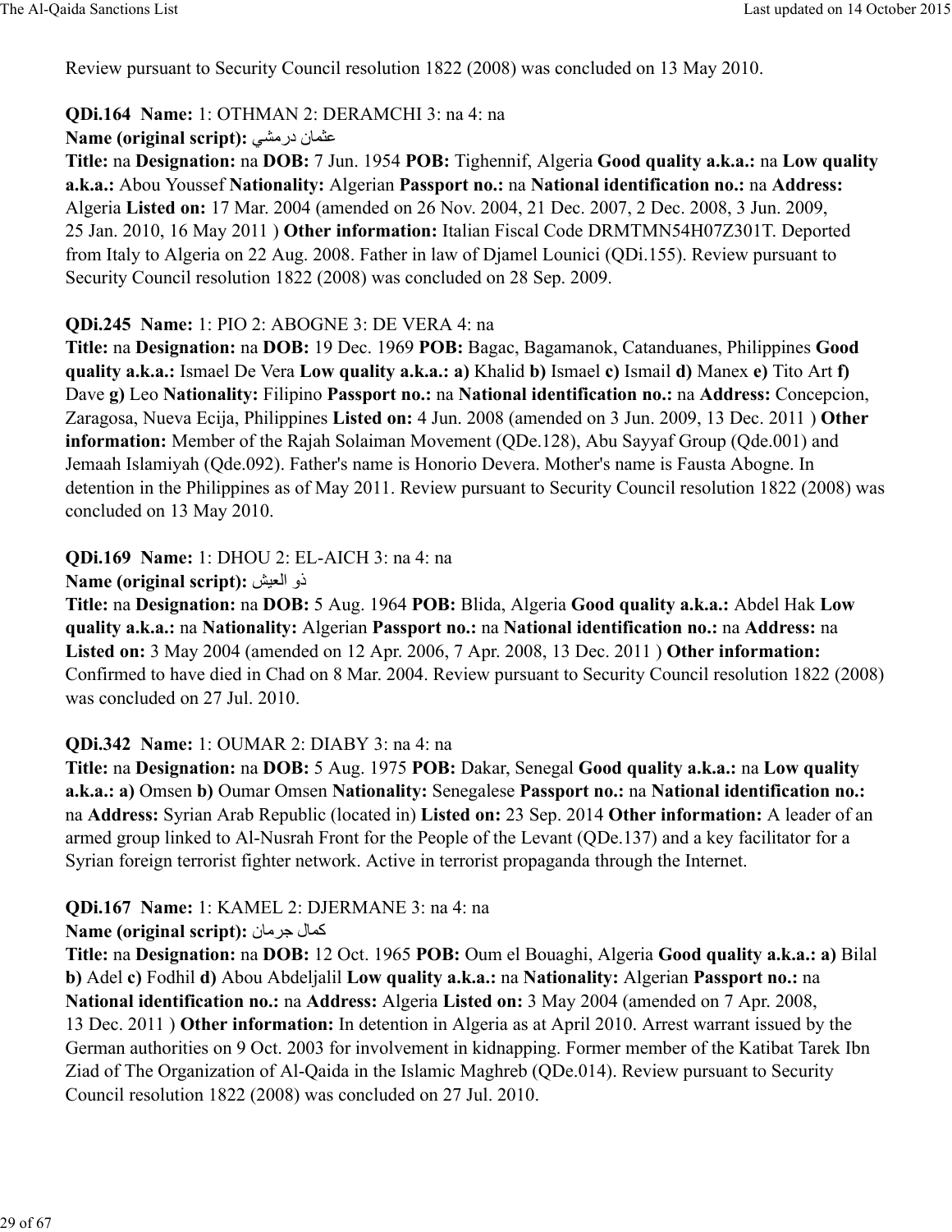Review pursuant to Security Council resolution 1822 (2008) was concluded on 13 May 2010.

**QDi.164 Name:** 1: OTHMAN 2: DERAMCHI 3: na 4: na
**Name (original script):** عثمان درمشي
**Title:** na **Designation:** na **DOB:** 7 Jun. 1954 **POB:** Tighennif, Algeria **Good quality a.k.a.:** na **Low quality a.k.a.:** Abou Youssef **Nationality:** Algerian **Passport no.:** na **National identification no.:** na **Address:** Algeria **Listed on:** 17 Mar. 2004 (amended on 26 Nov. 2004, 21 Dec. 2007, 2 Dec. 2008, 3 Jun. 2009, 25 Jan. 2010, 16 May 2011 ) **Other information:** Italian Fiscal Code DRMTMN54H07Z301T. Deported from Italy to Algeria on 22 Aug. 2008. Father in law of Djamel Lounici (QDi.155). Review pursuant to Security Council resolution 1822 (2008) was concluded on 28 Sep. 2009.

**QDi.245 Name:** 1: PIO 2: ABOGNE 3: DE VERA 4: na
**Title:** na **Designation:** na **DOB:** 19 Dec. 1969 **POB:** Bagac, Bagamanok, Catanduanes, Philippines **Good quality a.k.a.:** Ismael De Vera **Low quality a.k.a.: a)** Khalid **b)** Ismael **c)** Ismail **d)** Manex **e)** Tito Art **f)** Dave **g)** Leo **Nationality:** Filipino **Passport no.:** na **National identification no.:** na **Address:** Concepcion, Zaragosa, Nueva Ecija, Philippines **Listed on:** 4 Jun. 2008 (amended on 3 Jun. 2009, 13 Dec. 2011 ) **Other information:** Member of the Rajah Solaiman Movement (QDe.128), Abu Sayyaf Group (Qde.001) and Jemaah Islamiyah (Qde.092). Father's name is Honorio Devera. Mother's name is Fausta Abogne. In detention in the Philippines as of May 2011. Review pursuant to Security Council resolution 1822 (2008) was concluded on 13 May 2010.

**QDi.169 Name:** 1: DHOU 2: EL-AICH 3: na 4: na
**Name (original script):** ذو العيش
**Title:** na **Designation:** na **DOB:** 5 Aug. 1964 **POB:** Blida, Algeria **Good quality a.k.a.:** Abdel Hak **Low quality a.k.a.:** na **Nationality:** Algerian **Passport no.:** na **National identification no.:** na **Address:** na **Listed on:** 3 May 2004 (amended on 12 Apr. 2006, 7 Apr. 2008, 13 Dec. 2011 ) **Other information:** Confirmed to have died in Chad on 8 Mar. 2004. Review pursuant to Security Council resolution 1822 (2008) was concluded on 27 Jul. 2010.

**QDi.342 Name:** 1: OUMAR 2: DIABY 3: na 4: na
**Title:** na **Designation:** na **DOB:** 5 Aug. 1975 **POB:** Dakar, Senegal **Good quality a.k.a.:** na **Low quality a.k.a.: a)** Omsen **b)** Oumar Omsen **Nationality:** Senegalese **Passport no.:** na **National identification no.:** na **Address:** Syrian Arab Republic (located in) **Listed on:** 23 Sep. 2014 **Other information:** A leader of an armed group linked to Al-Nusrah Front for the People of the Levant (QDe.137) and a key facilitator for a Syrian foreign terrorist fighter network. Active in terrorist propaganda through the Internet.

**QDi.167 Name:** 1: KAMEL 2: DJERMANE 3: na 4: na
**Name (original script):** كمال جرمان
**Title:** na **Designation:** na **DOB:** 12 Oct. 1965 **POB:** Oum el Bouaghi, Algeria **Good quality a.k.a.: a)** Bilal **b)** Adel **c)** Fodhil **d)** Abou Abdeljalil **Low quality a.k.a.:** na **Nationality:** Algerian **Passport no.:** na **National identification no.:** na **Address:** Algeria **Listed on:** 3 May 2004 (amended on 7 Apr. 2008, 13 Dec. 2011 ) **Other information:** In detention in Algeria as at April 2010. Arrest warrant issued by the German authorities on 9 Oct. 2003 for involvement in kidnapping. Former member of the Katibat Tarek Ibn Ziad of The Organization of Al-Qaida in the Islamic Maghreb (QDe.014). Review pursuant to Security Council resolution 1822 (2008) was concluded on 27 Jul. 2010.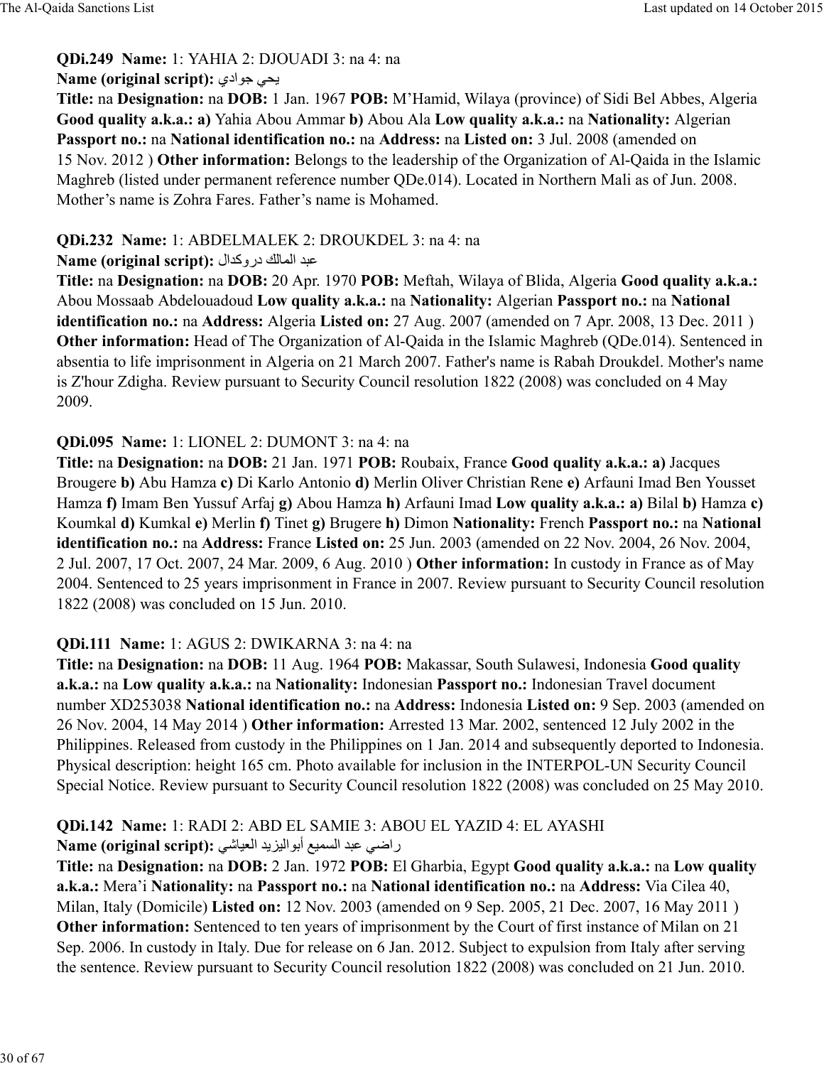**QDi.249 Name:** 1: YAHIA 2: DJOUADI 3: na 4: na
**Name (original script):** يحي جوادي
**Title:** na **Designation:** na **DOB:** 1 Jan. 1967 **POB:** M'Hamid, Wilaya (province) of Sidi Bel Abbes, Algeria **Good quality a.k.a.: a)** Yahia Abou Ammar **b)** Abou Ala **Low quality a.k.a.:** na **Nationality:** Algerian **Passport no.:** na **National identification no.:** na **Address:** na **Listed on:** 3 Jul. 2008 (amended on 15 Nov. 2012 ) **Other information:** Belongs to the leadership of the Organization of Al-Qaida in the Islamic Maghreb (listed under permanent reference number QDe.014). Located in Northern Mali as of Jun. 2008. Mother's name is Zohra Fares. Father's name is Mohamed.

**QDi.232 Name:** 1: ABDELMALEK 2: DROUKDEL 3: na 4: na
**Name (original script):** عبد المالك دروكدال
**Title:** na **Designation:** na **DOB:** 20 Apr. 1970 **POB:** Meftah, Wilaya of Blida, Algeria **Good quality a.k.a.:** Abou Mossaab Abdelouadoud **Low quality a.k.a.:** na **Nationality:** Algerian **Passport no.:** na **National identification no.:** na **Address:** Algeria **Listed on:** 27 Aug. 2007 (amended on 7 Apr. 2008, 13 Dec. 2011 ) **Other information:** Head of The Organization of Al-Qaida in the Islamic Maghreb (QDe.014). Sentenced in absentia to life imprisonment in Algeria on 21 March 2007. Father's name is Rabah Droukdel. Mother's name is Z'hour Zdigha. Review pursuant to Security Council resolution 1822 (2008) was concluded on 4 May 2009.

**QDi.095 Name:** 1: LIONEL 2: DUMONT 3: na 4: na
**Title:** na **Designation:** na **DOB:** 21 Jan. 1971 **POB:** Roubaix, France **Good quality a.k.a.: a)** Jacques Brougere **b)** Abu Hamza **c)** Di Karlo Antonio **d)** Merlin Oliver Christian Rene **e)** Arfauni Imad Ben Yousset Hamza **f)** Imam Ben Yussuf Arfaj **g)** Abou Hamza **h)** Arfauni Imad **Low quality a.k.a.: a)** Bilal **b)** Hamza **c)** Koumkal **d)** Kumkal **e)** Merlin **f)** Tinet **g)** Brugere **h)** Dimon **Nationality:** French **Passport no.:** na **National identification no.:** na **Address:** France **Listed on:** 25 Jun. 2003 (amended on 22 Nov. 2004, 26 Nov. 2004, 2 Jul. 2007, 17 Oct. 2007, 24 Mar. 2009, 6 Aug. 2010 ) **Other information:** In custody in France as of May 2004. Sentenced to 25 years imprisonment in France in 2007. Review pursuant to Security Council resolution 1822 (2008) was concluded on 15 Jun. 2010.

**QDi.111 Name:** 1: AGUS 2: DWIKARNA 3: na 4: na
**Title:** na **Designation:** na **DOB:** 11 Aug. 1964 **POB:** Makassar, South Sulawesi, Indonesia **Good quality a.k.a.:** na **Low quality a.k.a.:** na **Nationality:** Indonesian **Passport no.:** Indonesian Travel document number XD253038 **National identification no.:** na **Address:** Indonesia **Listed on:** 9 Sep. 2003 (amended on 26 Nov. 2004, 14 May 2014 ) **Other information:** Arrested 13 Mar. 2002, sentenced 12 July 2002 in the Philippines. Released from custody in the Philippines on 1 Jan. 2014 and subsequently deported to Indonesia. Physical description: height 165 cm. Photo available for inclusion in the INTERPOL-UN Security Council Special Notice. Review pursuant to Security Council resolution 1822 (2008) was concluded on 25 May 2010.

**QDi.142 Name:** 1: RADI 2: ABD EL SAMIE 3: ABOU EL YAZID 4: EL AYASHI
**Name (original script):** راضي عبد السميع أبواليزيد العياشي
**Title:** na **Designation:** na **DOB:** 2 Jan. 1972 **POB:** El Gharbia, Egypt **Good quality a.k.a.:** na **Low quality a.k.a.:** Mera'i **Nationality:** na **Passport no.:** na **National identification no.:** na **Address:** Via Cilea 40, Milan, Italy (Domicile) **Listed on:** 12 Nov. 2003 (amended on 9 Sep. 2005, 21 Dec. 2007, 16 May 2011 ) **Other information:** Sentenced to ten years of imprisonment by the Court of first instance of Milan on 21 Sep. 2006. In custody in Italy. Due for release on 6 Jan. 2012. Subject to expulsion from Italy after serving the sentence. Review pursuant to Security Council resolution 1822 (2008) was concluded on 21 Jun. 2010.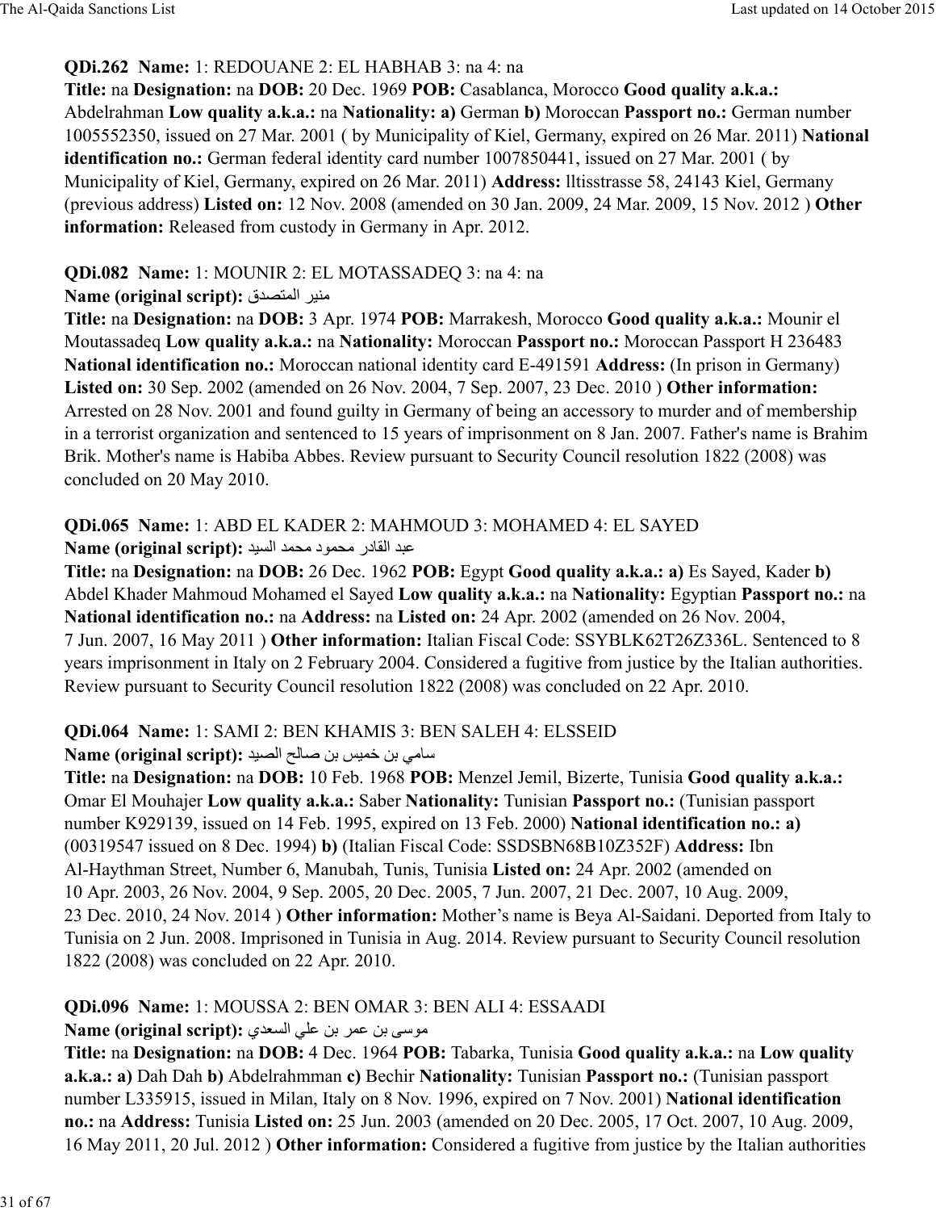**QDi.262 Name:** 1: REDOUANE 2: EL HABHAB 3: na 4: na
**Title:** na **Designation:** na **DOB:** 20 Dec. 1969 **POB:** Casablanca, Morocco **Good quality a.k.a.:** Abdelrahman **Low quality a.k.a.:** na **Nationality: a)** German **b)** Moroccan **Passport no.:** German number 1005552350, issued on 27 Mar. 2001 ( by Municipality of Kiel, Germany, expired on 26 Mar. 2011) **National identification no.:** German federal identity card number 1007850441, issued on 27 Mar. 2001 ( by Municipality of Kiel, Germany, expired on 26 Mar. 2011) **Address:** lltisstrasse 58, 24143 Kiel, Germany (previous address) **Listed on:** 12 Nov. 2008 (amended on 30 Jan. 2009, 24 Mar. 2009, 15 Nov. 2012 ) **Other information:** Released from custody in Germany in Apr. 2012.

**QDi.082 Name:** 1: MOUNIR 2: EL MOTASSADEQ 3: na 4: na
**Name (original script):** منير المتصدق
**Title:** na **Designation:** na **DOB:** 3 Apr. 1974 **POB:** Marrakesh, Morocco **Good quality a.k.a.:** Mounir el Moutassadeq **Low quality a.k.a.:** na **Nationality:** Moroccan **Passport no.:** Moroccan Passport H 236483 **National identification no.:** Moroccan national identity card E-491591 **Address:** (In prison in Germany) **Listed on:** 30 Sep. 2002 (amended on 26 Nov. 2004, 7 Sep. 2007, 23 Dec. 2010 ) **Other information:** Arrested on 28 Nov. 2001 and found guilty in Germany of being an accessory to murder and of membership in a terrorist organization and sentenced to 15 years of imprisonment on 8 Jan. 2007. Father's name is Brahim Brik. Mother's name is Habiba Abbes. Review pursuant to Security Council resolution 1822 (2008) was concluded on 20 May 2010.

**QDi.065 Name:** 1: ABD EL KADER 2: MAHMOUD 3: MOHAMED 4: EL SAYED
**Name (original script):** عبد القادر محمود محمد السيد
**Title:** na **Designation:** na **DOB:** 26 Dec. 1962 **POB:** Egypt **Good quality a.k.a.: a)** Es Sayed, Kader **b)** Abdel Khader Mahmoud Mohamed el Sayed **Low quality a.k.a.:** na **Nationality:** Egyptian **Passport no.:** na **National identification no.:** na **Address:** na **Listed on:** 24 Apr. 2002 (amended on 26 Nov. 2004, 7 Jun. 2007, 16 May 2011 ) **Other information:** Italian Fiscal Code: SSYBLK62T26Z336L. Sentenced to 8 years imprisonment in Italy on 2 February 2004. Considered a fugitive from justice by the Italian authorities. Review pursuant to Security Council resolution 1822 (2008) was concluded on 22 Apr. 2010.

**QDi.064 Name:** 1: SAMI 2: BEN KHAMIS 3: BEN SALEH 4: ELSSEID
**Name (original script):** سامي بن خميس بن صالح الصيد
**Title:** na **Designation:** na **DOB:** 10 Feb. 1968 **POB:** Menzel Jemil, Bizerte, Tunisia **Good quality a.k.a.:** Omar El Mouhajer **Low quality a.k.a.:** Saber **Nationality:** Tunisian **Passport no.:** (Tunisian passport number K929139, issued on 14 Feb. 1995, expired on 13 Feb. 2000) **National identification no.: a)** (00319547 issued on 8 Dec. 1994) **b)** (Italian Fiscal Code: SSDSBN68B10Z352F) **Address:** Ibn Al-Haythman Street, Number 6, Manubah, Tunis, Tunisia **Listed on:** 24 Apr. 2002 (amended on 10 Apr. 2003, 26 Nov. 2004, 9 Sep. 2005, 20 Dec. 2005, 7 Jun. 2007, 21 Dec. 2007, 10 Aug. 2009, 23 Dec. 2010, 24 Nov. 2014 ) **Other information:** Mother's name is Beya Al-Saidani. Deported from Italy to Tunisia on 2 Jun. 2008. Imprisoned in Tunisia in Aug. 2014. Review pursuant to Security Council resolution 1822 (2008) was concluded on 22 Apr. 2010.

**QDi.096 Name:** 1: MOUSSA 2: BEN OMAR 3: BEN ALI 4: ESSAADI
**Name (original script):** موسى بن عمر بن علي السعدي
**Title:** na **Designation:** na **DOB:** 4 Dec. 1964 **POB:** Tabarka, Tunisia **Good quality a.k.a.:** na **Low quality a.k.a.: a)** Dah Dah **b)** Abdelrahmman **c)** Bechir **Nationality:** Tunisian **Passport no.:** (Tunisian passport number L335915, issued in Milan, Italy on 8 Nov. 1996, expired on 7 Nov. 2001) **National identification no.:** na **Address:** Tunisia **Listed on:** 25 Jun. 2003 (amended on 20 Dec. 2005, 17 Oct. 2007, 10 Aug. 2009, 16 May 2011, 20 Jul. 2012 ) **Other information:** Considered a fugitive from justice by the Italian authorities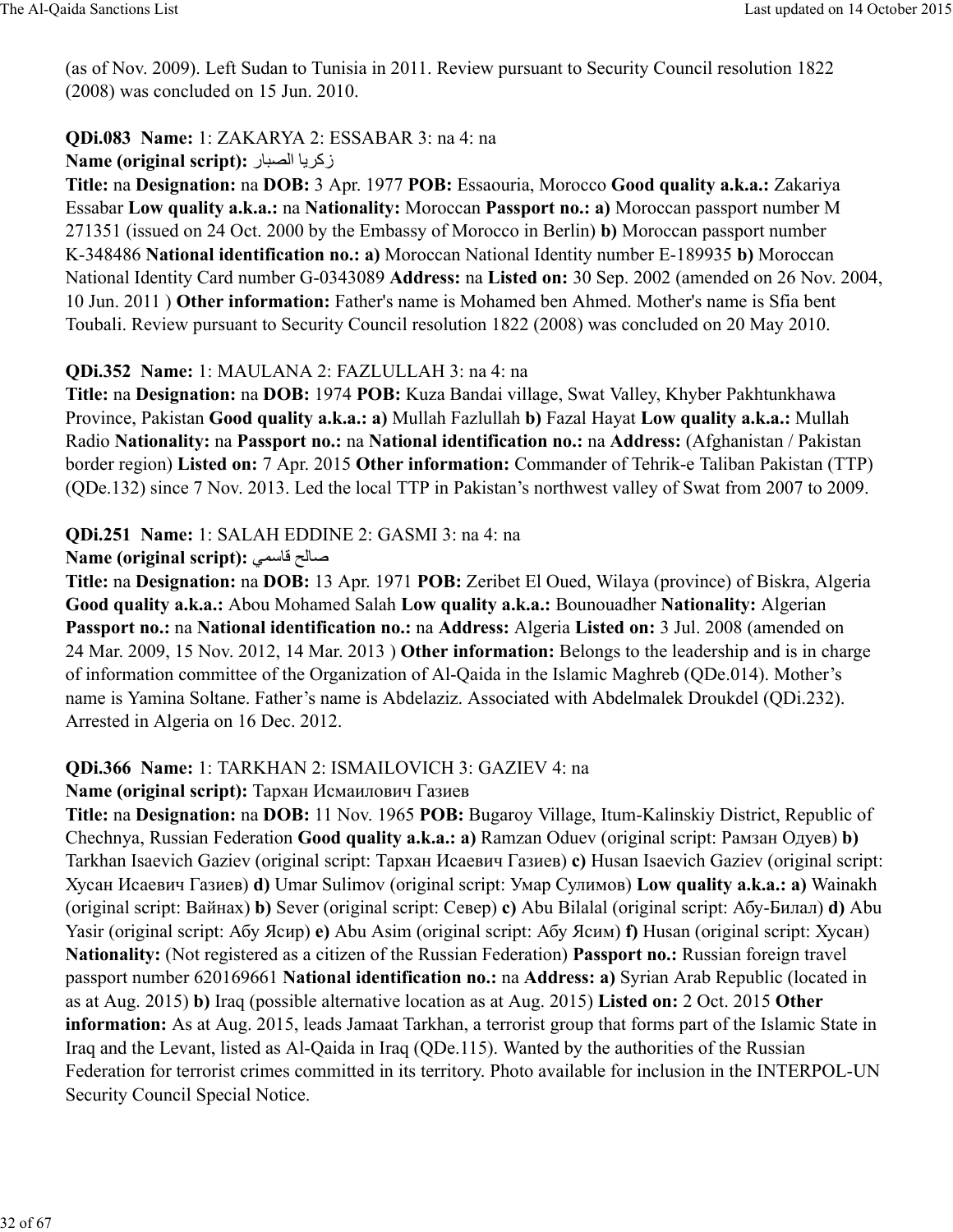(as of Nov. 2009). Left Sudan to Tunisia in 2011. Review pursuant to Security Council resolution 1822 (2008) was concluded on 15 Jun. 2010.

**QDi.083 Name:** 1: ZAKARYA 2: ESSABAR 3: na 4: na
**Name (original script):** زكريا الصبار
**Title:** na **Designation:** na **DOB:** 3 Apr. 1977 **POB:** Essaouria, Morocco **Good quality a.k.a.:** Zakariya Essabar **Low quality a.k.a.:** na **Nationality:** Moroccan **Passport no.:** **a)** Moroccan passport number M 271351 (issued on 24 Oct. 2000 by the Embassy of Morocco in Berlin) **b)** Moroccan passport number K-348486 **National identification no.:** **a)** Moroccan National Identity number E-189935 **b)** Moroccan National Identity Card number G-0343089 **Address:** na **Listed on:** 30 Sep. 2002 (amended on 26 Nov. 2004, 10 Jun. 2011 ) **Other information:** Father's name is Mohamed ben Ahmed. Mother's name is Sfia bent Toubali. Review pursuant to Security Council resolution 1822 (2008) was concluded on 20 May 2010.

**QDi.352 Name:** 1: MAULANA 2: FAZLULLAH 3: na 4: na
**Title:** na **Designation:** na **DOB:** 1974 **POB:** Kuza Bandai village, Swat Valley, Khyber Pakhtunkhawa Province, Pakistan **Good quality a.k.a.:** **a)** Mullah Fazlullah **b)** Fazal Hayat **Low quality a.k.a.:** Mullah Radio **Nationality:** na **Passport no.:** na **National identification no.:** na **Address:** (Afghanistan / Pakistan border region) **Listed on:** 7 Apr. 2015 **Other information:** Commander of Tehrik-e Taliban Pakistan (TTP) (QDe.132) since 7 Nov. 2013. Led the local TTP in Pakistan's northwest valley of Swat from 2007 to 2009.

**QDi.251 Name:** 1: SALAH EDDINE 2: GASMI 3: na 4: na
**Name (original script):** صالح قاسمي
**Title:** na **Designation:** na **DOB:** 13 Apr. 1971 **POB:** Zeribet El Oued, Wilaya (province) of Biskra, Algeria **Good quality a.k.a.:** Abou Mohamed Salah **Low quality a.k.a.:** Bounouadher **Nationality:** Algerian **Passport no.:** na **National identification no.:** na **Address:** Algeria **Listed on:** 3 Jul. 2008 (amended on 24 Mar. 2009, 15 Nov. 2012, 14 Mar. 2013 ) **Other information:** Belongs to the leadership and is in charge of information committee of the Organization of Al-Qaida in the Islamic Maghreb (QDe.014). Mother's name is Yamina Soltane. Father's name is Abdelaziz. Associated with Abdelmalek Droukdel (QDi.232). Arrested in Algeria on 16 Dec. 2012.

**QDi.366 Name:** 1: TARKHAN 2: ISMAILOVICH 3: GAZIEV 4: na
**Name (original script):** Тархан Исмаилович Газиев
**Title:** na **Designation:** na **DOB:** 11 Nov. 1965 **POB:** Bugaroy Village, Itum-Kalinskiy District, Republic of Chechnya, Russian Federation **Good quality a.k.a.:** **a)** Ramzan Oduev (original script: Рамзан Одуев) **b)** Tarkhan Isaevich Gaziev (original script: Тархан Исаевич Газиев) **c)** Husan Isaevich Gaziev (original script: Хусан Исаевич Газиев) **d)** Umar Sulimov (original script: Умар Сулимов) **Low quality a.k.a.:** **a)** Wainakh (original script: Вайнах) **b)** Sever (original script: Север) **c)** Abu Bilalal (original script: Абу-Билал) **d)** Abu Yasir (original script: Абу Ясир) **e)** Abu Asim (original script: Абу Ясим) **f)** Husan (original script: Хусан) **Nationality:** (Not registered as a citizen of the Russian Federation) **Passport no.:** Russian foreign travel passport number 620169661 **National identification no.:** na **Address:** **a)** Syrian Arab Republic (located in as at Aug. 2015) **b)** Iraq (possible alternative location as at Aug. 2015) **Listed on:** 2 Oct. 2015 **Other information:** As at Aug. 2015, leads Jamaat Tarkhan, a terrorist group that forms part of the Islamic State in Iraq and the Levant, listed as Al-Qaida in Iraq (QDe.115). Wanted by the authorities of the Russian Federation for terrorist crimes committed in its territory. Photo available for inclusion in the INTERPOL-UN Security Council Special Notice.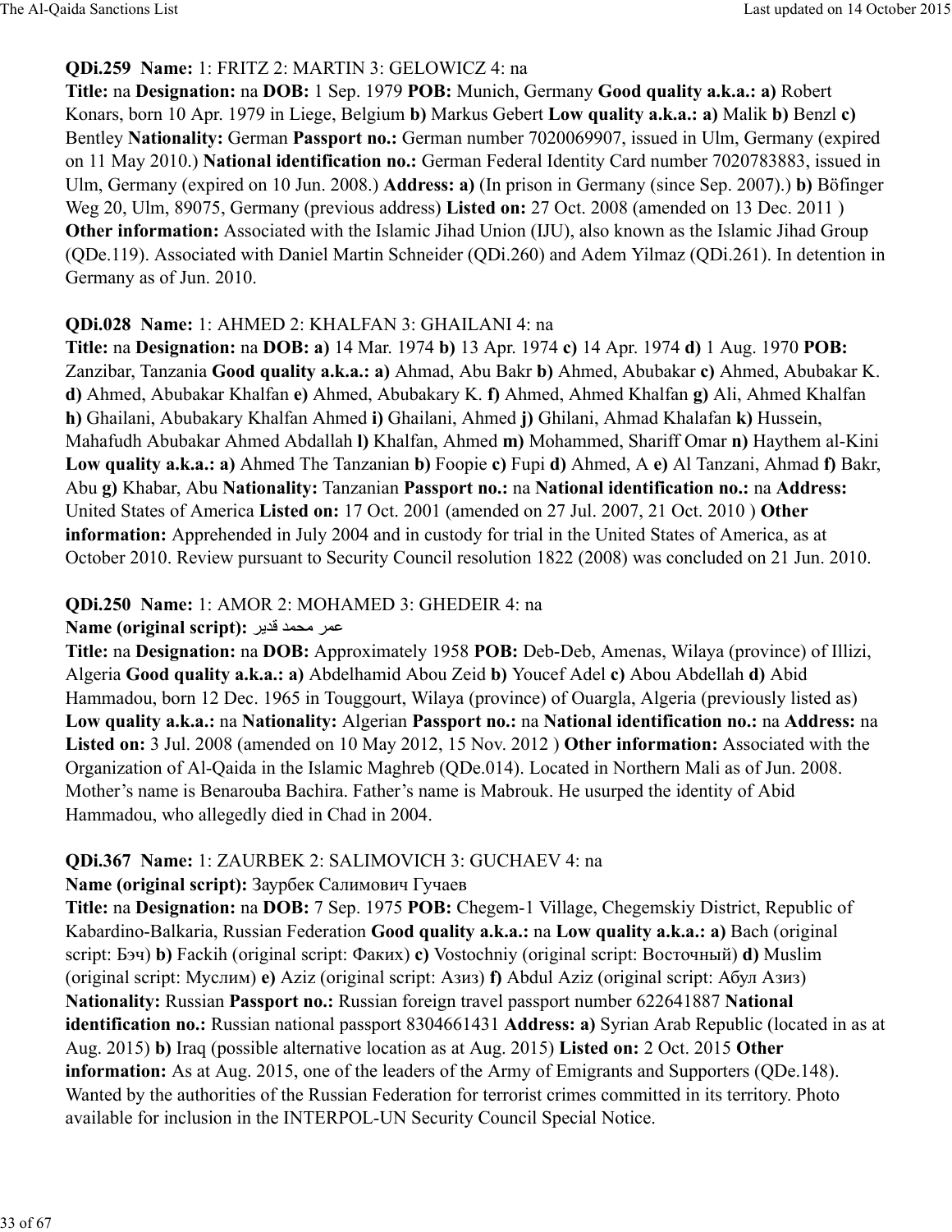**QDi.259 Name:** 1: FRITZ 2: MARTIN 3: GELOWICZ 4: na

**Title:** na **Designation:** na **DOB:** 1 Sep. 1979 **POB:** Munich, Germany **Good quality a.k.a.: a)** Robert Konars, born 10 Apr. 1979 in Liege, Belgium **b)** Markus Gebert **Low quality a.k.a.: a)** Malik **b)** Benzl **c)** Bentley **Nationality:** German **Passport no.:** German number 7020069907, issued in Ulm, Germany (expired on 11 May 2010.) **National identification no.:** German Federal Identity Card number 7020783883, issued in Ulm, Germany (expired on 10 Jun. 2008.) **Address: a)** (In prison in Germany (since Sep. 2007).) **b)** Böfinger Weg 20, Ulm, 89075, Germany (previous address) **Listed on:** 27 Oct. 2008 (amended on 13 Dec. 2011 ) **Other information:** Associated with the Islamic Jihad Union (IJU), also known as the Islamic Jihad Group (QDe.119). Associated with Daniel Martin Schneider (QDi.260) and Adem Yilmaz (QDi.261). In detention in Germany as of Jun. 2010.

**QDi.028 Name:** 1: AHMED 2: KHALFAN 3: GHAILANI 4: na

**Title:** na **Designation:** na **DOB: a)** 14 Mar. 1974 **b)** 13 Apr. 1974 **c)** 14 Apr. 1974 **d)** 1 Aug. 1970 **POB:** Zanzibar, Tanzania **Good quality a.k.a.: a)** Ahmad, Abu Bakr **b)** Ahmed, Abubakar **c)** Ahmed, Abubakar K. **d)** Ahmed, Abubakar Khalfan **e)** Ahmed, Abubakary K. **f)** Ahmed, Ahmed Khalfan **g)** Ali, Ahmed Khalfan **h)** Ghailani, Abubakary Khalfan Ahmed **i)** Ghailani, Ahmed **j)** Ghilani, Ahmad Khalafan **k)** Hussein, Mahafudh Abubakar Ahmed Abdallah **l)** Khalfan, Ahmed **m)** Mohammed, Shariff Omar **n)** Haythem al-Kini **Low quality a.k.a.: a)** Ahmed The Tanzanian **b)** Foopie **c)** Fupi **d)** Ahmed, A **e)** Al Tanzani, Ahmad **f)** Bakr, Abu **g)** Khabar, Abu **Nationality:** Tanzanian **Passport no.:** na **National identification no.:** na **Address:** United States of America **Listed on:** 17 Oct. 2001 (amended on 27 Jul. 2007, 21 Oct. 2010 ) **Other information:** Apprehended in July 2004 and in custody for trial in the United States of America, as at October 2010. Review pursuant to Security Council resolution 1822 (2008) was concluded on 21 Jun. 2010.

**QDi.250 Name:** 1: AMOR 2: MOHAMED 3: GHEDEIR 4: na

**Name (original script):** عمر محمد قدير

**Title:** na **Designation:** na **DOB:** Approximately 1958 **POB:** Deb-Deb, Amenas, Wilaya (province) of Illizi, Algeria **Good quality a.k.a.: a)** Abdelhamid Abou Zeid **b)** Youcef Adel **c)** Abou Abdellah **d)** Abid Hammadou, born 12 Dec. 1965 in Touggourt, Wilaya (province) of Ouargla, Algeria (previously listed as) **Low quality a.k.a.:** na **Nationality:** Algerian **Passport no.:** na **National identification no.:** na **Address:** na **Listed on:** 3 Jul. 2008 (amended on 10 May 2012, 15 Nov. 2012 ) **Other information:** Associated with the Organization of Al-Qaida in the Islamic Maghreb (QDe.014). Located in Northern Mali as of Jun. 2008. Mother's name is Benarouba Bachira. Father's name is Mabrouk. He usurped the identity of Abid Hammadou, who allegedly died in Chad in 2004.

**QDi.367 Name:** 1: ZAURBEK 2: SALIMOVICH 3: GUCHAEV 4: na

**Name (original script):** Заурбек Салимович Гучаев

**Title:** na **Designation:** na **DOB:** 7 Sep. 1975 **POB:** Chegem-1 Village, Chegemskiy District, Republic of Kabardino-Balkaria, Russian Federation **Good quality a.k.a.:** na **Low quality a.k.a.: a)** Bach (original script: Бэч) **b)** Fackih (original script: Факих) **c)** Vostochniy (original script: Восточный) **d)** Muslim (original script: Муслим) **e)** Aziz (original script: Азиз) **f)** Abdul Aziz (original script: Абул Азиз) **Nationality:** Russian **Passport no.:** Russian foreign travel passport number 622641887 **National identification no.:** Russian national passport 8304661431 **Address: a)** Syrian Arab Republic (located in as at Aug. 2015) **b)** Iraq (possible alternative location as at Aug. 2015) **Listed on:** 2 Oct. 2015 **Other information:** As at Aug. 2015, one of the leaders of the Army of Emigrants and Supporters (QDe.148). Wanted by the authorities of the Russian Federation for terrorist crimes committed in its territory. Photo available for inclusion in the INTERPOL-UN Security Council Special Notice.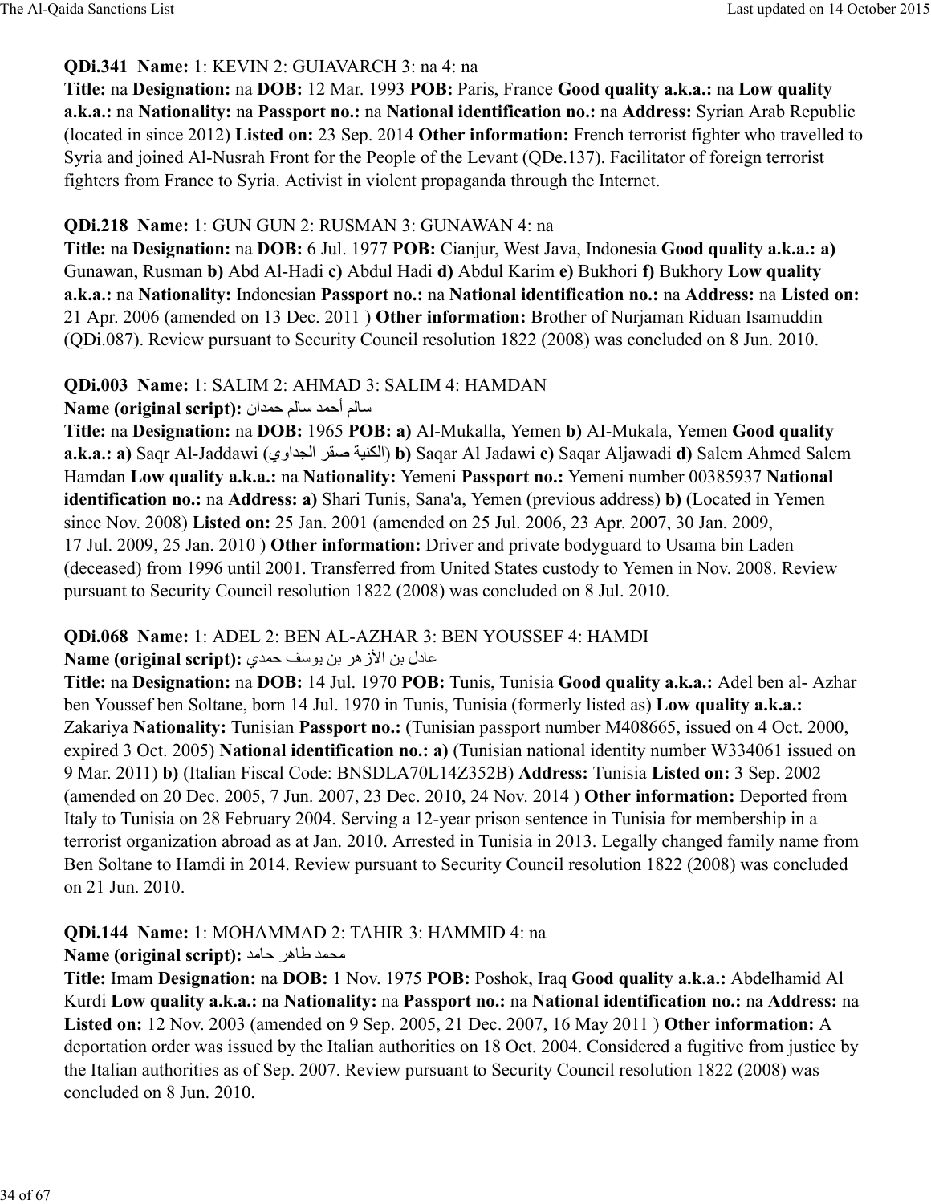**QDi.341 Name:** 1: KEVIN 2: GUIAVARCH 3: na 4: na

**Title:** na **Designation:** na **DOB:** 12 Mar. 1993 **POB:** Paris, France **Good quality a.k.a.:** na **Low quality a.k.a.:** na **Nationality:** na **Passport no.:** na **National identification no.:** na **Address:** Syrian Arab Republic (located in since 2012) **Listed on:** 23 Sep. 2014 **Other information:** French terrorist fighter who travelled to Syria and joined Al-Nusrah Front for the People of the Levant (QDe.137). Facilitator of foreign terrorist fighters from France to Syria. Activist in violent propaganda through the Internet.

**QDi.218 Name:** 1: GUN GUN 2: RUSMAN 3: GUNAWAN 4: na

**Title:** na **Designation:** na **DOB:** 6 Jul. 1977 **POB:** Cianjur, West Java, Indonesia **Good quality a.k.a.: a)** Gunawan, Rusman **b)** Abd Al-Hadi **c)** Abdul Hadi **d)** Abdul Karim **e)** Bukhori **f)** Bukhory **Low quality a.k.a.:** na **Nationality:** Indonesian **Passport no.:** na **National identification no.:** na **Address:** na **Listed on:** 21 Apr. 2006 (amended on 13 Dec. 2011 ) **Other information:** Brother of Nurjaman Riduan Isamuddin (QDi.087). Review pursuant to Security Council resolution 1822 (2008) was concluded on 8 Jun. 2010.

**QDi.003 Name:** 1: SALIM 2: AHMAD 3: SALIM 4: HAMDAN

**Name (original script):** سالم أحمد سالم حمدان

**Title:** na **Designation:** na **DOB:** 1965 **POB: a)** Al-Mukalla, Yemen **b)** AI-Mukala, Yemen **Good quality a.k.a.: a)** Saqr Al-Jaddawi (الكنية صقر الجداوي) **b)** Saqar Al Jadawi **c)** Saqar Aljawadi **d)** Salem Ahmed Salem Hamdan **Low quality a.k.a.:** na **Nationality:** Yemeni **Passport no.:** Yemeni number 00385937 **National identification no.:** na **Address: a)** Shari Tunis, Sana'a, Yemen (previous address) **b)** (Located in Yemen since Nov. 2008) **Listed on:** 25 Jan. 2001 (amended on 25 Jul. 2006, 23 Apr. 2007, 30 Jan. 2009, 17 Jul. 2009, 25 Jan. 2010 ) **Other information:** Driver and private bodyguard to Usama bin Laden (deceased) from 1996 until 2001. Transferred from United States custody to Yemen in Nov. 2008. Review pursuant to Security Council resolution 1822 (2008) was concluded on 8 Jul. 2010.

**QDi.068 Name:** 1: ADEL 2: BEN AL-AZHAR 3: BEN YOUSSEF 4: HAMDI

**Name (original script):** عادل بن الأزهر بن يوسف حمدي

**Title:** na **Designation:** na **DOB:** 14 Jul. 1970 **POB:** Tunis, Tunisia **Good quality a.k.a.:** Adel ben al- Azhar ben Youssef ben Soltane, born 14 Jul. 1970 in Tunis, Tunisia (formerly listed as) **Low quality a.k.a.:** Zakariya **Nationality:** Tunisian **Passport no.:** (Tunisian passport number M408665, issued on 4 Oct. 2000, expired 3 Oct. 2005) **National identification no.: a)** (Tunisian national identity number W334061 issued on 9 Mar. 2011) **b)** (Italian Fiscal Code: BNSDLA70L14Z352B) **Address:** Tunisia **Listed on:** 3 Sep. 2002 (amended on 20 Dec. 2005, 7 Jun. 2007, 23 Dec. 2010, 24 Nov. 2014 ) **Other information:** Deported from Italy to Tunisia on 28 February 2004. Serving a 12-year prison sentence in Tunisia for membership in a terrorist organization abroad as at Jan. 2010. Arrested in Tunisia in 2013. Legally changed family name from Ben Soltane to Hamdi in 2014. Review pursuant to Security Council resolution 1822 (2008) was concluded on 21 Jun. 2010.

**QDi.144 Name:** 1: MOHAMMAD 2: TAHIR 3: HAMMID 4: na

**Name (original script):** محمد طاهر حامد

**Title:** Imam **Designation:** na **DOB:** 1 Nov. 1975 **POB:** Poshok, Iraq **Good quality a.k.a.:** Abdelhamid Al Kurdi **Low quality a.k.a.:** na **Nationality:** na **Passport no.:** na **National identification no.:** na **Address:** na **Listed on:** 12 Nov. 2003 (amended on 9 Sep. 2005, 21 Dec. 2007, 16 May 2011 ) **Other information:** A deportation order was issued by the Italian authorities on 18 Oct. 2004. Considered a fugitive from justice by the Italian authorities as of Sep. 2007. Review pursuant to Security Council resolution 1822 (2008) was concluded on 8 Jun. 2010.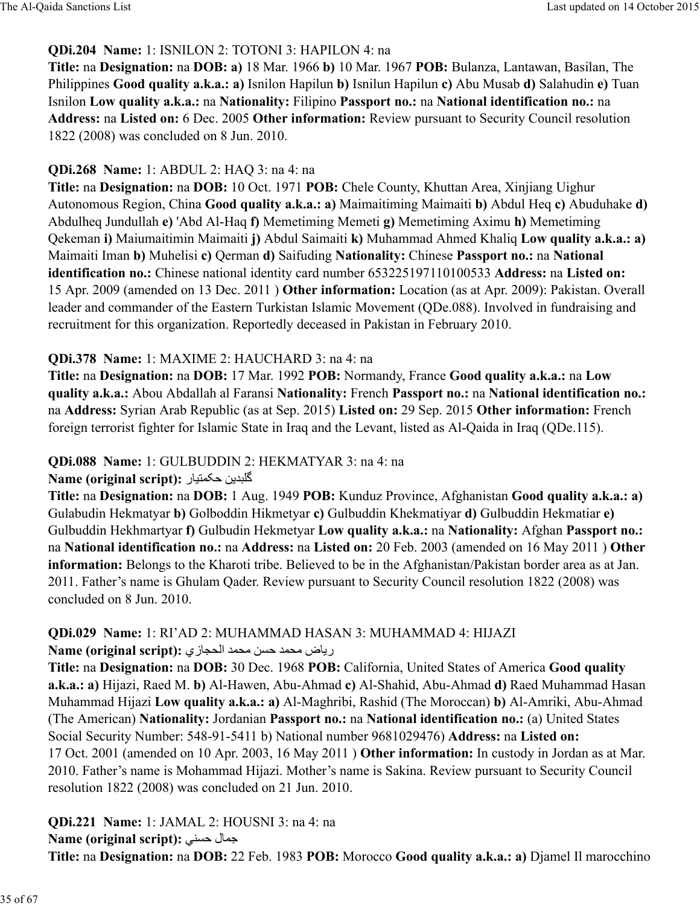**QDi.204 Name:** 1: ISNILON 2: TOTONI 3: HAPILON 4: na

**Title:** na **Designation:** na **DOB: a)** 18 Mar. 1966 **b)** 10 Mar. 1967 **POB:** Bulanza, Lantawan, Basilan, The Philippines **Good quality a.k.a.: a)** Isnilon Hapilun **b)** Isnilun Hapilun **c)** Abu Musab **d)** Salahudin **e)** Tuan Isnilon **Low quality a.k.a.:** na **Nationality:** Filipino **Passport no.:** na **National identification no.:** na **Address:** na **Listed on:** 6 Dec. 2005 **Other information:** Review pursuant to Security Council resolution 1822 (2008) was concluded on 8 Jun. 2010.

**QDi.268 Name:** 1: ABDUL 2: HAQ 3: na 4: na

**Title:** na **Designation:** na **DOB:** 10 Oct. 1971 **POB:** Chele County, Khuttan Area, Xinjiang Uighur Autonomous Region, China **Good quality a.k.a.: a)** Maimaitiming Maimaiti **b)** Abdul Heq **c)** Abuduhake **d)** Abdulheq Jundullah **e)** 'Abd Al-Haq **f)** Memetiming Memeti **g)** Memetiming Aximu **h)** Memetiming Qekeman **i)** Maiumaitimin Maimaiti **j)** Abdul Saimaiti **k)** Muhammad Ahmed Khaliq **Low quality a.k.a.: a)** Maimaiti Iman **b)** Muhelisi **c)** Qerman **d)** Saifuding **Nationality:** Chinese **Passport no.:** na **National identification no.:** Chinese national identity card number 653225197110100533 **Address:** na **Listed on:** 15 Apr. 2009 (amended on 13 Dec. 2011 ) **Other information:** Location (as at Apr. 2009): Pakistan. Overall leader and commander of the Eastern Turkistan Islamic Movement (QDe.088). Involved in fundraising and recruitment for this organization. Reportedly deceased in Pakistan in February 2010.

**QDi.378 Name:** 1: MAXIME 2: HAUCHARD 3: na 4: na

**Title:** na **Designation:** na **DOB:** 17 Mar. 1992 **POB:** Normandy, France **Good quality a.k.a.:** na **Low quality a.k.a.:** Abou Abdallah al Faransi **Nationality:** French **Passport no.:** na **National identification no.:** na **Address:** Syrian Arab Republic (as at Sep. 2015) **Listed on:** 29 Sep. 2015 **Other information:** French foreign terrorist fighter for Islamic State in Iraq and the Levant, listed as Al-Qaida in Iraq (QDe.115).

**QDi.088 Name:** 1: GULBUDDIN 2: HEKMATYAR 3: na 4: na

**Name (original script):** گلبدین حکمتیار

**Title:** na **Designation:** na **DOB:** 1 Aug. 1949 **POB:** Kunduz Province, Afghanistan **Good quality a.k.a.: a)** Gulabudin Hekmatyar **b)** Golboddin Hikmetyar **c)** Gulbuddin Khekmatiyar **d)** Gulbuddin Hekmatiar **e)** Gulbuddin Hekhmartyar **f)** Gulbudin Hekmetyar **Low quality a.k.a.:** na **Nationality:** Afghan **Passport no.:** na **National identification no.:** na **Address:** na **Listed on:** 20 Feb. 2003 (amended on 16 May 2011 ) **Other information:** Belongs to the Kharoti tribe. Believed to be in the Afghanistan/Pakistan border area as at Jan. 2011. Father's name is Ghulam Qader. Review pursuant to Security Council resolution 1822 (2008) was concluded on 8 Jun. 2010.

**QDi.029 Name:** 1: RI'AD 2: MUHAMMAD HASAN 3: MUHAMMAD 4: HIJAZI

**Name (original script):** رياض محمد حسن محمد الحجازي

**Title:** na **Designation:** na **DOB:** 30 Dec. 1968 **POB:** California, United States of America **Good quality a.k.a.: a)** Hijazi, Raed M. **b)** Al-Hawen, Abu-Ahmad **c)** Al-Shahid, Abu-Ahmad **d)** Raed Muhammad Hasan Muhammad Hijazi **Low quality a.k.a.: a)** Al-Maghribi, Rashid (The Moroccan) **b)** Al-Amriki, Abu-Ahmad (The American) **Nationality:** Jordanian **Passport no.:** na **National identification no.:** (a) United States Social Security Number: 548-91-5411 b) National number 9681029476) **Address:** na **Listed on:** 17 Oct. 2001 (amended on 10 Apr. 2003, 16 May 2011 ) **Other information:** In custody in Jordan as at Mar. 2010. Father's name is Mohammad Hijazi. Mother's name is Sakina. Review pursuant to Security Council resolution 1822 (2008) was concluded on 21 Jun. 2010.

**QDi.221 Name:** 1: JAMAL 2: HOUSNI 3: na 4: na

**Name (original script):** جمال حسني

**Title:** na **Designation:** na **DOB:** 22 Feb. 1983 **POB:** Morocco **Good quality a.k.a.: a)** Djamel Il marocchino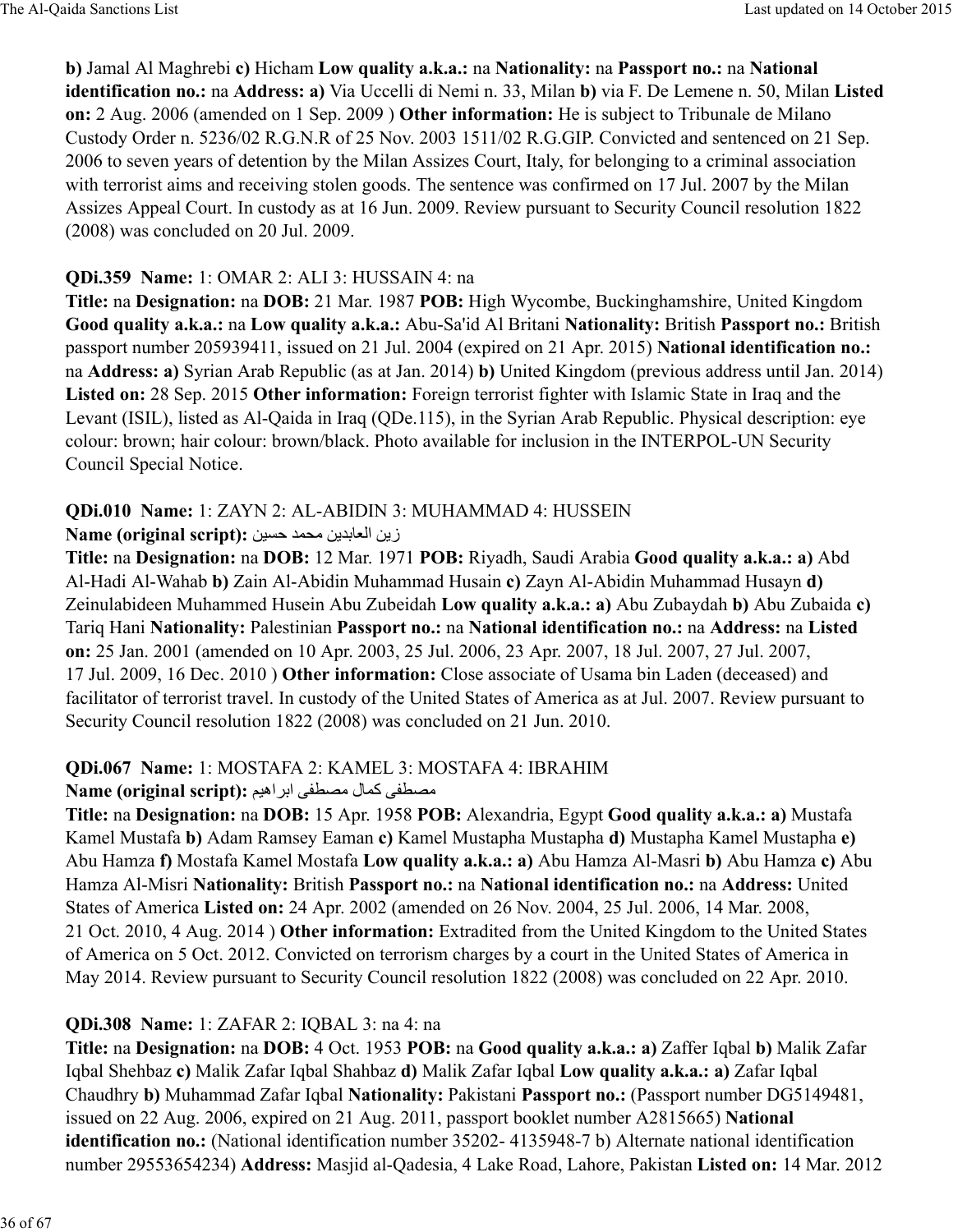**b)** Jamal Al Maghrebi **c)** Hicham **Low quality a.k.a.:** na **Nationality:** na **Passport no.:** na **National identification no.:** na **Address: a)** Via Uccelli di Nemi n. 33, Milan **b)** via F. De Lemene n. 50, Milan **Listed on:** 2 Aug. 2006 (amended on 1 Sep. 2009 ) **Other information:** He is subject to Tribunale de Milano Custody Order n. 5236/02 R.G.N.R of 25 Nov. 2003 1511/02 R.G.GIP. Convicted and sentenced on 21 Sep. 2006 to seven years of detention by the Milan Assizes Court, Italy, for belonging to a criminal association with terrorist aims and receiving stolen goods. The sentence was confirmed on 17 Jul. 2007 by the Milan Assizes Appeal Court. In custody as at 16 Jun. 2009. Review pursuant to Security Council resolution 1822 (2008) was concluded on 20 Jul. 2009.

**QDi.359 Name:** 1: OMAR 2: ALI 3: HUSSAIN 4: na
**Title:** na **Designation:** na **DOB:** 21 Mar. 1987 **POB:** High Wycombe, Buckinghamshire, United Kingdom **Good quality a.k.a.:** na **Low quality a.k.a.:** Abu-Sa'id Al Britani **Nationality:** British **Passport no.:** British passport number 205939411, issued on 21 Jul. 2004 (expired on 21 Apr. 2015) **National identification no.:** na **Address: a)** Syrian Arab Republic (as at Jan. 2014) **b)** United Kingdom (previous address until Jan. 2014) **Listed on:** 28 Sep. 2015 **Other information:** Foreign terrorist fighter with Islamic State in Iraq and the Levant (ISIL), listed as Al-Qaida in Iraq (QDe.115), in the Syrian Arab Republic. Physical description: eye colour: brown; hair colour: brown/black. Photo available for inclusion in the INTERPOL-UN Security Council Special Notice.

**QDi.010 Name:** 1: ZAYN 2: AL-ABIDIN 3: MUHAMMAD 4: HUSSEIN
**Name (original script):** زين العابدين محمد حسين
**Title:** na **Designation:** na **DOB:** 12 Mar. 1971 **POB:** Riyadh, Saudi Arabia **Good quality a.k.a.: a)** Abd Al-Hadi Al-Wahab **b)** Zain Al-Abidin Muhammad Husain **c)** Zayn Al-Abidin Muhammad Husayn **d)** Zeinulabideen Muhammed Husein Abu Zubeidah **Low quality a.k.a.: a)** Abu Zubaydah **b)** Abu Zubaida **c)** Tariq Hani **Nationality:** Palestinian **Passport no.:** na **National identification no.:** na **Address:** na **Listed on:** 25 Jan. 2001 (amended on 10 Apr. 2003, 25 Jul. 2006, 23 Apr. 2007, 18 Jul. 2007, 27 Jul. 2007, 17 Jul. 2009, 16 Dec. 2010 ) **Other information:** Close associate of Usama bin Laden (deceased) and facilitator of terrorist travel. In custody of the United States of America as at Jul. 2007. Review pursuant to Security Council resolution 1822 (2008) was concluded on 21 Jun. 2010.

**QDi.067 Name:** 1: MOSTAFA 2: KAMEL 3: MOSTAFA 4: IBRAHIM
**Name (original script):** مصطفى كمال مصطفى ابراهيم
**Title:** na **Designation:** na **DOB:** 15 Apr. 1958 **POB:** Alexandria, Egypt **Good quality a.k.a.: a)** Mustafa Kamel Mustafa **b)** Adam Ramsey Eaman **c)** Kamel Mustapha Mustapha **d)** Mustapha Kamel Mustapha **e)** Abu Hamza **f)** Mostafa Kamel Mostafa **Low quality a.k.a.: a)** Abu Hamza Al-Masri **b)** Abu Hamza **c)** Abu Hamza Al-Misri **Nationality:** British **Passport no.:** na **National identification no.:** na **Address:** United States of America **Listed on:** 24 Apr. 2002 (amended on 26 Nov. 2004, 25 Jul. 2006, 14 Mar. 2008, 21 Oct. 2010, 4 Aug. 2014 ) **Other information:** Extradited from the United Kingdom to the United States of America on 5 Oct. 2012. Convicted on terrorism charges by a court in the United States of America in May 2014. Review pursuant to Security Council resolution 1822 (2008) was concluded on 22 Apr. 2010.

**QDi.308 Name:** 1: ZAFAR 2: IQBAL 3: na 4: na
**Title:** na **Designation:** na **DOB:** 4 Oct. 1953 **POB:** na **Good quality a.k.a.: a)** Zaffer Iqbal **b)** Malik Zafar Iqbal Shehbaz **c)** Malik Zafar Iqbal Shahbaz **d)** Malik Zafar Iqbal **Low quality a.k.a.: a)** Zafar Iqbal Chaudhry **b)** Muhammad Zafar Iqbal **Nationality:** Pakistani **Passport no.:** (Passport number DG5149481, issued on 22 Aug. 2006, expired on 21 Aug. 2011, passport booklet number A2815665) **National identification no.:** (National identification number 35202- 4135948-7 b) Alternate national identification number 29553654234) **Address:** Masjid al-Qadesia, 4 Lake Road, Lahore, Pakistan **Listed on:** 14 Mar. 2012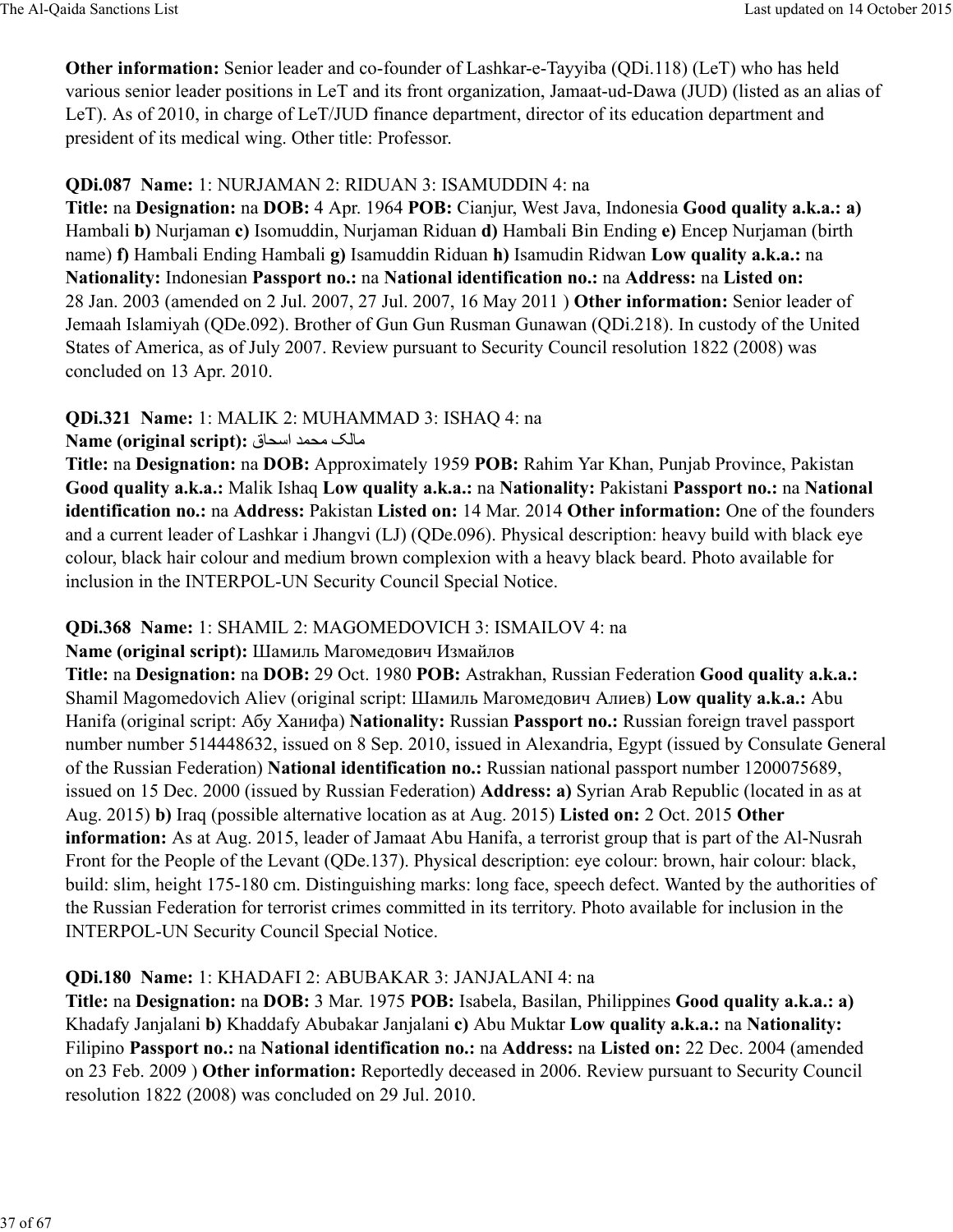**Other information:** Senior leader and co-founder of Lashkar-e-Tayyiba (QDi.118) (LeT) who has held various senior leader positions in LeT and its front organization, Jamaat-ud-Dawa (JUD) (listed as an alias of LeT). As of 2010, in charge of LeT/JUD finance department, director of its education department and president of its medical wing. Other title: Professor.

**QDi.087 Name:** 1: NURJAMAN 2: RIDUAN 3: ISAMUDDIN 4: na
**Title:** na **Designation:** na **DOB:** 4 Apr. 1964 **POB:** Cianjur, West Java, Indonesia **Good quality a.k.a.: a)** Hambali **b)** Nurjaman **c)** Isomuddin, Nurjaman Riduan **d)** Hambali Bin Ending **e)** Encep Nurjaman (birth name) **f)** Hambali Ending Hambali **g)** Isamuddin Riduan **h)** Isamudin Ridwan **Low quality a.k.a.:** na **Nationality:** Indonesian **Passport no.:** na **National identification no.:** na **Address:** na **Listed on:** 28 Jan. 2003 (amended on 2 Jul. 2007, 27 Jul. 2007, 16 May 2011 ) **Other information:** Senior leader of Jemaah Islamiyah (QDe.092). Brother of Gun Gun Rusman Gunawan (QDi.218). In custody of the United States of America, as of July 2007. Review pursuant to Security Council resolution 1822 (2008) was concluded on 13 Apr. 2010.

**QDi.321 Name:** 1: MALIK 2: MUHAMMAD 3: ISHAQ 4: na
**Name (original script):** مالک محمد اسحاق
**Title:** na **Designation:** na **DOB:** Approximately 1959 **POB:** Rahim Yar Khan, Punjab Province, Pakistan **Good quality a.k.a.:** Malik Ishaq **Low quality a.k.a.:** na **Nationality:** Pakistani **Passport no.:** na **National identification no.:** na **Address:** Pakistan **Listed on:** 14 Mar. 2014 **Other information:** One of the founders and a current leader of Lashkar i Jhangvi (LJ) (QDe.096). Physical description: heavy build with black eye colour, black hair colour and medium brown complexion with a heavy black beard. Photo available for inclusion in the INTERPOL-UN Security Council Special Notice.

**QDi.368 Name:** 1: SHAMIL 2: MAGOMEDOVICH 3: ISMAILOV 4: na
**Name (original script):** Шамиль Магомедович Измайлов
**Title:** na **Designation:** na **DOB:** 29 Oct. 1980 **POB:** Astrakhan, Russian Federation **Good quality a.k.a.:** Shamil Magomedovich Aliev (original script: Шамиль Магомедович Алиев) **Low quality a.k.a.:** Abu Hanifa (original script: Абу Ханифа) **Nationality:** Russian **Passport no.:** Russian foreign travel passport number number 514448632, issued on 8 Sep. 2010, issued in Alexandria, Egypt (issued by Consulate General of the Russian Federation) **National identification no.:** Russian national passport number 1200075689, issued on 15 Dec. 2000 (issued by Russian Federation) **Address: a)** Syrian Arab Republic (located in as at Aug. 2015) **b)** Iraq (possible alternative location as at Aug. 2015) **Listed on:** 2 Oct. 2015 **Other information:** As at Aug. 2015, leader of Jamaat Abu Hanifa, a terrorist group that is part of the Al-Nusrah Front for the People of the Levant (QDe.137). Physical description: eye colour: brown, hair colour: black, build: slim, height 175-180 cm. Distinguishing marks: long face, speech defect. Wanted by the authorities of the Russian Federation for terrorist crimes committed in its territory. Photo available for inclusion in the INTERPOL-UN Security Council Special Notice.

**QDi.180 Name:** 1: KHADAFI 2: ABUBAKAR 3: JANJALANI 4: na
**Title:** na **Designation:** na **DOB:** 3 Mar. 1975 **POB:** Isabela, Basilan, Philippines **Good quality a.k.a.: a)** Khadafy Janjalani **b)** Khaddafy Abubakar Janjalani **c)** Abu Muktar **Low quality a.k.a.:** na **Nationality:** Filipino **Passport no.:** na **National identification no.:** na **Address:** na **Listed on:** 22 Dec. 2004 (amended on 23 Feb. 2009 ) **Other information:** Reportedly deceased in 2006. Review pursuant to Security Council resolution 1822 (2008) was concluded on 29 Jul. 2010.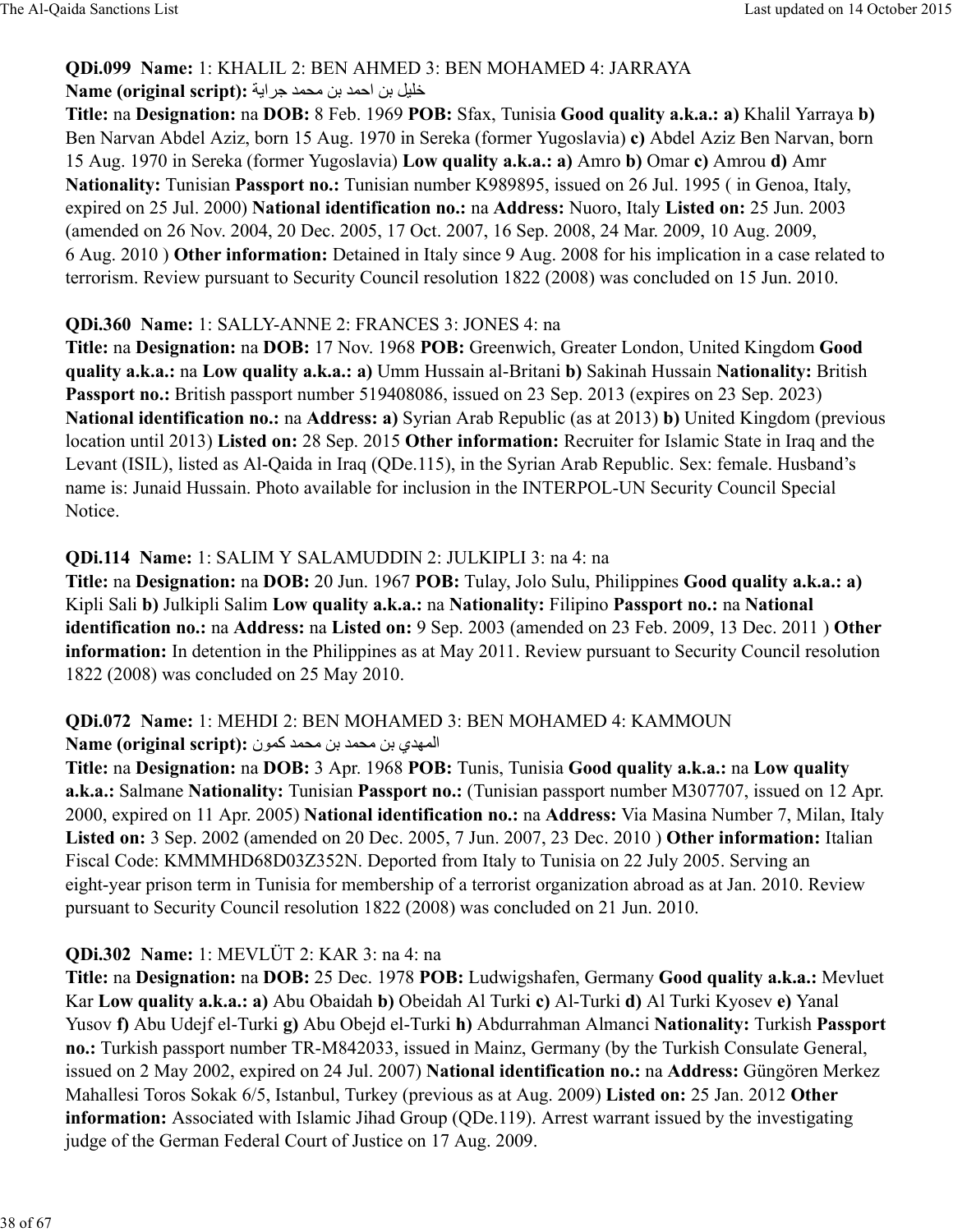**QDi.099 Name:** 1: KHALIL 2: BEN AHMED 3: BEN MOHAMED 4: JARRAYA
**Name (original script):** خليل بن احمد بن محمد جراية
**Title:** na **Designation:** na **DOB:** 8 Feb. 1969 **POB:** Sfax, Tunisia **Good quality a.k.a.:** **a)** Khalil Yarraya **b)** Ben Narvan Abdel Aziz, born 15 Aug. 1970 in Sereka (former Yugoslavia) **c)** Abdel Aziz Ben Narvan, born 15 Aug. 1970 in Sereka (former Yugoslavia) **Low quality a.k.a.:** **a)** Amro **b)** Omar **c)** Amrou **d)** Amr **Nationality:** Tunisian **Passport no.:** Tunisian number K989895, issued on 26 Jul. 1995 ( in Genoa, Italy, expired on 25 Jul. 2000) **National identification no.:** na **Address:** Nuoro, Italy **Listed on:** 25 Jun. 2003 (amended on 26 Nov. 2004, 20 Dec. 2005, 17 Oct. 2007, 16 Sep. 2008, 24 Mar. 2009, 10 Aug. 2009, 6 Aug. 2010 ) **Other information:** Detained in Italy since 9 Aug. 2008 for his implication in a case related to terrorism. Review pursuant to Security Council resolution 1822 (2008) was concluded on 15 Jun. 2010.

**QDi.360 Name:** 1: SALLY-ANNE 2: FRANCES 3: JONES 4: na
**Title:** na **Designation:** na **DOB:** 17 Nov. 1968 **POB:** Greenwich, Greater London, United Kingdom **Good quality a.k.a.:** na **Low quality a.k.a.:** **a)** Umm Hussain al-Britani **b)** Sakinah Hussain **Nationality:** British **Passport no.:** British passport number 519408086, issued on 23 Sep. 2013 (expires on 23 Sep. 2023) **National identification no.:** na **Address:** **a)** Syrian Arab Republic (as at 2013) **b)** United Kingdom (previous location until 2013) **Listed on:** 28 Sep. 2015 **Other information:** Recruiter for Islamic State in Iraq and the Levant (ISIL), listed as Al-Qaida in Iraq (QDe.115), in the Syrian Arab Republic. Sex: female. Husband's name is: Junaid Hussain. Photo available for inclusion in the INTERPOL-UN Security Council Special Notice.

**QDi.114 Name:** 1: SALIM Y SALAMUDDIN 2: JULKIPLI 3: na 4: na
**Title:** na **Designation:** na **DOB:** 20 Jun. 1967 **POB:** Tulay, Jolo Sulu, Philippines **Good quality a.k.a.:** **a)** Kipli Sali **b)** Julkipli Salim **Low quality a.k.a.:** na **Nationality:** Filipino **Passport no.:** na **National identification no.:** na **Address:** na **Listed on:** 9 Sep. 2003 (amended on 23 Feb. 2009, 13 Dec. 2011 ) **Other information:** In detention in the Philippines as at May 2011. Review pursuant to Security Council resolution 1822 (2008) was concluded on 25 May 2010.

**QDi.072 Name:** 1: MEHDI 2: BEN MOHAMED 3: BEN MOHAMED 4: KAMMOUN
**Name (original script):** المهدي بن محمد بن محمد كمون
**Title:** na **Designation:** na **DOB:** 3 Apr. 1968 **POB:** Tunis, Tunisia **Good quality a.k.a.:** na **Low quality a.k.a.:** Salmane **Nationality:** Tunisian **Passport no.:** (Tunisian passport number M307707, issued on 12 Apr. 2000, expired on 11 Apr. 2005) **National identification no.:** na **Address:** Via Masina Number 7, Milan, Italy **Listed on:** 3 Sep. 2002 (amended on 20 Dec. 2005, 7 Jun. 2007, 23 Dec. 2010 ) **Other information:** Italian Fiscal Code: KMMMHD68D03Z352N. Deported from Italy to Tunisia on 22 July 2005. Serving an eight-year prison term in Tunisia for membership of a terrorist organization abroad as at Jan. 2010. Review pursuant to Security Council resolution 1822 (2008) was concluded on 21 Jun. 2010.

**QDi.302 Name:** 1: MEVLÜT 2: KAR 3: na 4: na
**Title:** na **Designation:** na **DOB:** 25 Dec. 1978 **POB:** Ludwigshafen, Germany **Good quality a.k.a.:** Mevluet Kar **Low quality a.k.a.:** **a)** Abu Obaidah **b)** Obeidah Al Turki **c)** Al-Turki **d)** Al Turki Kyosev **e)** Yanal Yusov **f)** Abu Udejf el-Turki **g)** Abu Obejd el-Turki **h)** Abdurrahman Almanci **Nationality:** Turkish **Passport no.:** Turkish passport number TR-M842033, issued in Mainz, Germany (by the Turkish Consulate General, issued on 2 May 2002, expired on 24 Jul. 2007) **National identification no.:** na **Address:** Güngören Merkez Mahallesi Toros Sokak 6/5, Istanbul, Turkey (previous as at Aug. 2009) **Listed on:** 25 Jan. 2012 **Other information:** Associated with Islamic Jihad Group (QDe.119). Arrest warrant issued by the investigating judge of the German Federal Court of Justice on 17 Aug. 2009.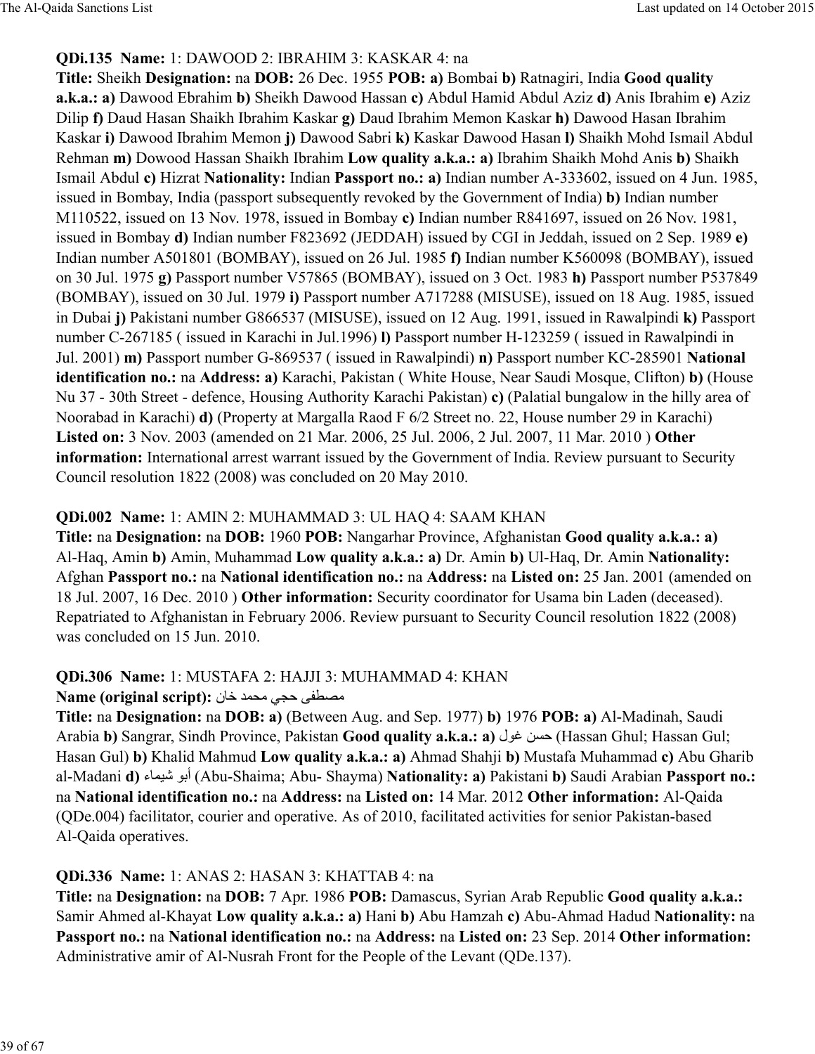**QDi.135 Name:** 1: DAWOOD 2: IBRAHIM 3: KASKAR 4: na

**Title:** Sheikh **Designation:** na **DOB:** 26 Dec. 1955 **POB:** **a)** Bombai **b)** Ratnagiri, India **Good quality a.k.a.:** **a)** Dawood Ebrahim **b)** Sheikh Dawood Hassan **c)** Abdul Hamid Abdul Aziz **d)** Anis Ibrahim **e)** Aziz Dilip **f)** Daud Hasan Shaikh Ibrahim Kaskar **g)** Daud Ibrahim Memon Kaskar **h)** Dawood Hasan Ibrahim Kaskar **i)** Dawood Ibrahim Memon **j)** Dawood Sabri **k)** Kaskar Dawood Hasan **l)** Shaikh Mohd Ismail Abdul Rehman **m)** Dowood Hassan Shaikh Ibrahim **Low quality a.k.a.:** **a)** Ibrahim Shaikh Mohd Anis **b)** Shaikh Ismail Abdul **c)** Hizrat **Nationality:** Indian **Passport no.:** **a)** Indian number A-333602, issued on 4 Jun. 1985, issued in Bombay, India (passport subsequently revoked by the Government of India) **b)** Indian number M110522, issued on 13 Nov. 1978, issued in Bombay **c)** Indian number R841697, issued on 26 Nov. 1981, issued in Bombay **d)** Indian number F823692 (JEDDAH) issued by CGI in Jeddah, issued on 2 Sep. 1989 **e)** Indian number A501801 (BOMBAY), issued on 26 Jul. 1985 **f)** Indian number K560098 (BOMBAY), issued on 30 Jul. 1975 **g)** Passport number V57865 (BOMBAY), issued on 3 Oct. 1983 **h)** Passport number P537849 (BOMBAY), issued on 30 Jul. 1979 **i)** Passport number A717288 (MISUSE), issued on 18 Aug. 1985, issued in Dubai **j)** Pakistani number G866537 (MISUSE), issued on 12 Aug. 1991, issued in Rawalpindi **k)** Passport number C-267185 ( issued in Karachi in Jul.1996) **l)** Passport number H-123259 ( issued in Rawalpindi in Jul. 2001) **m)** Passport number G-869537 ( issued in Rawalpindi) **n)** Passport number KC-285901 **National identification no.:** na **Address:** **a)** Karachi, Pakistan ( White House, Near Saudi Mosque, Clifton) **b)** (House Nu 37 - 30th Street - defence, Housing Authority Karachi Pakistan) **c)** (Palatial bungalow in the hilly area of Noorabad in Karachi) **d)** (Property at Margalla Raod F 6/2 Street no. 22, House number 29 in Karachi) **Listed on:** 3 Nov. 2003 (amended on 21 Mar. 2006, 25 Jul. 2006, 2 Jul. 2007, 11 Mar. 2010 ) **Other information:** International arrest warrant issued by the Government of India. Review pursuant to Security Council resolution 1822 (2008) was concluded on 20 May 2010.

**QDi.002 Name:** 1: AMIN 2: MUHAMMAD 3: UL HAQ 4: SAAM KHAN

**Title:** na **Designation:** na **DOB:** 1960 **POB:** Nangarhar Province, Afghanistan **Good quality a.k.a.:** **a)** Al-Haq, Amin **b)** Amin, Muhammad **Low quality a.k.a.:** **a)** Dr. Amin **b)** Ul-Haq, Dr. Amin **Nationality:** Afghan **Passport no.:** na **National identification no.:** na **Address:** na **Listed on:** 25 Jan. 2001 (amended on 18 Jul. 2007, 16 Dec. 2010 ) **Other information:** Security coordinator for Usama bin Laden (deceased). Repatriated to Afghanistan in February 2006. Review pursuant to Security Council resolution 1822 (2008) was concluded on 15 Jun. 2010.

**QDi.306 Name:** 1: MUSTAFA 2: HAJJI 3: MUHAMMAD 4: KHAN

**Name (original script):** مصطفى حجي محمد خان

**Title:** na **Designation:** na **DOB:** **a)** (Between Aug. and Sep. 1977) **b)** 1976 **POB:** **a)** Al-Madinah, Saudi Arabia **b)** Sangrar, Sindh Province, Pakistan **Good quality a.k.a.:** **a)** حسن غول (Hassan Ghul; Hassan Gul; Hasan Gul) **b)** Khalid Mahmud **Low quality a.k.a.:** **a)** Ahmad Shahji **b)** Mustafa Muhammad **c)** Abu Gharib al-Madani **d)** أبو شيماء (Abu-Shaima; Abu- Shayma) **Nationality:** **a)** Pakistani **b)** Saudi Arabian **Passport no.:** na **National identification no.:** na **Address:** na **Listed on:** 14 Mar. 2012 **Other information:** Al-Qaida (QDe.004) facilitator, courier and operative. As of 2010, facilitated activities for senior Pakistan-based Al-Qaida operatives.

**QDi.336 Name:** 1: ANAS 2: HASAN 3: KHATTAB 4: na

**Title:** na **Designation:** na **DOB:** 7 Apr. 1986 **POB:** Damascus, Syrian Arab Republic **Good quality a.k.a.:** Samir Ahmed al-Khayat **Low quality a.k.a.:** **a)** Hani **b)** Abu Hamzah **c)** Abu-Ahmad Hadud **Nationality:** na **Passport no.:** na **National identification no.:** na **Address:** na **Listed on:** 23 Sep. 2014 **Other information:** Administrative amir of Al-Nusrah Front for the People of the Levant (QDe.137).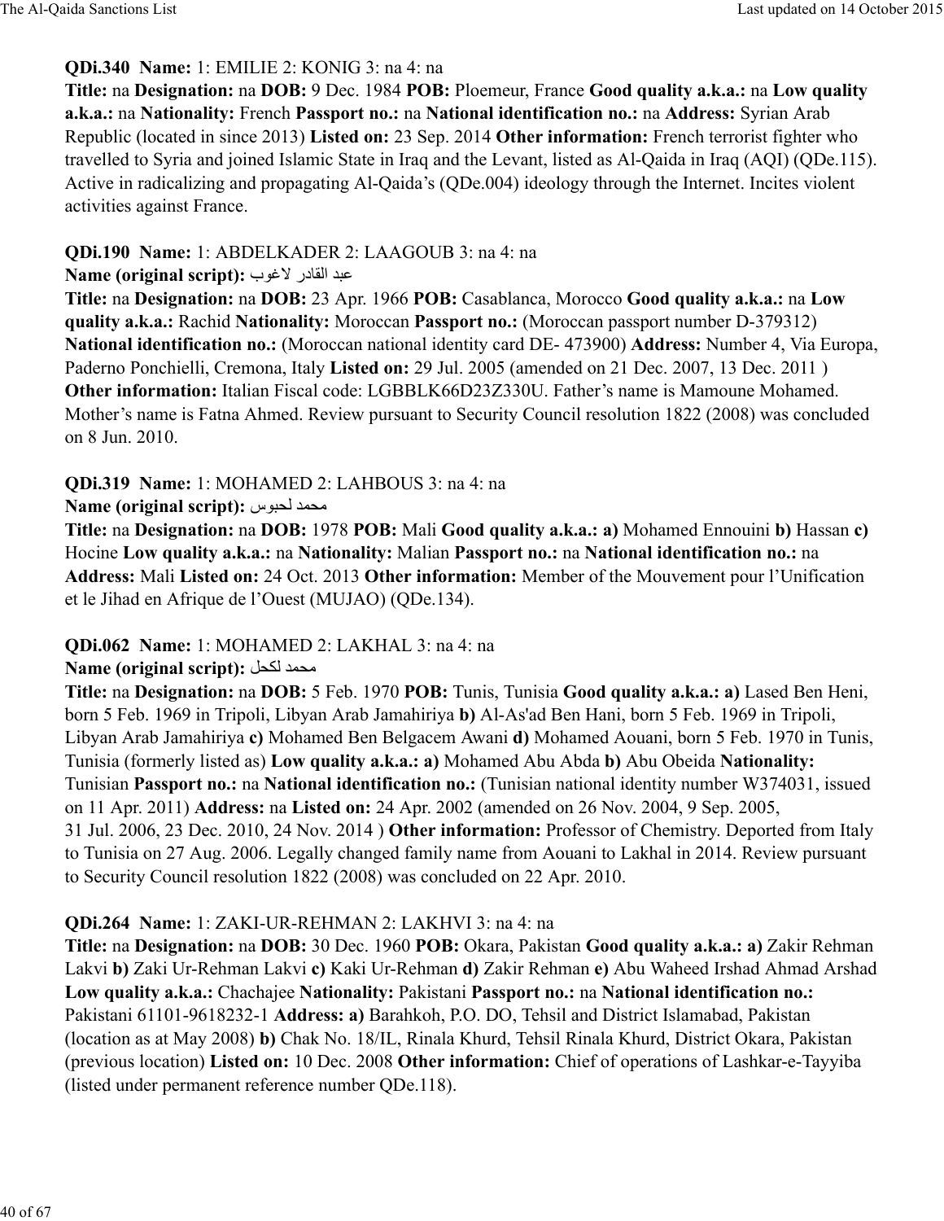**QDi.340 Name:** 1: EMILIE 2: KONIG 3: na 4: na
**Title:** na **Designation:** na **DOB:** 9 Dec. 1984 **POB:** Ploemeur, France **Good quality a.k.a.:** na **Low quality a.k.a.:** na **Nationality:** French **Passport no.:** na **National identification no.:** na **Address:** Syrian Arab Republic (located in since 2013) **Listed on:** 23 Sep. 2014 **Other information:** French terrorist fighter who travelled to Syria and joined Islamic State in Iraq and the Levant, listed as Al-Qaida in Iraq (AQI) (QDe.115). Active in radicalizing and propagating Al-Qaida's (QDe.004) ideology through the Internet. Incites violent activities against France.

**QDi.190 Name:** 1: ABDELKADER 2: LAAGOUB 3: na 4: na
**Name (original script):** عبد القادر لاغوب
**Title:** na **Designation:** na **DOB:** 23 Apr. 1966 **POB:** Casablanca, Morocco **Good quality a.k.a.:** na **Low quality a.k.a.:** Rachid **Nationality:** Moroccan **Passport no.:** (Moroccan passport number D-379312) **National identification no.:** (Moroccan national identity card DE- 473900) **Address:** Number 4, Via Europa, Paderno Ponchielli, Cremona, Italy **Listed on:** 29 Jul. 2005 (amended on 21 Dec. 2007, 13 Dec. 2011 ) **Other information:** Italian Fiscal code: LGBBLK66D23Z330U. Father's name is Mamoune Mohamed. Mother's name is Fatna Ahmed. Review pursuant to Security Council resolution 1822 (2008) was concluded on 8 Jun. 2010.

**QDi.319 Name:** 1: MOHAMED 2: LAHBOUS 3: na 4: na
**Name (original script):** محمد لحبوس
**Title:** na **Designation:** na **DOB:** 1978 **POB:** Mali **Good quality a.k.a.: a)** Mohamed Ennouini **b)** Hassan **c)** Hocine **Low quality a.k.a.:** na **Nationality:** Malian **Passport no.:** na **National identification no.:** na **Address:** Mali **Listed on:** 24 Oct. 2013 **Other information:** Member of the Mouvement pour l'Unification et le Jihad en Afrique de l'Ouest (MUJAO) (QDe.134).

**QDi.062 Name:** 1: MOHAMED 2: LAKHAL 3: na 4: na
**Name (original script):** محمد لكحل
**Title:** na **Designation:** na **DOB:** 5 Feb. 1970 **POB:** Tunis, Tunisia **Good quality a.k.a.: a)** Lased Ben Heni, born 5 Feb. 1969 in Tripoli, Libyan Arab Jamahiriya **b)** Al-As'ad Ben Hani, born 5 Feb. 1969 in Tripoli, Libyan Arab Jamahiriya **c)** Mohamed Ben Belgacem Awani **d)** Mohamed Aouani, born 5 Feb. 1970 in Tunis, Tunisia (formerly listed as) **Low quality a.k.a.: a)** Mohamed Abu Abda **b)** Abu Obeida **Nationality:** Tunisian **Passport no.:** na **National identification no.:** (Tunisian national identity number W374031, issued on 11 Apr. 2011) **Address:** na **Listed on:** 24 Apr. 2002 (amended on 26 Nov. 2004, 9 Sep. 2005, 31 Jul. 2006, 23 Dec. 2010, 24 Nov. 2014 ) **Other information:** Professor of Chemistry. Deported from Italy to Tunisia on 27 Aug. 2006. Legally changed family name from Aouani to Lakhal in 2014. Review pursuant to Security Council resolution 1822 (2008) was concluded on 22 Apr. 2010.

**QDi.264 Name:** 1: ZAKI-UR-REHMAN 2: LAKHVI 3: na 4: na
**Title:** na **Designation:** na **DOB:** 30 Dec. 1960 **POB:** Okara, Pakistan **Good quality a.k.a.: a)** Zakir Rehman Lakvi **b)** Zaki Ur-Rehman Lakvi **c)** Kaki Ur-Rehman **d)** Zakir Rehman **e)** Abu Waheed Irshad Ahmad Arshad **Low quality a.k.a.:** Chachajee **Nationality:** Pakistani **Passport no.:** na **National identification no.:** Pakistani 61101-9618232-1 **Address: a)** Barahkoh, P.O. DO, Tehsil and District Islamabad, Pakistan (location as at May 2008) **b)** Chak No. 18/IL, Rinala Khurd, Tehsil Rinala Khurd, District Okara, Pakistan (previous location) **Listed on:** 10 Dec. 2008 **Other information:** Chief of operations of Lashkar-e-Tayyiba (listed under permanent reference number QDe.118).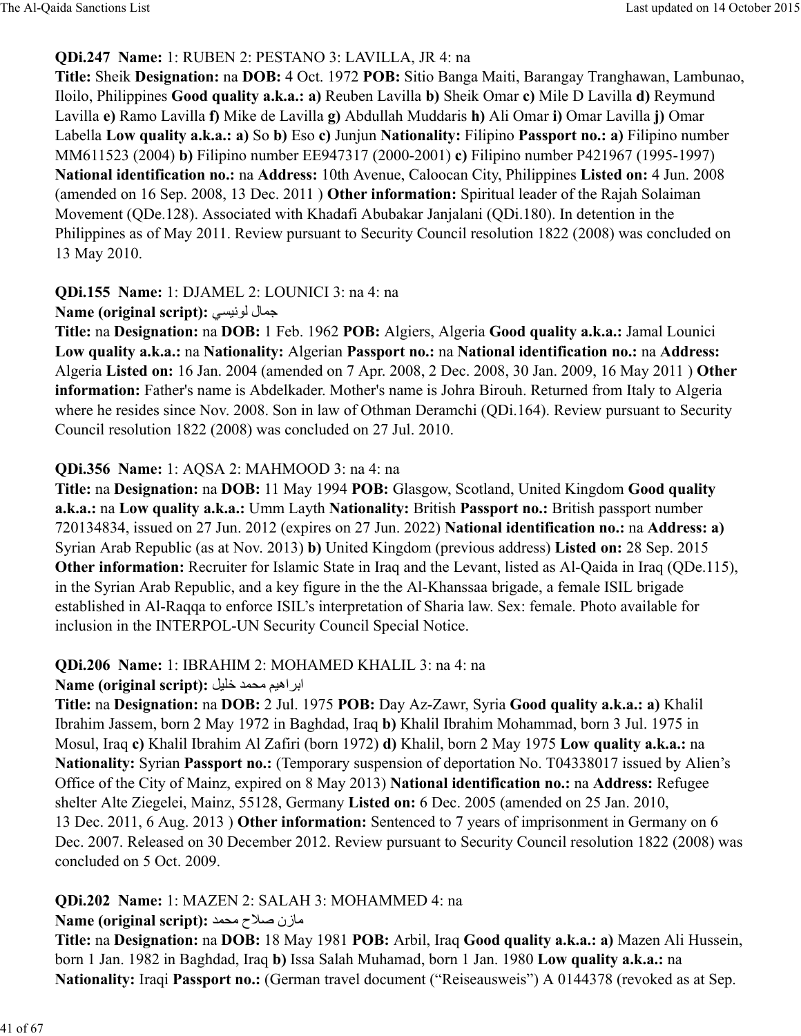**QDi.247 Name:** 1: RUBEN 2: PESTANO 3: LAVILLA, JR 4: na
**Title:** Sheik **Designation:** na **DOB:** 4 Oct. 1972 **POB:** Sitio Banga Maiti, Barangay Tranghawan, Lambunao, Iloilo, Philippines **Good quality a.k.a.: a)** Reuben Lavilla **b)** Sheik Omar **c)** Mile D Lavilla **d)** Reymund Lavilla **e)** Ramo Lavilla **f)** Mike de Lavilla **g)** Abdullah Muddaris **h)** Ali Omar **i)** Omar Lavilla **j)** Omar Labella **Low quality a.k.a.: a)** So **b)** Eso **c)** Junjun **Nationality:** Filipino **Passport no.: a)** Filipino number MM611523 (2004) **b)** Filipino number EE947317 (2000-2001) **c)** Filipino number P421967 (1995-1997) **National identification no.:** na **Address:** 10th Avenue, Caloocan City, Philippines **Listed on:** 4 Jun. 2008 (amended on 16 Sep. 2008, 13 Dec. 2011 ) **Other information:** Spiritual leader of the Rajah Solaiman Movement (QDe.128). Associated with Khadafi Abubakar Janjalani (QDi.180). In detention in the Philippines as of May 2011. Review pursuant to Security Council resolution 1822 (2008) was concluded on 13 May 2010.

**QDi.155 Name:** 1: DJAMEL 2: LOUNICI 3: na 4: na
**Name (original script):** جمال لونيسي
**Title:** na **Designation:** na **DOB:** 1 Feb. 1962 **POB:** Algiers, Algeria **Good quality a.k.a.:** Jamal Lounici **Low quality a.k.a.:** na **Nationality:** Algerian **Passport no.:** na **National identification no.:** na **Address:** Algeria **Listed on:** 16 Jan. 2004 (amended on 7 Apr. 2008, 2 Dec. 2008, 30 Jan. 2009, 16 May 2011 ) **Other information:** Father's name is Abdelkader. Mother's name is Johra Birouh. Returned from Italy to Algeria where he resides since Nov. 2008. Son in law of Othman Deramchi (QDi.164). Review pursuant to Security Council resolution 1822 (2008) was concluded on 27 Jul. 2010.

**QDi.356 Name:** 1: AQSA 2: MAHMOOD 3: na 4: na
**Title:** na **Designation:** na **DOB:** 11 May 1994 **POB:** Glasgow, Scotland, United Kingdom **Good quality a.k.a.:** na **Low quality a.k.a.:** Umm Layth **Nationality:** British **Passport no.:** British passport number 720134834, issued on 27 Jun. 2012 (expires on 27 Jun. 2022) **National identification no.:** na **Address: a)** Syrian Arab Republic (as at Nov. 2013) **b)** United Kingdom (previous address) **Listed on:** 28 Sep. 2015 **Other information:** Recruiter for Islamic State in Iraq and the Levant, listed as Al-Qaida in Iraq (QDe.115), in the Syrian Arab Republic, and a key figure in the the Al-Khanssaa brigade, a female ISIL brigade established in Al-Raqqa to enforce ISIL's interpretation of Sharia law. Sex: female. Photo available for inclusion in the INTERPOL-UN Security Council Special Notice.

**QDi.206 Name:** 1: IBRAHIM 2: MOHAMED KHALIL 3: na 4: na
**Name (original script):** ابراهيم محمد خليل
**Title:** na **Designation:** na **DOB:** 2 Jul. 1975 **POB:** Day Az-Zawr, Syria **Good quality a.k.a.: a)** Khalil Ibrahim Jassem, born 2 May 1972 in Baghdad, Iraq **b)** Khalil Ibrahim Mohammad, born 3 Jul. 1975 in Mosul, Iraq **c)** Khalil Ibrahim Al Zafiri (born 1972) **d)** Khalil, born 2 May 1975 **Low quality a.k.a.:** na **Nationality:** Syrian **Passport no.:** (Temporary suspension of deportation No. T04338017 issued by Alien's Office of the City of Mainz, expired on 8 May 2013) **National identification no.:** na **Address:** Refugee shelter Alte Ziegelei, Mainz, 55128, Germany **Listed on:** 6 Dec. 2005 (amended on 25 Jan. 2010, 13 Dec. 2011, 6 Aug. 2013 ) **Other information:** Sentenced to 7 years of imprisonment in Germany on 6 Dec. 2007. Released on 30 December 2012. Review pursuant to Security Council resolution 1822 (2008) was concluded on 5 Oct. 2009.

**QDi.202 Name:** 1: MAZEN 2: SALAH 3: MOHAMMED 4: na
**Name (original script):** مازن صلاح محمد
**Title:** na **Designation:** na **DOB:** 18 May 1981 **POB:** Arbil, Iraq **Good quality a.k.a.: a)** Mazen Ali Hussein, born 1 Jan. 1982 in Baghdad, Iraq **b)** Issa Salah Muhamad, born 1 Jan. 1980 **Low quality a.k.a.:** na **Nationality:** Iraqi **Passport no.:** (German travel document ("Reiseausweis") A 0144378 (revoked as at Sep.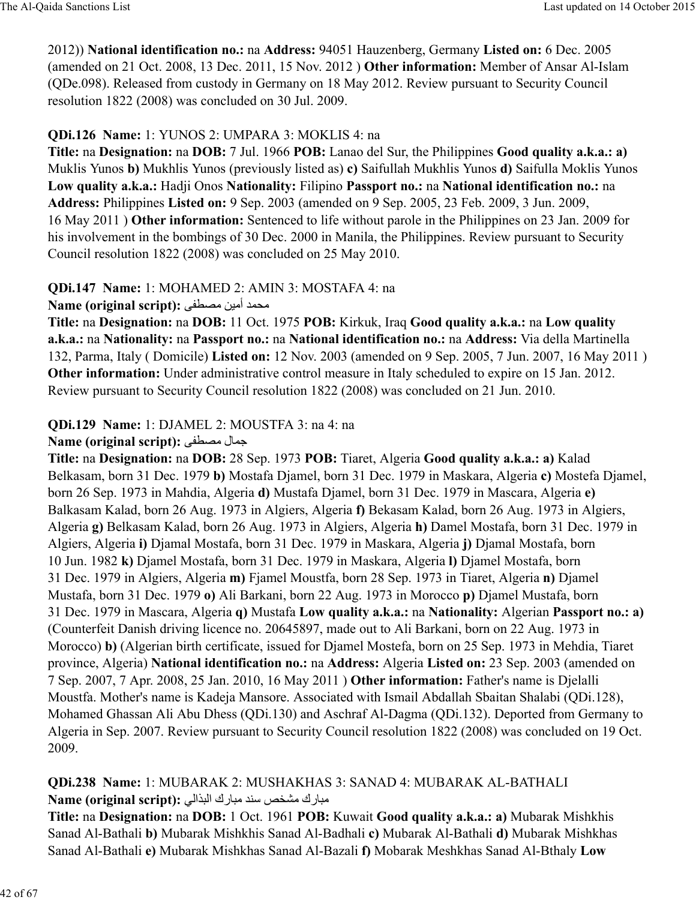2012)) **National identification no.:** na **Address:** 94051 Hauzenberg, Germany **Listed on:** 6 Dec. 2005 (amended on 21 Oct. 2008, 13 Dec. 2011, 15 Nov. 2012 ) **Other information:** Member of Ansar Al-Islam (QDe.098). Released from custody in Germany on 18 May 2012. Review pursuant to Security Council resolution 1822 (2008) was concluded on 30 Jul. 2009.

**QDi.126 Name:** 1: YUNOS 2: UMPARA 3: MOKLIS 4: na
**Title:** na **Designation:** na **DOB:** 7 Jul. 1966 **POB:** Lanao del Sur, the Philippines **Good quality a.k.a.: a)** Muklis Yunos **b)** Mukhlis Yunos (previously listed as) **c)** Saifullah Mukhlis Yunos **d)** Saifulla Moklis Yunos **Low quality a.k.a.:** Hadji Onos **Nationality:** Filipino **Passport no.:** na **National identification no.:** na **Address:** Philippines **Listed on:** 9 Sep. 2003 (amended on 9 Sep. 2005, 23 Feb. 2009, 3 Jun. 2009, 16 May 2011 ) **Other information:** Sentenced to life without parole in the Philippines on 23 Jan. 2009 for his involvement in the bombings of 30 Dec. 2000 in Manila, the Philippines. Review pursuant to Security Council resolution 1822 (2008) was concluded on 25 May 2010.

**QDi.147 Name:** 1: MOHAMED 2: AMIN 3: MOSTAFA 4: na
**Name (original script):** محمد أمين مصطفى
**Title:** na **Designation:** na **DOB:** 11 Oct. 1975 **POB:** Kirkuk, Iraq **Good quality a.k.a.:** na **Low quality a.k.a.:** na **Nationality:** na **Passport no.:** na **National identification no.:** na **Address:** Via della Martinella 132, Parma, Italy ( Domicile) **Listed on:** 12 Nov. 2003 (amended on 9 Sep. 2005, 7 Jun. 2007, 16 May 2011 ) **Other information:** Under administrative control measure in Italy scheduled to expire on 15 Jan. 2012. Review pursuant to Security Council resolution 1822 (2008) was concluded on 21 Jun. 2010.

**QDi.129 Name:** 1: DJAMEL 2: MOUSTFA 3: na 4: na
**Name (original script):** جمال مصطفى
**Title:** na **Designation:** na **DOB:** 28 Sep. 1973 **POB:** Tiaret, Algeria **Good quality a.k.a.: a)** Kalad Belkasam, born 31 Dec. 1979 **b)** Mostafa Djamel, born 31 Dec. 1979 in Maskara, Algeria **c)** Mostefa Djamel, born 26 Sep. 1973 in Mahdia, Algeria **d)** Mustafa Djamel, born 31 Dec. 1979 in Mascara, Algeria **e)** Balkasam Kalad, born 26 Aug. 1973 in Algiers, Algeria **f)** Bekasam Kalad, born 26 Aug. 1973 in Algiers, Algeria **g)** Belkasam Kalad, born 26 Aug. 1973 in Algiers, Algeria **h)** Damel Mostafa, born 31 Dec. 1979 in Algiers, Algeria **i)** Djamal Mostafa, born 31 Dec. 1979 in Maskara, Algeria **j)** Djamal Mostafa, born 10 Jun. 1982 **k)** Djamel Mostafa, born 31 Dec. 1979 in Maskara, Algeria **l)** Djamel Mostafa, born 31 Dec. 1979 in Algiers, Algeria **m)** Fjamel Moustfa, born 28 Sep. 1973 in Tiaret, Algeria **n)** Djamel Mustafa, born 31 Dec. 1979 **o)** Ali Barkani, born 22 Aug. 1973 in Morocco **p)** Djamel Mustafa, born 31 Dec. 1979 in Mascara, Algeria **q)** Mustafa **Low quality a.k.a.:** na **Nationality:** Algerian **Passport no.: a)** (Counterfeit Danish driving licence no. 20645897, made out to Ali Barkani, born on 22 Aug. 1973 in Morocco) **b)** (Algerian birth certificate, issued for Djamel Mostefa, born on 25 Sep. 1973 in Mehdia, Tiaret province, Algeria) **National identification no.:** na **Address:** Algeria **Listed on:** 23 Sep. 2003 (amended on 7 Sep. 2007, 7 Apr. 2008, 25 Jan. 2010, 16 May 2011 ) **Other information:** Father's name is Djelalli Moustfa. Mother's name is Kadeja Mansore. Associated with Ismail Abdallah Sbaitan Shalabi (QDi.128), Mohamed Ghassan Ali Abu Dhess (QDi.130) and Aschraf Al-Dagma (QDi.132). Deported from Germany to Algeria in Sep. 2007. Review pursuant to Security Council resolution 1822 (2008) was concluded on 19 Oct. 2009.

**QDi.238 Name:** 1: MUBARAK 2: MUSHAKHAS 3: SANAD 4: MUBARAK AL-BATHALI
**Name (original script):** مبارك مشخص سند مبارك البذالي
**Title:** na **Designation:** na **DOB:** 1 Oct. 1961 **POB:** Kuwait **Good quality a.k.a.: a)** Mubarak Mishkhis Sanad Al-Bathali **b)** Mubarak Mishkhis Sanad Al-Badhali **c)** Mubarak Al-Bathali **d)** Mubarak Mishkhas Sanad Al-Bathali **e)** Mubarak Mishkhas Sanad Al-Bazali **f)** Mobarak Meshkhas Sanad Al-Bthaly **Low**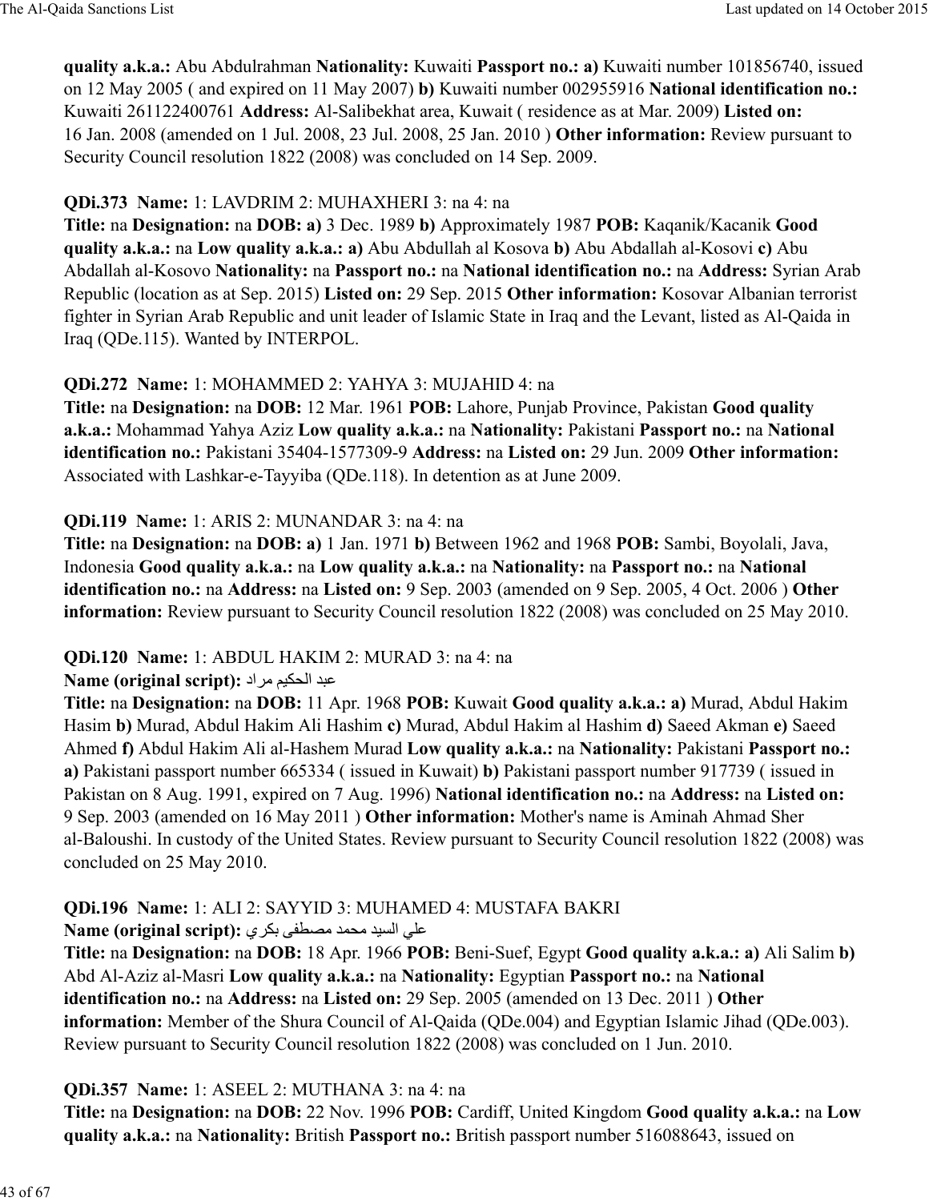**quality a.k.a.:** Abu Abdulrahman **Nationality:** Kuwaiti **Passport no.: a)** Kuwaiti number 101856740, issued on 12 May 2005 ( and expired on 11 May 2007) **b)** Kuwaiti number 002955916 **National identification no.:** Kuwaiti 261122400761 **Address:** Al-Salibekhat area, Kuwait ( residence as at Mar. 2009) **Listed on:** 16 Jan. 2008 (amended on 1 Jul. 2008, 23 Jul. 2008, 25 Jan. 2010 ) **Other information:** Review pursuant to Security Council resolution 1822 (2008) was concluded on 14 Sep. 2009.

**QDi.373 Name:** 1: LAVDRIM 2: MUHAXHERI 3: na 4: na
**Title:** na **Designation:** na **DOB: a)** 3 Dec. 1989 **b)** Approximately 1987 **POB:** Kaqanik/Kacanik **Good quality a.k.a.:** na **Low quality a.k.a.: a)** Abu Abdullah al Kosova **b)** Abu Abdallah al-Kosovi **c)** Abu Abdallah al-Kosovo **Nationality:** na **Passport no.:** na **National identification no.:** na **Address:** Syrian Arab Republic (location as at Sep. 2015) **Listed on:** 29 Sep. 2015 **Other information:** Kosovar Albanian terrorist fighter in Syrian Arab Republic and unit leader of Islamic State in Iraq and the Levant, listed as Al-Qaida in Iraq (QDe.115). Wanted by INTERPOL.

**QDi.272 Name:** 1: MOHAMMED 2: YAHYA 3: MUJAHID 4: na
**Title:** na **Designation:** na **DOB:** 12 Mar. 1961 **POB:** Lahore, Punjab Province, Pakistan **Good quality a.k.a.:** Mohammad Yahya Aziz **Low quality a.k.a.:** na **Nationality:** Pakistani **Passport no.:** na **National identification no.:** Pakistani 35404-1577309-9 **Address:** na **Listed on:** 29 Jun. 2009 **Other information:** Associated with Lashkar-e-Tayyiba (QDe.118). In detention as at June 2009.

**QDi.119 Name:** 1: ARIS 2: MUNANDAR 3: na 4: na
**Title:** na **Designation:** na **DOB: a)** 1 Jan. 1971 **b)** Between 1962 and 1968 **POB:** Sambi, Boyolali, Java, Indonesia **Good quality a.k.a.:** na **Low quality a.k.a.:** na **Nationality:** na **Passport no.:** na **National identification no.:** na **Address:** na **Listed on:** 9 Sep. 2003 (amended on 9 Sep. 2005, 4 Oct. 2006 ) **Other information:** Review pursuant to Security Council resolution 1822 (2008) was concluded on 25 May 2010.

**QDi.120 Name:** 1: ABDUL HAKIM 2: MURAD 3: na 4: na
**Name (original script):** عبد الحكيم مراد
**Title:** na **Designation:** na **DOB:** 11 Apr. 1968 **POB:** Kuwait **Good quality a.k.a.: a)** Murad, Abdul Hakim Hasim **b)** Murad, Abdul Hakim Ali Hashim **c)** Murad, Abdul Hakim al Hashim **d)** Saeed Akman **e)** Saeed Ahmed **f)** Abdul Hakim Ali al-Hashem Murad **Low quality a.k.a.:** na **Nationality:** Pakistani **Passport no.: a)** Pakistani passport number 665334 ( issued in Kuwait) **b)** Pakistani passport number 917739 ( issued in Pakistan on 8 Aug. 1991, expired on 7 Aug. 1996) **National identification no.:** na **Address:** na **Listed on:** 9 Sep. 2003 (amended on 16 May 2011 ) **Other information:** Mother's name is Aminah Ahmad Sher al-Baloushi. In custody of the United States. Review pursuant to Security Council resolution 1822 (2008) was concluded on 25 May 2010.

**QDi.196 Name:** 1: ALI 2: SAYYID 3: MUHAMED 4: MUSTAFA BAKRI
**Name (original script):** علي السيد محمد مصطفى بكري
**Title:** na **Designation:** na **DOB:** 18 Apr. 1966 **POB:** Beni-Suef, Egypt **Good quality a.k.a.: a)** Ali Salim **b)** Abd Al-Aziz al-Masri **Low quality a.k.a.:** na **Nationality:** Egyptian **Passport no.:** na **National identification no.:** na **Address:** na **Listed on:** 29 Sep. 2005 (amended on 13 Dec. 2011 ) **Other information:** Member of the Shura Council of Al-Qaida (QDe.004) and Egyptian Islamic Jihad (QDe.003). Review pursuant to Security Council resolution 1822 (2008) was concluded on 1 Jun. 2010.

**QDi.357 Name:** 1: ASEEL 2: MUTHANA 3: na 4: na
**Title:** na **Designation:** na **DOB:** 22 Nov. 1996 **POB:** Cardiff, United Kingdom **Good quality a.k.a.:** na **Low quality a.k.a.:** na **Nationality:** British **Passport no.:** British passport number 516088643, issued on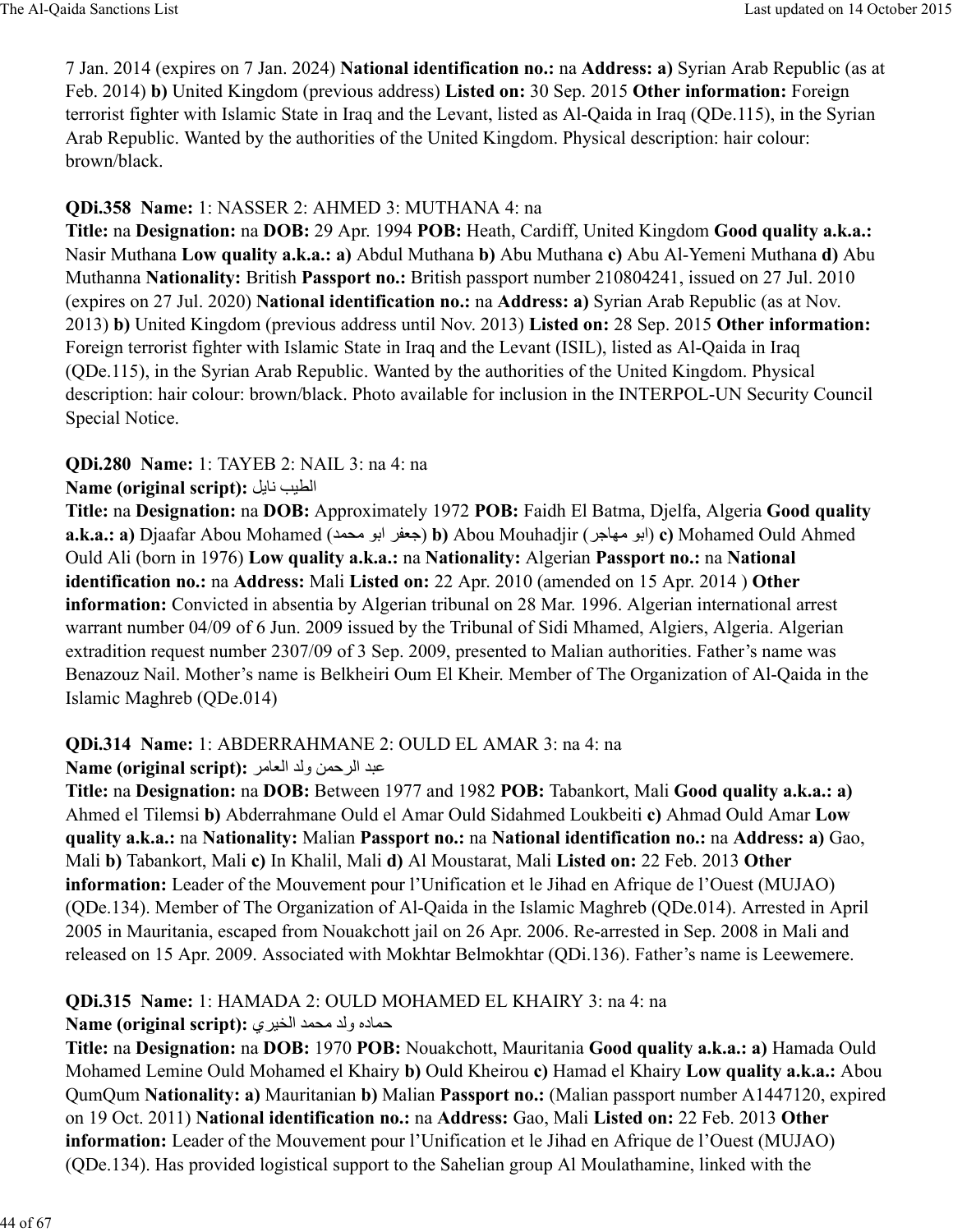7 Jan. 2014 (expires on 7 Jan. 2024) **National identification no.:** na **Address: a)** Syrian Arab Republic (as at Feb. 2014) **b)** United Kingdom (previous address) **Listed on:** 30 Sep. 2015 **Other information:** Foreign terrorist fighter with Islamic State in Iraq and the Levant, listed as Al-Qaida in Iraq (QDe.115), in the Syrian Arab Republic. Wanted by the authorities of the United Kingdom. Physical description: hair colour: brown/black.

**QDi.358 Name:** 1: NASSER 2: AHMED 3: MUTHANA 4: na
**Title:** na **Designation:** na **DOB:** 29 Apr. 1994 **POB:** Heath, Cardiff, United Kingdom **Good quality a.k.a.:** Nasir Muthana **Low quality a.k.a.: a)** Abdul Muthana **b)** Abu Muthana **c)** Abu Al-Yemeni Muthana **d)** Abu Muthanna **Nationality:** British **Passport no.:** British passport number 210804241, issued on 27 Jul. 2010 (expires on 27 Jul. 2020) **National identification no.:** na **Address: a)** Syrian Arab Republic (as at Nov. 2013) **b)** United Kingdom (previous address until Nov. 2013) **Listed on:** 28 Sep. 2015 **Other information:** Foreign terrorist fighter with Islamic State in Iraq and the Levant (ISIL), listed as Al-Qaida in Iraq (QDe.115), in the Syrian Arab Republic. Wanted by the authorities of the United Kingdom. Physical description: hair colour: brown/black. Photo available for inclusion in the INTERPOL-UN Security Council Special Notice.

**QDi.280 Name:** 1: TAYEB 2: NAIL 3: na 4: na
**Name (original script):** الطيب نايل
**Title:** na **Designation:** na **DOB:** Approximately 1972 **POB:** Faidh El Batma, Djelfa, Algeria **Good quality a.k.a.: a)** Djaafar Abou Mohamed (جعفر ابو محمد) **b)** Abou Mouhadjir (ابو مهاجر) **c)** Mohamed Ould Ahmed Ould Ali (born in 1976) **Low quality a.k.a.:** na **Nationality:** Algerian **Passport no.:** na **National identification no.:** na **Address:** Mali **Listed on:** 22 Apr. 2010 (amended on 15 Apr. 2014 ) **Other information:** Convicted in absentia by Algerian tribunal on 28 Mar. 1996. Algerian international arrest warrant number 04/09 of 6 Jun. 2009 issued by the Tribunal of Sidi Mhamed, Algiers, Algeria. Algerian extradition request number 2307/09 of 3 Sep. 2009, presented to Malian authorities. Father's name was Benazouz Nail. Mother's name is Belkheiri Oum El Kheir. Member of The Organization of Al-Qaida in the Islamic Maghreb (QDe.014)

**QDi.314 Name:** 1: ABDERRAHMANE 2: OULD EL AMAR 3: na 4: na
**Name (original script):** عبد الرحمن ولد العامر
**Title:** na **Designation:** na **DOB:** Between 1977 and 1982 **POB:** Tabankort, Mali **Good quality a.k.a.: a)** Ahmed el Tilemsi **b)** Abderrahmane Ould el Amar Ould Sidahmed Loukbeiti **c)** Ahmad Ould Amar **Low quality a.k.a.:** na **Nationality:** Malian **Passport no.:** na **National identification no.:** na **Address: a)** Gao, Mali **b)** Tabankort, Mali **c)** In Khalil, Mali **d)** Al Moustarat, Mali **Listed on:** 22 Feb. 2013 **Other information:** Leader of the Mouvement pour l'Unification et le Jihad en Afrique de l'Ouest (MUJAO) (QDe.134). Member of The Organization of Al-Qaida in the Islamic Maghreb (QDe.014). Arrested in April 2005 in Mauritania, escaped from Nouakchott jail on 26 Apr. 2006. Re-arrested in Sep. 2008 in Mali and released on 15 Apr. 2009. Associated with Mokhtar Belmokhtar (QDi.136). Father's name is Leewemere.

**QDi.315 Name:** 1: HAMADA 2: OULD MOHAMED EL KHAIRY 3: na 4: na
**Name (original script):** حماده ولد محمد الخيري
**Title:** na **Designation:** na **DOB:** 1970 **POB:** Nouakchott, Mauritania **Good quality a.k.a.: a)** Hamada Ould Mohamed Lemine Ould Mohamed el Khairy **b)** Ould Kheirou **c)** Hamad el Khairy **Low quality a.k.a.:** Abou QumQum **Nationality: a)** Mauritanian **b)** Malian **Passport no.:** (Malian passport number A1447120, expired on 19 Oct. 2011) **National identification no.:** na **Address:** Gao, Mali **Listed on:** 22 Feb. 2013 **Other information:** Leader of the Mouvement pour l'Unification et le Jihad en Afrique de l'Ouest (MUJAO) (QDe.134). Has provided logistical support to the Sahelian group Al Moulathamine, linked with the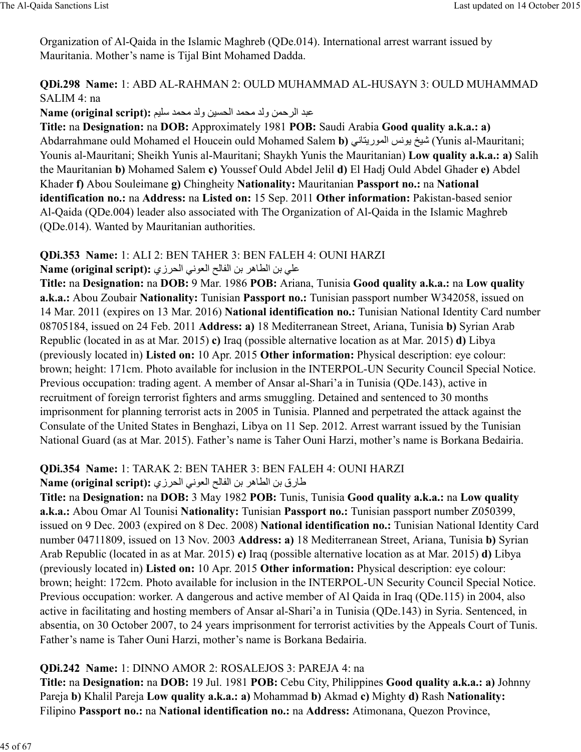Organization of Al-Qaida in the Islamic Maghreb (QDe.014). International arrest warrant issued by Mauritania. Mother's name is Tijal Bint Mohamed Dadda.

**QDi.298 Name:** 1: ABD AL-RAHMAN 2: OULD MUHAMMAD AL-HUSAYN 3: OULD MUHAMMAD SALIM 4: na

**Name (original script):** عبد الرحمن ولد محمد الحسين ولد محمد سليم

**Title:** na **Designation:** na **DOB:** Approximately 1981 **POB:** Saudi Arabia **Good quality a.k.a.: a)** Abdarrahmane ould Mohamed el Houcein ould Mohamed Salem **b)** شيخ يونس الموريتاني (Yunis al-Mauritani; Younis al-Mauritani; Sheikh Yunis al-Mauritani; Shaykh Yunis the Mauritanian) **Low quality a.k.a.: a)** Salih the Mauritanian **b)** Mohamed Salem **c)** Youssef Ould Abdel Jelil **d)** El Hadj Ould Abdel Ghader **e)** Abdel Khader **f)** Abou Souleimane **g)** Chingheity **Nationality:** Mauritanian **Passport no.:** na **National identification no.:** na **Address:** na **Listed on:** 15 Sep. 2011 **Other information:** Pakistan-based senior Al-Qaida (QDe.004) leader also associated with The Organization of Al-Qaida in the Islamic Maghreb (QDe.014). Wanted by Mauritanian authorities.

**QDi.353 Name:** 1: ALI 2: BEN TAHER 3: BEN FALEH 4: OUNI HARZI

**Name (original script):** علي بن الطاهر بن الفالح العوني الحرزي

**Title:** na **Designation:** na **DOB:** 9 Mar. 1986 **POB:** Ariana, Tunisia **Good quality a.k.a.:** na **Low quality a.k.a.:** Abou Zoubair **Nationality:** Tunisian **Passport no.:** Tunisian passport number W342058, issued on 14 Mar. 2011 (expires on 13 Mar. 2016) **National identification no.:** Tunisian National Identity Card number 08705184, issued on 24 Feb. 2011 **Address: a)** 18 Mediterranean Street, Ariana, Tunisia **b)** Syrian Arab Republic (located in as at Mar. 2015) **c)** Iraq (possible alternative location as at Mar. 2015) **d)** Libya (previously located in) **Listed on:** 10 Apr. 2015 **Other information:** Physical description: eye colour: brown; height: 171cm. Photo available for inclusion in the INTERPOL-UN Security Council Special Notice. Previous occupation: trading agent. A member of Ansar al-Shari'a in Tunisia (QDe.143), active in recruitment of foreign terrorist fighters and arms smuggling. Detained and sentenced to 30 months imprisonment for planning terrorist acts in 2005 in Tunisia. Planned and perpetrated the attack against the Consulate of the United States in Benghazi, Libya on 11 Sep. 2012. Arrest warrant issued by the Tunisian National Guard (as at Mar. 2015). Father's name is Taher Ouni Harzi, mother's name is Borkana Bedairia.

**QDi.354 Name:** 1: TARAK 2: BEN TAHER 3: BEN FALEH 4: OUNI HARZI

**Name (original script):** طارق بن الطاهر بن الفالح العوني الحرزي

**Title:** na **Designation:** na **DOB:** 3 May 1982 **POB:** Tunis, Tunisia **Good quality a.k.a.:** na **Low quality a.k.a.:** Abou Omar Al Tounisi **Nationality:** Tunisian **Passport no.:** Tunisian passport number Z050399, issued on 9 Dec. 2003 (expired on 8 Dec. 2008) **National identification no.:** Tunisian National Identity Card number 04711809, issued on 13 Nov. 2003 **Address: a)** 18 Mediterranean Street, Ariana, Tunisia **b)** Syrian Arab Republic (located in as at Mar. 2015) **c)** Iraq (possible alternative location as at Mar. 2015) **d)** Libya (previously located in) **Listed on:** 10 Apr. 2015 **Other information:** Physical description: eye colour: brown; height: 172cm. Photo available for inclusion in the INTERPOL-UN Security Council Special Notice. Previous occupation: worker. A dangerous and active member of Al Qaida in Iraq (QDe.115) in 2004, also active in facilitating and hosting members of Ansar al-Shari'a in Tunisia (QDe.143) in Syria. Sentenced, in absentia, on 30 October 2007, to 24 years imprisonment for terrorist activities by the Appeals Court of Tunis. Father's name is Taher Ouni Harzi, mother's name is Borkana Bedairia.

**QDi.242 Name:** 1: DINNO AMOR 2: ROSALEJOS 3: PAREJA 4: na

**Title:** na **Designation:** na **DOB:** 19 Jul. 1981 **POB:** Cebu City, Philippines **Good quality a.k.a.: a)** Johnny Pareja **b)** Khalil Pareja **Low quality a.k.a.: a)** Mohammad **b)** Akmad **c)** Mighty **d)** Rash **Nationality:** Filipino **Passport no.:** na **National identification no.:** na **Address:** Atimonana, Quezon Province,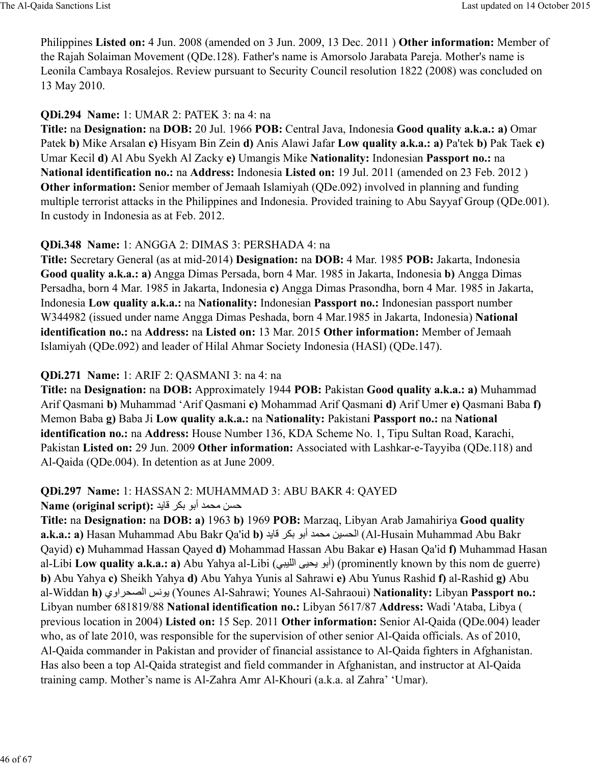Philippines **Listed on:** 4 Jun. 2008 (amended on 3 Jun. 2009, 13 Dec. 2011 ) **Other information:** Member of the Rajah Solaiman Movement (QDe.128). Father's name is Amorsolo Jarabata Pareja. Mother's name is Leonila Cambaya Rosalejos. Review pursuant to Security Council resolution 1822 (2008) was concluded on 13 May 2010.

**QDi.294 Name:** 1: UMAR 2: PATEK 3: na 4: na
**Title:** na **Designation:** na **DOB:** 20 Jul. 1966 **POB:** Central Java, Indonesia **Good quality a.k.a.: a)** Omar Patek **b)** Mike Arsalan **c)** Hisyam Bin Zein **d)** Anis Alawi Jafar **Low quality a.k.a.: a)** Pa'tek **b)** Pak Taek **c)** Umar Kecil **d)** Al Abu Syekh Al Zacky **e)** Umangis Mike **Nationality:** Indonesian **Passport no.:** na **National identification no.:** na **Address:** Indonesia **Listed on:** 19 Jul. 2011 (amended on 23 Feb. 2012 ) **Other information:** Senior member of Jemaah Islamiyah (QDe.092) involved in planning and funding multiple terrorist attacks in the Philippines and Indonesia. Provided training to Abu Sayyaf Group (QDe.001). In custody in Indonesia as at Feb. 2012.

**QDi.348 Name:** 1: ANGGA 2: DIMAS 3: PERSHADA 4: na
**Title:** Secretary General (as at mid-2014) **Designation:** na **DOB:** 4 Mar. 1985 **POB:** Jakarta, Indonesia **Good quality a.k.a.: a)** Angga Dimas Persada, born 4 Mar. 1985 in Jakarta, Indonesia **b)** Angga Dimas Persadha, born 4 Mar. 1985 in Jakarta, Indonesia **c)** Angga Dimas Prasondha, born 4 Mar. 1985 in Jakarta, Indonesia **Low quality a.k.a.:** na **Nationality:** Indonesian **Passport no.:** Indonesian passport number W344982 (issued under name Angga Dimas Peshada, born 4 Mar.1985 in Jakarta, Indonesia) **National identification no.:** na **Address:** na **Listed on:** 13 Mar. 2015 **Other information:** Member of Jemaah Islamiyah (QDe.092) and leader of Hilal Ahmar Society Indonesia (HASI) (QDe.147).

**QDi.271 Name:** 1: ARIF 2: QASMANI 3: na 4: na
**Title:** na **Designation:** na **DOB:** Approximately 1944 **POB:** Pakistan **Good quality a.k.a.: a)** Muhammad Arif Qasmani **b)** Muhammad 'Arif Qasmani **c)** Mohammad Arif Qasmani **d)** Arif Umer **e)** Qasmani Baba **f)** Memon Baba **g)** Baba Ji **Low quality a.k.a.:** na **Nationality:** Pakistani **Passport no.:** na **National identification no.:** na **Address:** House Number 136, KDA Scheme No. 1, Tipu Sultan Road, Karachi, Pakistan **Listed on:** 29 Jun. 2009 **Other information:** Associated with Lashkar-e-Tayyiba (QDe.118) and Al-Qaida (QDe.004). In detention as at June 2009.

**QDi.297 Name:** 1: HASSAN 2: MUHAMMAD 3: ABU BAKR 4: QAYED
**Name (original script):** حسن محمد أبو بكر قايد
**Title:** na **Designation:** na **DOB: a)** 1963 **b)** 1969 **POB:** Marzaq, Libyan Arab Jamahiriya **Good quality a.k.a.: a)** Hasan Muhammad Abu Bakr Qa'id **b)** الحسين محمد أبو بكر قايد (Al-Husain Muhammad Abu Bakr Qayid) **c)** Muhammad Hassan Qayed **d)** Mohammad Hassan Abu Bakar **e)** Hasan Qa'id **f)** Muhammad Hasan al-Libi **Low quality a.k.a.: a)** Abu Yahya al-Libi (أبو يحيى الليبي) (prominently known by this nom de guerre) **b)** Abu Yahya **c)** Sheikh Yahya **d)** Abu Yahya Yunis al Sahrawi **e)** Abu Yunus Rashid **f)** al-Rashid **g)** Abu al-Widdan **h)** يونس الصحراوي (Younes Al-Sahrawi; Younes Al-Sahraoui) **Nationality:** Libyan **Passport no.:** Libyan number 681819/88 **National identification no.:** Libyan 5617/87 **Address:** Wadi 'Ataba, Libya ( previous location in 2004) **Listed on:** 15 Sep. 2011 **Other information:** Senior Al-Qaida (QDe.004) leader who, as of late 2010, was responsible for the supervision of other senior Al-Qaida officials. As of 2010, Al-Qaida commander in Pakistan and provider of financial assistance to Al-Qaida fighters in Afghanistan. Has also been a top Al-Qaida strategist and field commander in Afghanistan, and instructor at Al-Qaida training camp. Mother's name is Al-Zahra Amr Al-Khouri (a.k.a. al Zahra' 'Umar).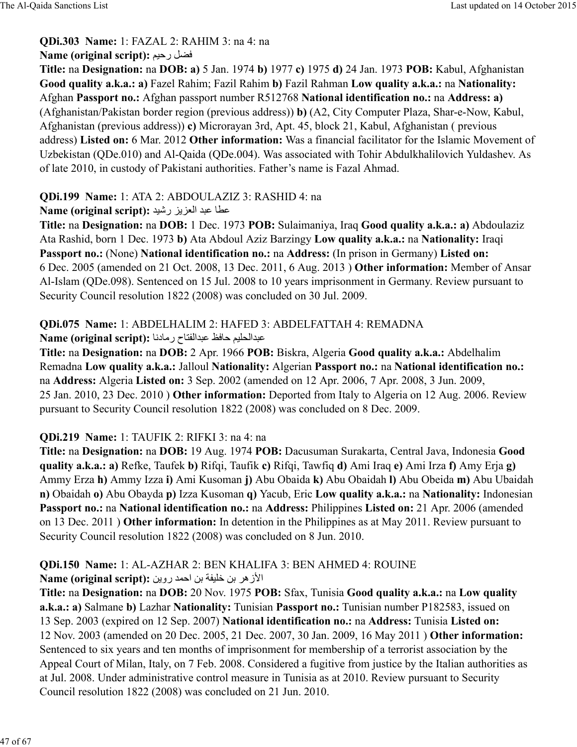**QDi.303 Name:** 1: FAZAL 2: RAHIM 3: na 4: na
**Name (original script):** فضل رحيم
**Title:** na **Designation:** na **DOB: a)** 5 Jan. 1974 **b)** 1977 **c)** 1975 **d)** 24 Jan. 1973 **POB:** Kabul, Afghanistan **Good quality a.k.a.: a)** Fazel Rahim; Fazil Rahim **b)** Fazil Rahman **Low quality a.k.a.:** na **Nationality:** Afghan **Passport no.:** Afghan passport number R512768 **National identification no.:** na **Address: a)** (Afghanistan/Pakistan border region (previous address)) **b)** (A2, City Computer Plaza, Shar-e-Now, Kabul, Afghanistan (previous address)) **c)** Microrayan 3rd, Apt. 45, block 21, Kabul, Afghanistan ( previous address) **Listed on:** 6 Mar. 2012 **Other information:** Was a financial facilitator for the Islamic Movement of Uzbekistan (QDe.010) and Al-Qaida (QDe.004). Was associated with Tohir Abdulkhalilovich Yuldashev. As of late 2010, in custody of Pakistani authorities. Father's name is Fazal Ahmad.

**QDi.199 Name:** 1: ATA 2: ABDOULAZIZ 3: RASHID 4: na
**Name (original script):** عطا عبد العزيز رشيد
**Title:** na **Designation:** na **DOB:** 1 Dec. 1973 **POB:** Sulaimaniya, Iraq **Good quality a.k.a.: a)** Abdoulaziz Ata Rashid, born 1 Dec. 1973 **b)** Ata Abdoul Aziz Barzingy **Low quality a.k.a.:** na **Nationality:** Iraqi **Passport no.:** (None) **National identification no.:** na **Address:** (In prison in Germany) **Listed on:** 6 Dec. 2005 (amended on 21 Oct. 2008, 13 Dec. 2011, 6 Aug. 2013 ) **Other information:** Member of Ansar Al-Islam (QDe.098). Sentenced on 15 Jul. 2008 to 10 years imprisonment in Germany. Review pursuant to Security Council resolution 1822 (2008) was concluded on 30 Jul. 2009.

**QDi.075 Name:** 1: ABDELHALIM 2: HAFED 3: ABDELFATTAH 4: REMADNA
**Name (original script):** عبدالحليم حافظ عبدالفتاح رمادنا
**Title:** na **Designation:** na **DOB:** 2 Apr. 1966 **POB:** Biskra, Algeria **Good quality a.k.a.:** Abdelhalim Remadna **Low quality a.k.a.:** Jalloul **Nationality:** Algerian **Passport no.:** na **National identification no.:** na **Address:** Algeria **Listed on:** 3 Sep. 2002 (amended on 12 Apr. 2006, 7 Apr. 2008, 3 Jun. 2009, 25 Jan. 2010, 23 Dec. 2010 ) **Other information:** Deported from Italy to Algeria on 12 Aug. 2006. Review pursuant to Security Council resolution 1822 (2008) was concluded on 8 Dec. 2009.

**QDi.219 Name:** 1: TAUFIK 2: RIFKI 3: na 4: na
**Title:** na **Designation:** na **DOB:** 19 Aug. 1974 **POB:** Dacusuman Surakarta, Central Java, Indonesia **Good quality a.k.a.: a)** Refke, Taufek **b)** Rifqi, Taufik **c)** Rifqi, Tawfiq **d)** Ami Iraq **e)** Ami Irza **f)** Amy Erja **g)** Ammy Erza **h)** Ammy Izza **i)** Ami Kusoman **j)** Abu Obaida **k)** Abu Obaidah **l)** Abu Obeida **m)** Abu Ubaidah **n)** Obaidah **o)** Abu Obayda **p)** Izza Kusoman **q)** Yacub, Eric **Low quality a.k.a.:** na **Nationality:** Indonesian **Passport no.:** na **National identification no.:** na **Address:** Philippines **Listed on:** 21 Apr. 2006 (amended on 13 Dec. 2011 ) **Other information:** In detention in the Philippines as at May 2011. Review pursuant to Security Council resolution 1822 (2008) was concluded on 8 Jun. 2010.

**QDi.150 Name:** 1: AL-AZHAR 2: BEN KHALIFA 3: BEN AHMED 4: ROUINE
**Name (original script):** الأزهر بن خليفة بن احمد روين
**Title:** na **Designation:** na **DOB:** 20 Nov. 1975 **POB:** Sfax, Tunisia **Good quality a.k.a.:** na **Low quality a.k.a.: a)** Salmane **b)** Lazhar **Nationality:** Tunisian **Passport no.:** Tunisian number P182583, issued on 13 Sep. 2003 (expired on 12 Sep. 2007) **National identification no.:** na **Address:** Tunisia **Listed on:** 12 Nov. 2003 (amended on 20 Dec. 2005, 21 Dec. 2007, 30 Jan. 2009, 16 May 2011 ) **Other information:** Sentenced to six years and ten months of imprisonment for membership of a terrorist association by the Appeal Court of Milan, Italy, on 7 Feb. 2008. Considered a fugitive from justice by the Italian authorities as at Jul. 2008. Under administrative control measure in Tunisia as at 2010. Review pursuant to Security Council resolution 1822 (2008) was concluded on 21 Jun. 2010.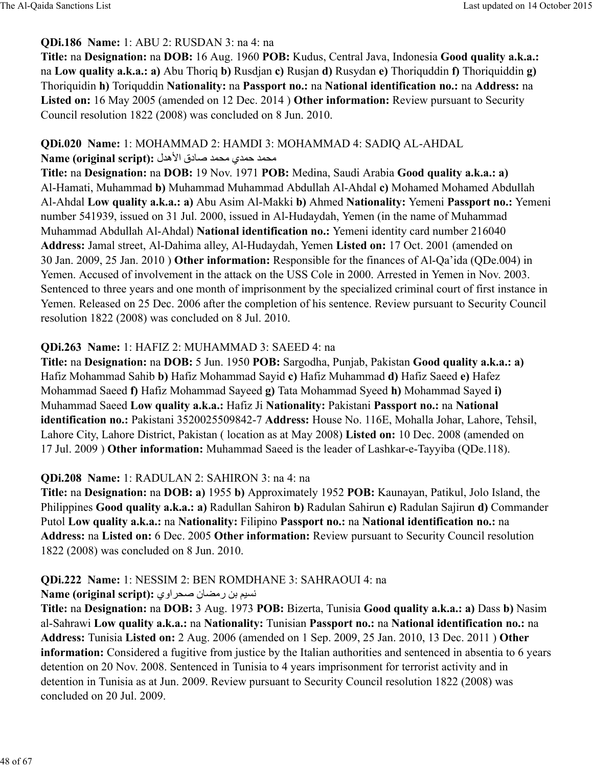**QDi.186** **Name:** 1: ABU 2: RUSDAN 3: na 4: na
**Title:** na **Designation:** na **DOB:** 16 Aug. 1960 **POB:** Kudus, Central Java, Indonesia **Good quality a.k.a.:** na **Low quality a.k.a.:** **a)** Abu Thoriq **b)** Rusdjan **c)** Rusjan **d)** Rusydan **e)** Thoriquddin **f)** Thoriquiddin **g)** Thoriquidin **h)** Toriquddin **Nationality:** na **Passport no.:** na **National identification no.:** na **Address:** na **Listed on:** 16 May 2005 (amended on 12 Dec. 2014 ) **Other information:** Review pursuant to Security Council resolution 1822 (2008) was concluded on 8 Jun. 2010.

**QDi.020** **Name:** 1: MOHAMMAD 2: HAMDI 3: MOHAMMAD 4: SADIQ AL-AHDAL
**Name (original script):** محمد حمدي محمد صادق الأهدل
**Title:** na **Designation:** na **DOB:** 19 Nov. 1971 **POB:** Medina, Saudi Arabia **Good quality a.k.a.:** **a)** Al-Hamati, Muhammad **b)** Muhammad Muhammad Abdullah Al-Ahdal **c)** Mohamed Mohamed Abdullah Al-Ahdal **Low quality a.k.a.:** **a)** Abu Asim Al-Makki **b)** Ahmed **Nationality:** Yemeni **Passport no.:** Yemeni number 541939, issued on 31 Jul. 2000, issued in Al-Hudaydah, Yemen (in the name of Muhammad Muhammad Abdullah Al-Ahdal) **National identification no.:** Yemeni identity card number 216040 **Address:** Jamal street, Al-Dahima alley, Al-Hudaydah, Yemen **Listed on:** 17 Oct. 2001 (amended on 30 Jan. 2009, 25 Jan. 2010 ) **Other information:** Responsible for the finances of Al-Qa'ida (QDe.004) in Yemen. Accused of involvement in the attack on the USS Cole in 2000. Arrested in Yemen in Nov. 2003. Sentenced to three years and one month of imprisonment by the specialized criminal court of first instance in Yemen. Released on 25 Dec. 2006 after the completion of his sentence. Review pursuant to Security Council resolution 1822 (2008) was concluded on 8 Jul. 2010.

**QDi.263** **Name:** 1: HAFIZ 2: MUHAMMAD 3: SAEED 4: na
**Title:** na **Designation:** na **DOB:** 5 Jun. 1950 **POB:** Sargodha, Punjab, Pakistan **Good quality a.k.a.:** **a)** Hafiz Mohammad Sahib **b)** Hafiz Mohammad Sayid **c)** Hafiz Muhammad **d)** Hafiz Saeed **e)** Hafez Mohammad Saeed **f)** Hafiz Mohammad Sayeed **g)** Tata Mohammad Syeed **h)** Mohammad Sayed **i)** Muhammad Saeed **Low quality a.k.a.:** Hafiz Ji **Nationality:** Pakistani **Passport no.:** na **National identification no.:** Pakistani 3520025509842-7 **Address:** House No. 116E, Mohalla Johar, Lahore, Tehsil, Lahore City, Lahore District, Pakistan ( location as at May 2008) **Listed on:** 10 Dec. 2008 (amended on 17 Jul. 2009 ) **Other information:** Muhammad Saeed is the leader of Lashkar-e-Tayyiba (QDe.118).

**QDi.208** **Name:** 1: RADULAN 2: SAHIRON 3: na 4: na
**Title:** na **Designation:** na **DOB:** **a)** 1955 **b)** Approximately 1952 **POB:** Kaunayan, Patikul, Jolo Island, the Philippines **Good quality a.k.a.:** **a)** Radullan Sahiron **b)** Radulan Sahirun **c)** Radulan Sajirun **d)** Commander Putol **Low quality a.k.a.:** na **Nationality:** Filipino **Passport no.:** na **National identification no.:** na **Address:** na **Listed on:** 6 Dec. 2005 **Other information:** Review pursuant to Security Council resolution 1822 (2008) was concluded on 8 Jun. 2010.

**QDi.222** **Name:** 1: NESSIM 2: BEN ROMDHANE 3: SAHRAOUI 4: na
**Name (original script):** نسيم بن رمضان صحراوي
**Title:** na **Designation:** na **DOB:** 3 Aug. 1973 **POB:** Bizerta, Tunisia **Good quality a.k.a.:** **a)** Dass **b)** Nasim al-Sahrawi **Low quality a.k.a.:** na **Nationality:** Tunisian **Passport no.:** na **National identification no.:** na **Address:** Tunisia **Listed on:** 2 Aug. 2006 (amended on 1 Sep. 2009, 25 Jan. 2010, 13 Dec. 2011 ) **Other information:** Considered a fugitive from justice by the Italian authorities and sentenced in absentia to 6 years detention on 20 Nov. 2008. Sentenced in Tunisia to 4 years imprisonment for terrorist activity and in detention in Tunisia as at Jun. 2009. Review pursuant to Security Council resolution 1822 (2008) was concluded on 20 Jul. 2009.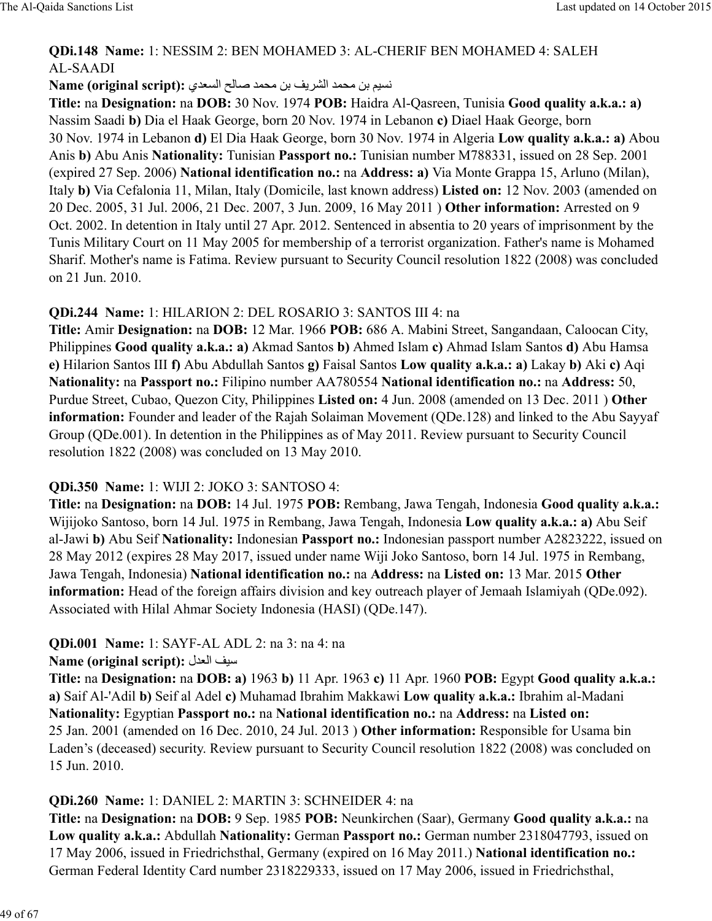**QDi.148 Name:** 1: NESSIM 2: BEN MOHAMED 3: AL-CHERIF BEN MOHAMED 4: SALEH AL-SAADI

**Name (original script):** نسيم بن محمد الشريف بن محمد صالح السعدي

**Title:** na **Designation:** na **DOB:** 30 Nov. 1974 **POB:** Haidra Al-Qasreen, Tunisia **Good quality a.k.a.: a)** Nassim Saadi **b)** Dia el Haak George, born 20 Nov. 1974 in Lebanon **c)** Diael Haak George, born 30 Nov. 1974 in Lebanon **d)** El Dia Haak George, born 30 Nov. 1974 in Algeria **Low quality a.k.a.: a)** Abou Anis **b)** Abu Anis **Nationality:** Tunisian **Passport no.:** Tunisian number M788331, issued on 28 Sep. 2001 (expired 27 Sep. 2006) **National identification no.:** na **Address: a)** Via Monte Grappa 15, Arluno (Milan), Italy **b)** Via Cefalonia 11, Milan, Italy (Domicile, last known address) **Listed on:** 12 Nov. 2003 (amended on 20 Dec. 2005, 31 Jul. 2006, 21 Dec. 2007, 3 Jun. 2009, 16 May 2011 ) **Other information:** Arrested on 9 Oct. 2002. In detention in Italy until 27 Apr. 2012. Sentenced in absentia to 20 years of imprisonment by the Tunis Military Court on 11 May 2005 for membership of a terrorist organization. Father's name is Mohamed Sharif. Mother's name is Fatima. Review pursuant to Security Council resolution 1822 (2008) was concluded on 21 Jun. 2010.

**QDi.244 Name:** 1: HILARION 2: DEL ROSARIO 3: SANTOS III 4: na

**Title:** Amir **Designation:** na **DOB:** 12 Mar. 1966 **POB:** 686 A. Mabini Street, Sangandaan, Caloocan City, Philippines **Good quality a.k.a.: a)** Akmad Santos **b)** Ahmed Islam **c)** Ahmad Islam Santos **d)** Abu Hamsa **e)** Hilarion Santos III **f)** Abu Abdullah Santos **g)** Faisal Santos **Low quality a.k.a.: a)** Lakay **b)** Aki **c)** Aqi **Nationality:** na **Passport no.:** Filipino number AA780554 **National identification no.:** na **Address:** 50, Purdue Street, Cubao, Quezon City, Philippines **Listed on:** 4 Jun. 2008 (amended on 13 Dec. 2011 ) **Other information:** Founder and leader of the Rajah Solaiman Movement (QDe.128) and linked to the Abu Sayyaf Group (QDe.001). In detention in the Philippines as of May 2011. Review pursuant to Security Council resolution 1822 (2008) was concluded on 13 May 2010.

**QDi.350 Name:** 1: WIJI 2: JOKO 3: SANTOSO 4:

**Title:** na **Designation:** na **DOB:** 14 Jul. 1975 **POB:** Rembang, Jawa Tengah, Indonesia **Good quality a.k.a.:** Wijijoko Santoso, born 14 Jul. 1975 in Rembang, Jawa Tengah, Indonesia **Low quality a.k.a.: a)** Abu Seif al-Jawi **b)** Abu Seif **Nationality:** Indonesian **Passport no.:** Indonesian passport number A2823222, issued on 28 May 2012 (expires 28 May 2017, issued under name Wiji Joko Santoso, born 14 Jul. 1975 in Rembang, Jawa Tengah, Indonesia) **National identification no.:** na **Address:** na **Listed on:** 13 Mar. 2015 **Other information:** Head of the foreign affairs division and key outreach player of Jemaah Islamiyah (QDe.092). Associated with Hilal Ahmar Society Indonesia (HASI) (QDe.147).

**QDi.001 Name:** 1: SAYF-AL ADL 2: na 3: na 4: na

**Name (original script):** سيف العدل

**Title:** na **Designation:** na **DOB: a)** 1963 **b)** 11 Apr. 1963 **c)** 11 Apr. 1960 **POB:** Egypt **Good quality a.k.a.: a)** Saif Al-'Adil **b)** Seif al Adel **c)** Muhamad Ibrahim Makkawi **Low quality a.k.a.:** Ibrahim al-Madani **Nationality:** Egyptian **Passport no.:** na **National identification no.:** na **Address:** na **Listed on:** 25 Jan. 2001 (amended on 16 Dec. 2010, 24 Jul. 2013 ) **Other information:** Responsible for Usama bin Laden's (deceased) security. Review pursuant to Security Council resolution 1822 (2008) was concluded on 15 Jun. 2010.

**QDi.260 Name:** 1: DANIEL 2: MARTIN 3: SCHNEIDER 4: na

**Title:** na **Designation:** na **DOB:** 9 Sep. 1985 **POB:** Neunkirchen (Saar), Germany **Good quality a.k.a.:** na **Low quality a.k.a.:** Abdullah **Nationality:** German **Passport no.:** German number 2318047793, issued on 17 May 2006, issued in Friedrichsthal, Germany (expired on 16 May 2011.) **National identification no.:** German Federal Identity Card number 2318229333, issued on 17 May 2006, issued in Friedrichsthal,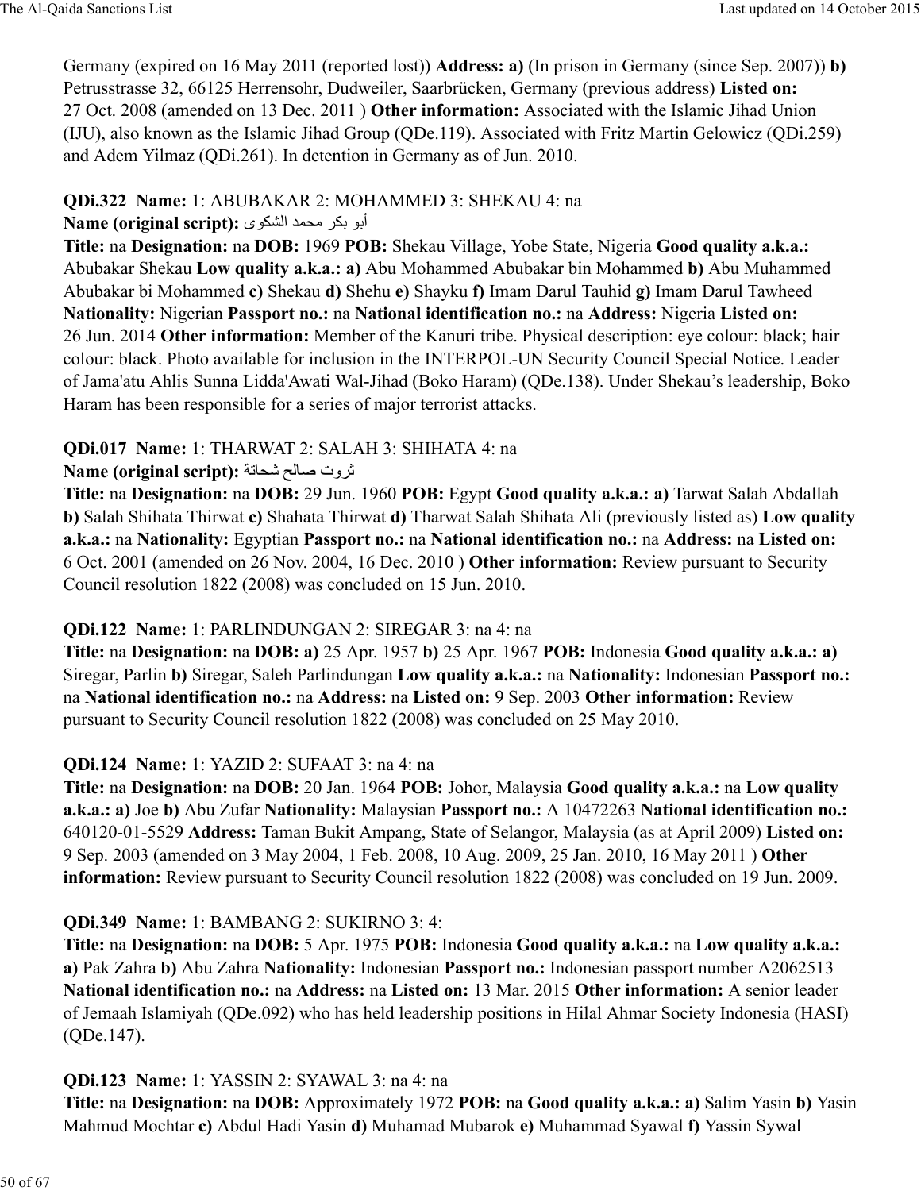Germany (expired on 16 May 2011 (reported lost)) **Address:** **a)** (In prison in Germany (since Sep. 2007)) **b)** Petrusstrasse 32, 66125 Herrensohr, Dudweiler, Saarbrücken, Germany (previous address) **Listed on:** 27 Oct. 2008 (amended on 13 Dec. 2011 ) **Other information:** Associated with the Islamic Jihad Union (IJU), also known as the Islamic Jihad Group (QDe.119). Associated with Fritz Martin Gelowicz (QDi.259) and Adem Yilmaz (QDi.261). In detention in Germany as of Jun. 2010.

**QDi.322 Name:** 1: ABUBAKAR 2: MOHAMMED 3: SHEKAU 4: na
**Name (original script):** أبو بكر محمد الشكوى
**Title:** na **Designation:** na **DOB:** 1969 **POB:** Shekau Village, Yobe State, Nigeria **Good quality a.k.a.:** Abubakar Shekau **Low quality a.k.a.:** **a)** Abu Mohammed Abubakar bin Mohammed **b)** Abu Muhammed Abubakar bi Mohammed **c)** Shekau **d)** Shehu **e)** Shayku **f)** Imam Darul Tauhid **g)** Imam Darul Tawheed **Nationality:** Nigerian **Passport no.:** na **National identification no.:** na **Address:** Nigeria **Listed on:** 26 Jun. 2014 **Other information:** Member of the Kanuri tribe. Physical description: eye colour: black; hair colour: black. Photo available for inclusion in the INTERPOL-UN Security Council Special Notice. Leader of Jama'atu Ahlis Sunna Lidda'Awati Wal-Jihad (Boko Haram) (QDe.138). Under Shekau's leadership, Boko Haram has been responsible for a series of major terrorist attacks.

**QDi.017 Name:** 1: THARWAT 2: SALAH 3: SHIHATA 4: na
**Name (original script):** ثروت صالح شحاتة
**Title:** na **Designation:** na **DOB:** 29 Jun. 1960 **POB:** Egypt **Good quality a.k.a.:** **a)** Tarwat Salah Abdallah **b)** Salah Shihata Thirwat **c)** Shahata Thirwat **d)** Tharwat Salah Shihata Ali (previously listed as) **Low quality a.k.a.:** na **Nationality:** Egyptian **Passport no.:** na **National identification no.:** na **Address:** na **Listed on:** 6 Oct. 2001 (amended on 26 Nov. 2004, 16 Dec. 2010 ) **Other information:** Review pursuant to Security Council resolution 1822 (2008) was concluded on 15 Jun. 2010.

**QDi.122 Name:** 1: PARLINDUNGAN 2: SIREGAR 3: na 4: na
**Title:** na **Designation:** na **DOB:** **a)** 25 Apr. 1957 **b)** 25 Apr. 1967 **POB:** Indonesia **Good quality a.k.a.:** **a)** Siregar, Parlin **b)** Siregar, Saleh Parlindungan **Low quality a.k.a.:** na **Nationality:** Indonesian **Passport no.:** na **National identification no.:** na **Address:** na **Listed on:** 9 Sep. 2003 **Other information:** Review pursuant to Security Council resolution 1822 (2008) was concluded on 25 May 2010.

**QDi.124 Name:** 1: YAZID 2: SUFAAT 3: na 4: na
**Title:** na **Designation:** na **DOB:** 20 Jan. 1964 **POB:** Johor, Malaysia **Good quality a.k.a.:** na **Low quality a.k.a.:** **a)** Joe **b)** Abu Zufar **Nationality:** Malaysian **Passport no.:** A 10472263 **National identification no.:** 640120-01-5529 **Address:** Taman Bukit Ampang, State of Selangor, Malaysia (as at April 2009) **Listed on:** 9 Sep. 2003 (amended on 3 May 2004, 1 Feb. 2008, 10 Aug. 2009, 25 Jan. 2010, 16 May 2011 ) **Other information:** Review pursuant to Security Council resolution 1822 (2008) was concluded on 19 Jun. 2009.

**QDi.349 Name:** 1: BAMBANG 2: SUKIRNO 3: 4:
**Title:** na **Designation:** na **DOB:** 5 Apr. 1975 **POB:** Indonesia **Good quality a.k.a.:** na **Low quality a.k.a.:** **a)** Pak Zahra **b)** Abu Zahra **Nationality:** Indonesian **Passport no.:** Indonesian passport number A2062513 **National identification no.:** na **Address:** na **Listed on:** 13 Mar. 2015 **Other information:** A senior leader of Jemaah Islamiyah (QDe.092) who has held leadership positions in Hilal Ahmar Society Indonesia (HASI) (QDe.147).

**QDi.123 Name:** 1: YASSIN 2: SYAWAL 3: na 4: na
**Title:** na **Designation:** na **DOB:** Approximately 1972 **POB:** na **Good quality a.k.a.:** **a)** Salim Yasin **b)** Yasin Mahmud Mochtar **c)** Abdul Hadi Yasin **d)** Muhamad Mubarok **e)** Muhammad Syawal **f)** Yassin Sywal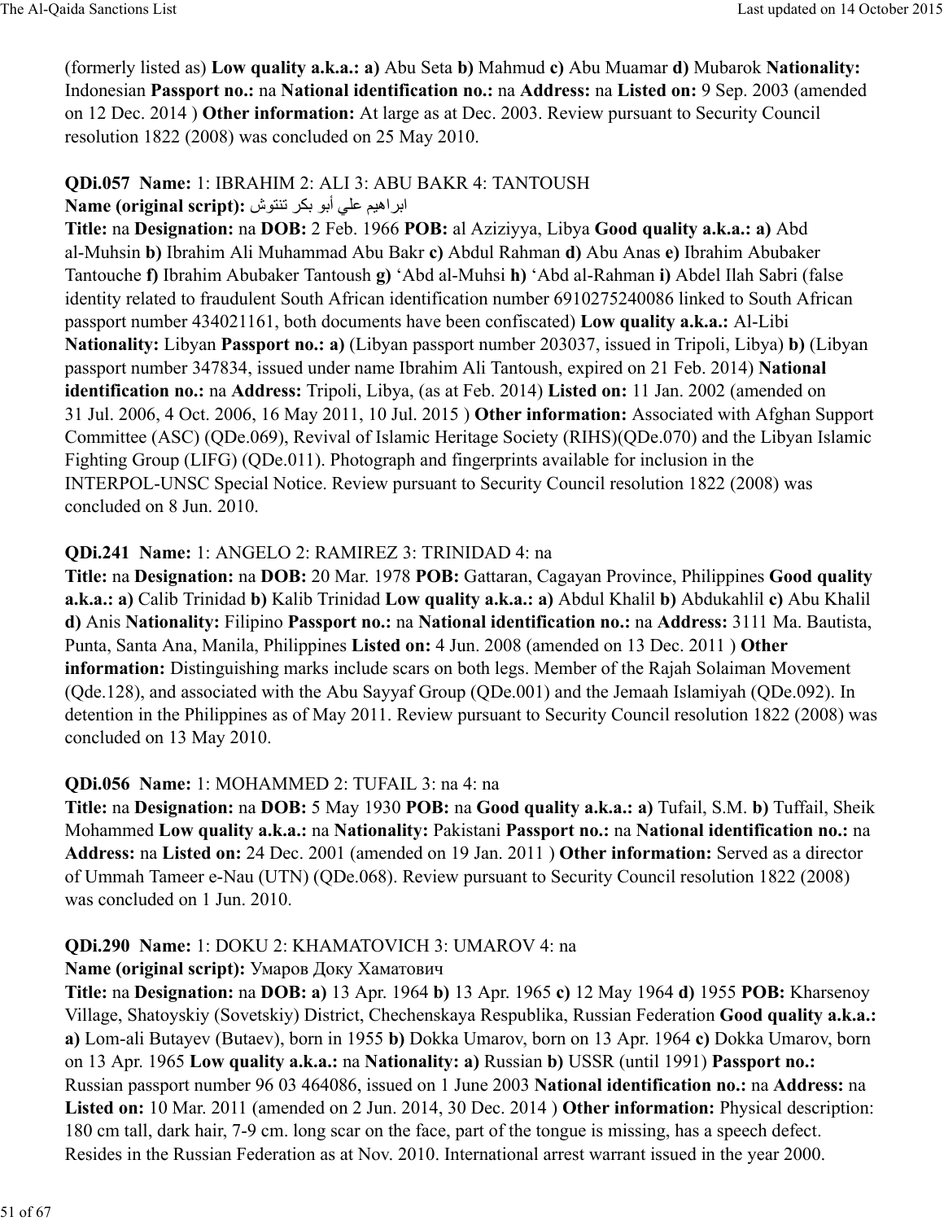(formerly listed as) **Low quality a.k.a.: a)** Abu Seta **b)** Mahmud **c)** Abu Muamar **d)** Mubarok **Nationality:** Indonesian **Passport no.:** na **National identification no.:** na **Address:** na **Listed on:** 9 Sep. 2003 (amended on 12 Dec. 2014 ) **Other information:** At large as at Dec. 2003. Review pursuant to Security Council resolution 1822 (2008) was concluded on 25 May 2010.

**QDi.057 Name:** 1: IBRAHIM 2: ALI 3: ABU BAKR 4: TANTOUSH
**Name (original script):** ابراهيم علي أبو بكر تنتوش
**Title:** na **Designation:** na **DOB:** 2 Feb. 1966 **POB:** al Aziziyya, Libya **Good quality a.k.a.: a)** Abd al-Muhsin **b)** Ibrahim Ali Muhammad Abu Bakr **c)** Abdul Rahman **d)** Abu Anas **e)** Ibrahim Abubaker Tantouche **f)** Ibrahim Abubaker Tantoush **g)** 'Abd al-Muhsi **h)** 'Abd al-Rahman **i)** Abdel Ilah Sabri (false identity related to fraudulent South African identification number 6910275240086 linked to South African passport number 434021161, both documents have been confiscated) **Low quality a.k.a.:** Al-Libi **Nationality:** Libyan **Passport no.: a)** (Libyan passport number 203037, issued in Tripoli, Libya) **b)** (Libyan passport number 347834, issued under name Ibrahim Ali Tantoush, expired on 21 Feb. 2014) **National identification no.:** na **Address:** Tripoli, Libya, (as at Feb. 2014) **Listed on:** 11 Jan. 2002 (amended on 31 Jul. 2006, 4 Oct. 2006, 16 May 2011, 10 Jul. 2015 ) **Other information:** Associated with Afghan Support Committee (ASC) (QDe.069), Revival of Islamic Heritage Society (RIHS)(QDe.070) and the Libyan Islamic Fighting Group (LIFG) (QDe.011). Photograph and fingerprints available for inclusion in the INTERPOL-UNSC Special Notice. Review pursuant to Security Council resolution 1822 (2008) was concluded on 8 Jun. 2010.

**QDi.241 Name:** 1: ANGELO 2: RAMIREZ 3: TRINIDAD 4: na
**Title:** na **Designation:** na **DOB:** 20 Mar. 1978 **POB:** Gattaran, Cagayan Province, Philippines **Good quality a.k.a.: a)** Calib Trinidad **b)** Kalib Trinidad **Low quality a.k.a.: a)** Abdul Khalil **b)** Abdukahlil **c)** Abu Khalil **d)** Anis **Nationality:** Filipino **Passport no.:** na **National identification no.:** na **Address:** 3111 Ma. Bautista, Punta, Santa Ana, Manila, Philippines **Listed on:** 4 Jun. 2008 (amended on 13 Dec. 2011 ) **Other information:** Distinguishing marks include scars on both legs. Member of the Rajah Solaiman Movement (Qde.128), and associated with the Abu Sayyaf Group (QDe.001) and the Jemaah Islamiyah (QDe.092). In detention in the Philippines as of May 2011. Review pursuant to Security Council resolution 1822 (2008) was concluded on 13 May 2010.

**QDi.056 Name:** 1: MOHAMMED 2: TUFAIL 3: na 4: na
**Title:** na **Designation:** na **DOB:** 5 May 1930 **POB:** na **Good quality a.k.a.: a)** Tufail, S.M. **b)** Tuffail, Sheik Mohammed **Low quality a.k.a.:** na **Nationality:** Pakistani **Passport no.:** na **National identification no.:** na **Address:** na **Listed on:** 24 Dec. 2001 (amended on 19 Jan. 2011 ) **Other information:** Served as a director of Ummah Tameer e-Nau (UTN) (QDe.068). Review pursuant to Security Council resolution 1822 (2008) was concluded on 1 Jun. 2010.

**QDi.290 Name:** 1: DOKU 2: KHAMATOVICH 3: UMAROV 4: na
**Name (original script):** Умаров Доку Хаматович
**Title:** na **Designation:** na **DOB: a)** 13 Apr. 1964 **b)** 13 Apr. 1965 **c)** 12 May 1964 **d)** 1955 **POB:** Kharsenoy Village, Shatoyskiy (Sovetskiy) District, Chechenskaya Respublika, Russian Federation **Good quality a.k.a.: a)** Lom-ali Butayev (Butaev), born in 1955 **b)** Dokka Umarov, born on 13 Apr. 1964 **c)** Dokka Umarov, born on 13 Apr. 1965 **Low quality a.k.a.:** na **Nationality: a)** Russian **b)** USSR (until 1991) **Passport no.:** Russian passport number 96 03 464086, issued on 1 June 2003 **National identification no.:** na **Address:** na **Listed on:** 10 Mar. 2011 (amended on 2 Jun. 2014, 30 Dec. 2014 ) **Other information:** Physical description: 180 cm tall, dark hair, 7-9 cm. long scar on the face, part of the tongue is missing, has a speech defect. Resides in the Russian Federation as at Nov. 2010. International arrest warrant issued in the year 2000.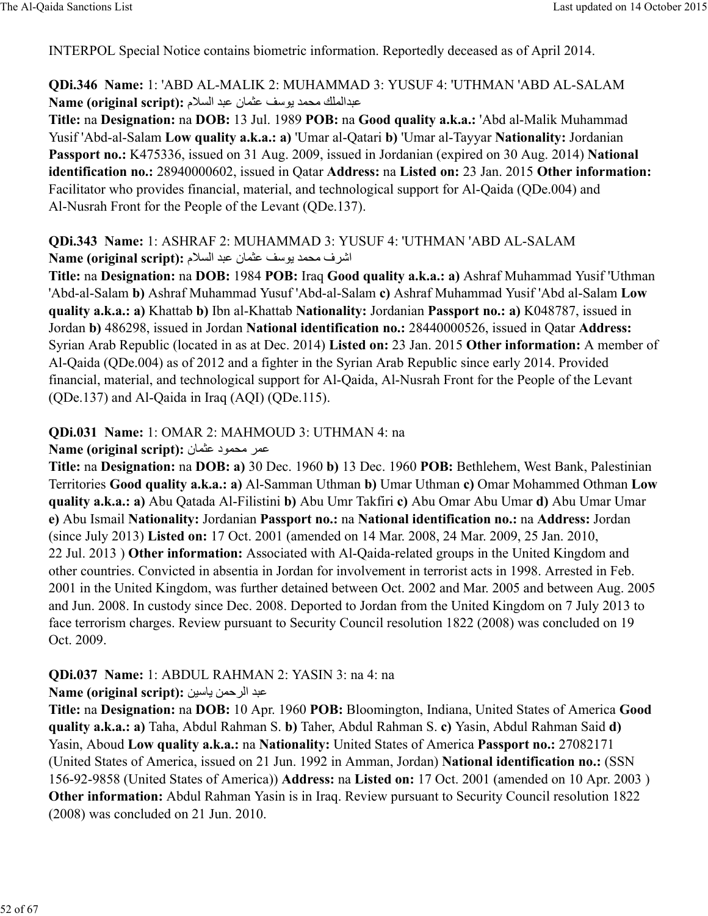INTERPOL Special Notice contains biometric information. Reportedly deceased as of April 2014.

**QDi.346** **Name:** 1: 'ABD AL-MALIK 2: MUHAMMAD 3: YUSUF 4: 'UTHMAN 'ABD AL-SALAM
**Name (original script):** عبدالملك محمد يوسف عثمان عبد السلام
**Title:** na **Designation:** na **DOB:** 13 Jul. 1989 **POB:** na **Good quality a.k.a.:** 'Abd al-Malik Muhammad Yusif 'Abd-al-Salam **Low quality a.k.a.:** **a)** 'Umar al-Qatari **b)** 'Umar al-Tayyar **Nationality:** Jordanian **Passport no.:** K475336, issued on 31 Aug. 2009, issued in Jordanian (expired on 30 Aug. 2014) **National identification no.:** 28940000602, issued in Qatar **Address:** na **Listed on:** 23 Jan. 2015 **Other information:** Facilitator who provides financial, material, and technological support for Al-Qaida (QDe.004) and Al-Nusrah Front for the People of the Levant (QDe.137).

**QDi.343** **Name:** 1: ASHRAF 2: MUHAMMAD 3: YUSUF 4: 'UTHMAN 'ABD AL-SALAM
**Name (original script):** اشرف محمد يوسف عثمان عبد السلام
**Title:** na **Designation:** na **DOB:** 1984 **POB:** Iraq **Good quality a.k.a.:** **a)** Ashraf Muhammad Yusif 'Uthman 'Abd-al-Salam **b)** Ashraf Muhammad Yusuf 'Abd-al-Salam **c)** Ashraf Muhammad Yusif 'Abd al-Salam **Low quality a.k.a.:** **a)** Khattab **b)** Ibn al-Khattab **Nationality:** Jordanian **Passport no.:** **a)** K048787, issued in Jordan **b)** 486298, issued in Jordan **National identification no.:** 28440000526, issued in Qatar **Address:** Syrian Arab Republic (located in as at Dec. 2014) **Listed on:** 23 Jan. 2015 **Other information:** A member of Al-Qaida (QDe.004) as of 2012 and a fighter in the Syrian Arab Republic since early 2014. Provided financial, material, and technological support for Al-Qaida, Al-Nusrah Front for the People of the Levant (QDe.137) and Al-Qaida in Iraq (AQI) (QDe.115).

**QDi.031** **Name:** 1: OMAR 2: MAHMOUD 3: UTHMAN 4: na
**Name (original script):** عمر محمود عثمان
**Title:** na **Designation:** na **DOB:** **a)** 30 Dec. 1960 **b)** 13 Dec. 1960 **POB:** Bethlehem, West Bank, Palestinian Territories **Good quality a.k.a.:** **a)** Al-Samman Uthman **b)** Umar Uthman **c)** Omar Mohammed Othman **Low quality a.k.a.:** **a)** Abu Qatada Al-Filistini **b)** Abu Umr Takfiri **c)** Abu Omar Abu Umar **d)** Abu Umar Umar **e)** Abu Ismail **Nationality:** Jordanian **Passport no.:** na **National identification no.:** na **Address:** Jordan (since July 2013) **Listed on:** 17 Oct. 2001 (amended on 14 Mar. 2008, 24 Mar. 2009, 25 Jan. 2010, 22 Jul. 2013 ) **Other information:** Associated with Al-Qaida-related groups in the United Kingdom and other countries. Convicted in absentia in Jordan for involvement in terrorist acts in 1998. Arrested in Feb. 2001 in the United Kingdom, was further detained between Oct. 2002 and Mar. 2005 and between Aug. 2005 and Jun. 2008. In custody since Dec. 2008. Deported to Jordan from the United Kingdom on 7 July 2013 to face terrorism charges. Review pursuant to Security Council resolution 1822 (2008) was concluded on 19 Oct. 2009.

**QDi.037** **Name:** 1: ABDUL RAHMAN 2: YASIN 3: na 4: na
**Name (original script):** عبد الرحمن ياسين
**Title:** na **Designation:** na **DOB:** 10 Apr. 1960 **POB:** Bloomington, Indiana, United States of America **Good quality a.k.a.:** **a)** Taha, Abdul Rahman S. **b)** Taher, Abdul Rahman S. **c)** Yasin, Abdul Rahman Said **d)** Yasin, Aboud **Low quality a.k.a.:** na **Nationality:** United States of America **Passport no.:** 27082171 (United States of America, issued on 21 Jun. 1992 in Amman, Jordan) **National identification no.:** (SSN 156-92-9858 (United States of America)) **Address:** na **Listed on:** 17 Oct. 2001 (amended on 10 Apr. 2003 ) **Other information:** Abdul Rahman Yasin is in Iraq. Review pursuant to Security Council resolution 1822 (2008) was concluded on 21 Jun. 2010.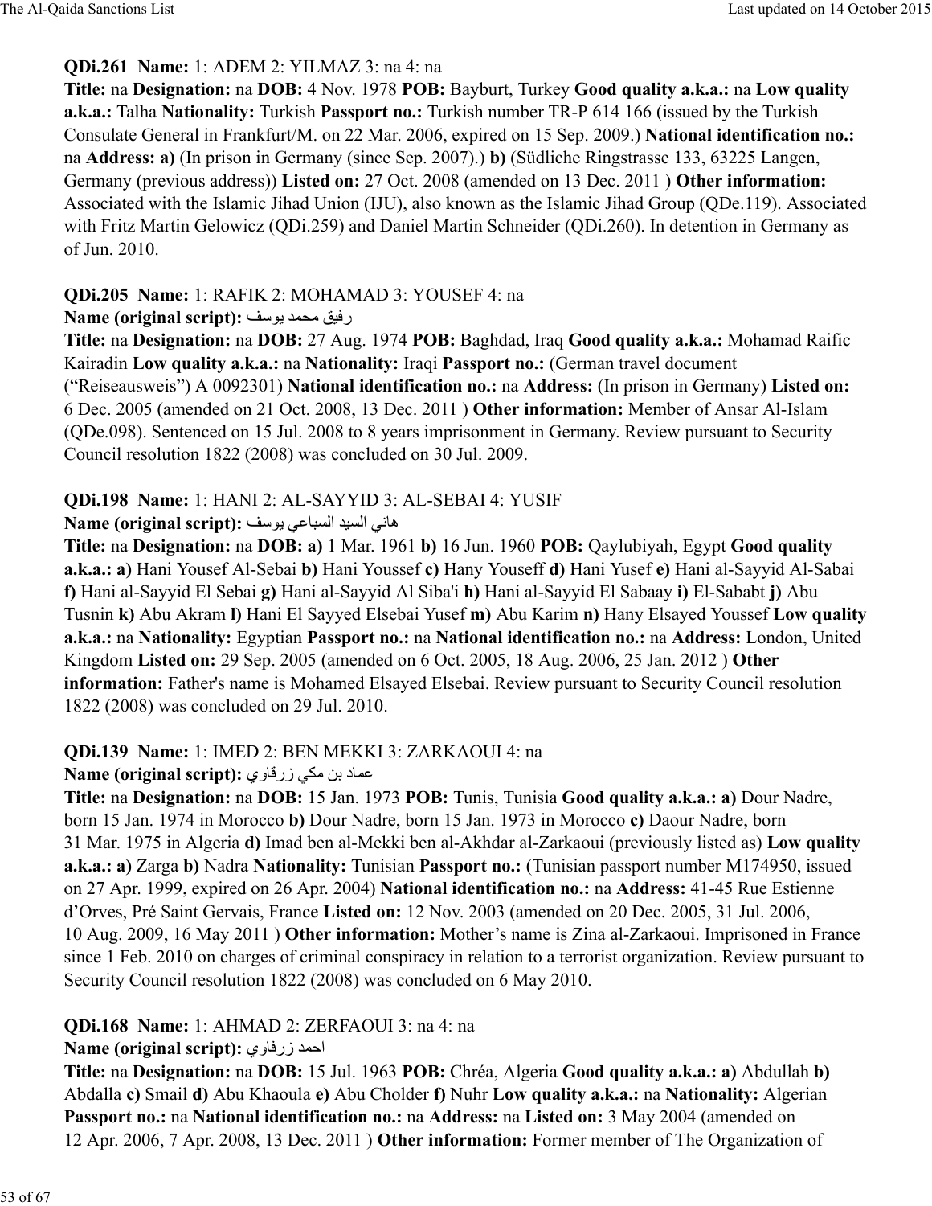**QDi.261 Name:** 1: ADEM 2: YILMAZ 3: na 4: na
**Title:** na **Designation:** na **DOB:** 4 Nov. 1978 **POB:** Bayburt, Turkey **Good quality a.k.a.:** na **Low quality a.k.a.:** Talha **Nationality:** Turkish **Passport no.:** Turkish number TR-P 614 166 (issued by the Turkish Consulate General in Frankfurt/M. on 22 Mar. 2006, expired on 15 Sep. 2009.) **National identification no.:** na **Address: a)** (In prison in Germany (since Sep. 2007).) **b)** (Südliche Ringstrasse 133, 63225 Langen, Germany (previous address)) **Listed on:** 27 Oct. 2008 (amended on 13 Dec. 2011 ) **Other information:** Associated with the Islamic Jihad Union (IJU), also known as the Islamic Jihad Group (QDe.119). Associated with Fritz Martin Gelowicz (QDi.259) and Daniel Martin Schneider (QDi.260). In detention in Germany as of Jun. 2010.

**QDi.205 Name:** 1: RAFIK 2: MOHAMAD 3: YOUSEF 4: na
**Name (original script):** رفيق محمد يوسف
**Title:** na **Designation:** na **DOB:** 27 Aug. 1974 **POB:** Baghdad, Iraq **Good quality a.k.a.:** Mohamad Raific Kairadin **Low quality a.k.a.:** na **Nationality:** Iraqi **Passport no.:** (German travel document ("Reiseausweis") A 0092301) **National identification no.:** na **Address:** (In prison in Germany) **Listed on:** 6 Dec. 2005 (amended on 21 Oct. 2008, 13 Dec. 2011 ) **Other information:** Member of Ansar Al-Islam (QDe.098). Sentenced on 15 Jul. 2008 to 8 years imprisonment in Germany. Review pursuant to Security Council resolution 1822 (2008) was concluded on 30 Jul. 2009.

**QDi.198 Name:** 1: HANI 2: AL-SAYYID 3: AL-SEBAI 4: YUSIF
**Name (original script):** هاني السيد السباعي يوسف
**Title:** na **Designation:** na **DOB: a)** 1 Mar. 1961 **b)** 16 Jun. 1960 **POB:** Qaylubiyah, Egypt **Good quality a.k.a.: a)** Hani Yousef Al-Sebai **b)** Hani Youssef **c)** Hany Youseff **d)** Hani Yusef **e)** Hani al-Sayyid Al-Sabai **f)** Hani al-Sayyid El Sebai **g)** Hani al-Sayyid Al Siba'i **h)** Hani al-Sayyid El Sabaay **i)** El-Sababt **j)** Abu Tusnin **k)** Abu Akram **l)** Hani El Sayyed Elsebai Yusef **m)** Abu Karim **n)** Hany Elsayed Youssef **Low quality a.k.a.:** na **Nationality:** Egyptian **Passport no.:** na **National identification no.:** na **Address:** London, United Kingdom **Listed on:** 29 Sep. 2005 (amended on 6 Oct. 2005, 18 Aug. 2006, 25 Jan. 2012 ) **Other information:** Father's name is Mohamed Elsayed Elsebai. Review pursuant to Security Council resolution 1822 (2008) was concluded on 29 Jul. 2010.

**QDi.139 Name:** 1: IMED 2: BEN MEKKI 3: ZARKAOUI 4: na
**Name (original script):** عماد بن مكي زرقاوي
**Title:** na **Designation:** na **DOB:** 15 Jan. 1973 **POB:** Tunis, Tunisia **Good quality a.k.a.: a)** Dour Nadre, born 15 Jan. 1974 in Morocco **b)** Dour Nadre, born 15 Jan. 1973 in Morocco **c)** Daour Nadre, born 31 Mar. 1975 in Algeria **d)** Imad ben al-Mekki ben al-Akhdar al-Zarkaoui (previously listed as) **Low quality a.k.a.: a)** Zarga **b)** Nadra **Nationality:** Tunisian **Passport no.:** (Tunisian passport number M174950, issued on 27 Apr. 1999, expired on 26 Apr. 2004) **National identification no.:** na **Address:** 41-45 Rue Estienne d'Orves, Pré Saint Gervais, France **Listed on:** 12 Nov. 2003 (amended on 20 Dec. 2005, 31 Jul. 2006, 10 Aug. 2009, 16 May 2011 ) **Other information:** Mother's name is Zina al-Zarkaoui. Imprisoned in France since 1 Feb. 2010 on charges of criminal conspiracy in relation to a terrorist organization. Review pursuant to Security Council resolution 1822 (2008) was concluded on 6 May 2010.

**QDi.168 Name:** 1: AHMAD 2: ZERFAOUI 3: na 4: na
**Name (original script):** احمد زرفاوي
**Title:** na **Designation:** na **DOB:** 15 Jul. 1963 **POB:** Chréa, Algeria **Good quality a.k.a.: a)** Abdullah **b)** Abdalla **c)** Smail **d)** Abu Khaoula **e)** Abu Cholder **f)** Nuhr **Low quality a.k.a.:** na **Nationality:** Algerian **Passport no.:** na **National identification no.:** na **Address:** na **Listed on:** 3 May 2004 (amended on 12 Apr. 2006, 7 Apr. 2008, 13 Dec. 2011 ) **Other information:** Former member of The Organization of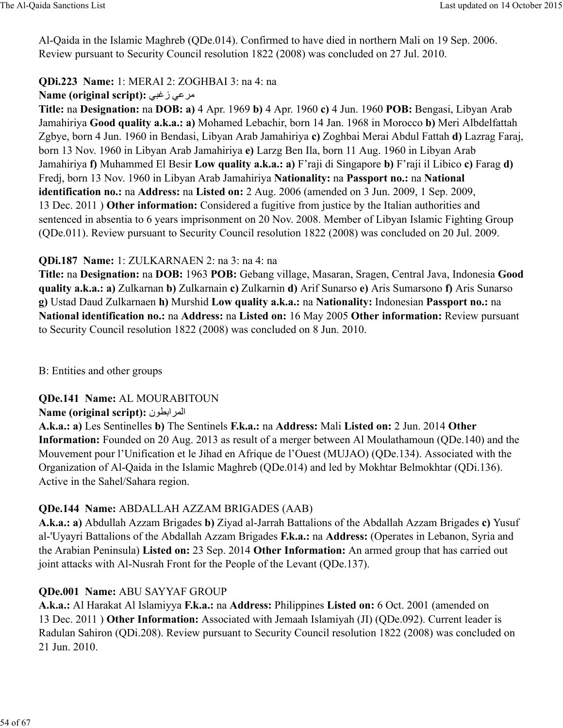Al-Qaida in the Islamic Maghreb (QDe.014). Confirmed to have died in northern Mali on 19 Sep. 2006. Review pursuant to Security Council resolution 1822 (2008) was concluded on 27 Jul. 2010.

**QDi.223 Name:** 1: MERAI 2: ZOGHBAI 3: na 4: na
**Name (original script):** مرعي زغبي
**Title:** na **Designation:** na **DOB: a)** 4 Apr. 1969 **b)** 4 Apr. 1960 **c)** 4 Jun. 1960 **POB:** Bengasi, Libyan Arab Jamahiriya **Good quality a.k.a.: a)** Mohamed Lebachir, born 14 Jan. 1968 in Morocco **b)** Meri Albdelfattah Zgbye, born 4 Jun. 1960 in Bendasi, Libyan Arab Jamahiriya **c)** Zoghbai Merai Abdul Fattah **d)** Lazrag Faraj, born 13 Nov. 1960 in Libyan Arab Jamahiriya **e)** Larzg Ben Ila, born 11 Aug. 1960 in Libyan Arab Jamahiriya **f)** Muhammed El Besir **Low quality a.k.a.: a)** F'raji di Singapore **b)** F'raji il Libico **c)** Farag **d)** Fredj, born 13 Nov. 1960 in Libyan Arab Jamahiriya **Nationality:** na **Passport no.:** na **National identification no.:** na **Address:** na **Listed on:** 2 Aug. 2006 (amended on 3 Jun. 2009, 1 Sep. 2009, 13 Dec. 2011 ) **Other information:** Considered a fugitive from justice by the Italian authorities and sentenced in absentia to 6 years imprisonment on 20 Nov. 2008. Member of Libyan Islamic Fighting Group (QDe.011). Review pursuant to Security Council resolution 1822 (2008) was concluded on 20 Jul. 2009.

**QDi.187 Name:** 1: ZULKARNAEN 2: na 3: na 4: na
**Title:** na **Designation:** na **DOB:** 1963 **POB:** Gebang village, Masaran, Sragen, Central Java, Indonesia **Good quality a.k.a.: a)** Zulkarnan **b)** Zulkarnain **c)** Zulkarnin **d)** Arif Sunarso **e)** Aris Sumarsono **f)** Aris Sunarso **g)** Ustad Daud Zulkarnaen **h)** Murshid **Low quality a.k.a.:** na **Nationality:** Indonesian **Passport no.:** na **National identification no.:** na **Address:** na **Listed on:** 16 May 2005 **Other information:** Review pursuant to Security Council resolution 1822 (2008) was concluded on 8 Jun. 2010.

B: Entities and other groups

**QDe.141 Name:** AL MOURABITOUN
**Name (original script):** المرابطون
**A.k.a.: a)** Les Sentinelles **b)** The Sentinels **F.k.a.:** na **Address:** Mali **Listed on:** 2 Jun. 2014 **Other Information:** Founded on 20 Aug. 2013 as result of a merger between Al Moulathamoun (QDe.140) and the Mouvement pour l'Unification et le Jihad en Afrique de l'Ouest (MUJAO) (QDe.134). Associated with the Organization of Al-Qaida in the Islamic Maghreb (QDe.014) and led by Mokhtar Belmokhtar (QDi.136). Active in the Sahel/Sahara region.

**QDe.144 Name:** ABDALLAH AZZAM BRIGADES (AAB)
**A.k.a.: a)** Abdullah Azzam Brigades **b)** Ziyad al-Jarrah Battalions of the Abdallah Azzam Brigades **c)** Yusuf al-'Uyayri Battalions of the Abdallah Azzam Brigades **F.k.a.:** na **Address:** (Operates in Lebanon, Syria and the Arabian Peninsula) **Listed on:** 23 Sep. 2014 **Other Information:** An armed group that has carried out joint attacks with Al-Nusrah Front for the People of the Levant (QDe.137).

**QDe.001 Name:** ABU SAYYAF GROUP
**A.k.a.:** Al Harakat Al Islamiyya **F.k.a.:** na **Address:** Philippines **Listed on:** 6 Oct. 2001 (amended on 13 Dec. 2011 ) **Other Information:** Associated with Jemaah Islamiyah (JI) (QDe.092). Current leader is Radulan Sahiron (QDi.208). Review pursuant to Security Council resolution 1822 (2008) was concluded on 21 Jun. 2010.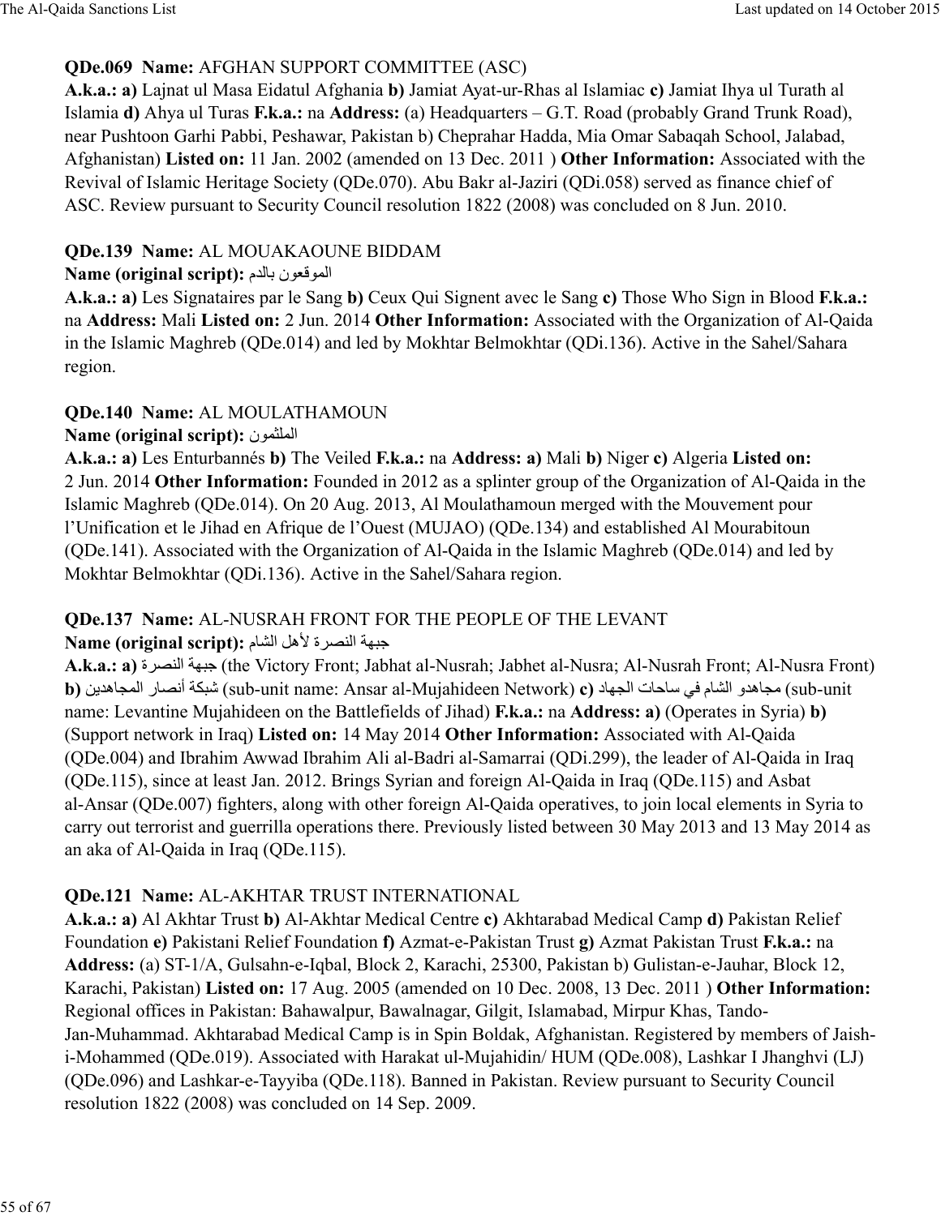**QDe.069 Name:** AFGHAN SUPPORT COMMITTEE (ASC)
**A.k.a.: a)** Lajnat ul Masa Eidatul Afghania **b)** Jamiat Ayat-ur-Rhas al Islamiac **c)** Jamiat Ihya ul Turath al Islamia **d)** Ahya ul Turas **F.k.a.:** na **Address:** (a) Headquarters – G.T. Road (probably Grand Trunk Road), near Pushtoon Garhi Pabbi, Peshawar, Pakistan b) Cheprahar Hadda, Mia Omar Sabaqah School, Jalabad, Afghanistan) **Listed on:** 11 Jan. 2002 (amended on 13 Dec. 2011 ) **Other Information:** Associated with the Revival of Islamic Heritage Society (QDe.070). Abu Bakr al-Jaziri (QDi.058) served as finance chief of ASC. Review pursuant to Security Council resolution 1822 (2008) was concluded on 8 Jun. 2010.

**QDe.139 Name:** AL MOUAKAOUNE BIDDAM
**Name (original script):** الموقعون بالدم
**A.k.a.: a)** Les Signataires par le Sang **b)** Ceux Qui Signent avec le Sang **c)** Those Who Sign in Blood **F.k.a.:** na **Address:** Mali **Listed on:** 2 Jun. 2014 **Other Information:** Associated with the Organization of Al-Qaida in the Islamic Maghreb (QDe.014) and led by Mokhtar Belmokhtar (QDi.136). Active in the Sahel/Sahara region.

**QDe.140 Name:** AL MOULATHAMOUN
**Name (original script):** الملثمون
**A.k.a.: a)** Les Enturbannés **b)** The Veiled **F.k.a.:** na **Address: a)** Mali **b)** Niger **c)** Algeria **Listed on:** 2 Jun. 2014 **Other Information:** Founded in 2012 as a splinter group of the Organization of Al-Qaida in the Islamic Maghreb (QDe.014). On 20 Aug. 2013, Al Moulathamoun merged with the Mouvement pour l'Unification et le Jihad en Afrique de l'Ouest (MUJAO) (QDe.134) and established Al Mourabitoun (QDe.141). Associated with the Organization of Al-Qaida in the Islamic Maghreb (QDe.014) and led by Mokhtar Belmokhtar (QDi.136). Active in the Sahel/Sahara region.

**QDe.137 Name:** AL-NUSRAH FRONT FOR THE PEOPLE OF THE LEVANT
**Name (original script):** جبهة النصرة لأهل الشام
**A.k.a.: a)** جبهة النصرة (the Victory Front; Jabhat al-Nusrah; Jabhet al-Nusra; Al-Nusrah Front; Al-Nusra Front) **b)** شبكة أنصار المجاهدين (sub-unit name: Ansar al-Mujahideen Network) **c)** مجاهدو الشام في ساحات الجهاد (sub-unit name: Levantine Mujahideen on the Battlefields of Jihad) **F.k.a.:** na **Address: a)** (Operates in Syria) **b)** (Support network in Iraq) **Listed on:** 14 May 2014 **Other Information:** Associated with Al-Qaida (QDe.004) and Ibrahim Awwad Ibrahim Ali al-Badri al-Samarrai (QDi.299), the leader of Al-Qaida in Iraq (QDe.115), since at least Jan. 2012. Brings Syrian and foreign Al-Qaida in Iraq (QDe.115) and Asbat al-Ansar (QDe.007) fighters, along with other foreign Al-Qaida operatives, to join local elements in Syria to carry out terrorist and guerrilla operations there. Previously listed between 30 May 2013 and 13 May 2014 as an aka of Al-Qaida in Iraq (QDe.115).

**QDe.121 Name:** AL-AKHTAR TRUST INTERNATIONAL
**A.k.a.: a)** Al Akhtar Trust **b)** Al-Akhtar Medical Centre **c)** Akhtarabad Medical Camp **d)** Pakistan Relief Foundation **e)** Pakistani Relief Foundation **f)** Azmat-e-Pakistan Trust **g)** Azmat Pakistan Trust **F.k.a.:** na **Address:** (a) ST-1/A, Gulsahn-e-Iqbal, Block 2, Karachi, 25300, Pakistan b) Gulistan-e-Jauhar, Block 12, Karachi, Pakistan) **Listed on:** 17 Aug. 2005 (amended on 10 Dec. 2008, 13 Dec. 2011 ) **Other Information:** Regional offices in Pakistan: Bahawalpur, Bawalnagar, Gilgit, Islamabad, Mirpur Khas, Tando-Jan-Muhammad. Akhtarabad Medical Camp is in Spin Boldak, Afghanistan. Registered by members of Jaish-i-Mohammed (QDe.019). Associated with Harakat ul-Mujahidin/ HUM (QDe.008), Lashkar I Jhanghvi (LJ) (QDe.096) and Lashkar-e-Tayyiba (QDe.118). Banned in Pakistan. Review pursuant to Security Council resolution 1822 (2008) was concluded on 14 Sep. 2009.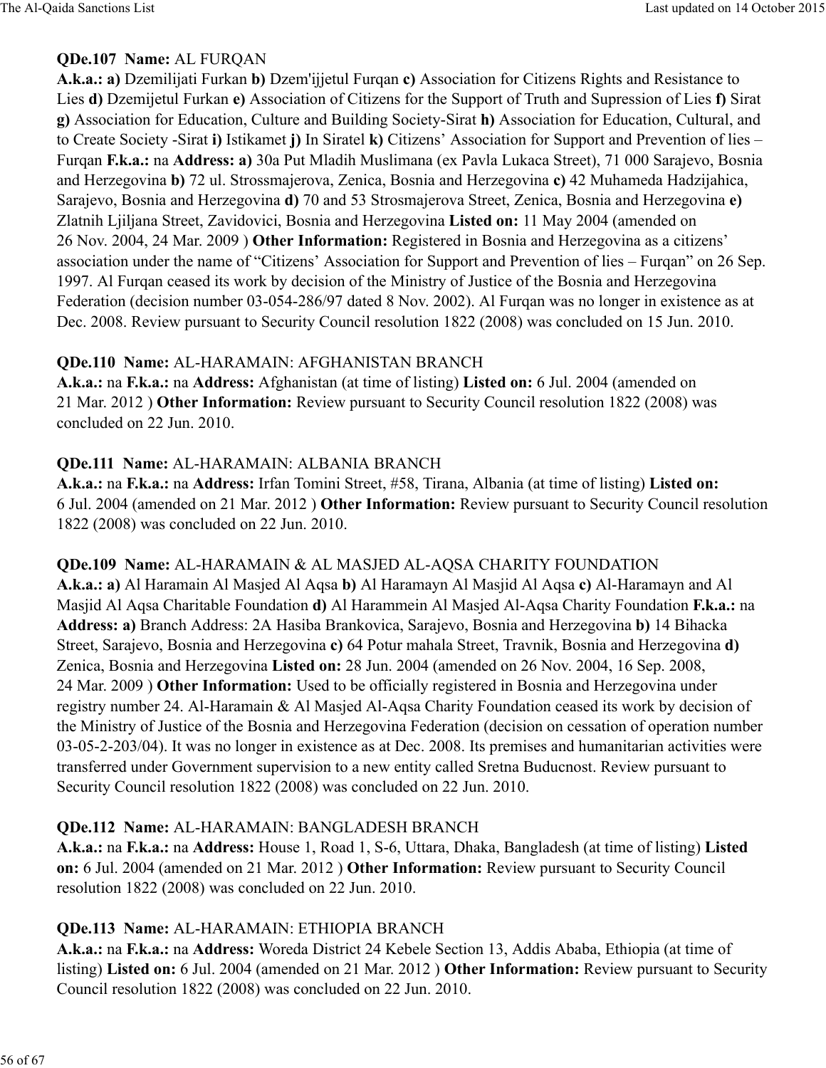**QDe.107 Name:** AL FURQAN
**A.k.a.: a)** Dzemilijati Furkan **b)** Dzem'ijjetul Furqan **c)** Association for Citizens Rights and Resistance to Lies **d)** Dzemijetul Furkan **e)** Association of Citizens for the Support of Truth and Supression of Lies **f)** Sirat **g)** Association for Education, Culture and Building Society-Sirat **h)** Association for Education, Cultural, and to Create Society -Sirat **i)** Istikamet **j)** In Siratel **k)** Citizens' Association for Support and Prevention of lies – Furqan **F.k.a.:** na **Address: a)** 30a Put Mladih Muslimana (ex Pavla Lukaca Street), 71 000 Sarajevo, Bosnia and Herzegovina **b)** 72 ul. Strossmajerova, Zenica, Bosnia and Herzegovina **c)** 42 Muhameda Hadzijahica, Sarajevo, Bosnia and Herzegovina **d)** 70 and 53 Strosmajerova Street, Zenica, Bosnia and Herzegovina **e)** Zlatnih Ljiljana Street, Zavidovici, Bosnia and Herzegovina **Listed on:** 11 May 2004 (amended on 26 Nov. 2004, 24 Mar. 2009 ) **Other Information:** Registered in Bosnia and Herzegovina as a citizens' association under the name of "Citizens' Association for Support and Prevention of lies – Furqan" on 26 Sep. 1997. Al Furqan ceased its work by decision of the Ministry of Justice of the Bosnia and Herzegovina Federation (decision number 03-054-286/97 dated 8 Nov. 2002). Al Furqan was no longer in existence as at Dec. 2008. Review pursuant to Security Council resolution 1822 (2008) was concluded on 15 Jun. 2010.

**QDe.110 Name:** AL-HARAMAIN: AFGHANISTAN BRANCH
**A.k.a.:** na **F.k.a.:** na **Address:** Afghanistan (at time of listing) **Listed on:** 6 Jul. 2004 (amended on 21 Mar. 2012 ) **Other Information:** Review pursuant to Security Council resolution 1822 (2008) was concluded on 22 Jun. 2010.

**QDe.111 Name:** AL-HARAMAIN: ALBANIA BRANCH
**A.k.a.:** na **F.k.a.:** na **Address:** Irfan Tomini Street, #58, Tirana, Albania (at time of listing) **Listed on:** 6 Jul. 2004 (amended on 21 Mar. 2012 ) **Other Information:** Review pursuant to Security Council resolution 1822 (2008) was concluded on 22 Jun. 2010.

**QDe.109 Name:** AL-HARAMAIN & AL MASJED AL-AQSA CHARITY FOUNDATION
**A.k.a.: a)** Al Haramain Al Masjed Al Aqsa **b)** Al Haramayn Al Masjid Al Aqsa **c)** Al-Haramayn and Al Masjid Al Aqsa Charitable Foundation **d)** Al Harammein Al Masjed Al-Aqsa Charity Foundation **F.k.a.:** na **Address: a)** Branch Address: 2A Hasiba Brankovica, Sarajevo, Bosnia and Herzegovina **b)** 14 Bihacka Street, Sarajevo, Bosnia and Herzegovina **c)** 64 Potur mahala Street, Travnik, Bosnia and Herzegovina **d)** Zenica, Bosnia and Herzegovina **Listed on:** 28 Jun. 2004 (amended on 26 Nov. 2004, 16 Sep. 2008, 24 Mar. 2009 ) **Other Information:** Used to be officially registered in Bosnia and Herzegovina under registry number 24. Al-Haramain & Al Masjed Al-Aqsa Charity Foundation ceased its work by decision of the Ministry of Justice of the Bosnia and Herzegovina Federation (decision on cessation of operation number 03-05-2-203/04). It was no longer in existence as at Dec. 2008. Its premises and humanitarian activities were transferred under Government supervision to a new entity called Sretna Buducnost. Review pursuant to Security Council resolution 1822 (2008) was concluded on 22 Jun. 2010.

**QDe.112 Name:** AL-HARAMAIN: BANGLADESH BRANCH
**A.k.a.:** na **F.k.a.:** na **Address:** House 1, Road 1, S-6, Uttara, Dhaka, Bangladesh (at time of listing) **Listed on:** 6 Jul. 2004 (amended on 21 Mar. 2012 ) **Other Information:** Review pursuant to Security Council resolution 1822 (2008) was concluded on 22 Jun. 2010.

**QDe.113 Name:** AL-HARAMAIN: ETHIOPIA BRANCH
**A.k.a.:** na **F.k.a.:** na **Address:** Woreda District 24 Kebele Section 13, Addis Ababa, Ethiopia (at time of listing) **Listed on:** 6 Jul. 2004 (amended on 21 Mar. 2012 ) **Other Information:** Review pursuant to Security Council resolution 1822 (2008) was concluded on 22 Jun. 2010.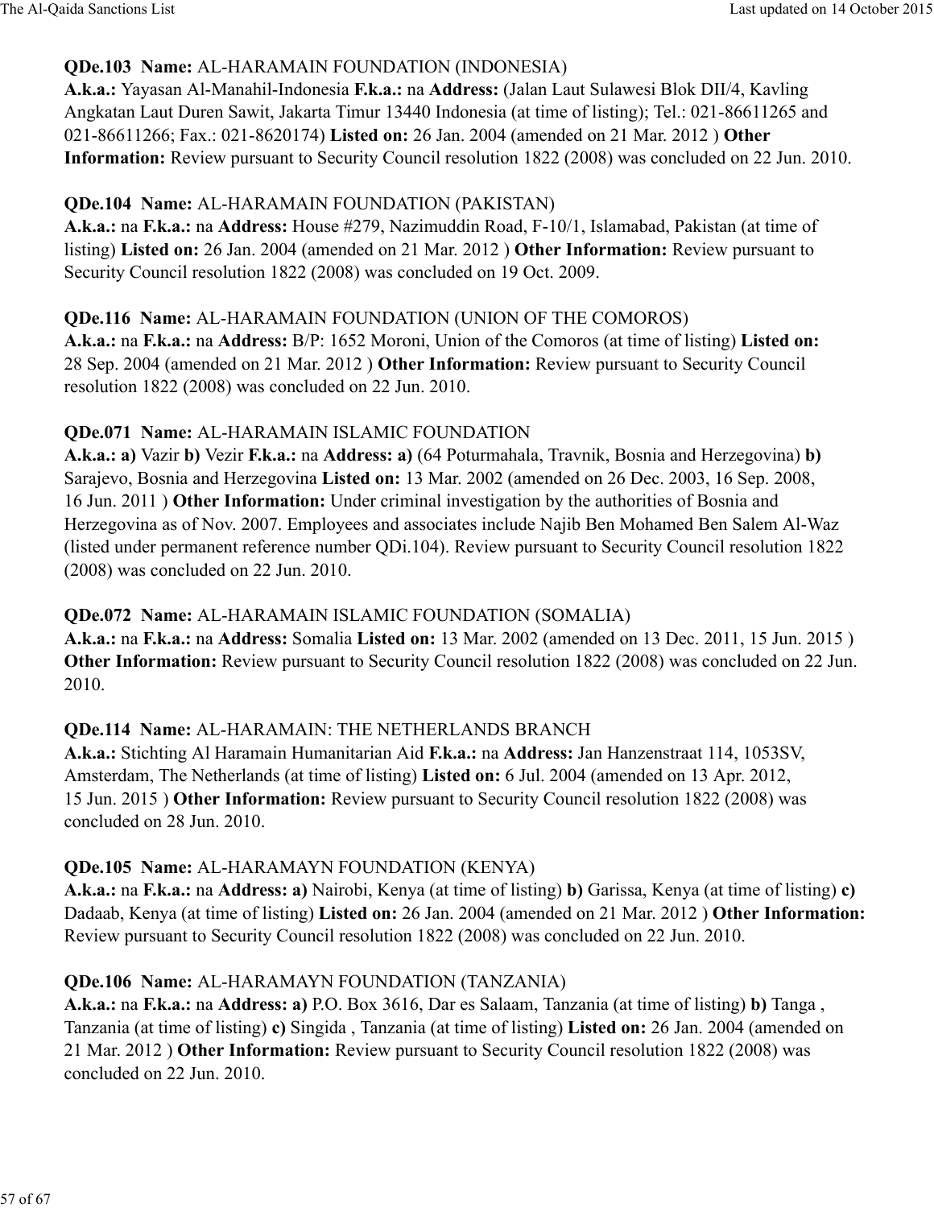**QDe.103 Name:** AL-HARAMAIN FOUNDATION (INDONESIA)
**A.k.a.:** Yayasan Al-Manahil-Indonesia **F.k.a.:** na **Address:** (Jalan Laut Sulawesi Blok DII/4, Kavling Angkatan Laut Duren Sawit, Jakarta Timur 13440 Indonesia (at time of listing); Tel.: 021-86611265 and 021-86611266; Fax.: 021-8620174) **Listed on:** 26 Jan. 2004 (amended on 21 Mar. 2012 ) **Other Information:** Review pursuant to Security Council resolution 1822 (2008) was concluded on 22 Jun. 2010.

**QDe.104 Name:** AL-HARAMAIN FOUNDATION (PAKISTAN)
**A.k.a.:** na **F.k.a.:** na **Address:** House #279, Nazimuddin Road, F-10/1, Islamabad, Pakistan (at time of listing) **Listed on:** 26 Jan. 2004 (amended on 21 Mar. 2012 ) **Other Information:** Review pursuant to Security Council resolution 1822 (2008) was concluded on 19 Oct. 2009.

**QDe.116 Name:** AL-HARAMAIN FOUNDATION (UNION OF THE COMOROS)
**A.k.a.:** na **F.k.a.:** na **Address:** B/P: 1652 Moroni, Union of the Comoros (at time of listing) **Listed on:** 28 Sep. 2004 (amended on 21 Mar. 2012 ) **Other Information:** Review pursuant to Security Council resolution 1822 (2008) was concluded on 22 Jun. 2010.

**QDe.071 Name:** AL-HARAMAIN ISLAMIC FOUNDATION
**A.k.a.: a)** Vazir **b)** Vezir **F.k.a.:** na **Address: a)** (64 Poturmahala, Travnik, Bosnia and Herzegovina) **b)** Sarajevo, Bosnia and Herzegovina **Listed on:** 13 Mar. 2002 (amended on 26 Dec. 2003, 16 Sep. 2008, 16 Jun. 2011 ) **Other Information:** Under criminal investigation by the authorities of Bosnia and Herzegovina as of Nov. 2007. Employees and associates include Najib Ben Mohamed Ben Salem Al-Waz (listed under permanent reference number QDi.104). Review pursuant to Security Council resolution 1822 (2008) was concluded on 22 Jun. 2010.

**QDe.072 Name:** AL-HARAMAIN ISLAMIC FOUNDATION (SOMALIA)
**A.k.a.:** na **F.k.a.:** na **Address:** Somalia **Listed on:** 13 Mar. 2002 (amended on 13 Dec. 2011, 15 Jun. 2015 ) **Other Information:** Review pursuant to Security Council resolution 1822 (2008) was concluded on 22 Jun. 2010.

**QDe.114 Name:** AL-HARAMAIN: THE NETHERLANDS BRANCH
**A.k.a.:** Stichting Al Haramain Humanitarian Aid **F.k.a.:** na **Address:** Jan Hanzenstraat 114, 1053SV, Amsterdam, The Netherlands (at time of listing) **Listed on:** 6 Jul. 2004 (amended on 13 Apr. 2012, 15 Jun. 2015 ) **Other Information:** Review pursuant to Security Council resolution 1822 (2008) was concluded on 28 Jun. 2010.

**QDe.105 Name:** AL-HARAMAYN FOUNDATION (KENYA)
**A.k.a.:** na **F.k.a.:** na **Address: a)** Nairobi, Kenya (at time of listing) **b)** Garissa, Kenya (at time of listing) **c)** Dadaab, Kenya (at time of listing) **Listed on:** 26 Jan. 2004 (amended on 21 Mar. 2012 ) **Other Information:** Review pursuant to Security Council resolution 1822 (2008) was concluded on 22 Jun. 2010.

**QDe.106 Name:** AL-HARAMAYN FOUNDATION (TANZANIA)
**A.k.a.:** na **F.k.a.:** na **Address: a)** P.O. Box 3616, Dar es Salaam, Tanzania (at time of listing) **b)** Tanga , Tanzania (at time of listing) **c)** Singida , Tanzania (at time of listing) **Listed on:** 26 Jan. 2004 (amended on 21 Mar. 2012 ) **Other Information:** Review pursuant to Security Council resolution 1822 (2008) was concluded on 22 Jun. 2010.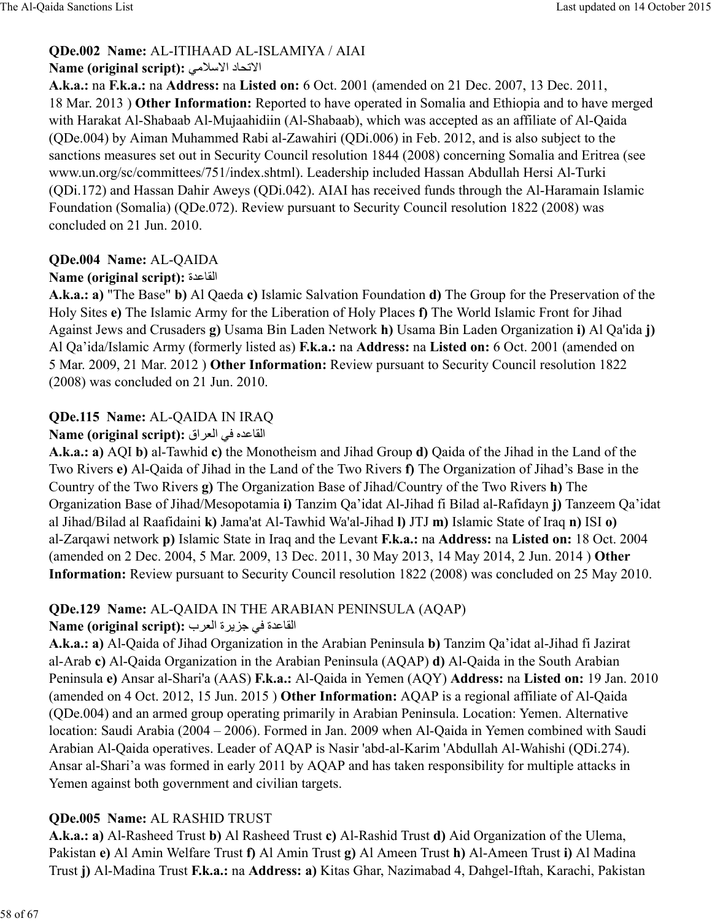**QDe.002 Name:** AL-ITIHAAD AL-ISLAMIYA / AIAI

**Name (original script):** الاتحاد الاسلامي

**A.k.a.:** na **F.k.a.:** na **Address:** na **Listed on:** 6 Oct. 2001 (amended on 21 Dec. 2007, 13 Dec. 2011, 18 Mar. 2013 ) **Other Information:** Reported to have operated in Somalia and Ethiopia and to have merged with Harakat Al-Shabaab Al-Mujaahidiin (Al-Shabaab), which was accepted as an affiliate of Al-Qaida (QDe.004) by Aiman Muhammed Rabi al-Zawahiri (QDi.006) in Feb. 2012, and is also subject to the sanctions measures set out in Security Council resolution 1844 (2008) concerning Somalia and Eritrea (see www.un.org/sc/committees/751/index.shtml). Leadership included Hassan Abdullah Hersi Al-Turki (QDi.172) and Hassan Dahir Aweys (QDi.042). AIAI has received funds through the Al-Haramain Islamic Foundation (Somalia) (QDe.072). Review pursuant to Security Council resolution 1822 (2008) was concluded on 21 Jun. 2010.

**QDe.004 Name:** AL-QAIDA

**Name (original script):** القاعدة

**A.k.a.: a)** "The Base" **b)** Al Qaeda **c)** Islamic Salvation Foundation **d)** The Group for the Preservation of the Holy Sites **e)** The Islamic Army for the Liberation of Holy Places **f)** The World Islamic Front for Jihad Against Jews and Crusaders **g)** Usama Bin Laden Network **h)** Usama Bin Laden Organization **i)** Al Qa'ida **j)** Al Qa'ida/Islamic Army (formerly listed as) **F.k.a.:** na **Address:** na **Listed on:** 6 Oct. 2001 (amended on 5 Mar. 2009, 21 Mar. 2012 ) **Other Information:** Review pursuant to Security Council resolution 1822 (2008) was concluded on 21 Jun. 2010.

**QDe.115 Name:** AL-QAIDA IN IRAQ

**Name (original script):** القاعده في العراق

**A.k.a.: a)** AQI **b)** al-Tawhid **c)** the Monotheism and Jihad Group **d)** Qaida of the Jihad in the Land of the Two Rivers **e)** Al-Qaida of Jihad in the Land of the Two Rivers **f)** The Organization of Jihad's Base in the Country of the Two Rivers **g)** The Organization Base of Jihad/Country of the Two Rivers **h)** The Organization Base of Jihad/Mesopotamia **i)** Tanzim Qa'idat Al-Jihad fi Bilad al-Rafidayn **j)** Tanzeem Qa'idat al Jihad/Bilad al Raafidaini **k)** Jama'at Al-Tawhid Wa'al-Jihad **l)** JTJ **m)** Islamic State of Iraq **n)** ISI **o)** al-Zarqawi network **p)** Islamic State in Iraq and the Levant **F.k.a.:** na **Address:** na **Listed on:** 18 Oct. 2004 (amended on 2 Dec. 2004, 5 Mar. 2009, 13 Dec. 2011, 30 May 2013, 14 May 2014, 2 Jun. 2014 ) **Other Information:** Review pursuant to Security Council resolution 1822 (2008) was concluded on 25 May 2010.

**QDe.129 Name:** AL-QAIDA IN THE ARABIAN PENINSULA (AQAP)

**Name (original script):** القاعدة في جزيرة العرب

**A.k.a.: a)** Al-Qaida of Jihad Organization in the Arabian Peninsula **b)** Tanzim Qa'idat al-Jihad fi Jazirat al-Arab **c)** Al-Qaida Organization in the Arabian Peninsula (AQAP) **d)** Al-Qaida in the South Arabian Peninsula **e)** Ansar al-Shari'a (AAS) **F.k.a.:** Al-Qaida in Yemen (AQY) **Address:** na **Listed on:** 19 Jan. 2010 (amended on 4 Oct. 2012, 15 Jun. 2015 ) **Other Information:** AQAP is a regional affiliate of Al-Qaida (QDe.004) and an armed group operating primarily in Arabian Peninsula. Location: Yemen. Alternative location: Saudi Arabia (2004 – 2006). Formed in Jan. 2009 when Al-Qaida in Yemen combined with Saudi Arabian Al-Qaida operatives. Leader of AQAP is Nasir 'abd-al-Karim 'Abdullah Al-Wahishi (QDi.274). Ansar al-Shari'a was formed in early 2011 by AQAP and has taken responsibility for multiple attacks in Yemen against both government and civilian targets.

**QDe.005 Name:** AL RASHID TRUST

**A.k.a.: a)** Al-Rasheed Trust **b)** Al Rasheed Trust **c)** Al-Rashid Trust **d)** Aid Organization of the Ulema, Pakistan **e)** Al Amin Welfare Trust **f)** Al Amin Trust **g)** Al Ameen Trust **h)** Al-Ameen Trust **i)** Al Madina Trust **j)** Al-Madina Trust **F.k.a.:** na **Address: a)** Kitas Ghar, Nazimabad 4, Dahgel-Iftah, Karachi, Pakistan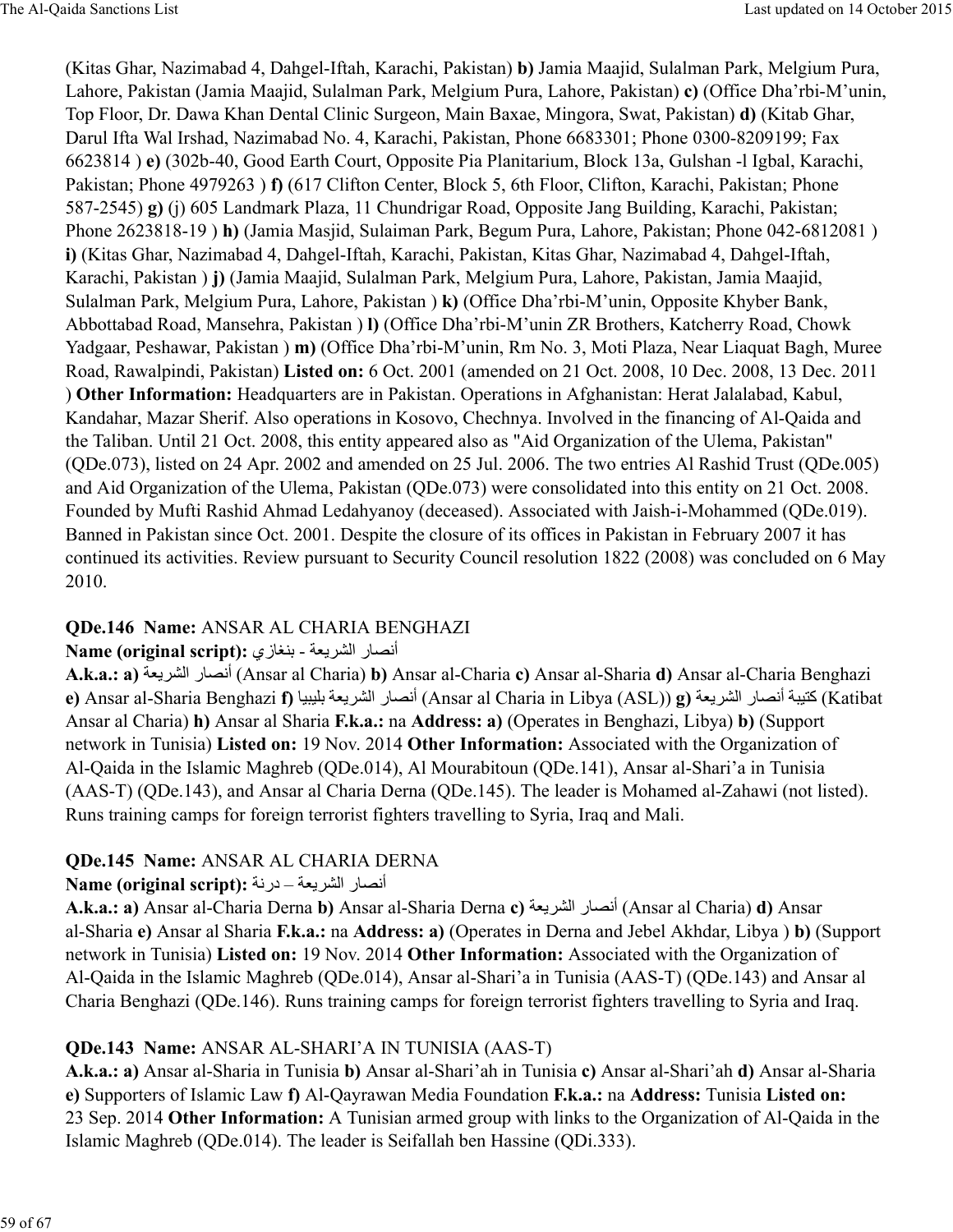(Kitas Ghar, Nazimabad 4, Dahgel-Iftah, Karachi, Pakistan) **b)** Jamia Maajid, Sulalman Park, Melgium Pura, Lahore, Pakistan (Jamia Maajid, Sulalman Park, Melgium Pura, Lahore, Pakistan) **c)** (Office Dha'rbi-M'unin, Top Floor, Dr. Dawa Khan Dental Clinic Surgeon, Main Baxae, Mingora, Swat, Pakistan) **d)** (Kitab Ghar, Darul Ifta Wal Irshad, Nazimabad No. 4, Karachi, Pakistan, Phone 6683301; Phone 0300-8209199; Fax 6623814 ) **e)** (302b-40, Good Earth Court, Opposite Pia Planitarium, Block 13a, Gulshan -l Igbal, Karachi, Pakistan; Phone 4979263 ) **f)** (617 Clifton Center, Block 5, 6th Floor, Clifton, Karachi, Pakistan; Phone 587-2545) **g)** (j) 605 Landmark Plaza, 11 Chundrigar Road, Opposite Jang Building, Karachi, Pakistan; Phone 2623818-19 ) **h)** (Jamia Masjid, Sulaiman Park, Begum Pura, Lahore, Pakistan; Phone 042-6812081 ) **i)** (Kitas Ghar, Nazimabad 4, Dahgel-Iftah, Karachi, Pakistan, Kitas Ghar, Nazimabad 4, Dahgel-Iftah, Karachi, Pakistan ) **j)** (Jamia Maajid, Sulalman Park, Melgium Pura, Lahore, Pakistan, Jamia Maajid, Sulalman Park, Melgium Pura, Lahore, Pakistan ) **k)** (Office Dha'rbi-M'unin, Opposite Khyber Bank, Abbottabad Road, Mansehra, Pakistan ) **l)** (Office Dha'rbi-M'unin ZR Brothers, Katcherry Road, Chowk Yadgaar, Peshawar, Pakistan ) **m)** (Office Dha'rbi-M'unin, Rm No. 3, Moti Plaza, Near Liaquat Bagh, Muree Road, Rawalpindi, Pakistan) **Listed on:** 6 Oct. 2001 (amended on 21 Oct. 2008, 10 Dec. 2008, 13 Dec. 2011 ) **Other Information:** Headquarters are in Pakistan. Operations in Afghanistan: Herat Jalalabad, Kabul, Kandahar, Mazar Sherif. Also operations in Kosovo, Chechnya. Involved in the financing of Al-Qaida and the Taliban. Until 21 Oct. 2008, this entity appeared also as "Aid Organization of the Ulema, Pakistan" (QDe.073), listed on 24 Apr. 2002 and amended on 25 Jul. 2006. The two entries Al Rashid Trust (QDe.005) and Aid Organization of the Ulema, Pakistan (QDe.073) were consolidated into this entity on 21 Oct. 2008. Founded by Mufti Rashid Ahmad Ledahyanoy (deceased). Associated with Jaish-i-Mohammed (QDe.019). Banned in Pakistan since Oct. 2001. Despite the closure of its offices in Pakistan in February 2007 it has continued its activities. Review pursuant to Security Council resolution 1822 (2008) was concluded on 6 May 2010.

**QDe.146 Name:** ANSAR AL CHARIA BENGHAZI

**Name (original script):** أنصار الشريعة - بنغازي

**A.k.a.: a)** أنصار الشريعة (Ansar al Charia) **b)** Ansar al-Charia **c)** Ansar al-Sharia **d)** Ansar al-Charia Benghazi **e)** Ansar al-Sharia Benghazi **f)** أنصار الشريعة بليبيا (Ansar al Charia in Libya (ASL)) **g)** كتيبة أنصار الشريعة (Katibat Ansar al Charia) **h)** Ansar al Sharia **F.k.a.:** na **Address: a)** (Operates in Benghazi, Libya) **b)** (Support network in Tunisia) **Listed on:** 19 Nov. 2014 **Other Information:** Associated with the Organization of Al-Qaida in the Islamic Maghreb (QDe.014), Al Mourabitoun (QDe.141), Ansar al-Shari'a in Tunisia (AAS-T) (QDe.143), and Ansar al Charia Derna (QDe.145). The leader is Mohamed al-Zahawi (not listed). Runs training camps for foreign terrorist fighters travelling to Syria, Iraq and Mali.

**QDe.145 Name:** ANSAR AL CHARIA DERNA

**Name (original script):** أنصار الشريعة – درنة

**A.k.a.: a)** Ansar al-Charia Derna **b)** Ansar al-Sharia Derna **c)** أنصار الشريعة (Ansar al Charia) **d)** Ansar al-Sharia **e)** Ansar al Sharia **F.k.a.:** na **Address: a)** (Operates in Derna and Jebel Akhdar, Libya ) **b)** (Support network in Tunisia) **Listed on:** 19 Nov. 2014 **Other Information:** Associated with the Organization of Al-Qaida in the Islamic Maghreb (QDe.014), Ansar al-Shari'a in Tunisia (AAS-T) (QDe.143) and Ansar al Charia Benghazi (QDe.146). Runs training camps for foreign terrorist fighters travelling to Syria and Iraq.

**QDe.143 Name:** ANSAR AL-SHARI'A IN TUNISIA (AAS-T)

**A.k.a.: a)** Ansar al-Sharia in Tunisia **b)** Ansar al-Shari'ah in Tunisia **c)** Ansar al-Shari'ah **d)** Ansar al-Sharia **e)** Supporters of Islamic Law **f)** Al-Qayrawan Media Foundation **F.k.a.:** na **Address:** Tunisia **Listed on:** 23 Sep. 2014 **Other Information:** A Tunisian armed group with links to the Organization of Al-Qaida in the Islamic Maghreb (QDe.014). The leader is Seifallah ben Hassine (QDi.333).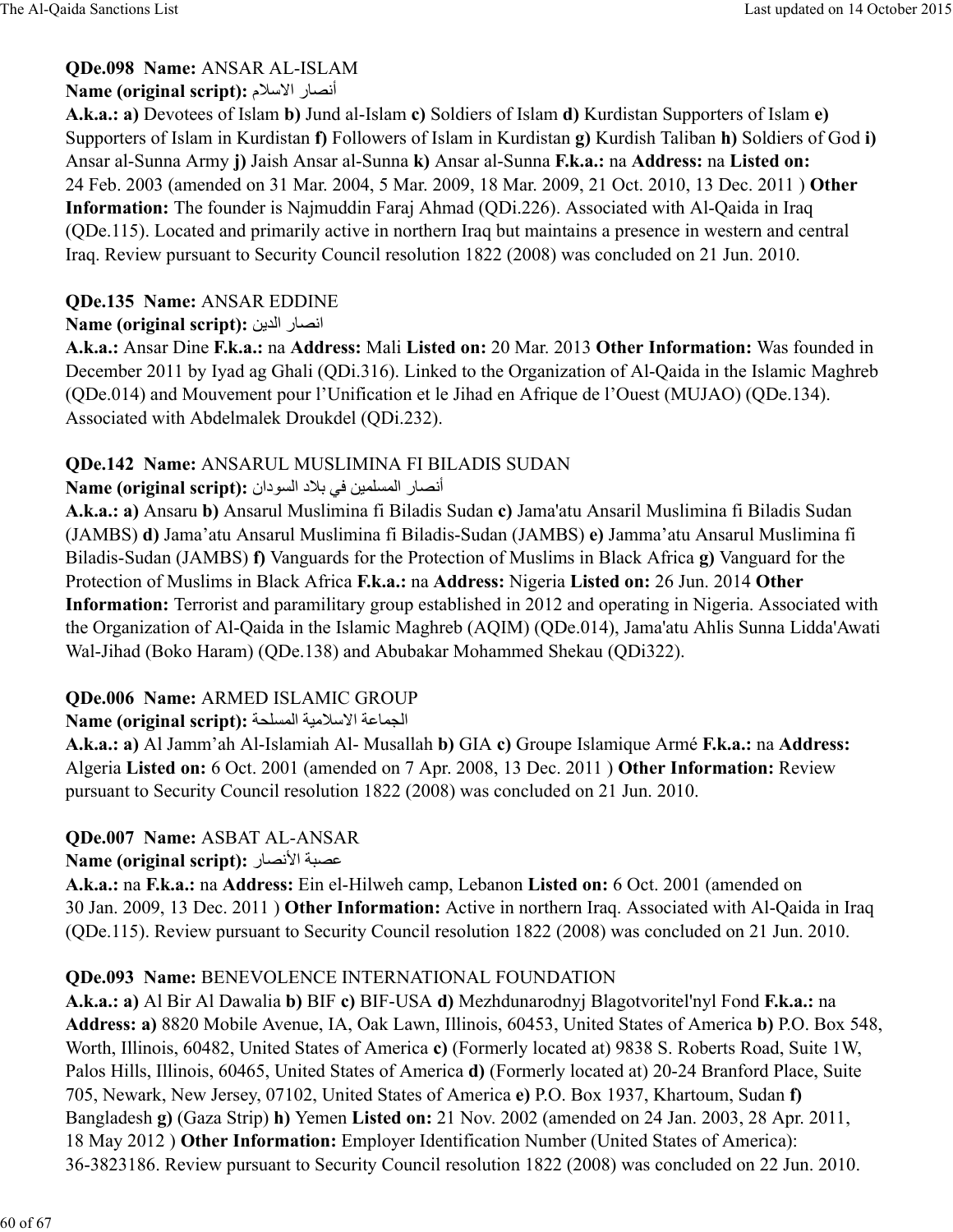**QDe.098 Name:** ANSAR AL-ISLAM
**Name (original script):** أنصار الاسلام
**A.k.a.: a)** Devotees of Islam **b)** Jund al-Islam **c)** Soldiers of Islam **d)** Kurdistan Supporters of Islam **e)** Supporters of Islam in Kurdistan **f)** Followers of Islam in Kurdistan **g)** Kurdish Taliban **h)** Soldiers of God **i)** Ansar al-Sunna Army **j)** Jaish Ansar al-Sunna **k)** Ansar al-Sunna **F.k.a.:** na **Address:** na **Listed on:** 24 Feb. 2003 (amended on 31 Mar. 2004, 5 Mar. 2009, 18 Mar. 2009, 21 Oct. 2010, 13 Dec. 2011 ) **Other Information:** The founder is Najmuddin Faraj Ahmad (QDi.226). Associated with Al-Qaida in Iraq (QDe.115). Located and primarily active in northern Iraq but maintains a presence in western and central Iraq. Review pursuant to Security Council resolution 1822 (2008) was concluded on 21 Jun. 2010.

**QDe.135 Name:** ANSAR EDDINE
**Name (original script):** انصار الدين
**A.k.a.:** Ansar Dine **F.k.a.:** na **Address:** Mali **Listed on:** 20 Mar. 2013 **Other Information:** Was founded in December 2011 by Iyad ag Ghali (QDi.316). Linked to the Organization of Al-Qaida in the Islamic Maghreb (QDe.014) and Mouvement pour l'Unification et le Jihad en Afrique de l'Ouest (MUJAO) (QDe.134). Associated with Abdelmalek Droukdel (QDi.232).

**QDe.142 Name:** ANSARUL MUSLIMINA FI BILADIS SUDAN
**Name (original script):** أنصار المسلمين في بلاد السودان
**A.k.a.: a)** Ansaru **b)** Ansarul Muslimina fi Biladis Sudan **c)** Jama'atu Ansaril Muslimina fi Biladis Sudan (JAMBS) **d)** Jama'atu Ansarul Muslimina fi Biladis-Sudan (JAMBS) **e)** Jamma'atu Ansarul Muslimina fi Biladis-Sudan (JAMBS) **f)** Vanguards for the Protection of Muslims in Black Africa **g)** Vanguard for the Protection of Muslims in Black Africa **F.k.a.:** na **Address:** Nigeria **Listed on:** 26 Jun. 2014 **Other Information:** Terrorist and paramilitary group established in 2012 and operating in Nigeria. Associated with the Organization of Al-Qaida in the Islamic Maghreb (AQIM) (QDe.014), Jama'atu Ahlis Sunna Lidda'Awati Wal-Jihad (Boko Haram) (QDe.138) and Abubakar Mohammed Shekau (QDi322).

**QDe.006 Name:** ARMED ISLAMIC GROUP
**Name (original script):** الجماعة الاسلامية المسلحة
**A.k.a.: a)** Al Jamm'ah Al-Islamiah Al- Musallah **b)** GIA **c)** Groupe Islamique Armé **F.k.a.:** na **Address:** Algeria **Listed on:** 6 Oct. 2001 (amended on 7 Apr. 2008, 13 Dec. 2011 ) **Other Information:** Review pursuant to Security Council resolution 1822 (2008) was concluded on 21 Jun. 2010.

**QDe.007 Name:** ASBAT AL-ANSAR
**Name (original script):** عصبة الأنصار
**A.k.a.:** na **F.k.a.:** na **Address:** Ein el-Hilweh camp, Lebanon **Listed on:** 6 Oct. 2001 (amended on 30 Jan. 2009, 13 Dec. 2011 ) **Other Information:** Active in northern Iraq. Associated with Al-Qaida in Iraq (QDe.115). Review pursuant to Security Council resolution 1822 (2008) was concluded on 21 Jun. 2010.

**QDe.093 Name:** BENEVOLENCE INTERNATIONAL FOUNDATION
**A.k.a.: a)** Al Bir Al Dawalia **b)** BIF **c)** BIF-USA **d)** Mezhdunarodnyj Blagotvoritel'nyl Fond **F.k.a.:** na **Address: a)** 8820 Mobile Avenue, IA, Oak Lawn, Illinois, 60453, United States of America **b)** P.O. Box 548, Worth, Illinois, 60482, United States of America **c)** (Formerly located at) 9838 S. Roberts Road, Suite 1W, Palos Hills, Illinois, 60465, United States of America **d)** (Formerly located at) 20-24 Branford Place, Suite 705, Newark, New Jersey, 07102, United States of America **e)** P.O. Box 1937, Khartoum, Sudan **f)** Bangladesh **g)** (Gaza Strip) **h)** Yemen **Listed on:** 21 Nov. 2002 (amended on 24 Jan. 2003, 28 Apr. 2011, 18 May 2012 ) **Other Information:** Employer Identification Number (United States of America): 36-3823186. Review pursuant to Security Council resolution 1822 (2008) was concluded on 22 Jun. 2010.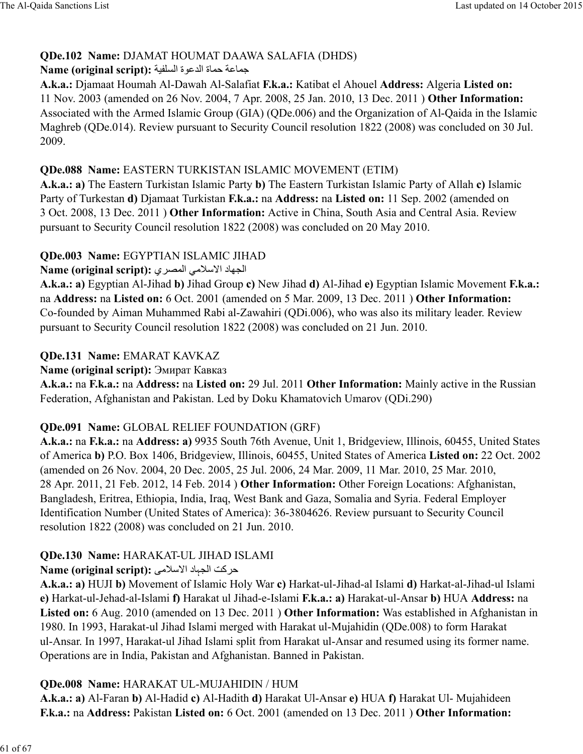**QDe.102 Name:** DJAMAT HOUMAT DAAWA SALAFIA (DHDS)
**Name (original script):** جماعة حماة الدعوة السلفية
**A.k.a.:** Djamaat Houmah Al-Dawah Al-Salafiat **F.k.a.:** Katibat el Ahouel **Address:** Algeria **Listed on:** 11 Nov. 2003 (amended on 26 Nov. 2004, 7 Apr. 2008, 25 Jan. 2010, 13 Dec. 2011 ) **Other Information:** Associated with the Armed Islamic Group (GIA) (QDe.006) and the Organization of Al-Qaida in the Islamic Maghreb (QDe.014). Review pursuant to Security Council resolution 1822 (2008) was concluded on 30 Jul. 2009.

**QDe.088 Name:** EASTERN TURKISTAN ISLAMIC MOVEMENT (ETIM)
**A.k.a.: a)** The Eastern Turkistan Islamic Party **b)** The Eastern Turkistan Islamic Party of Allah **c)** Islamic Party of Turkestan **d)** Djamaat Turkistan **F.k.a.:** na **Address:** na **Listed on:** 11 Sep. 2002 (amended on 3 Oct. 2008, 13 Dec. 2011 ) **Other Information:** Active in China, South Asia and Central Asia. Review pursuant to Security Council resolution 1822 (2008) was concluded on 20 May 2010.

**QDe.003 Name:** EGYPTIAN ISLAMIC JIHAD
**Name (original script):** الجهاد الاسلامي المصري
**A.k.a.: a)** Egyptian Al-Jihad **b)** Jihad Group **c)** New Jihad **d)** Al-Jihad **e)** Egyptian Islamic Movement **F.k.a.:** na **Address:** na **Listed on:** 6 Oct. 2001 (amended on 5 Mar. 2009, 13 Dec. 2011 ) **Other Information:** Co-founded by Aiman Muhammed Rabi al-Zawahiri (QDi.006), who was also its military leader. Review pursuant to Security Council resolution 1822 (2008) was concluded on 21 Jun. 2010.

**QDe.131 Name:** EMARAT KAVKAZ
**Name (original script):** Эмират Кавказ
**A.k.a.:** na **F.k.a.:** na **Address:** na **Listed on:** 29 Jul. 2011 **Other Information:** Mainly active in the Russian Federation, Afghanistan and Pakistan. Led by Doku Khamatovich Umarov (QDi.290)

**QDe.091 Name:** GLOBAL RELIEF FOUNDATION (GRF)
**A.k.a.:** na **F.k.a.:** na **Address: a)** 9935 South 76th Avenue, Unit 1, Bridgeview, Illinois, 60455, United States of America **b)** P.O. Box 1406, Bridgeview, Illinois, 60455, United States of America **Listed on:** 22 Oct. 2002 (amended on 26 Nov. 2004, 20 Dec. 2005, 25 Jul. 2006, 24 Mar. 2009, 11 Mar. 2010, 25 Mar. 2010, 28 Apr. 2011, 21 Feb. 2012, 14 Feb. 2014 ) **Other Information:** Other Foreign Locations: Afghanistan, Bangladesh, Eritrea, Ethiopia, India, Iraq, West Bank and Gaza, Somalia and Syria. Federal Employer Identification Number (United States of America): 36-3804626. Review pursuant to Security Council resolution 1822 (2008) was concluded on 21 Jun. 2010.

**QDe.130 Name:** HARAKAT-UL JIHAD ISLAMI
**Name (original script):** حرکت الجہاد الاسلامی
**A.k.a.: a)** HUJI **b)** Movement of Islamic Holy War **c)** Harkat-ul-Jihad-al Islami **d)** Harkat-al-Jihad-ul Islami **e)** Harkat-ul-Jehad-al-Islami **f)** Harakat ul Jihad-e-Islami **F.k.a.: a)** Harakat-ul-Ansar **b)** HUA **Address:** na **Listed on:** 6 Aug. 2010 (amended on 13 Dec. 2011 ) **Other Information:** Was established in Afghanistan in 1980. In 1993, Harakat-ul Jihad Islami merged with Harakat ul-Mujahidin (QDe.008) to form Harakat ul-Ansar. In 1997, Harakat-ul Jihad Islami split from Harakat ul-Ansar and resumed using its former name. Operations are in India, Pakistan and Afghanistan. Banned in Pakistan.

**QDe.008 Name:** HARAKAT UL-MUJAHIDIN / HUM
**A.k.a.: a)** Al-Faran **b)** Al-Hadid **c)** Al-Hadith **d)** Harakat Ul-Ansar **e)** HUA **f)** Harakat Ul- Mujahideen **F.k.a.:** na **Address:** Pakistan **Listed on:** 6 Oct. 2001 (amended on 13 Dec. 2011 ) **Other Information:**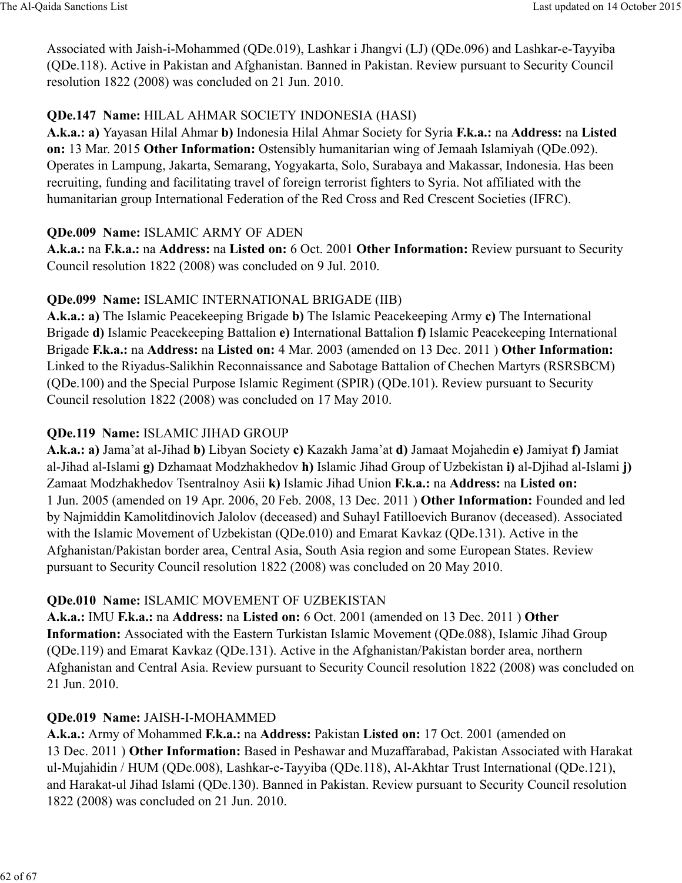Associated with Jaish-i-Mohammed (QDe.019), Lashkar i Jhangvi (LJ) (QDe.096) and Lashkar-e-Tayyiba (QDe.118). Active in Pakistan and Afghanistan. Banned in Pakistan. Review pursuant to Security Council resolution 1822 (2008) was concluded on 21 Jun. 2010.

**QDe.147 Name:** HILAL AHMAR SOCIETY INDONESIA (HASI)
**A.k.a.: a)** Yayasan Hilal Ahmar **b)** Indonesia Hilal Ahmar Society for Syria **F.k.a.:** na **Address:** na **Listed on:** 13 Mar. 2015 **Other Information:** Ostensibly humanitarian wing of Jemaah Islamiyah (QDe.092). Operates in Lampung, Jakarta, Semarang, Yogyakarta, Solo, Surabaya and Makassar, Indonesia. Has been recruiting, funding and facilitating travel of foreign terrorist fighters to Syria. Not affiliated with the humanitarian group International Federation of the Red Cross and Red Crescent Societies (IFRC).

**QDe.009 Name:** ISLAMIC ARMY OF ADEN
**A.k.a.:** na **F.k.a.:** na **Address:** na **Listed on:** 6 Oct. 2001 **Other Information:** Review pursuant to Security Council resolution 1822 (2008) was concluded on 9 Jul. 2010.

**QDe.099 Name:** ISLAMIC INTERNATIONAL BRIGADE (IIB)
**A.k.a.: a)** The Islamic Peacekeeping Brigade **b)** The Islamic Peacekeeping Army **c)** The International Brigade **d)** Islamic Peacekeeping Battalion **e)** International Battalion **f)** Islamic Peacekeeping International Brigade **F.k.a.:** na **Address:** na **Listed on:** 4 Mar. 2003 (amended on 13 Dec. 2011 ) **Other Information:** Linked to the Riyadus-Salikhin Reconnaissance and Sabotage Battalion of Chechen Martyrs (RSRSBCM) (QDe.100) and the Special Purpose Islamic Regiment (SPIR) (QDe.101). Review pursuant to Security Council resolution 1822 (2008) was concluded on 17 May 2010.

**QDe.119 Name:** ISLAMIC JIHAD GROUP
**A.k.a.: a)** Jama'at al-Jihad **b)** Libyan Society **c)** Kazakh Jama'at **d)** Jamaat Mojahedin **e)** Jamiyat **f)** Jamiat al-Jihad al-Islami **g)** Dzhamaat Modzhakhedov **h)** Islamic Jihad Group of Uzbekistan **i)** al-Djihad al-Islami **j)** Zamaat Modzhakhedov Tsentralnoy Asii **k)** Islamic Jihad Union **F.k.a.:** na **Address:** na **Listed on:** 1 Jun. 2005 (amended on 19 Apr. 2006, 20 Feb. 2008, 13 Dec. 2011 ) **Other Information:** Founded and led by Najmiddin Kamolitdinovich Jalolov (deceased) and Suhayl Fatilloevich Buranov (deceased). Associated with the Islamic Movement of Uzbekistan (QDe.010) and Emarat Kavkaz (QDe.131). Active in the Afghanistan/Pakistan border area, Central Asia, South Asia region and some European States. Review pursuant to Security Council resolution 1822 (2008) was concluded on 20 May 2010.

**QDe.010 Name:** ISLAMIC MOVEMENT OF UZBEKISTAN
**A.k.a.:** IMU **F.k.a.:** na **Address:** na **Listed on:** 6 Oct. 2001 (amended on 13 Dec. 2011 ) **Other Information:** Associated with the Eastern Turkistan Islamic Movement (QDe.088), Islamic Jihad Group (QDe.119) and Emarat Kavkaz (QDe.131). Active in the Afghanistan/Pakistan border area, northern Afghanistan and Central Asia. Review pursuant to Security Council resolution 1822 (2008) was concluded on 21 Jun. 2010.

**QDe.019 Name:** JAISH-I-MOHAMMED
**A.k.a.:** Army of Mohammed **F.k.a.:** na **Address:** Pakistan **Listed on:** 17 Oct. 2001 (amended on 13 Dec. 2011 ) **Other Information:** Based in Peshawar and Muzaffarabad, Pakistan Associated with Harakat ul-Mujahidin / HUM (QDe.008), Lashkar-e-Tayyiba (QDe.118), Al-Akhtar Trust International (QDe.121), and Harakat-ul Jihad Islami (QDe.130). Banned in Pakistan. Review pursuant to Security Council resolution 1822 (2008) was concluded on 21 Jun. 2010.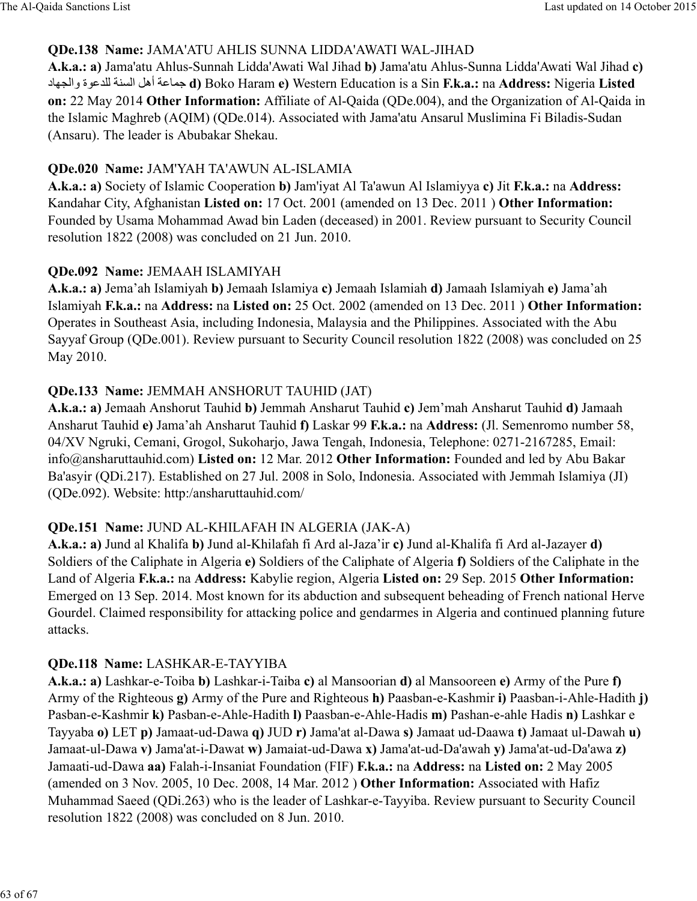**QDe.138 Name:** JAMA'ATU AHLIS SUNNA LIDDA'AWATI WAL-JIHAD
**A.k.a.: a)** Jama'atu Ahlus-Sunnah Lidda'Awati Wal Jihad **b)** Jama'atu Ahlus-Sunna Lidda'Awati Wal Jihad **c)** جماعة أهل السنة للدعوة والجهاد **d)** Boko Haram **e)** Western Education is a Sin **F.k.a.:** na **Address:** Nigeria **Listed on:** 22 May 2014 **Other Information:** Affiliate of Al-Qaida (QDe.004), and the Organization of Al-Qaida in the Islamic Maghreb (AQIM) (QDe.014). Associated with Jama'atu Ansarul Muslimina Fi Biladis-Sudan (Ansaru). The leader is Abubakar Shekau.

**QDe.020 Name:** JAM'YAH TA'AWUN AL-ISLAMIA
**A.k.a.: a)** Society of Islamic Cooperation **b)** Jam'iyat Al Ta'awun Al Islamiyya **c)** Jit **F.k.a.:** na **Address:** Kandahar City, Afghanistan **Listed on:** 17 Oct. 2001 (amended on 13 Dec. 2011 ) **Other Information:** Founded by Usama Mohammad Awad bin Laden (deceased) in 2001. Review pursuant to Security Council resolution 1822 (2008) was concluded on 21 Jun. 2010.

**QDe.092 Name:** JEMAAH ISLAMIYAH
**A.k.a.: a)** Jema'ah Islamiyah **b)** Jemaah Islamiya **c)** Jemaah Islamiah **d)** Jamaah Islamiyah **e)** Jama'ah Islamiyah **F.k.a.:** na **Address:** na **Listed on:** 25 Oct. 2002 (amended on 13 Dec. 2011 ) **Other Information:** Operates in Southeast Asia, including Indonesia, Malaysia and the Philippines. Associated with the Abu Sayyaf Group (QDe.001). Review pursuant to Security Council resolution 1822 (2008) was concluded on 25 May 2010.

**QDe.133 Name:** JEMMAH ANSHORUT TAUHID (JAT)
**A.k.a.: a)** Jemaah Anshorut Tauhid **b)** Jemmah Ansharut Tauhid **c)** Jem'mah Ansharut Tauhid **d)** Jamaah Ansharut Tauhid **e)** Jama'ah Ansharut Tauhid **f)** Laskar 99 **F.k.a.:** na **Address:** (Jl. Semenromo number 58, 04/XV Ngruki, Cemani, Grogol, Sukoharjo, Jawa Tengah, Indonesia, Telephone: 0271-2167285, Email: info@ansharuttauhid.com) **Listed on:** 12 Mar. 2012 **Other Information:** Founded and led by Abu Bakar Ba'asyir (QDi.217). Established on 27 Jul. 2008 in Solo, Indonesia. Associated with Jemmah Islamiya (JI) (QDe.092). Website: http:/ansharuttauhid.com/

**QDe.151 Name:** JUND AL-KHILAFAH IN ALGERIA (JAK-A)
**A.k.a.: a)** Jund al Khalifa **b)** Jund al-Khilafah fi Ard al-Jaza'ir **c)** Jund al-Khalifa fi Ard al-Jazayer **d)** Soldiers of the Caliphate in Algeria **e)** Soldiers of the Caliphate of Algeria **f)** Soldiers of the Caliphate in the Land of Algeria **F.k.a.:** na **Address:** Kabylie region, Algeria **Listed on:** 29 Sep. 2015 **Other Information:** Emerged on 13 Sep. 2014. Most known for its abduction and subsequent beheading of French national Herve Gourdel. Claimed responsibility for attacking police and gendarmes in Algeria and continued planning future attacks.

**QDe.118 Name:** LASHKAR-E-TAYYIBA
**A.k.a.: a)** Lashkar-e-Toiba **b)** Lashkar-i-Taiba **c)** al Mansoorian **d)** al Mansooreen **e)** Army of the Pure **f)** Army of the Righteous **g)** Army of the Pure and Righteous **h)** Paasban-e-Kashmir **i)** Paasban-i-Ahle-Hadith **j)** Pasban-e-Kashmir **k)** Pasban-e-Ahle-Hadith **l)** Paasban-e-Ahle-Hadis **m)** Pashan-e-ahle Hadis **n)** Lashkar e Tayyaba **o)** LET **p)** Jamaat-ud-Dawa **q)** JUD **r)** Jama'at al-Dawa **s)** Jamaat ud-Daawa **t)** Jamaat ul-Dawah **u)** Jamaat-ul-Dawa **v)** Jama'at-i-Dawat **w)** Jamaiat-ud-Dawa **x)** Jama'at-ud-Da'awah **y)** Jama'at-ud-Da'awa **z)** Jamaati-ud-Dawa **aa)** Falah-i-Insaniat Foundation (FIF) **F.k.a.:** na **Address:** na **Listed on:** 2 May 2005 (amended on 3 Nov. 2005, 10 Dec. 2008, 14 Mar. 2012 ) **Other Information:** Associated with Hafiz Muhammad Saeed (QDi.263) who is the leader of Lashkar-e-Tayyiba. Review pursuant to Security Council resolution 1822 (2008) was concluded on 8 Jun. 2010.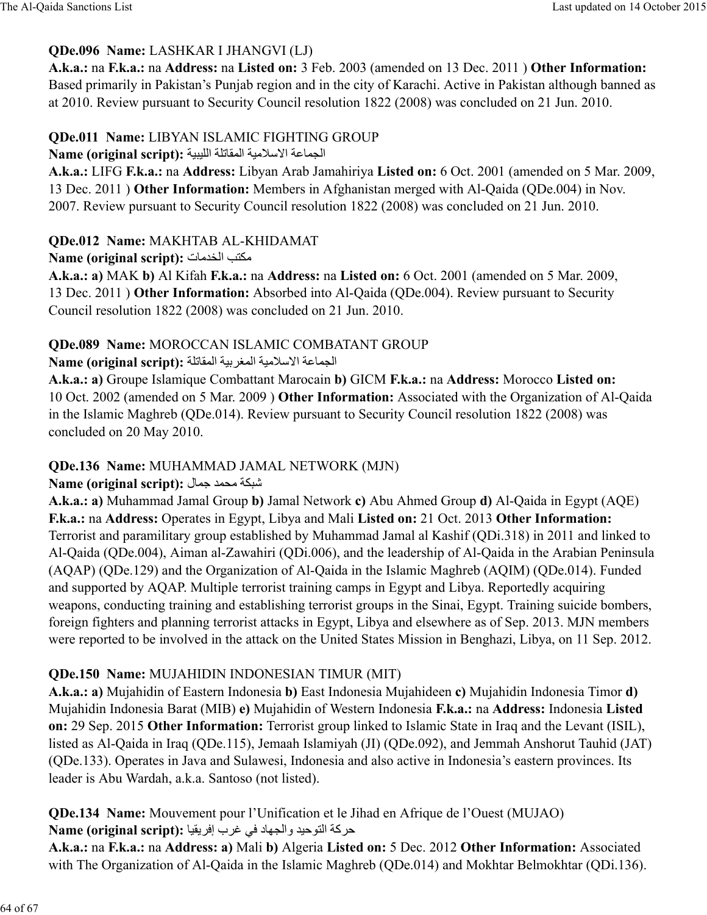**QDe.096 Name:** LASHKAR I JHANGVI (LJ)
**A.k.a.:** na **F.k.a.:** na **Address:** na **Listed on:** 3 Feb. 2003 (amended on 13 Dec. 2011 ) **Other Information:** Based primarily in Pakistan's Punjab region and in the city of Karachi. Active in Pakistan although banned as at 2010. Review pursuant to Security Council resolution 1822 (2008) was concluded on 21 Jun. 2010.

**QDe.011 Name:** LIBYAN ISLAMIC FIGHTING GROUP
**Name (original script):** الجماعة الاسلامية المقاتلة الليبية
**A.k.a.:** LIFG **F.k.a.:** na **Address:** Libyan Arab Jamahiriya **Listed on:** 6 Oct. 2001 (amended on 5 Mar. 2009, 13 Dec. 2011 ) **Other Information:** Members in Afghanistan merged with Al-Qaida (QDe.004) in Nov. 2007. Review pursuant to Security Council resolution 1822 (2008) was concluded on 21 Jun. 2010.

**QDe.012 Name:** MAKHTAB AL-KHIDAMAT
**Name (original script):** مكتب الخدمات
**A.k.a.: a)** MAK **b)** Al Kifah **F.k.a.:** na **Address:** na **Listed on:** 6 Oct. 2001 (amended on 5 Mar. 2009, 13 Dec. 2011 ) **Other Information:** Absorbed into Al-Qaida (QDe.004). Review pursuant to Security Council resolution 1822 (2008) was concluded on 21 Jun. 2010.

**QDe.089 Name:** MOROCCAN ISLAMIC COMBATANT GROUP
**Name (original script):** الجماعة الاسلامية المغربية المقاتلة
**A.k.a.: a)** Groupe Islamique Combattant Marocain **b)** GICM **F.k.a.:** na **Address:** Morocco **Listed on:** 10 Oct. 2002 (amended on 5 Mar. 2009 ) **Other Information:** Associated with the Organization of Al-Qaida in the Islamic Maghreb (QDe.014). Review pursuant to Security Council resolution 1822 (2008) was concluded on 20 May 2010.

**QDe.136 Name:** MUHAMMAD JAMAL NETWORK (MJN)
**Name (original script):** شبكة محمد جمال
**A.k.a.: a)** Muhammad Jamal Group **b)** Jamal Network **c)** Abu Ahmed Group **d)** Al-Qaida in Egypt (AQE) **F.k.a.:** na **Address:** Operates in Egypt, Libya and Mali **Listed on:** 21 Oct. 2013 **Other Information:** Terrorist and paramilitary group established by Muhammad Jamal al Kashif (QDi.318) in 2011 and linked to Al-Qaida (QDe.004), Aiman al-Zawahiri (QDi.006), and the leadership of Al-Qaida in the Arabian Peninsula (AQAP) (QDe.129) and the Organization of Al-Qaida in the Islamic Maghreb (AQIM) (QDe.014). Funded and supported by AQAP. Multiple terrorist training camps in Egypt and Libya. Reportedly acquiring weapons, conducting training and establishing terrorist groups in the Sinai, Egypt. Training suicide bombers, foreign fighters and planning terrorist attacks in Egypt, Libya and elsewhere as of Sep. 2013. MJN members were reported to be involved in the attack on the United States Mission in Benghazi, Libya, on 11 Sep. 2012.

**QDe.150 Name:** MUJAHIDIN INDONESIAN TIMUR (MIT)
**A.k.a.: a)** Mujahidin of Eastern Indonesia **b)** East Indonesia Mujahideen **c)** Mujahidin Indonesia Timor **d)** Mujahidin Indonesia Barat (MIB) **e)** Mujahidin of Western Indonesia **F.k.a.:** na **Address:** Indonesia **Listed on:** 29 Sep. 2015 **Other Information:** Terrorist group linked to Islamic State in Iraq and the Levant (ISIL), listed as Al-Qaida in Iraq (QDe.115), Jemaah Islamiyah (JI) (QDe.092), and Jemmah Anshorut Tauhid (JAT) (QDe.133). Operates in Java and Sulawesi, Indonesia and also active in Indonesia's eastern provinces. Its leader is Abu Wardah, a.k.a. Santoso (not listed).

**QDe.134 Name:** Mouvement pour l'Unification et le Jihad en Afrique de l'Ouest (MUJAO)
**Name (original script):** حركة التوحيد والجهاد في غرب إفريقيا
**A.k.a.:** na **F.k.a.:** na **Address: a)** Mali **b)** Algeria **Listed on:** 5 Dec. 2012 **Other Information:** Associated with The Organization of Al-Qaida in the Islamic Maghreb (QDe.014) and Mokhtar Belmokhtar (QDi.136).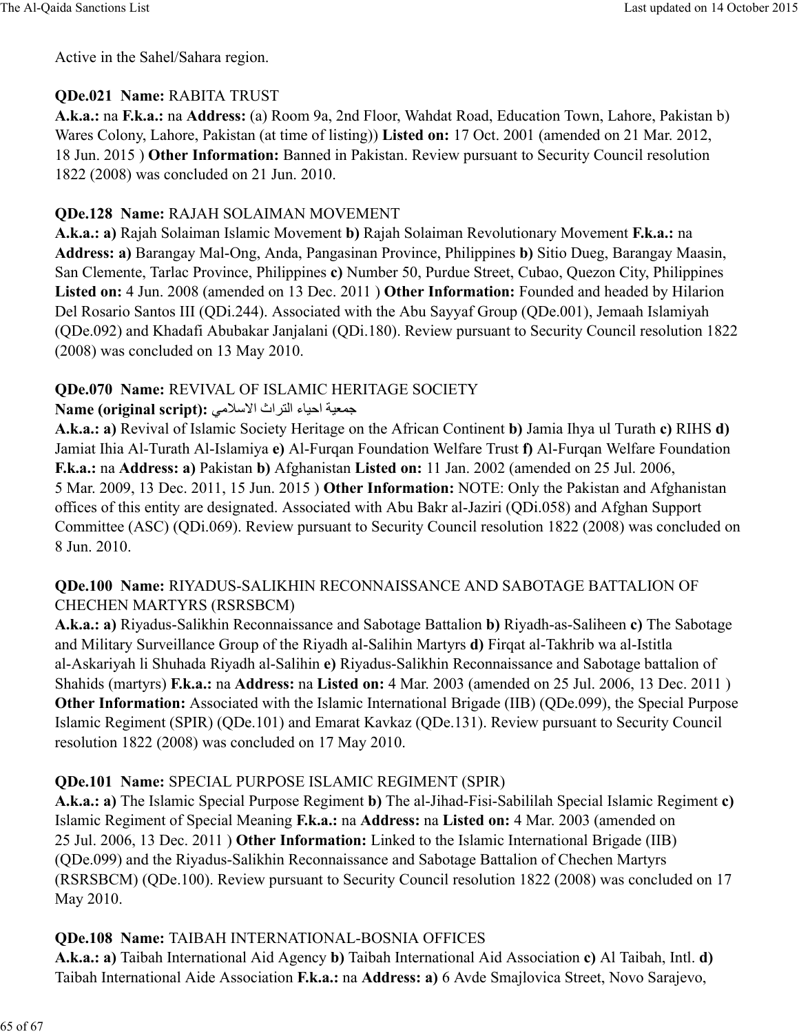Active in the Sahel/Sahara region.

**QDe.021 Name:** RABITA TRUST
**A.k.a.:** na **F.k.a.:** na **Address:** (a) Room 9a, 2nd Floor, Wahdat Road, Education Town, Lahore, Pakistan b) Wares Colony, Lahore, Pakistan (at time of listing)) **Listed on:** 17 Oct. 2001 (amended on 21 Mar. 2012, 18 Jun. 2015 ) **Other Information:** Banned in Pakistan. Review pursuant to Security Council resolution 1822 (2008) was concluded on 21 Jun. 2010.

**QDe.128 Name:** RAJAH SOLAIMAN MOVEMENT
**A.k.a.: a)** Rajah Solaiman Islamic Movement **b)** Rajah Solaiman Revolutionary Movement **F.k.a.:** na **Address: a)** Barangay Mal-Ong, Anda, Pangasinan Province, Philippines **b)** Sitio Dueg, Barangay Maasin, San Clemente, Tarlac Province, Philippines **c)** Number 50, Purdue Street, Cubao, Quezon City, Philippines **Listed on:** 4 Jun. 2008 (amended on 13 Dec. 2011 ) **Other Information:** Founded and headed by Hilarion Del Rosario Santos III (QDi.244). Associated with the Abu Sayyaf Group (QDe.001), Jemaah Islamiyah (QDe.092) and Khadafi Abubakar Janjalani (QDi.180). Review pursuant to Security Council resolution 1822 (2008) was concluded on 13 May 2010.

**QDe.070 Name:** REVIVAL OF ISLAMIC HERITAGE SOCIETY
**Name (original script):** جمعية احياء التراث الاسلامي
**A.k.a.: a)** Revival of Islamic Society Heritage on the African Continent **b)** Jamia Ihya ul Turath **c)** RIHS **d)** Jamiat Ihia Al-Turath Al-Islamiya **e)** Al-Furqan Foundation Welfare Trust **f)** Al-Furqan Welfare Foundation **F.k.a.:** na **Address: a)** Pakistan **b)** Afghanistan **Listed on:** 11 Jan. 2002 (amended on 25 Jul. 2006, 5 Mar. 2009, 13 Dec. 2011, 15 Jun. 2015 ) **Other Information:** NOTE: Only the Pakistan and Afghanistan offices of this entity are designated. Associated with Abu Bakr al-Jaziri (QDi.058) and Afghan Support Committee (ASC) (QDi.069). Review pursuant to Security Council resolution 1822 (2008) was concluded on 8 Jun. 2010.

**QDe.100 Name:** RIYADUS-SALIKHIN RECONNAISSANCE AND SABOTAGE BATTALION OF CHECHEN MARTYRS (RSRSBCM)
**A.k.a.: a)** Riyadus-Salikhin Reconnaissance and Sabotage Battalion **b)** Riyadh-as-Saliheen **c)** The Sabotage and Military Surveillance Group of the Riyadh al-Salihin Martyrs **d)** Firqat al-Takhrib wa al-Istitla al-Askariyah li Shuhada Riyadh al-Salihin **e)** Riyadus-Salikhin Reconnaissance and Sabotage battalion of Shahids (martyrs) **F.k.a.:** na **Address:** na **Listed on:** 4 Mar. 2003 (amended on 25 Jul. 2006, 13 Dec. 2011 ) **Other Information:** Associated with the Islamic International Brigade (IIB) (QDe.099), the Special Purpose Islamic Regiment (SPIR) (QDe.101) and Emarat Kavkaz (QDe.131). Review pursuant to Security Council resolution 1822 (2008) was concluded on 17 May 2010.

**QDe.101 Name:** SPECIAL PURPOSE ISLAMIC REGIMENT (SPIR)
**A.k.a.: a)** The Islamic Special Purpose Regiment **b)** The al-Jihad-Fisi-Sabililah Special Islamic Regiment **c)** Islamic Regiment of Special Meaning **F.k.a.:** na **Address:** na **Listed on:** 4 Mar. 2003 (amended on 25 Jul. 2006, 13 Dec. 2011 ) **Other Information:** Linked to the Islamic International Brigade (IIB) (QDe.099) and the Riyadus-Salikhin Reconnaissance and Sabotage Battalion of Chechen Martyrs (RSRSBCM) (QDe.100). Review pursuant to Security Council resolution 1822 (2008) was concluded on 17 May 2010.

**QDe.108 Name:** TAIBAH INTERNATIONAL-BOSNIA OFFICES
**A.k.a.: a)** Taibah International Aid Agency **b)** Taibah International Aid Association **c)** Al Taibah, Intl. **d)** Taibah International Aide Association **F.k.a.:** na **Address: a)** 6 Avde Smajlovica Street, Novo Sarajevo,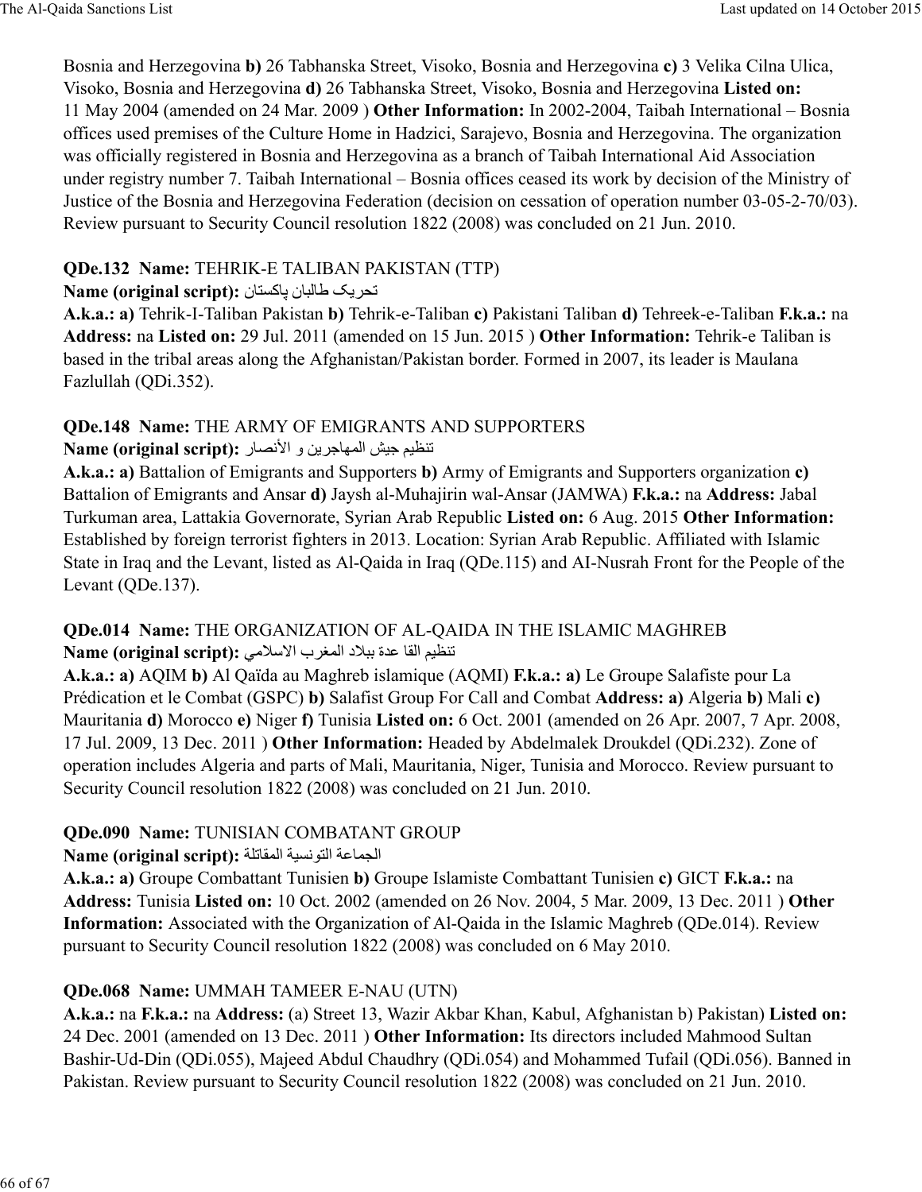Bosnia and Herzegovina **b)** 26 Tabhanska Street, Visoko, Bosnia and Herzegovina **c)** 3 Velika Cilna Ulica, Visoko, Bosnia and Herzegovina **d)** 26 Tabhanska Street, Visoko, Bosnia and Herzegovina **Listed on:** 11 May 2004 (amended on 24 Mar. 2009 ) **Other Information:** In 2002-2004, Taibah International – Bosnia offices used premises of the Culture Home in Hadzici, Sarajevo, Bosnia and Herzegovina. The organization was officially registered in Bosnia and Herzegovina as a branch of Taibah International Aid Association under registry number 7. Taibah International – Bosnia offices ceased its work by decision of the Ministry of Justice of the Bosnia and Herzegovina Federation (decision on cessation of operation number 03-05-2-70/03). Review pursuant to Security Council resolution 1822 (2008) was concluded on 21 Jun. 2010.

**QDe.132 Name:** TEHRIK-E TALIBAN PAKISTAN (TTP)
**Name (original script):** تحریک طالبان پاکستان
**A.k.a.: a)** Tehrik-I-Taliban Pakistan **b)** Tehrik-e-Taliban **c)** Pakistani Taliban **d)** Tehreek-e-Taliban **F.k.a.:** na **Address:** na **Listed on:** 29 Jul. 2011 (amended on 15 Jun. 2015 ) **Other Information:** Tehrik-e Taliban is based in the tribal areas along the Afghanistan/Pakistan border. Formed in 2007, its leader is Maulana Fazlullah (QDi.352).

**QDe.148 Name:** THE ARMY OF EMIGRANTS AND SUPPORTERS
**Name (original script):** تنظيم جيش المهاجرين و الأنصار
**A.k.a.: a)** Battalion of Emigrants and Supporters **b)** Army of Emigrants and Supporters organization **c)** Battalion of Emigrants and Ansar **d)** Jaysh al-Muhajirin wal-Ansar (JAMWA) **F.k.a.:** na **Address:** Jabal Turkuman area, Lattakia Governorate, Syrian Arab Republic **Listed on:** 6 Aug. 2015 **Other Information:** Established by foreign terrorist fighters in 2013. Location: Syrian Arab Republic. Affiliated with Islamic State in Iraq and the Levant, listed as Al-Qaida in Iraq (QDe.115) and AI-Nusrah Front for the People of the Levant (QDe.137).

**QDe.014 Name:** THE ORGANIZATION OF AL-QAIDA IN THE ISLAMIC MAGHREB
**Name (original script):** تنظيم القا عدة ببلاد المغرب الاسلامي
**A.k.a.: a)** AQIM **b)** Al Qaïda au Maghreb islamique (AQMI) **F.k.a.: a)** Le Groupe Salafiste pour La Prédication et le Combat (GSPC) **b)** Salafist Group For Call and Combat **Address: a)** Algeria **b)** Mali **c)** Mauritania **d)** Morocco **e)** Niger **f)** Tunisia **Listed on:** 6 Oct. 2001 (amended on 26 Apr. 2007, 7 Apr. 2008, 17 Jul. 2009, 13 Dec. 2011 ) **Other Information:** Headed by Abdelmalek Droukdel (QDi.232). Zone of operation includes Algeria and parts of Mali, Mauritania, Niger, Tunisia and Morocco. Review pursuant to Security Council resolution 1822 (2008) was concluded on 21 Jun. 2010.

**QDe.090 Name:** TUNISIAN COMBATANT GROUP
**Name (original script):** الجماعة التونسية المقاتلة
**A.k.a.: a)** Groupe Combattant Tunisien **b)** Groupe Islamiste Combattant Tunisien **c)** GICT **F.k.a.:** na **Address:** Tunisia **Listed on:** 10 Oct. 2002 (amended on 26 Nov. 2004, 5 Mar. 2009, 13 Dec. 2011 ) **Other Information:** Associated with the Organization of Al-Qaida in the Islamic Maghreb (QDe.014). Review pursuant to Security Council resolution 1822 (2008) was concluded on 6 May 2010.

**QDe.068 Name:** UMMAH TAMEER E-NAU (UTN)
**A.k.a.:** na **F.k.a.:** na **Address:** (a) Street 13, Wazir Akbar Khan, Kabul, Afghanistan b) Pakistan) **Listed on:** 24 Dec. 2001 (amended on 13 Dec. 2011 ) **Other Information:** Its directors included Mahmood Sultan Bashir-Ud-Din (QDi.055), Majeed Abdul Chaudhry (QDi.054) and Mohammed Tufail (QDi.056). Banned in Pakistan. Review pursuant to Security Council resolution 1822 (2008) was concluded on 21 Jun. 2010.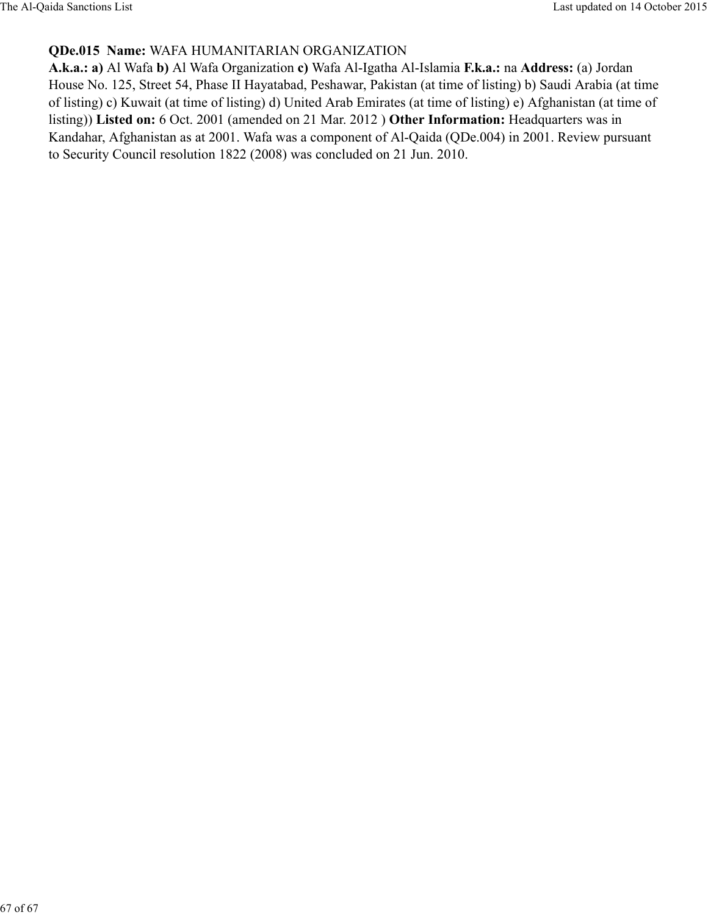**QDe.015 Name:** WAFA HUMANITARIAN ORGANIZATION
**A.k.a.: a)** Al Wafa **b)** Al Wafa Organization **c)** Wafa Al-Igatha Al-Islamia **F.k.a.:** na **Address:** (a) Jordan House No. 125, Street 54, Phase II Hayatabad, Peshawar, Pakistan (at time of listing) b) Saudi Arabia (at time of listing) c) Kuwait (at time of listing) d) United Arab Emirates (at time of listing) e) Afghanistan (at time of listing)) **Listed on:** 6 Oct. 2001 (amended on 21 Mar. 2012 ) **Other Information:** Headquarters was in Kandahar, Afghanistan as at 2001. Wafa was a component of Al-Qaida (QDe.004) in 2001. Review pursuant to Security Council resolution 1822 (2008) was concluded on 21 Jun. 2010.